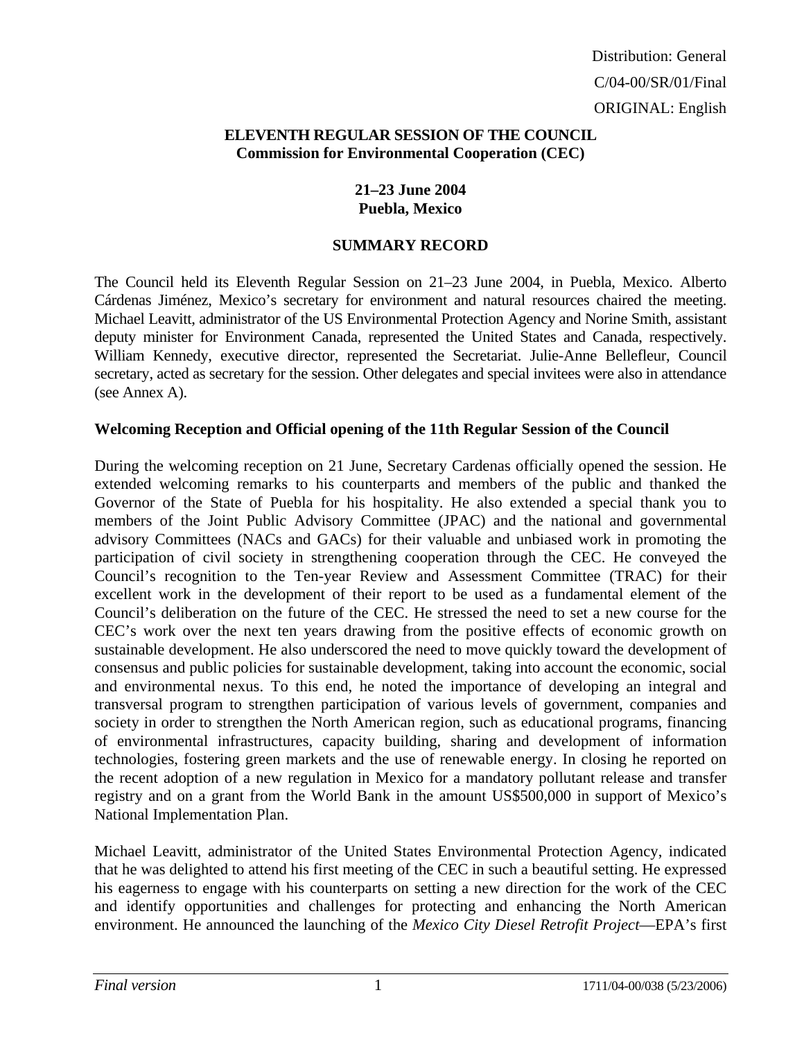Distribution: General
C/04-00/SR/01/Final
ORIGINAL: English

**ELEVENTH REGULAR SESSION OF THE COUNCIL**
**Commission for Environmental Cooperation (CEC)**

**21–23 June 2004**
**Puebla, Mexico**

**SUMMARY RECORD**

The Council held its Eleventh Regular Session on 21–23 June 2004, in Puebla, Mexico. Alberto Cárdenas Jiménez, Mexico's secretary for environment and natural resources chaired the meeting. Michael Leavitt, administrator of the US Environmental Protection Agency and Norine Smith, assistant deputy minister for Environment Canada, represented the United States and Canada, respectively. William Kennedy, executive director, represented the Secretariat. Julie-Anne Bellefleur, Council secretary, acted as secretary for the session. Other delegates and special invitees were also in attendance (see Annex A).

**Welcoming Reception and Official opening of the 11th Regular Session of the Council**

During the welcoming reception on 21 June, Secretary Cardenas officially opened the session. He extended welcoming remarks to his counterparts and members of the public and thanked the Governor of the State of Puebla for his hospitality. He also extended a special thank you to members of the Joint Public Advisory Committee (JPAC) and the national and governmental advisory Committees (NACs and GACs) for their valuable and unbiased work in promoting the participation of civil society in strengthening cooperation through the CEC. He conveyed the Council's recognition to the Ten-year Review and Assessment Committee (TRAC) for their excellent work in the development of their report to be used as a fundamental element of the Council's deliberation on the future of the CEC. He stressed the need to set a new course for the CEC's work over the next ten years drawing from the positive effects of economic growth on sustainable development. He also underscored the need to move quickly toward the development of consensus and public policies for sustainable development, taking into account the economic, social and environmental nexus. To this end, he noted the importance of developing an integral and transversal program to strengthen participation of various levels of government, companies and society in order to strengthen the North American region, such as educational programs, financing of environmental infrastructures, capacity building, sharing and development of information technologies, fostering green markets and the use of renewable energy. In closing he reported on the recent adoption of a new regulation in Mexico for a mandatory pollutant release and transfer registry and on a grant from the World Bank in the amount US$500,000 in support of Mexico's National Implementation Plan.

Michael Leavitt, administrator of the United States Environmental Protection Agency, indicated that he was delighted to attend his first meeting of the CEC in such a beautiful setting. He expressed his eagerness to engage with his counterparts on setting a new direction for the work of the CEC and identify opportunities and challenges for protecting and enhancing the North American environment. He announced the launching of the *Mexico City Diesel Retrofit Project*—EPA's first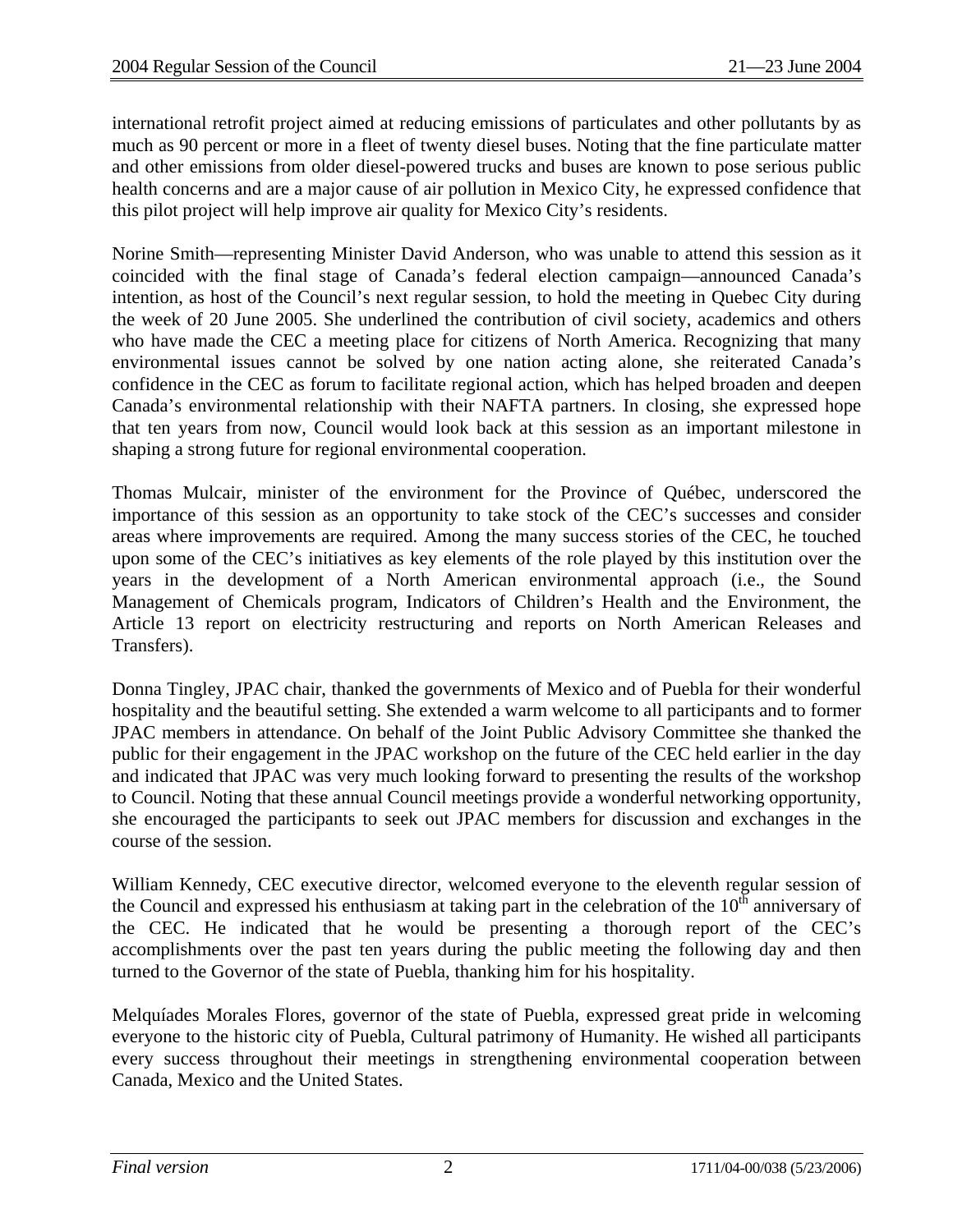international retrofit project aimed at reducing emissions of particulates and other pollutants by as much as 90 percent or more in a fleet of twenty diesel buses. Noting that the fine particulate matter and other emissions from older diesel-powered trucks and buses are known to pose serious public health concerns and are a major cause of air pollution in Mexico City, he expressed confidence that this pilot project will help improve air quality for Mexico City's residents.

Norine Smith—representing Minister David Anderson, who was unable to attend this session as it coincided with the final stage of Canada's federal election campaign—announced Canada's intention, as host of the Council's next regular session, to hold the meeting in Quebec City during the week of 20 June 2005. She underlined the contribution of civil society, academics and others who have made the CEC a meeting place for citizens of North America. Recognizing that many environmental issues cannot be solved by one nation acting alone, she reiterated Canada's confidence in the CEC as forum to facilitate regional action, which has helped broaden and deepen Canada's environmental relationship with their NAFTA partners. In closing, she expressed hope that ten years from now, Council would look back at this session as an important milestone in shaping a strong future for regional environmental cooperation.

Thomas Mulcair, minister of the environment for the Province of Québec, underscored the importance of this session as an opportunity to take stock of the CEC's successes and consider areas where improvements are required. Among the many success stories of the CEC, he touched upon some of the CEC's initiatives as key elements of the role played by this institution over the years in the development of a North American environmental approach (i.e., the Sound Management of Chemicals program, Indicators of Children's Health and the Environment, the Article 13 report on electricity restructuring and reports on North American Releases and Transfers).

Donna Tingley, JPAC chair, thanked the governments of Mexico and of Puebla for their wonderful hospitality and the beautiful setting. She extended a warm welcome to all participants and to former JPAC members in attendance. On behalf of the Joint Public Advisory Committee she thanked the public for their engagement in the JPAC workshop on the future of the CEC held earlier in the day and indicated that JPAC was very much looking forward to presenting the results of the workshop to Council. Noting that these annual Council meetings provide a wonderful networking opportunity, she encouraged the participants to seek out JPAC members for discussion and exchanges in the course of the session.

William Kennedy, CEC executive director, welcomed everyone to the eleventh regular session of the Council and expressed his enthusiasm at taking part in the celebration of the 10th anniversary of the CEC. He indicated that he would be presenting a thorough report of the CEC's accomplishments over the past ten years during the public meeting the following day and then turned to the Governor of the state of Puebla, thanking him for his hospitality.

Melquíades Morales Flores, governor of the state of Puebla, expressed great pride in welcoming everyone to the historic city of Puebla, Cultural patrimony of Humanity. He wished all participants every success throughout their meetings in strengthening environmental cooperation between Canada, Mexico and the United States.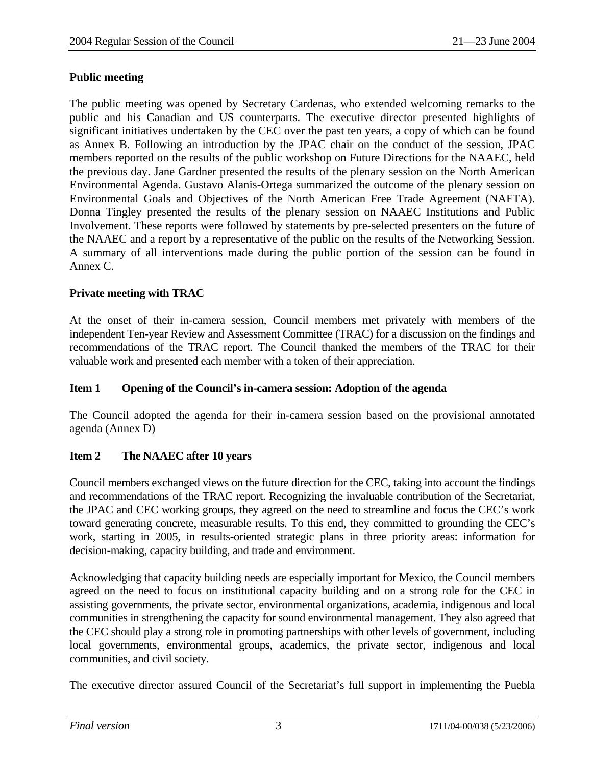**Public meeting**

The public meeting was opened by Secretary Cardenas, who extended welcoming remarks to the public and his Canadian and US counterparts. The executive director presented highlights of significant initiatives undertaken by the CEC over the past ten years, a copy of which can be found as Annex B. Following an introduction by the JPAC chair on the conduct of the session, JPAC members reported on the results of the public workshop on Future Directions for the NAAEC, held the previous day. Jane Gardner presented the results of the plenary session on the North American Environmental Agenda. Gustavo Alanis-Ortega summarized the outcome of the plenary session on Environmental Goals and Objectives of the North American Free Trade Agreement (NAFTA). Donna Tingley presented the results of the plenary session on NAAEC Institutions and Public Involvement. These reports were followed by statements by pre-selected presenters on the future of the NAAEC and a report by a representative of the public on the results of the Networking Session. A summary of all interventions made during the public portion of the session can be found in Annex C.

**Private meeting with TRAC**

At the onset of their in-camera session, Council members met privately with members of the independent Ten-year Review and Assessment Committee (TRAC) for a discussion on the findings and recommendations of the TRAC report. The Council thanked the members of the TRAC for their valuable work and presented each member with a token of their appreciation.

**Item 1 Opening of the Council's in-camera session: Adoption of the agenda**

The Council adopted the agenda for their in-camera session based on the provisional annotated agenda (Annex D)

**Item 2 The NAAEC after 10 years**

Council members exchanged views on the future direction for the CEC, taking into account the findings and recommendations of the TRAC report. Recognizing the invaluable contribution of the Secretariat, the JPAC and CEC working groups, they agreed on the need to streamline and focus the CEC's work toward generating concrete, measurable results. To this end, they committed to grounding the CEC's work, starting in 2005, in results-oriented strategic plans in three priority areas: information for decision-making, capacity building, and trade and environment.

Acknowledging that capacity building needs are especially important for Mexico, the Council members agreed on the need to focus on institutional capacity building and on a strong role for the CEC in assisting governments, the private sector, environmental organizations, academia, indigenous and local communities in strengthening the capacity for sound environmental management. They also agreed that the CEC should play a strong role in promoting partnerships with other levels of government, including local governments, environmental groups, academics, the private sector, indigenous and local communities, and civil society.

The executive director assured Council of the Secretariat's full support in implementing the Puebla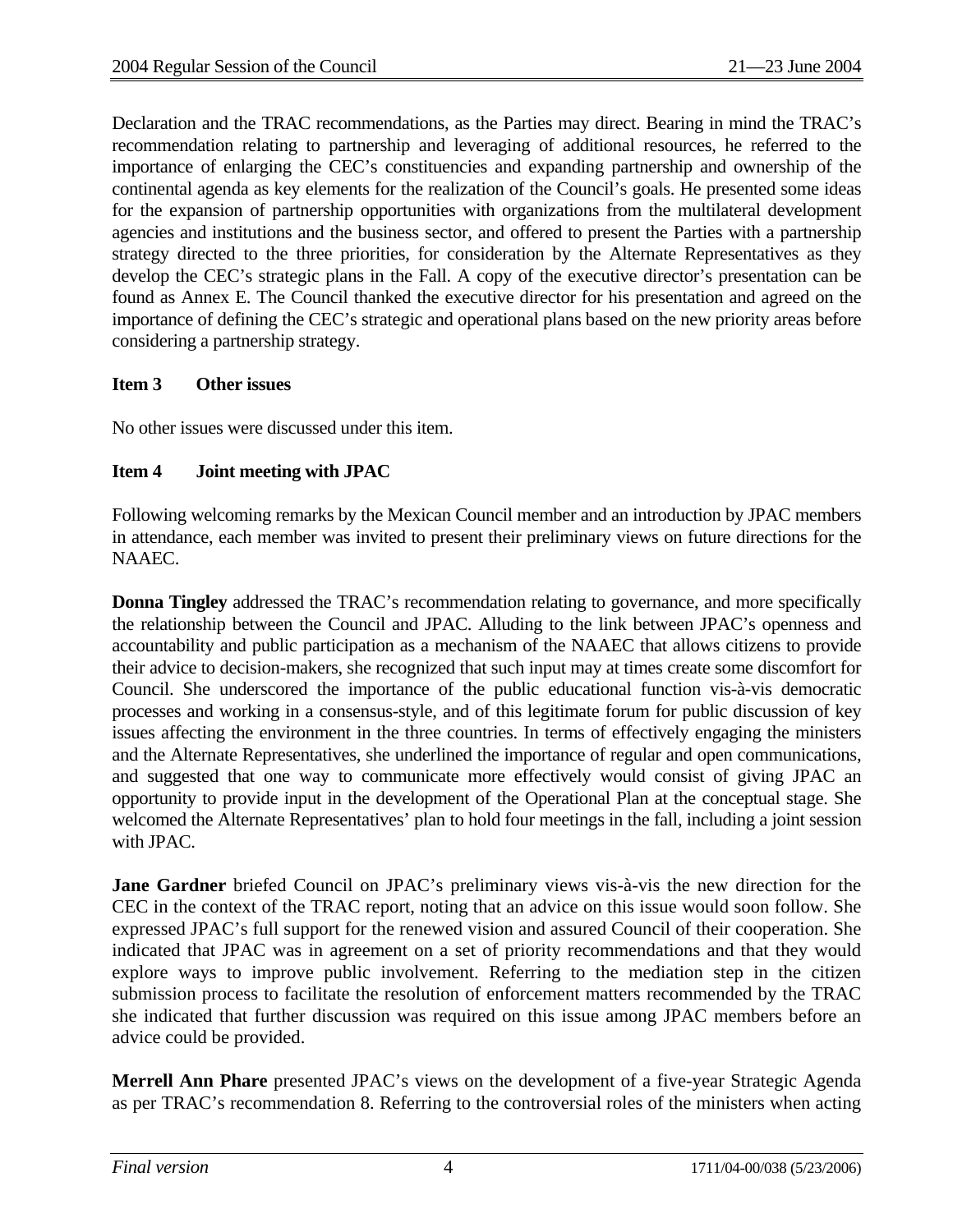Declaration and the TRAC recommendations, as the Parties may direct. Bearing in mind the TRAC's recommendation relating to partnership and leveraging of additional resources, he referred to the importance of enlarging the CEC's constituencies and expanding partnership and ownership of the continental agenda as key elements for the realization of the Council's goals. He presented some ideas for the expansion of partnership opportunities with organizations from the multilateral development agencies and institutions and the business sector, and offered to present the Parties with a partnership strategy directed to the three priorities, for consideration by the Alternate Representatives as they develop the CEC's strategic plans in the Fall. A copy of the executive director's presentation can be found as Annex E. The Council thanked the executive director for his presentation and agreed on the importance of defining the CEC's strategic and operational plans based on the new priority areas before considering a partnership strategy.

**Item 3 Other issues**

No other issues were discussed under this item.

**Item 4 Joint meeting with JPAC**

Following welcoming remarks by the Mexican Council member and an introduction by JPAC members in attendance, each member was invited to present their preliminary views on future directions for the NAAEC.

**Donna Tingley** addressed the TRAC's recommendation relating to governance, and more specifically the relationship between the Council and JPAC. Alluding to the link between JPAC's openness and accountability and public participation as a mechanism of the NAAEC that allows citizens to provide their advice to decision-makers, she recognized that such input may at times create some discomfort for Council. She underscored the importance of the public educational function vis-à-vis democratic processes and working in a consensus-style, and of this legitimate forum for public discussion of key issues affecting the environment in the three countries. In terms of effectively engaging the ministers and the Alternate Representatives, she underlined the importance of regular and open communications, and suggested that one way to communicate more effectively would consist of giving JPAC an opportunity to provide input in the development of the Operational Plan at the conceptual stage. She welcomed the Alternate Representatives' plan to hold four meetings in the fall, including a joint session with JPAC.

**Jane Gardner** briefed Council on JPAC's preliminary views vis-à-vis the new direction for the CEC in the context of the TRAC report, noting that an advice on this issue would soon follow. She expressed JPAC's full support for the renewed vision and assured Council of their cooperation. She indicated that JPAC was in agreement on a set of priority recommendations and that they would explore ways to improve public involvement. Referring to the mediation step in the citizen submission process to facilitate the resolution of enforcement matters recommended by the TRAC she indicated that further discussion was required on this issue among JPAC members before an advice could be provided.

**Merrell Ann Phare** presented JPAC's views on the development of a five-year Strategic Agenda as per TRAC's recommendation 8. Referring to the controversial roles of the ministers when acting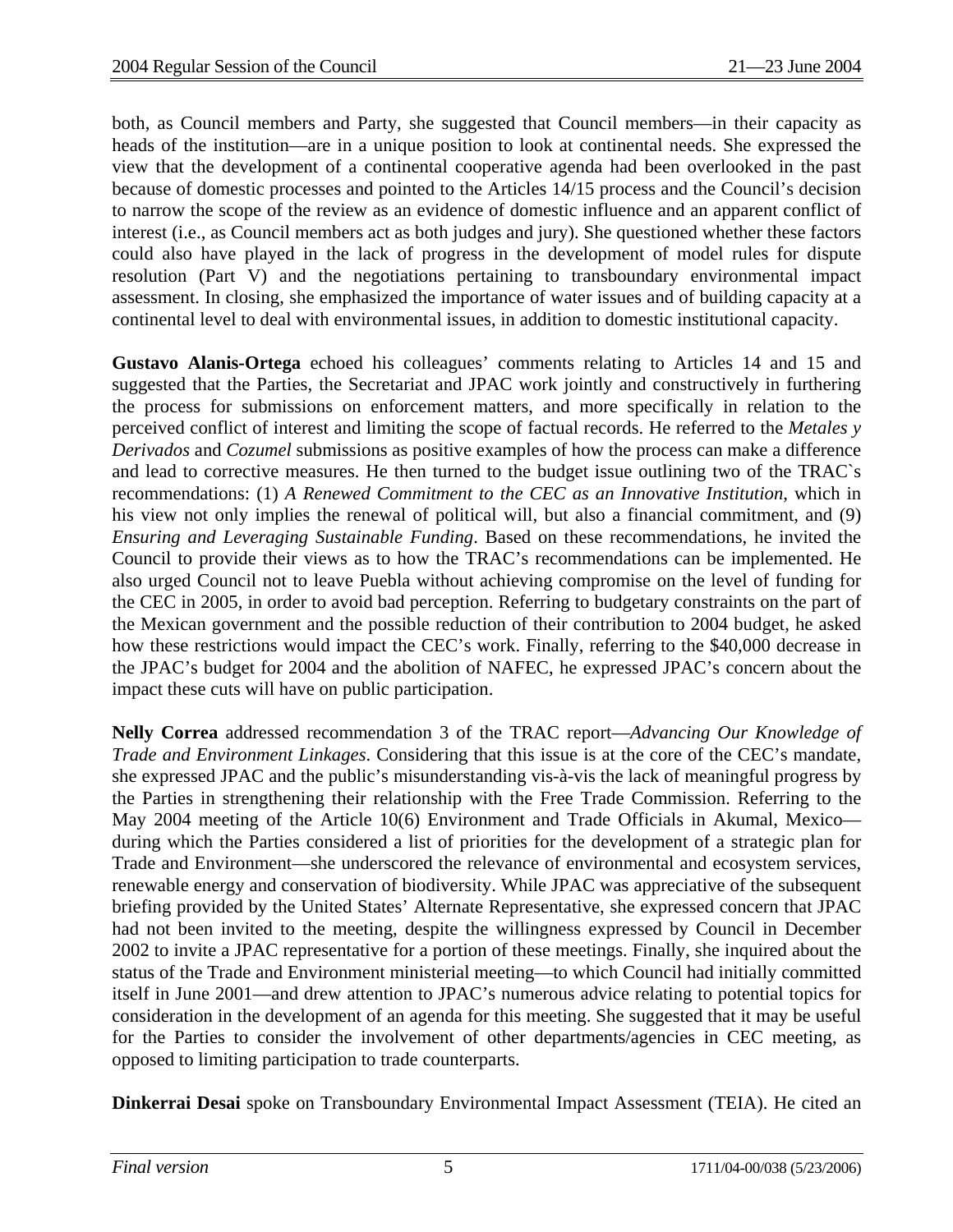both, as Council members and Party, she suggested that Council members—in their capacity as heads of the institution—are in a unique position to look at continental needs. She expressed the view that the development of a continental cooperative agenda had been overlooked in the past because of domestic processes and pointed to the Articles 14/15 process and the Council's decision to narrow the scope of the review as an evidence of domestic influence and an apparent conflict of interest (i.e., as Council members act as both judges and jury). She questioned whether these factors could also have played in the lack of progress in the development of model rules for dispute resolution (Part V) and the negotiations pertaining to transboundary environmental impact assessment. In closing, she emphasized the importance of water issues and of building capacity at a continental level to deal with environmental issues, in addition to domestic institutional capacity.

**Gustavo Alanis-Ortega** echoed his colleagues' comments relating to Articles 14 and 15 and suggested that the Parties, the Secretariat and JPAC work jointly and constructively in furthering the process for submissions on enforcement matters, and more specifically in relation to the perceived conflict of interest and limiting the scope of factual records. He referred to the *Metales y Derivados* and *Cozumel* submissions as positive examples of how the process can make a difference and lead to corrective measures. He then turned to the budget issue outlining two of the TRAC`s recommendations: (1) *A Renewed Commitment to the CEC as an Innovative Institution*, which in his view not only implies the renewal of political will, but also a financial commitment, and (9) *Ensuring and Leveraging Sustainable Funding*. Based on these recommendations, he invited the Council to provide their views as to how the TRAC's recommendations can be implemented. He also urged Council not to leave Puebla without achieving compromise on the level of funding for the CEC in 2005, in order to avoid bad perception. Referring to budgetary constraints on the part of the Mexican government and the possible reduction of their contribution to 2004 budget, he asked how these restrictions would impact the CEC's work. Finally, referring to the $40,000 decrease in the JPAC's budget for 2004 and the abolition of NAFEC, he expressed JPAC's concern about the impact these cuts will have on public participation.

**Nelly Correa** addressed recommendation 3 of the TRAC report—*Advancing Our Knowledge of Trade and Environment Linkages*. Considering that this issue is at the core of the CEC's mandate, she expressed JPAC and the public's misunderstanding vis-à-vis the lack of meaningful progress by the Parties in strengthening their relationship with the Free Trade Commission. Referring to the May 2004 meeting of the Article 10(6) Environment and Trade Officials in Akumal, Mexico—during which the Parties considered a list of priorities for the development of a strategic plan for Trade and Environment—she underscored the relevance of environmental and ecosystem services, renewable energy and conservation of biodiversity. While JPAC was appreciative of the subsequent briefing provided by the United States' Alternate Representative, she expressed concern that JPAC had not been invited to the meeting, despite the willingness expressed by Council in December 2002 to invite a JPAC representative for a portion of these meetings. Finally, she inquired about the status of the Trade and Environment ministerial meeting—to which Council had initially committed itself in June 2001—and drew attention to JPAC's numerous advice relating to potential topics for consideration in the development of an agenda for this meeting. She suggested that it may be useful for the Parties to consider the involvement of other departments/agencies in CEC meeting, as opposed to limiting participation to trade counterparts.

**Dinkerrai Desai** spoke on Transboundary Environmental Impact Assessment (TEIA). He cited an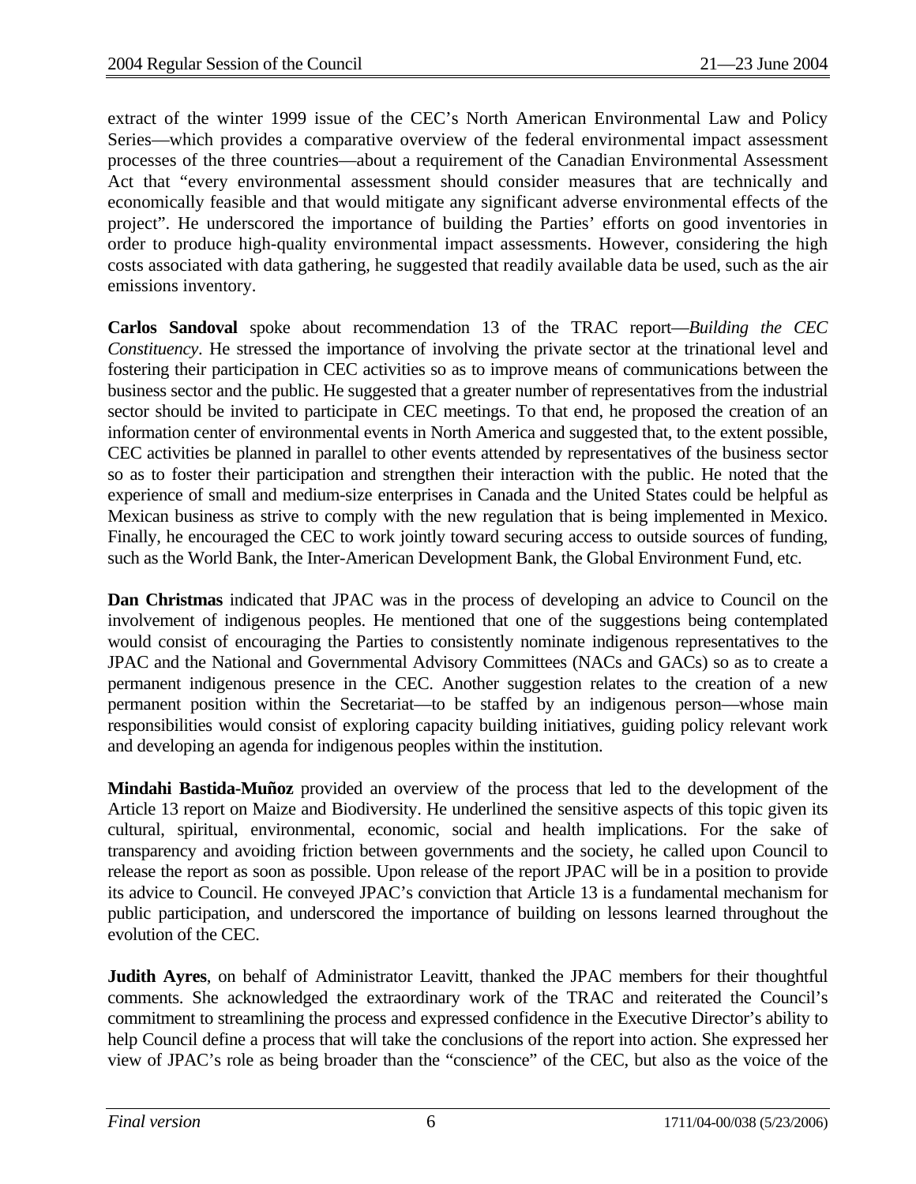extract of the winter 1999 issue of the CEC's North American Environmental Law and Policy Series—which provides a comparative overview of the federal environmental impact assessment processes of the three countries—about a requirement of the Canadian Environmental Assessment Act that "every environmental assessment should consider measures that are technically and economically feasible and that would mitigate any significant adverse environmental effects of the project". He underscored the importance of building the Parties' efforts on good inventories in order to produce high-quality environmental impact assessments. However, considering the high costs associated with data gathering, he suggested that readily available data be used, such as the air emissions inventory.

**Carlos Sandoval** spoke about recommendation 13 of the TRAC report—*Building the CEC Constituency*. He stressed the importance of involving the private sector at the trinational level and fostering their participation in CEC activities so as to improve means of communications between the business sector and the public. He suggested that a greater number of representatives from the industrial sector should be invited to participate in CEC meetings. To that end, he proposed the creation of an information center of environmental events in North America and suggested that, to the extent possible, CEC activities be planned in parallel to other events attended by representatives of the business sector so as to foster their participation and strengthen their interaction with the public. He noted that the experience of small and medium-size enterprises in Canada and the United States could be helpful as Mexican business as strive to comply with the new regulation that is being implemented in Mexico. Finally, he encouraged the CEC to work jointly toward securing access to outside sources of funding, such as the World Bank, the Inter-American Development Bank, the Global Environment Fund, etc.

**Dan Christmas** indicated that JPAC was in the process of developing an advice to Council on the involvement of indigenous peoples. He mentioned that one of the suggestions being contemplated would consist of encouraging the Parties to consistently nominate indigenous representatives to the JPAC and the National and Governmental Advisory Committees (NACs and GACs) so as to create a permanent indigenous presence in the CEC. Another suggestion relates to the creation of a new permanent position within the Secretariat—to be staffed by an indigenous person—whose main responsibilities would consist of exploring capacity building initiatives, guiding policy relevant work and developing an agenda for indigenous peoples within the institution.

**Mindahi Bastida-Muñoz** provided an overview of the process that led to the development of the Article 13 report on Maize and Biodiversity. He underlined the sensitive aspects of this topic given its cultural, spiritual, environmental, economic, social and health implications. For the sake of transparency and avoiding friction between governments and the society, he called upon Council to release the report as soon as possible. Upon release of the report JPAC will be in a position to provide its advice to Council. He conveyed JPAC's conviction that Article 13 is a fundamental mechanism for public participation, and underscored the importance of building on lessons learned throughout the evolution of the CEC.

**Judith Ayres**, on behalf of Administrator Leavitt, thanked the JPAC members for their thoughtful comments. She acknowledged the extraordinary work of the TRAC and reiterated the Council's commitment to streamlining the process and expressed confidence in the Executive Director's ability to help Council define a process that will take the conclusions of the report into action. She expressed her view of JPAC's role as being broader than the "conscience" of the CEC, but also as the voice of the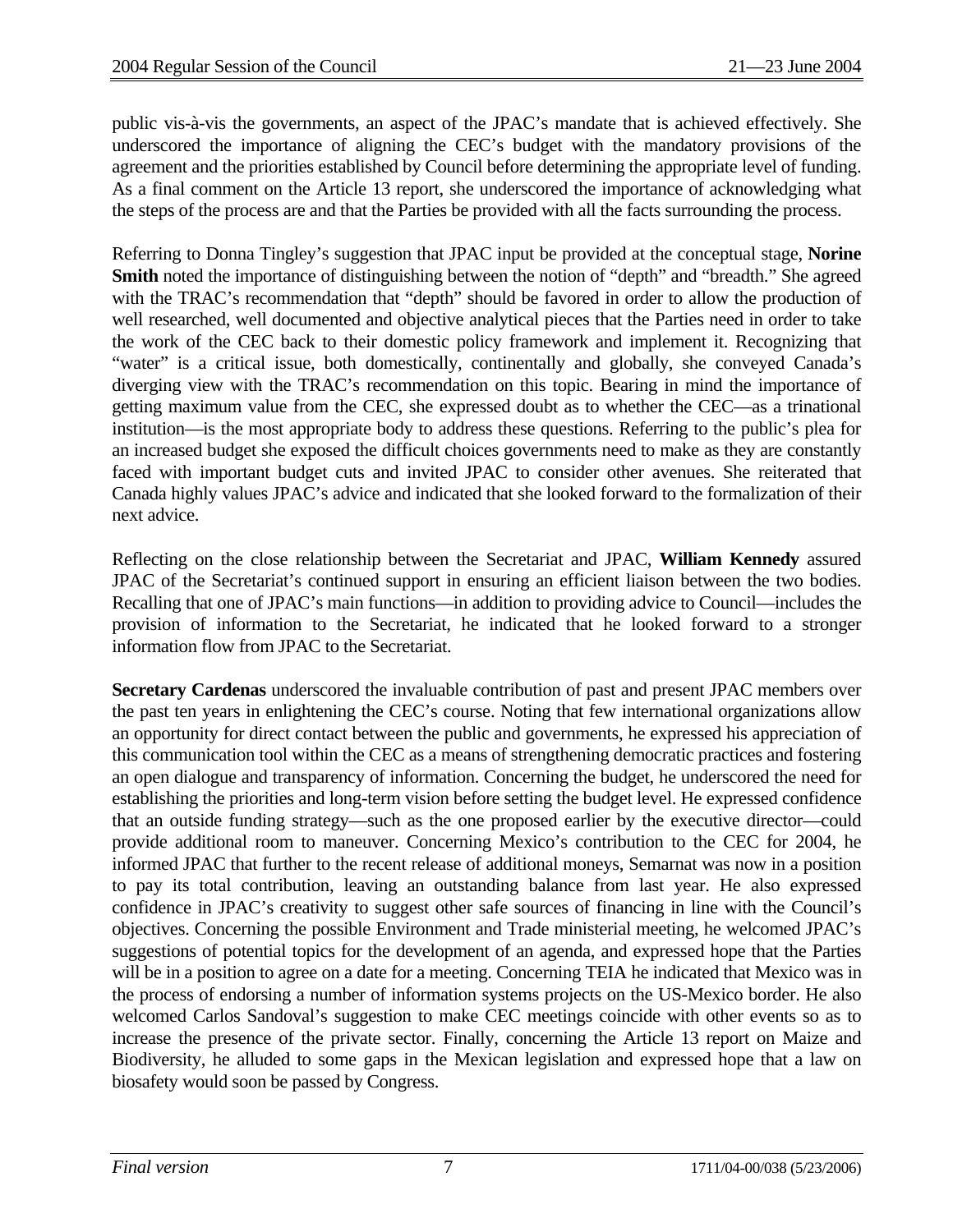public vis-à-vis the governments, an aspect of the JPAC's mandate that is achieved effectively. She underscored the importance of aligning the CEC's budget with the mandatory provisions of the agreement and the priorities established by Council before determining the appropriate level of funding. As a final comment on the Article 13 report, she underscored the importance of acknowledging what the steps of the process are and that the Parties be provided with all the facts surrounding the process.

Referring to Donna Tingley's suggestion that JPAC input be provided at the conceptual stage, **Norine Smith** noted the importance of distinguishing between the notion of "depth" and "breadth." She agreed with the TRAC's recommendation that "depth" should be favored in order to allow the production of well researched, well documented and objective analytical pieces that the Parties need in order to take the work of the CEC back to their domestic policy framework and implement it. Recognizing that "water" is a critical issue, both domestically, continentally and globally, she conveyed Canada's diverging view with the TRAC's recommendation on this topic. Bearing in mind the importance of getting maximum value from the CEC, she expressed doubt as to whether the CEC—as a trinational institution—is the most appropriate body to address these questions. Referring to the public's plea for an increased budget she exposed the difficult choices governments need to make as they are constantly faced with important budget cuts and invited JPAC to consider other avenues. She reiterated that Canada highly values JPAC's advice and indicated that she looked forward to the formalization of their next advice.

Reflecting on the close relationship between the Secretariat and JPAC, **William Kennedy** assured JPAC of the Secretariat's continued support in ensuring an efficient liaison between the two bodies. Recalling that one of JPAC's main functions—in addition to providing advice to Council—includes the provision of information to the Secretariat, he indicated that he looked forward to a stronger information flow from JPAC to the Secretariat.

**Secretary Cardenas** underscored the invaluable contribution of past and present JPAC members over the past ten years in enlightening the CEC's course. Noting that few international organizations allow an opportunity for direct contact between the public and governments, he expressed his appreciation of this communication tool within the CEC as a means of strengthening democratic practices and fostering an open dialogue and transparency of information. Concerning the budget, he underscored the need for establishing the priorities and long-term vision before setting the budget level. He expressed confidence that an outside funding strategy—such as the one proposed earlier by the executive director—could provide additional room to maneuver. Concerning Mexico's contribution to the CEC for 2004, he informed JPAC that further to the recent release of additional moneys, Semarnat was now in a position to pay its total contribution, leaving an outstanding balance from last year. He also expressed confidence in JPAC's creativity to suggest other safe sources of financing in line with the Council's objectives. Concerning the possible Environment and Trade ministerial meeting, he welcomed JPAC's suggestions of potential topics for the development of an agenda, and expressed hope that the Parties will be in a position to agree on a date for a meeting. Concerning TEIA he indicated that Mexico was in the process of endorsing a number of information systems projects on the US-Mexico border. He also welcomed Carlos Sandoval's suggestion to make CEC meetings coincide with other events so as to increase the presence of the private sector. Finally, concerning the Article 13 report on Maize and Biodiversity, he alluded to some gaps in the Mexican legislation and expressed hope that a law on biosafety would soon be passed by Congress.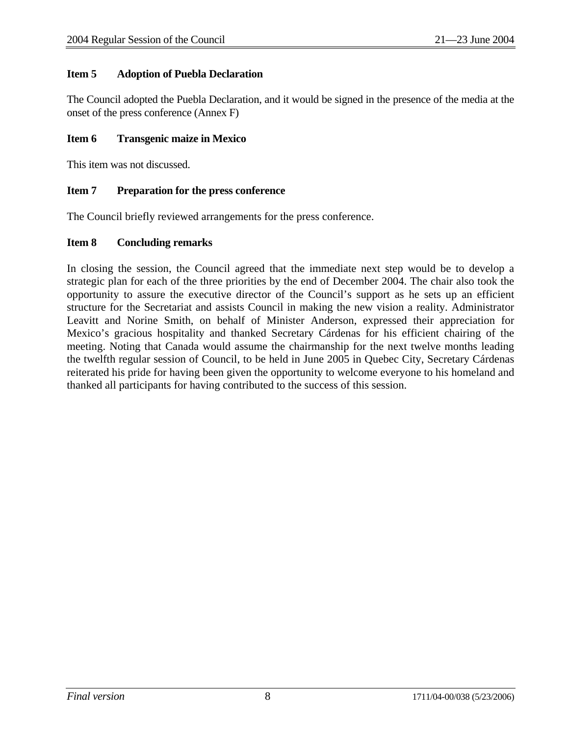## Item 5 Adoption of Puebla Declaration

The Council adopted the Puebla Declaration, and it would be signed in the presence of the media at the onset of the press conference (Annex F)

## Item 6 Transgenic maize in Mexico

This item was not discussed.

## Item 7 Preparation for the press conference

The Council briefly reviewed arrangements for the press conference.

## Item 8 Concluding remarks

In closing the session, the Council agreed that the immediate next step would be to develop a strategic plan for each of the three priorities by the end of December 2004. The chair also took the opportunity to assure the executive director of the Council's support as he sets up an efficient structure for the Secretariat and assists Council in making the new vision a reality. Administrator Leavitt and Norine Smith, on behalf of Minister Anderson, expressed their appreciation for Mexico's gracious hospitality and thanked Secretary Cárdenas for his efficient chairing of the meeting. Noting that Canada would assume the chairmanship for the next twelve months leading the twelfth regular session of Council, to be held in June 2005 in Quebec City, Secretary Cárdenas reiterated his pride for having been given the opportunity to welcome everyone to his homeland and thanked all participants for having contributed to the success of this session.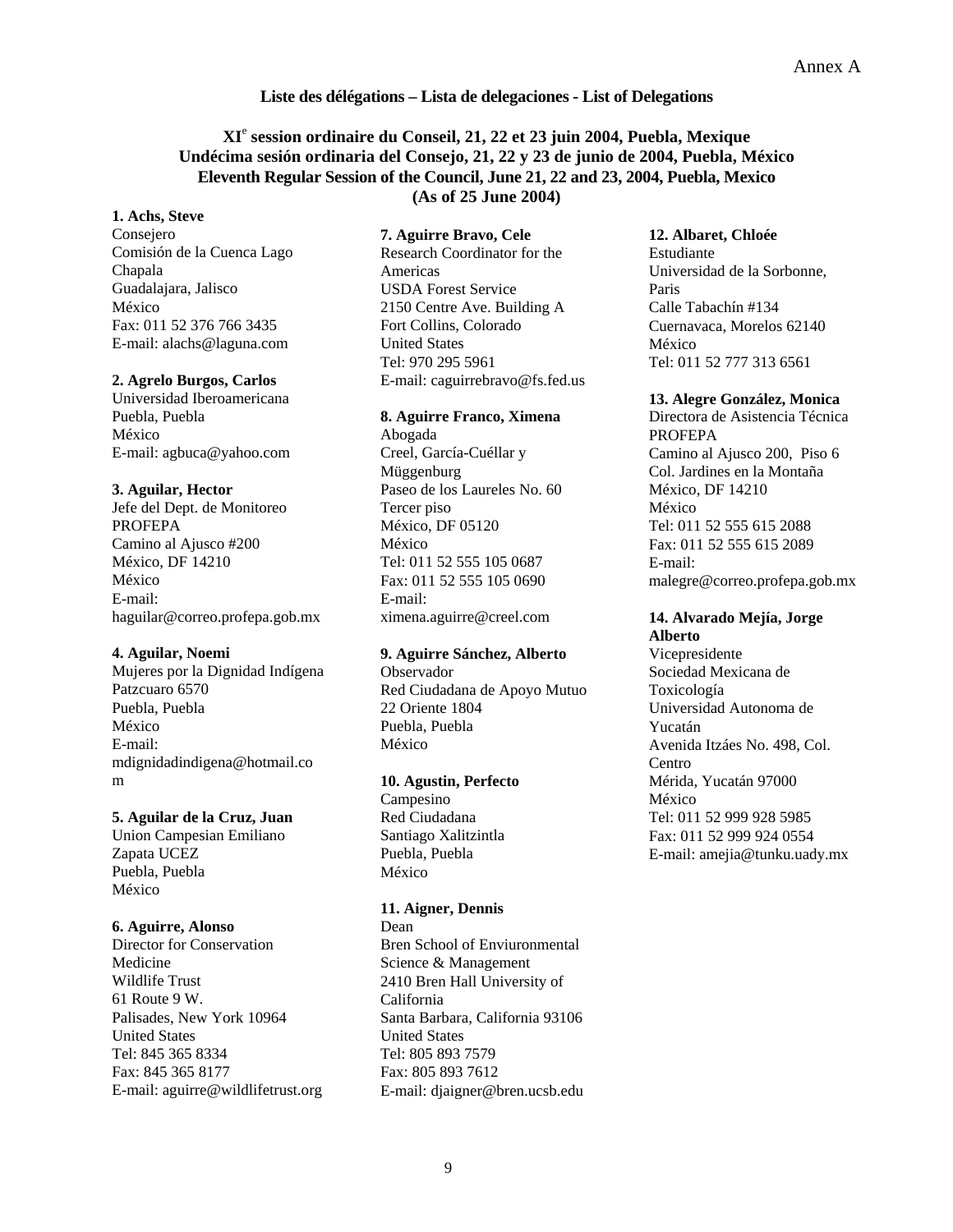Annex A

**Liste des délégations – Lista de delegaciones - List of Delegations**

**XI[e] session ordinaire du Conseil, 21, 22 et 23 juin 2004, Puebla, Mexique**
**Undécima sesión ordinaria del Consejo, 21, 22 y 23 de junio de 2004, Puebla, México**
**Eleventh Regular Session of the Council, June 21, 22 and 23, 2004, Puebla, Mexico**
**(As of 25 June 2004)**

**1. Achs, Steve**
Consejero
Comisión de la Cuenca Lago Chapala
Guadalajara, Jalisco
México
Fax: 011 52 376 766 3435
E-mail: alachs@laguna.com

**2. Agrelo Burgos, Carlos**
Universidad Iberoamericana
Puebla, Puebla
México
E-mail: agbuca@yahoo.com

**3. Aguilar, Hector**
Jefe del Dept. de Monitoreo
PROFEPA
Camino al Ajusco #200
México, DF 14210
México
E-mail: haguilar@correo.profepa.gob.mx

**4. Aguilar, Noemi**
Mujeres por la Dignidad Indígena
Patzcuaro 6570
Puebla, Puebla
México
E-mail: mdignidadindigena@hotmail.com

**5. Aguilar de la Cruz, Juan**
Union Campesian Emiliano Zapata UCEZ
Puebla, Puebla
México

**6. Aguirre, Alonso**
Director for Conservation Medicine
Wildlife Trust
61 Route 9 W.
Palisades, New York 10964
United States
Tel: 845 365 8334
Fax: 845 365 8177
E-mail: aguirre@wildlifetrust.org

**7. Aguirre Bravo, Cele**
Research Coordinator for the Americas
USDA Forest Service
2150 Centre Ave. Building A
Fort Collins, Colorado
United States
Tel: 970 295 5961
E-mail: caguirrebravo@fs.fed.us

**8. Aguirre Franco, Ximena**
Abogada
Creel, García-Cuéllar y Müggenburg
Paseo de los Laureles No. 60
Tercer piso
México, DF 05120
México
Tel: 011 52 555 105 0687
Fax: 011 52 555 105 0690
E-mail: ximena.aguirre@creel.com

**9. Aguirre Sánchez, Alberto**
Observador
Red Ciudadana de Apoyo Mutuo
22 Oriente 1804
Puebla, Puebla
México

**10. Agustin, Perfecto**
Campesino
Red Ciudadana
Santiago Xalitzintla
Puebla, Puebla
México

**11. Aigner, Dennis**
Dean
Bren School of Enviuronmental Science & Management
2410 Bren Hall University of California
Santa Barbara, California 93106
United States
Tel: 805 893 7579
Fax: 805 893 7612
E-mail: djaigner@bren.ucsb.edu

**12. Albaret, Chloée**
Estudiante
Universidad de la Sorbonne, Paris
Calle Tabachín #134
Cuernavaca, Morelos 62140
México
Tel: 011 52 777 313 6561

**13. Alegre González, Monica**
Directora de Asistencia Técnica
PROFEPA
Camino al Ajusco 200, Piso 6
Col. Jardines en la Montaña
México, DF 14210
México
Tel: 011 52 555 615 2088
Fax: 011 52 555 615 2089
E-mail: malegre@correo.profepa.gob.mx

**14. Alvarado Mejía, Jorge Alberto**
Vicepresidente
Sociedad Mexicana de Toxicología
Universidad Autonoma de Yucatán
Avenida Itzáes No. 498, Col. Centro
Mérida, Yucatán 97000
México
Tel: 011 52 999 928 5985
Fax: 011 52 999 924 0554
E-mail: amejia@tunku.uady.mx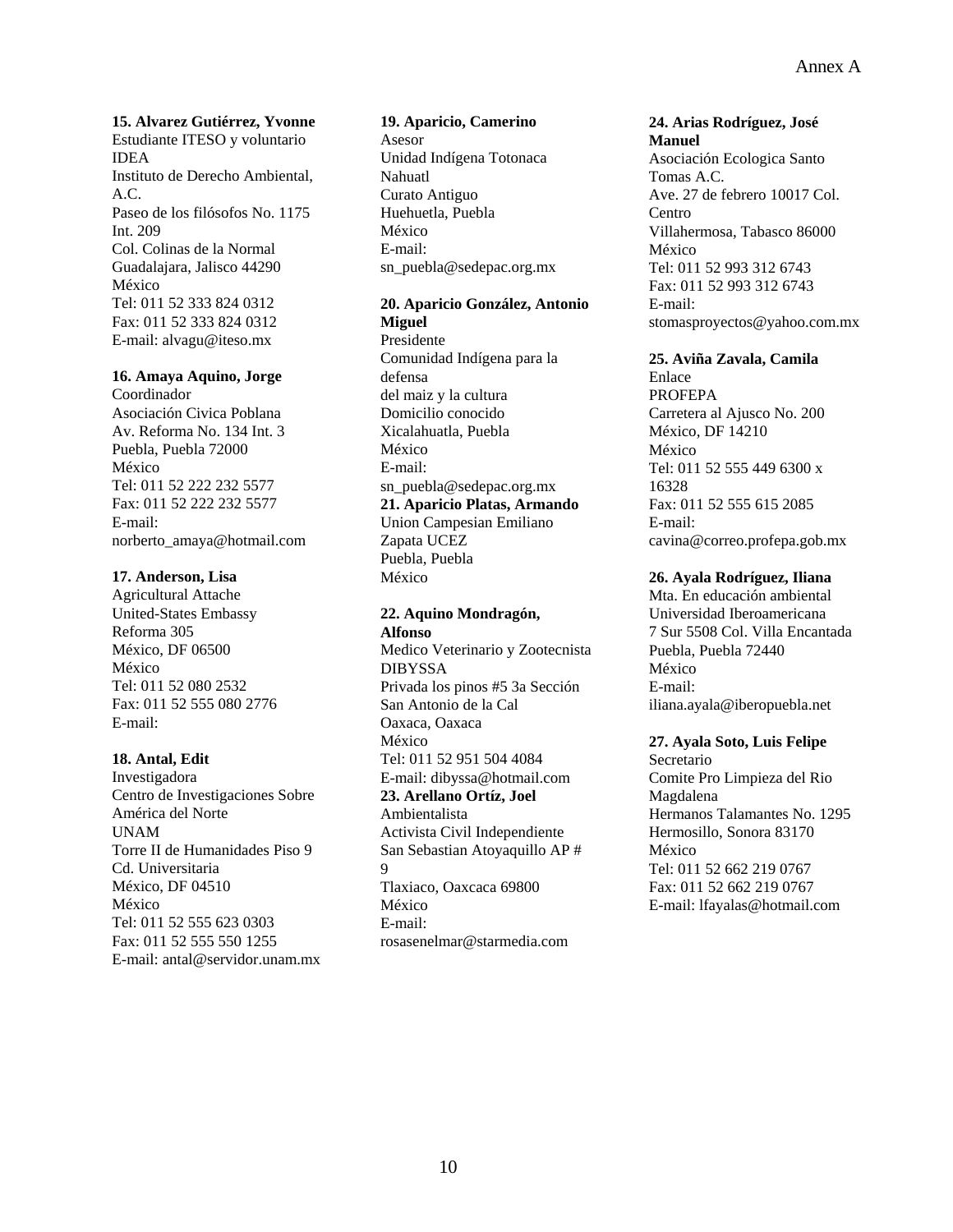**15. Alvarez Gutiérrez, Yvonne**
Estudiante ITESO y voluntario IDEA
Instituto de Derecho Ambiental, A.C.
Paseo de los filósofos No. 1175 Int. 209
Col. Colinas de la Normal
Guadalajara, Jalisco 44290
México
Tel: 011 52 333 824 0312
Fax: 011 52 333 824 0312
E-mail: alvagu@iteso.mx

**16. Amaya Aquino, Jorge**
Coordinador
Asociación Civica Poblana
Av. Reforma No. 134 Int. 3
Puebla, Puebla 72000
México
Tel: 011 52 222 232 5577
Fax: 011 52 222 232 5577
E-mail:
norberto_amaya@hotmail.com

**17. Anderson, Lisa**
Agricultural Attache
United-States Embassy
Reforma 305
México, DF 06500
México
Tel: 011 52 080 2532
Fax: 011 52 555 080 2776
E-mail:

**18. Antal, Edit**
Investigadora
Centro de Investigaciones Sobre América del Norte
UNAM
Torre II de Humanidades Piso 9
Cd. Universitaria
México, DF 04510
México
Tel: 011 52 555 623 0303
Fax: 011 52 555 550 1255
E-mail: antal@servidor.unam.mx

**19. Aparicio, Camerino**
Asesor
Unidad Indígena Totonaca Nahuatl
Curato Antiguo
Huehuetla, Puebla
México
E-mail:
sn_puebla@sedepac.org.mx

**20. Aparicio González, Antonio Miguel**
Presidente
Comunidad Indígena para la defensa
del maiz y la cultura
Domicilio conocido
Xicalahuatla, Puebla
México
E-mail:
sn_puebla@sedepac.org.mx

**21. Aparicio Platas, Armando**
Union Campesian Emiliano Zapata UCEZ
Puebla, Puebla
México

**22. Aquino Mondragón, Alfonso**
Medico Veterinario y Zootecnista
DIBYSSA
Privada los pinos #5 3a Sección
San Antonio de la Cal
Oaxaca, Oaxaca
México
Tel: 011 52 951 504 4084
E-mail: dibyssa@hotmail.com

**23. Arellano Ortíz, Joel**
Ambientalista
Activista Civil Independiente
San Sebastian Atoyaquillo AP # 9
Tlaxiaco, Oaxcaca 69800
México
E-mail:
rosasenelmar@starmedia.com

**24. Arias Rodríguez, José Manuel**
Asociación Ecologica Santo Tomas A.C.
Ave. 27 de febrero 10017 Col. Centro
Villahermosa, Tabasco 86000
México
Tel: 011 52 993 312 6743
Fax: 011 52 993 312 6743
E-mail:
stomasproyectos@yahoo.com.mx

**25. Aviña Zavala, Camila**
Enlace
PROFEPA
Carretera al Ajusco No. 200
México, DF 14210
México
Tel: 011 52 555 449 6300 x 16328
Fax: 011 52 555 615 2085
E-mail:
cavina@correo.profepa.gob.mx

**26. Ayala Rodríguez, Iliana**
Mta. En educación ambiental
Universidad Iberoamericana
7 Sur 5508 Col. Villa Encantada
Puebla, Puebla 72440
México
E-mail:
iliana.ayala@iberopuebla.net

**27. Ayala Soto, Luis Felipe**
Secretario
Comite Pro Limpieza del Rio Magdalena
Hermanos Talamantes No. 1295
Hermosillo, Sonora 83170
México
Tel: 011 52 662 219 0767
Fax: 011 52 662 219 0767
E-mail: lfayalas@hotmail.com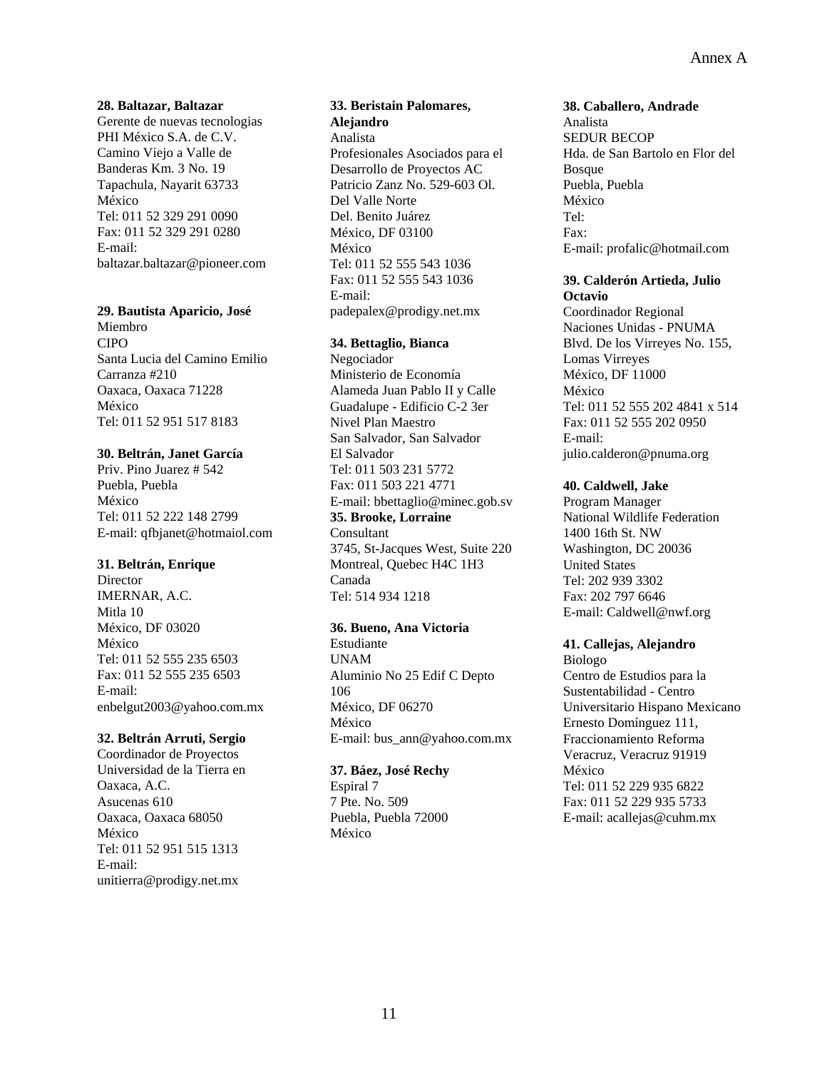**28. Baltazar, Baltazar**
Gerente de nuevas tecnologias
PHI México S.A. de C.V.
Camino Viejo a Valle de Banderas Km. 3 No. 19
Tapachula, Nayarit 63733
México
Tel: 011 52 329 291 0090
Fax: 011 52 329 291 0280
E-mail: baltazar.baltazar@pioneer.com

**29. Bautista Aparicio, José**
Miembro
CIPO
Santa Lucia del Camino Emilio Carranza #210
Oaxaca, Oaxaca 71228
México
Tel: 011 52 951 517 8183

**30. Beltrán, Janet García**
Priv. Pino Juarez # 542
Puebla, Puebla
México
Tel: 011 52 222 148 2799
E-mail: qfbjanet@hotmaiol.com

**31. Beltrán, Enrique**
Director
IMERNAR, A.C.
Mitla 10
México, DF 03020
México
Tel: 011 52 555 235 6503
Fax: 011 52 555 235 6503
E-mail: enbelgut2003@yahoo.com.mx

**32. Beltrán Arruti, Sergio**
Coordinador de Proyectos
Universidad de la Tierra en Oaxaca, A.C.
Asucenas 610
Oaxaca, Oaxaca 68050
México
Tel: 011 52 951 515 1313
E-mail: unitierra@prodigy.net.mx

**33. Beristain Palomares, Alejandro**
Analista
Profesionales Asociados para el Desarrollo de Proyectos AC
Patricio Zanz No. 529-603 Ol. Del Valle Norte
Del. Benito Juárez
México, DF 03100
México
Tel: 011 52 555 543 1036
Fax: 011 52 555 543 1036
E-mail: padepalex@prodigy.net.mx

**34. Bettaglio, Bianca**
Negociador
Ministerio de Economía
Alameda Juan Pablo II y Calle Guadalupe - Edificio C-2 3er Nivel Plan Maestro
San Salvador, San Salvador
El Salvador
Tel: 011 503 231 5772
Fax: 011 503 221 4771
E-mail: bbettaglio@minec.gob.sv

**35. Brooke, Lorraine**
Consultant
3745, St-Jacques West, Suite 220
Montreal, Quebec H4C 1H3
Canada
Tel: 514 934 1218

**36. Bueno, Ana Victoria**
Estudiante
UNAM
Aluminio No 25 Edif C Depto 106
México, DF 06270
México
E-mail: bus_ann@yahoo.com.mx

**37. Báez, José Rechy**
Espiral 7
7 Pte. No. 509
Puebla, Puebla 72000
México

**38. Caballero, Andrade**
Analista
SEDUR BECOP
Hda. de San Bartolo en Flor del Bosque
Puebla, Puebla
México
Tel:
Fax:
E-mail: profalic@hotmail.com

**39. Calderón Artieda, Julio Octavio**
Coordinador Regional
Naciones Unidas - PNUMA
Blvd. De los Virreyes No. 155, Lomas Virreyes
México, DF 11000
México
Tel: 011 52 555 202 4841 x 514
Fax: 011 52 555 202 0950
E-mail: julio.calderon@pnuma.org

**40. Caldwell, Jake**
Program Manager
National Wildlife Federation
1400 16th St. NW
Washington, DC 20036
United States
Tel: 202 939 3302
Fax: 202 797 6646
E-mail: Caldwell@nwf.org

**41. Callejas, Alejandro**
Biologo
Centro de Estudios para la Sustentabilidad - Centro Universitario Hispano Mexicano
Ernesto Domínguez 111, Fraccionamiento Reforma
Veracruz, Veracruz 91919
México
Tel: 011 52 229 935 6822
Fax: 011 52 229 935 5733
E-mail: acallejas@cuhm.mx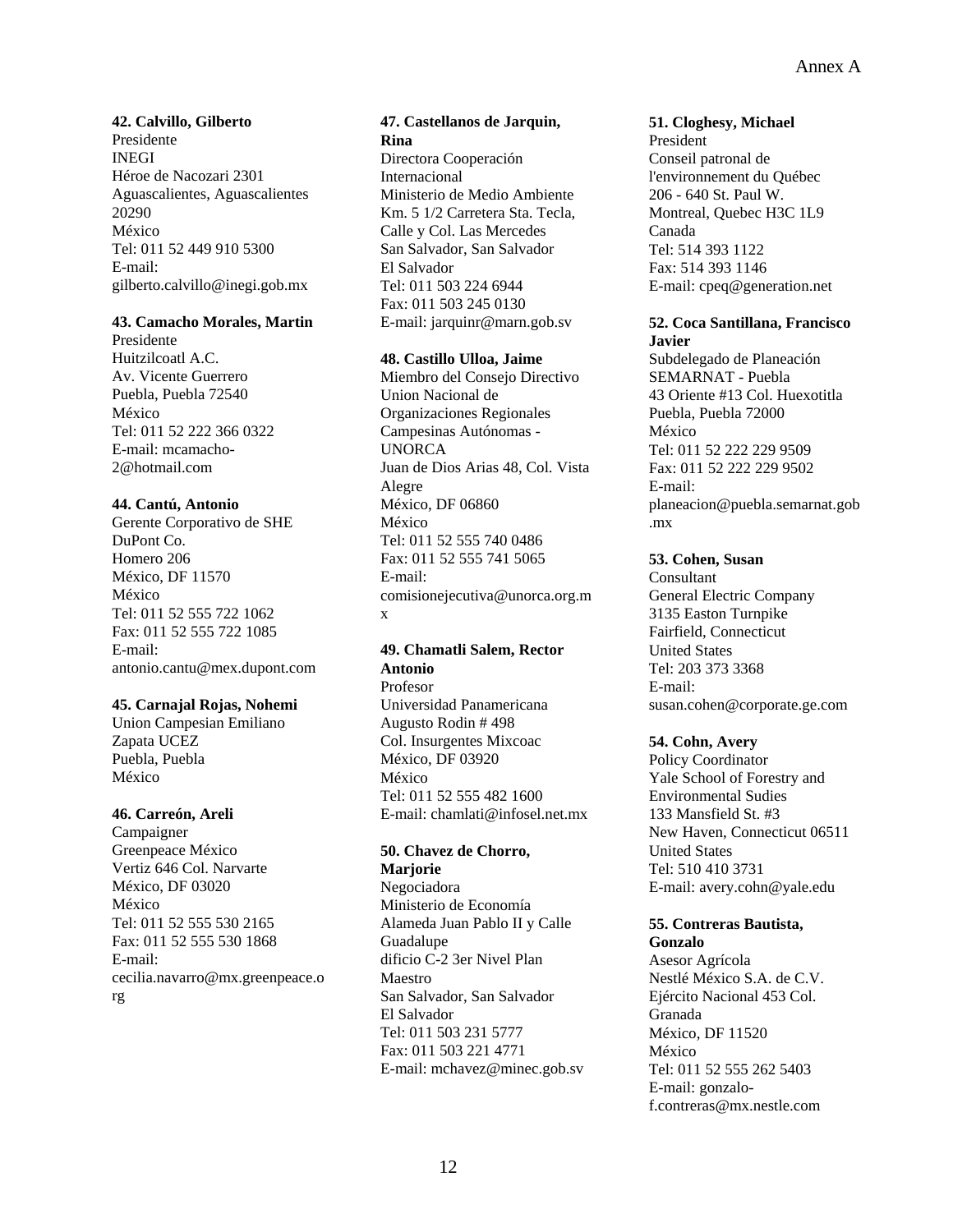**42. Calvillo, Gilberto**
Presidente
INEGI
Héroe de Nacozari 2301
Aguascalientes, Aguascalientes 20290
México
Tel: 011 52 449 910 5300
E-mail: gilberto.calvillo@inegi.gob.mx

**43. Camacho Morales, Martin**
Presidente
Huitzilcoatl A.C.
Av. Vicente Guerrero
Puebla, Puebla 72540
México
Tel: 011 52 222 366 0322
E-mail: mcamacho-2@hotmail.com

**44. Cantú, Antonio**
Gerente Corporativo de SHE
DuPont Co.
Homero 206
México, DF 11570
México
Tel: 011 52 555 722 1062
Fax: 011 52 555 722 1085
E-mail: antonio.cantu@mex.dupont.com

**45. Carnajal Rojas, Nohemi**
Union Campesian Emiliano Zapata UCEZ
Puebla, Puebla
México

**46. Carreón, Areli**
Campaigner
Greenpeace México
Vertiz 646 Col. Narvarte
México, DF 03020
México
Tel: 011 52 555 530 2165
Fax: 011 52 555 530 1868
E-mail: cecilia.navarro@mx.greenpeace.org

**47. Castellanos de Jarquin, Rina**
Directora Cooperación Internacional
Ministerio de Medio Ambiente
Km. 5 1/2 Carretera Sta. Tecla, Calle y Col. Las Mercedes
San Salvador, San Salvador
El Salvador
Tel: 011 503 224 6944
Fax: 011 503 245 0130
E-mail: jarquinr@marn.gob.sv

**48. Castillo Ulloa, Jaime**
Miembro del Consejo Directivo
Union Nacional de Organizaciones Regionales Campesinas Autónomas - UNORCA
Juan de Dios Arias 48, Col. Vista Alegre
México, DF 06860
México
Tel: 011 52 555 740 0486
Fax: 011 52 555 741 5065
E-mail: comisionejecutiva@unorca.org.mx

**49. Chamatli Salem, Rector Antonio**
Profesor
Universidad Panamericana
Augusto Rodin # 498
Col. Insurgentes Mixcoac
México, DF 03920
México
Tel: 011 52 555 482 1600
E-mail: chamlati@infosel.net.mx

**50. Chavez de Chorro, Marjorie**
Negociadora
Ministerio de Economía
Alameda Juan Pablo II y Calle Guadalupe
dificio C-2 3er Nivel Plan Maestro
San Salvador, San Salvador
El Salvador
Tel: 011 503 231 5777
Fax: 011 503 221 4771
E-mail: mchavez@minec.gob.sv

**51. Cloghesy, Michael**
President
Conseil patronal de l'environnement du Québec
206 - 640 St. Paul W.
Montreal, Quebec H3C 1L9
Canada
Tel: 514 393 1122
Fax: 514 393 1146
E-mail: cpeq@generation.net

**52. Coca Santillana, Francisco Javier**
Subdelegado de Planeación
SEMARNAT - Puebla
43 Oriente #13 Col. Huexotitla
Puebla, Puebla 72000
México
Tel: 011 52 222 229 9509
Fax: 011 52 222 229 9502
E-mail: planeacion@puebla.semarnat.gob.mx

**53. Cohen, Susan**
Consultant
General Electric Company
3135 Easton Turnpike
Fairfield, Connecticut
United States
Tel: 203 373 3368
E-mail: susan.cohen@corporate.ge.com

**54. Cohn, Avery**
Policy Coordinator
Yale School of Forestry and Environmental Sudies
133 Mansfield St. #3
New Haven, Connecticut 06511
United States
Tel: 510 410 3731
E-mail: avery.cohn@yale.edu

**55. Contreras Bautista, Gonzalo**
Asesor Agrícola
Nestlé México S.A. de C.V.
Ejército Nacional 453 Col. Granada
México, DF 11520
México
Tel: 011 52 555 262 5403
E-mail: gonzalo-f.contreras@mx.nestle.com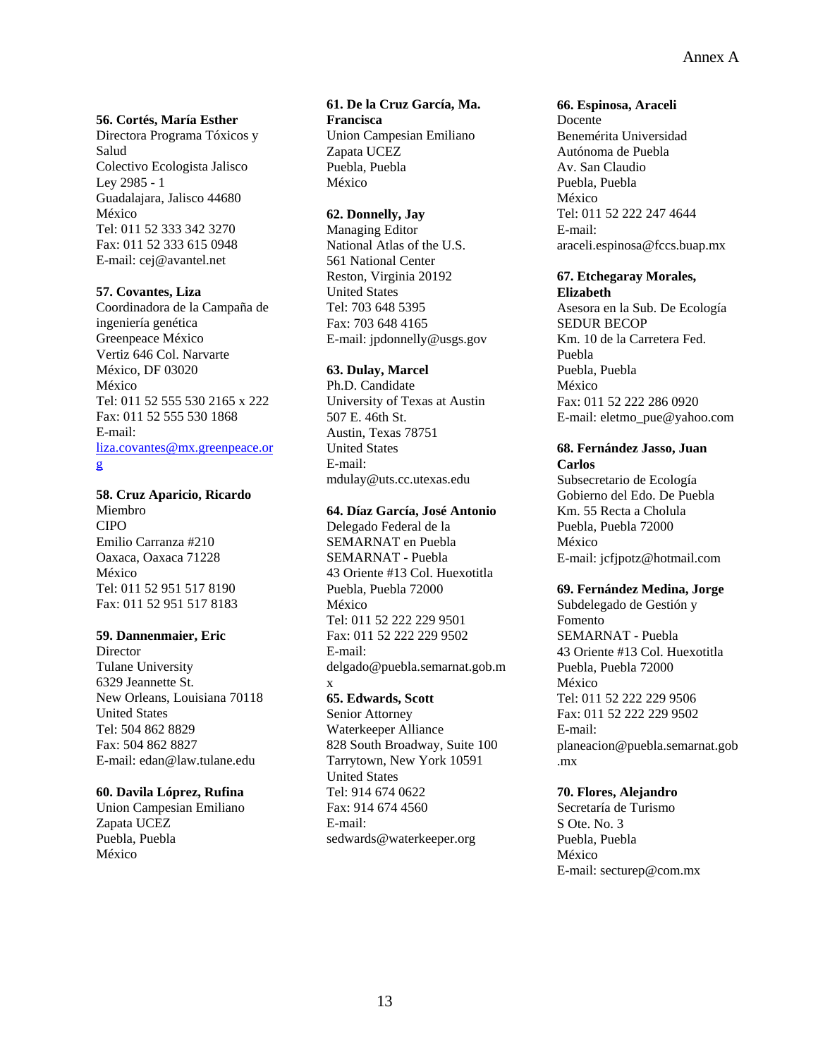**56. Cortés, María Esther**
Directora Programa Tóxicos y Salud
Colectivo Ecologista Jalisco
Ley 2985 - 1
Guadalajara, Jalisco 44680
México
Tel: 011 52 333 342 3270
Fax: 011 52 333 615 0948
E-mail: cej@avantel.net

**57. Covantes, Liza**
Coordinadora de la Campaña de ingeniería genética
Greenpeace México
Vertiz 646 Col. Narvarte
México, DF 03020
México
Tel: 011 52 555 530 2165 x 222
Fax: 011 52 555 530 1868
E-mail:
liza.covantes@mx.greenpeace.org

**58. Cruz Aparicio, Ricardo**
Miembro
CIPO
Emilio Carranza #210
Oaxaca, Oaxaca 71228
México
Tel: 011 52 951 517 8190
Fax: 011 52 951 517 8183

**59. Dannenmaier, Eric**
Director
Tulane University
6329 Jeannette St.
New Orleans, Louisiana 70118
United States
Tel: 504 862 8829
Fax: 504 862 8827
E-mail: edan@law.tulane.edu

**60. Davila Lóprez, Rufina**
Union Campesian Emiliano Zapata UCEZ
Puebla, Puebla
México

**61. De la Cruz García, Ma. Francisca**
Union Campesian Emiliano Zapata UCEZ
Puebla, Puebla
México

**62. Donnelly, Jay**
Managing Editor
National Atlas of the U.S.
561 National Center
Reston, Virginia 20192
United States
Tel: 703 648 5395
Fax: 703 648 4165
E-mail: jpdonnelly@usgs.gov

**63. Dulay, Marcel**
Ph.D. Candidate
University of Texas at Austin
507 E. 46th St.
Austin, Texas 78751
United States
E-mail:
mdulay@uts.cc.utexas.edu

**64. Díaz García, José Antonio**
Delegado Federal de la SEMARNAT en Puebla
SEMARNAT - Puebla
43 Oriente #13 Col. Huexotitla
Puebla, Puebla 72000
México
Tel: 011 52 222 229 9501
Fax: 011 52 222 229 9502
E-mail:
delgado@puebla.semarnat.gob.mx

**65. Edwards, Scott**
Senior Attorney
Waterkeeper Alliance
828 South Broadway, Suite 100
Tarrytown, New York 10591
United States
Tel: 914 674 0622
Fax: 914 674 4560
E-mail:
sedwards@waterkeeper.org

**66. Espinosa, Araceli**
Docente
Benemérita Universidad Autónoma de Puebla
Av. San Claudio
Puebla, Puebla
México
Tel: 011 52 222 247 4644
E-mail:
araceli.espinosa@fccs.buap.mx

**67. Etchegaray Morales, Elizabeth**
Asesora en la Sub. De Ecología
SEDUR BECOP
Km. 10 de la Carretera Fed. Puebla
Puebla, Puebla
México
Fax: 011 52 222 286 0920
E-mail: eletmo_pue@yahoo.com

**68. Fernández Jasso, Juan Carlos**
Subsecretario de Ecología
Gobierno del Edo. De Puebla
Km. 55 Recta a Cholula
Puebla, Puebla 72000
México
E-mail: jcfjpotz@hotmail.com

**69. Fernández Medina, Jorge**
Subdelegado de Gestión y Fomento
SEMARNAT - Puebla
43 Oriente #13 Col. Huexotitla
Puebla, Puebla 72000
México
Tel: 011 52 222 229 9506
Fax: 011 52 222 229 9502
E-mail:
planeacion@puebla.semarnat.gob.mx

**70. Flores, Alejandro**
Secretaría de Turismo
S Ote. No. 3
Puebla, Puebla
México
E-mail: secturep@com.mx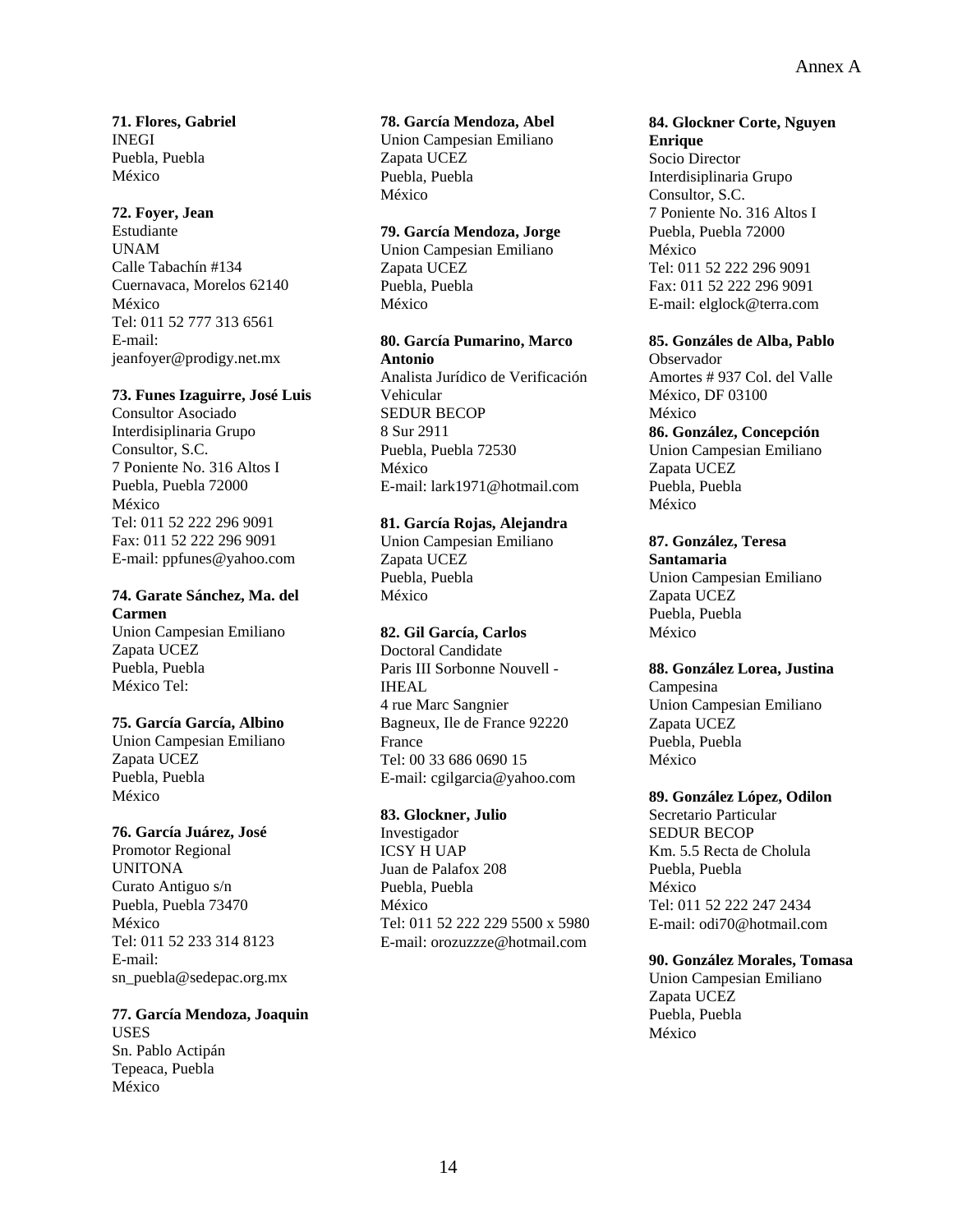**71. Flores, Gabriel**
INEGI
Puebla, Puebla
México

**72. Foyer, Jean**
Estudiante
UNAM
Calle Tabachín #134
Cuernavaca, Morelos 62140
México
Tel: 011 52 777 313 6561
E-mail:
jeanfoyer@prodigy.net.mx

**73. Funes Izaguirre, José Luis**
Consultor Asociado
Interdisiplinaria Grupo
Consultor, S.C.
7 Poniente No. 316 Altos I
Puebla, Puebla 72000
México
Tel: 011 52 222 296 9091
Fax: 011 52 222 296 9091
E-mail: ppfunes@yahoo.com

**74. Garate Sánchez, Ma. del Carmen**
Union Campesian Emiliano
Zapata UCEZ
Puebla, Puebla
México Tel:

**75. García García, Albino**
Union Campesian Emiliano
Zapata UCEZ
Puebla, Puebla
México

**76. García Juárez, José**
Promotor Regional
UNITONA
Curato Antiguo s/n
Puebla, Puebla 73470
México
Tel: 011 52 233 314 8123
E-mail:
sn_puebla@sedepac.org.mx

**77. García Mendoza, Joaquin**
USES
Sn. Pablo Actipán
Tepeaca, Puebla
México

**78. García Mendoza, Abel**
Union Campesian Emiliano
Zapata UCEZ
Puebla, Puebla
México

**79. García Mendoza, Jorge**
Union Campesian Emiliano
Zapata UCEZ
Puebla, Puebla
México

**80. García Pumarino, Marco Antonio**
Analista Jurídico de Verificación
Vehicular
SEDUR BECOP
8 Sur 2911
Puebla, Puebla 72530
México
E-mail: lark1971@hotmail.com

**81. García Rojas, Alejandra**
Union Campesian Emiliano
Zapata UCEZ
Puebla, Puebla
México

**82. Gil García, Carlos**
Doctoral Candidate
Paris III Sorbonne Nouvell -
IHEAL
4 rue Marc Sangnier
Bagneux, Ile de France 92220
France
Tel: 00 33 686 0690 15
E-mail: cgilgarcia@yahoo.com

**83. Glockner, Julio**
Investigador
ICSY H UAP
Juan de Palafox 208
Puebla, Puebla
México
Tel: 011 52 222 229 5500 x 5980
E-mail: orozuzzze@hotmail.com

**84. Glockner Corte, Nguyen Enrique**
Socio Director
Interdisiplinaria Grupo
Consultor, S.C.
7 Poniente No. 316 Altos I
Puebla, Puebla 72000
México
Tel: 011 52 222 296 9091
Fax: 011 52 222 296 9091
E-mail: elglock@terra.com

**85. Gonzáles de Alba, Pablo**
Observador
Amortes # 937 Col. del Valle
México, DF 03100
México

**86. González, Concepción**
Union Campesian Emiliano
Zapata UCEZ
Puebla, Puebla
México

**87. González, Teresa Santamaria**
Union Campesian Emiliano
Zapata UCEZ
Puebla, Puebla
México

**88. González Lorea, Justina**
Campesina
Union Campesian Emiliano
Zapata UCEZ
Puebla, Puebla
México

**89. González López, Odilon**
Secretario Particular
SEDUR BECOP
Km. 5.5 Recta de Cholula
Puebla, Puebla
México
Tel: 011 52 222 247 2434
E-mail: odi70@hotmail.com

**90. González Morales, Tomasa**
Union Campesian Emiliano
Zapata UCEZ
Puebla, Puebla
México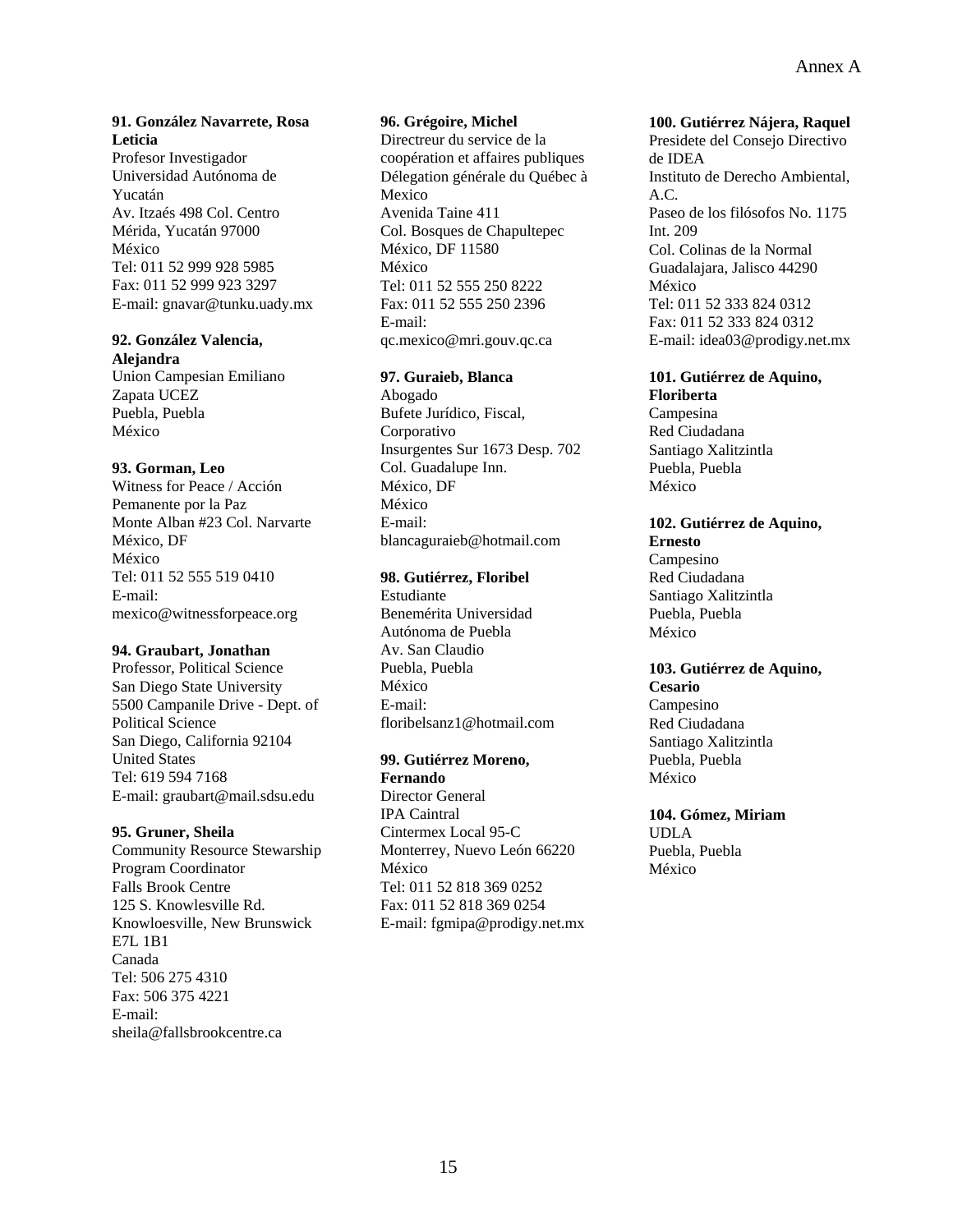**91. González Navarrete, Rosa Leticia**
Profesor Investigador
Universidad Autónoma de Yucatán
Av. Itzaés 498 Col. Centro
Mérida, Yucatán 97000
México
Tel: 011 52 999 928 5985
Fax: 011 52 999 923 3297
E-mail: gnavar@tunku.uady.mx

**92. González Valencia, Alejandra**
Union Campesian Emiliano Zapata UCEZ
Puebla, Puebla
México

**93. Gorman, Leo**
Witness for Peace / Acción Pemanente por la Paz
Monte Alban #23 Col. Narvarte
México, DF
México
Tel: 011 52 555 519 0410
E-mail: mexico@witnessforpeace.org

**94. Graubart, Jonathan**
Professor, Political Science
San Diego State University
5500 Campanile Drive - Dept. of Political Science
San Diego, California 92104
United States
Tel: 619 594 7168
E-mail: graubart@mail.sdsu.edu

**95. Gruner, Sheila**
Community Resource Stewarship Program Coordinator
Falls Brook Centre
125 S. Knowlesville Rd.
Knowloesville, New Brunswick E7L 1B1
Canada
Tel: 506 275 4310
Fax: 506 375 4221
E-mail: sheila@fallsbrookcentre.ca

**96. Grégoire, Michel**
Directreur du service de la coopération et affaires publiques
Délegation générale du Québec à Mexico
Avenida Taine 411
Col. Bosques de Chapultepec
México, DF 11580
México
Tel: 011 52 555 250 8222
Fax: 011 52 555 250 2396
E-mail: qc.mexico@mri.gouv.qc.ca

**97. Guraieb, Blanca**
Abogado
Bufete Jurídico, Fiscal, Corporativo
Insurgentes Sur 1673 Desp. 702
Col. Guadalupe Inn.
México, DF
México
E-mail: blancaguraieb@hotmail.com

**98. Gutiérrez, Floribel**
Estudiante
Benemérita Universidad Autónoma de Puebla
Av. San Claudio
Puebla, Puebla
México
E-mail: floribelsanz1@hotmail.com

**99. Gutiérrez Moreno, Fernando**
Director General
IPA Caintral
Cintermex Local 95-C
Monterrey, Nuevo León 66220
México
Tel: 011 52 818 369 0252
Fax: 011 52 818 369 0254
E-mail: fgmipa@prodigy.net.mx

**100. Gutiérrez Nájera, Raquel**
Presidete del Consejo Directivo de IDEA
Instituto de Derecho Ambiental, A.C.
Paseo de los filósofos No. 1175 Int. 209
Col. Colinas de la Normal
Guadalajara, Jalisco 44290
México
Tel: 011 52 333 824 0312
Fax: 011 52 333 824 0312
E-mail: idea03@prodigy.net.mx

**101. Gutiérrez de Aquino, Floriberta**
Campesina
Red Ciudadana
Santiago Xalitzintla
Puebla, Puebla
México

**102. Gutiérrez de Aquino, Ernesto**
Campesino
Red Ciudadana
Santiago Xalitzintla
Puebla, Puebla
México

**103. Gutiérrez de Aquino, Cesario**
Campesino
Red Ciudadana
Santiago Xalitzintla
Puebla, Puebla
México

**104. Gómez, Miriam**
UDLA
Puebla, Puebla
México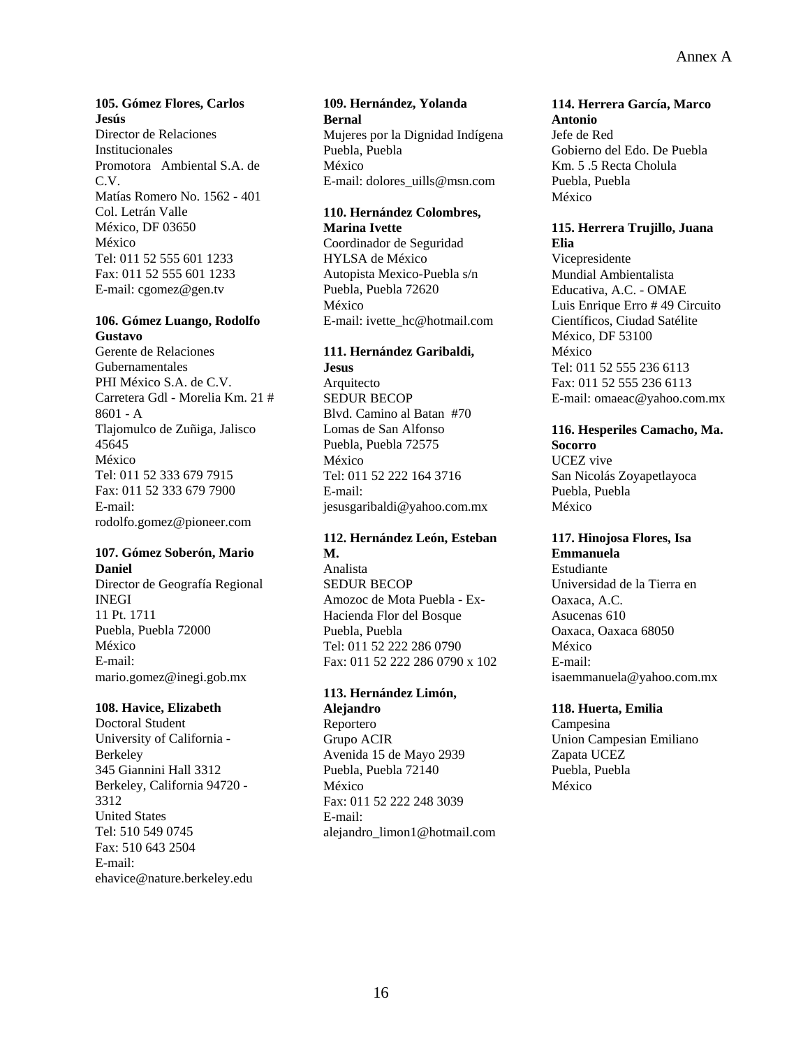**105. Gómez Flores, Carlos Jesús**
Director de Relaciones Institucionales
Promotora Ambiental S.A. de C.V.
Matías Romero No. 1562 - 401
Col. Letrán Valle
México, DF 03650
México
Tel: 011 52 555 601 1233
Fax: 011 52 555 601 1233
E-mail: cgomez@gen.tv

**106. Gómez Luango, Rodolfo Gustavo**
Gerente de Relaciones Gubernamentales
PHI México S.A. de C.V.
Carretera Gdl - Morelia Km. 21 # 8601 - A
Tlajomulco de Zuñiga, Jalisco 45645
México
Tel: 011 52 333 679 7915
Fax: 011 52 333 679 7900
E-mail: rodolfo.gomez@pioneer.com

**107. Gómez Soberón, Mario Daniel**
Director de Geografía Regional
INEGI
11 Pt. 1711
Puebla, Puebla 72000
México
E-mail: mario.gomez@inegi.gob.mx

**108. Havice, Elizabeth**
Doctoral Student
University of California - Berkeley
345 Giannini Hall 3312
Berkeley, California 94720 - 3312
United States
Tel: 510 549 0745
Fax: 510 643 2504
E-mail: ehavice@nature.berkeley.edu

**109. Hernández, Yolanda Bernal**
Mujeres por la Dignidad Indígena
Puebla, Puebla
México
E-mail: dolores_uills@msn.com

**110. Hernández Colombres, Marina Ivette**
Coordinador de Seguridad
HYLSA de México
Autopista Mexico-Puebla s/n
Puebla, Puebla 72620
México
E-mail: ivette_hc@hotmail.com

**111. Hernández Garibaldi, Jesus**
Arquitecto
SEDUR BECOP
Blvd. Camino al Batan #70
Lomas de San Alfonso
Puebla, Puebla 72575
México
Tel: 011 52 222 164 3716
E-mail: jesusgaribaldi@yahoo.com.mx

**112. Hernández León, Esteban M.**
Analista
SEDUR BECOP
Amozoc de Mota Puebla - Ex-Hacienda Flor del Bosque
Puebla, Puebla
Tel: 011 52 222 286 0790
Fax: 011 52 222 286 0790 x 102

**113. Hernández Limón, Alejandro**
Reportero
Grupo ACIR
Avenida 15 de Mayo 2939
Puebla, Puebla 72140
México
Fax: 011 52 222 248 3039
E-mail: alejandro_limon1@hotmail.com

**114. Herrera García, Marco Antonio**
Jefe de Red
Gobierno del Edo. De Puebla
Km. 5 .5 Recta Cholula
Puebla, Puebla
México

**115. Herrera Trujillo, Juana Elia**
Vicepresidente
Mundial Ambientalista Educativa, A.C. - OMAE
Luis Enrique Erro # 49 Circuito Científicos, Ciudad Satélite
México, DF 53100
México
Tel: 011 52 555 236 6113
Fax: 011 52 555 236 6113
E-mail: omaeac@yahoo.com.mx

**116. Hesperiles Camacho, Ma. Socorro**
UCEZ vive
San Nicolás Zoyapetlayoca
Puebla, Puebla
México

**117. Hinojosa Flores, Isa Emmanuela**
Estudiante
Universidad de la Tierra en Oaxaca, A.C.
Asucenas 610
Oaxaca, Oaxaca 68050
México
E-mail: isaemmanuela@yahoo.com.mx

**118. Huerta, Emilia**
Campesina
Union Campesian Emiliano Zapata UCEZ
Puebla, Puebla
México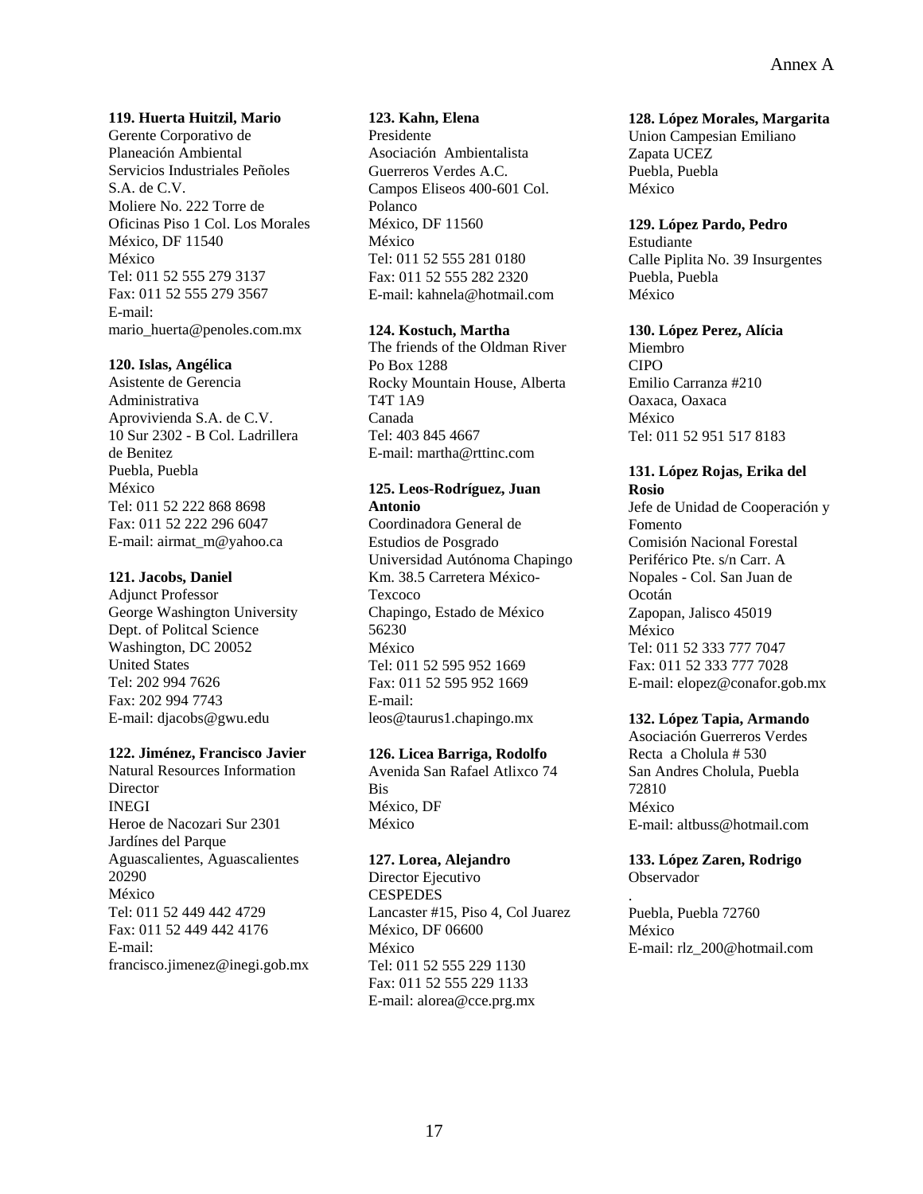**119. Huerta Huitzil, Mario**
Gerente Corporativo de Planeación Ambiental
Servicios Industriales Peñoles S.A. de C.V.
Moliere No. 222 Torre de Oficinas Piso 1 Col. Los Morales
México, DF 11540
México
Tel: 011 52 555 279 3137
Fax: 011 52 555 279 3567
E-mail: mario_huerta@penoles.com.mx

**120. Islas, Angélica**
Asistente de Gerencia Administrativa
Aprovivienda S.A. de C.V.
10 Sur 2302 - B Col. Ladrillera de Benitez
Puebla, Puebla
México
Tel: 011 52 222 868 8698
Fax: 011 52 222 296 6047
E-mail: airmat_m@yahoo.ca

**121. Jacobs, Daniel**
Adjunct Professor
George Washington University
Dept. of Politcal Science
Washington, DC 20052
United States
Tel: 202 994 7626
Fax: 202 994 7743
E-mail: djacobs@gwu.edu

**122. Jiménez, Francisco Javier**
Natural Resources Information Director
INEGI
Heroe de Nacozari Sur 2301 Jardínes del Parque
Aguascalientes, Aguascalientes 20290
México
Tel: 011 52 449 442 4729
Fax: 011 52 449 442 4176
E-mail: francisco.jimenez@inegi.gob.mx

**123. Kahn, Elena**
Presidente
Asociación Ambientalista Guerreros Verdes A.C.
Campos Eliseos 400-601 Col. Polanco
México, DF 11560
México
Tel: 011 52 555 281 0180
Fax: 011 52 555 282 2320
E-mail: kahnela@hotmail.com

**124. Kostuch, Martha**
The friends of the Oldman River
Po Box 1288
Rocky Mountain House, Alberta T4T 1A9
Canada
Tel: 403 845 4667
E-mail: martha@rttinc.com

**125. Leos-Rodríguez, Juan Antonio**
Coordinadora General de Estudios de Posgrado
Universidad Autónoma Chapingo
Km. 38.5 Carretera México-Texcoco
Chapingo, Estado de México 56230
México
Tel: 011 52 595 952 1669
Fax: 011 52 595 952 1669
E-mail: leos@taurus1.chapingo.mx

**126. Licea Barriga, Rodolfo**
Avenida San Rafael Atlixco 74 Bis
México, DF
México

**127. Lorea, Alejandro**
Director Ejecutivo
CESPEDES
Lancaster #15, Piso 4, Col Juarez
México, DF 06600
México
Tel: 011 52 555 229 1130
Fax: 011 52 555 229 1133
E-mail: alorea@cce.prg.mx

**128. López Morales, Margarita**
Union Campesian Emiliano Zapata UCEZ
Puebla, Puebla
México

**129. López Pardo, Pedro**
Estudiante
Calle Piplita No. 39 Insurgentes
Puebla, Puebla
México

**130. López Perez, Alícia**
Miembro
CIPO
Emilio Carranza #210
Oaxaca, Oaxaca
México
Tel: 011 52 951 517 8183

**131. López Rojas, Erika del Rosio**
Jefe de Unidad de Cooperación y Fomento
Comisión Nacional Forestal
Periférico Pte. s/n Carr. A Nopales - Col. San Juan de Ocotán
Zapopan, Jalisco 45019
México
Tel: 011 52 333 777 7047
Fax: 011 52 333 777 7028
E-mail: elopez@conafor.gob.mx

**132. López Tapia, Armando**
Asociación Guerreros Verdes
Recta a Cholula # 530
San Andres Cholula, Puebla 72810
México
E-mail: altbuss@hotmail.com

**133. López Zaren, Rodrigo**
Observador
.
Puebla, Puebla 72760
México
E-mail: rlz_200@hotmail.com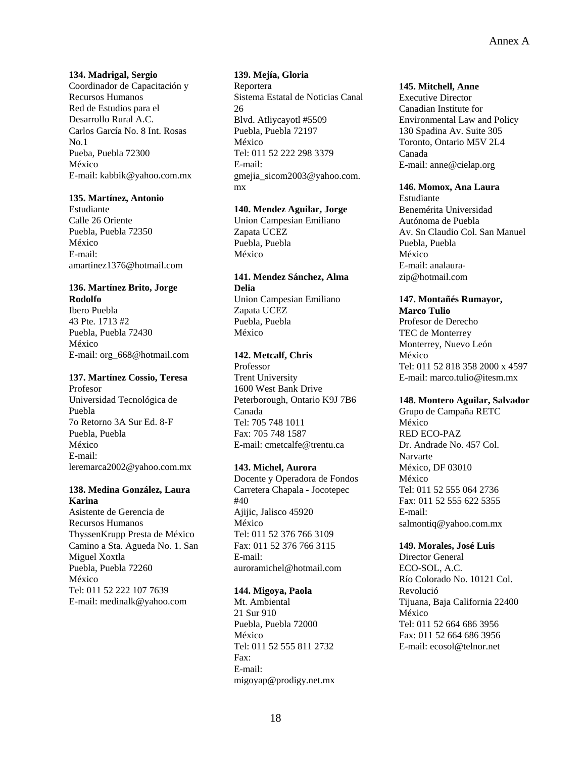**134. Madrigal, Sergio**
Coordinador de Capacitación y Recursos Humanos
Red de Estudios para el Desarrollo Rural A.C.
Carlos García No. 8 Int. Rosas No.1
Pueba, Puebla 72300
México
E-mail: kabbik@yahoo.com.mx

**135. Martínez, Antonio**
Estudiante
Calle 26 Oriente
Puebla, Puebla 72350
México
E-mail: amartinez1376@hotmail.com

**136. Martínez Brito, Jorge Rodolfo**
Ibero Puebla
43 Pte. 1713 #2
Puebla, Puebla 72430
México
E-mail: org_668@hotmail.com

**137. Martínez Cossio, Teresa**
Profesor
Universidad Tecnológica de Puebla
7o Retorno 3A Sur Ed. 8-F
Puebla, Puebla
México
E-mail: leremarca2002@yahoo.com.mx

**138. Medina González, Laura Karina**
Asistente de Gerencia de Recursos Humanos
ThyssenKrupp Presta de México
Camino a Sta. Agueda No. 1. San Miguel Xoxtla
Puebla, Puebla 72260
México
Tel: 011 52 222 107 7639
E-mail: medinalk@yahoo.com

**139. Mejía, Gloria**
Reportera
Sistema Estatal de Noticias Canal 26
Blvd. Atliycayotl #5509
Puebla, Puebla 72197
México
Tel: 011 52 222 298 3379
E-mail: gmejia_sicom2003@yahoo.com.mx

**140. Mendez Aguilar, Jorge**
Union Campesian Emiliano Zapata UCEZ
Puebla, Puebla
México

**141. Mendez Sánchez, Alma Delia**
Union Campesian Emiliano Zapata UCEZ
Puebla, Puebla
México

**142. Metcalf, Chris**
Professor
Trent University
1600 West Bank Drive
Peterborough, Ontario K9J 7B6
Canada
Tel: 705 748 1011
Fax: 705 748 1587
E-mail: cmetcalfe@trentu.ca

**143. Michel, Aurora**
Docente y Operadora de Fondos
Carretera Chapala - Jocotepec #40
Ajijic, Jalisco 45920
México
Tel: 011 52 376 766 3109
Fax: 011 52 376 766 3115
E-mail: auroramichel@hotmail.com

**144. Migoya, Paola**
Mt. Ambiental
21 Sur 910
Puebla, Puebla 72000
México
Tel: 011 52 555 811 2732
Fax:
E-mail: migoyap@prodigy.net.mx

**145. Mitchell, Anne**
Executive Director
Canadian Institute for Environmental Law and Policy
130 Spadina Av. Suite 305
Toronto, Ontario M5V 2L4
Canada
E-mail: anne@cielap.org

**146. Momox, Ana Laura**
Estudiante
Benemérita Universidad Autónoma de Puebla
Av. Sn Claudio Col. San Manuel
Puebla, Puebla
México
E-mail: analaura-zip@hotmail.com

**147. Montañés Rumayor, Marco Tulio**
Profesor de Derecho
TEC de Monterrey
Monterrey, Nuevo León
México
Tel: 011 52 818 358 2000 x 4597
E-mail: marco.tulio@itesm.mx

**148. Montero Aguilar, Salvador**
Grupo de Campaña RETC
México
RED ECO-PAZ
Dr. Andrade No. 457 Col. Narvarte
México, DF 03010
México
Tel: 011 52 555 064 2736
Fax: 011 52 555 622 5355
E-mail: salmontiq@yahoo.com.mx

**149. Morales, José Luis**
Director General
ECO-SOL, A.C.
Río Colorado No. 10121 Col. Revolució
Tijuana, Baja California 22400
México
Tel: 011 52 664 686 3956
Fax: 011 52 664 686 3956
E-mail: ecosol@telnor.net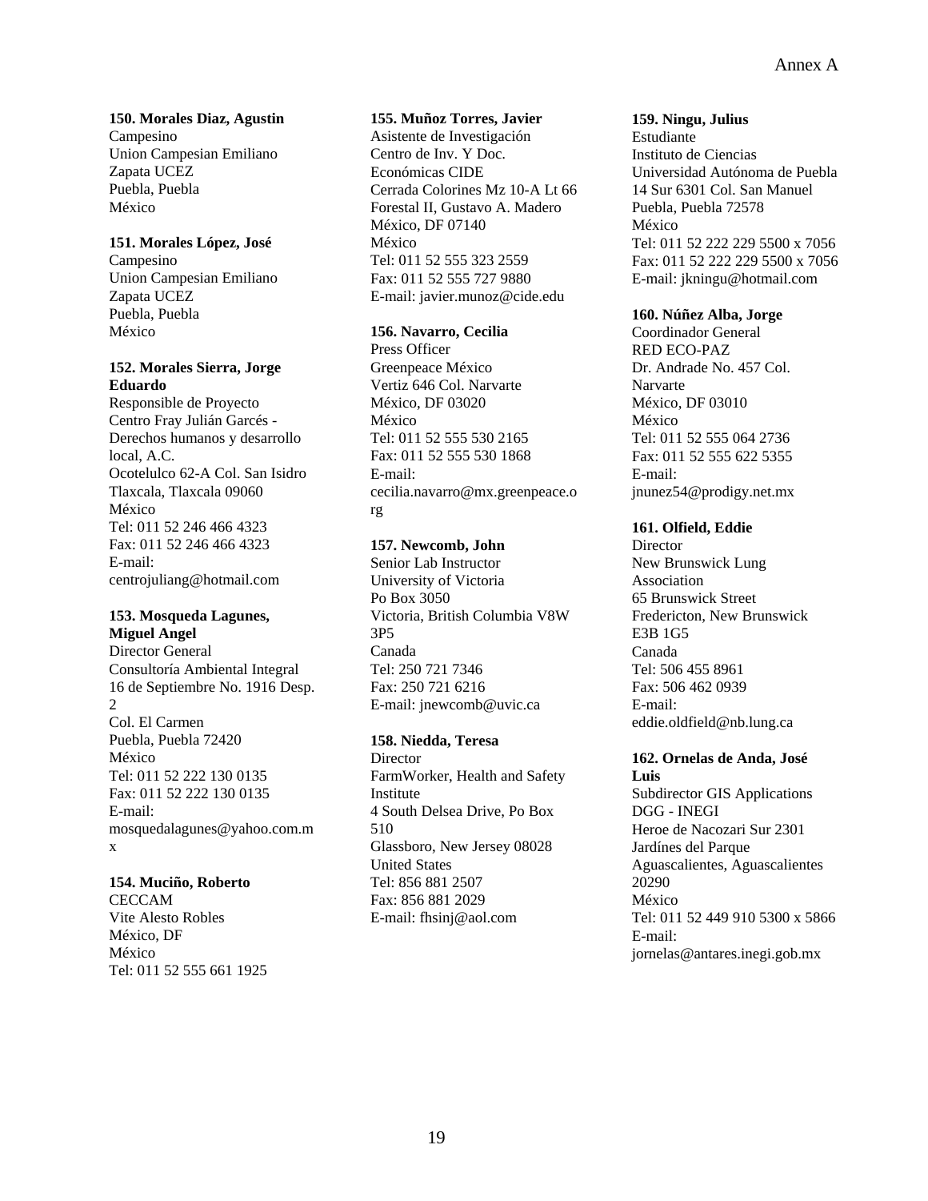**150. Morales Diaz, Agustin**
Campesino
Union Campesian Emiliano
Zapata UCEZ
Puebla, Puebla
México

**151. Morales López, José**
Campesino
Union Campesian Emiliano
Zapata UCEZ
Puebla, Puebla
México

**152. Morales Sierra, Jorge Eduardo**
Responsible de Proyecto
Centro Fray Julián Garcés - Derechos humanos y desarrollo local, A.C.
Ocotelulco 62-A Col. San Isidro
Tlaxcala, Tlaxcala 09060
México
Tel: 011 52 246 466 4323
Fax: 011 52 246 466 4323
E-mail: centrojuliang@hotmail.com

**153. Mosqueda Lagunes, Miguel Angel**
Director General
Consultoría Ambiental Integral
16 de Septiembre No. 1916 Desp. 2
Col. El Carmen
Puebla, Puebla 72420
México
Tel: 011 52 222 130 0135
Fax: 011 52 222 130 0135
E-mail: mosquedalagunes@yahoo.com.mx

**154. Muciño, Roberto**
CECCAM
Vite Alesto Robles
México, DF
México
Tel: 011 52 555 661 1925

**155. Muñoz Torres, Javier**
Asistente de Investigación
Centro de Inv. Y Doc. Económicas CIDE
Cerrada Colorines Mz 10-A Lt 66
Forestal II, Gustavo A. Madero
México, DF 07140
México
Tel: 011 52 555 323 2559
Fax: 011 52 555 727 9880
E-mail: javier.munoz@cide.edu

**156. Navarro, Cecilia**
Press Officer
Greenpeace México
Vertiz 646 Col. Narvarte
México, DF 03020
México
Tel: 011 52 555 530 2165
Fax: 011 52 555 530 1868
E-mail: cecilia.navarro@mx.greenpeace.org

**157. Newcomb, John**
Senior Lab Instructor
University of Victoria
Po Box 3050
Victoria, British Columbia V8W 3P5
Canada
Tel: 250 721 7346
Fax: 250 721 6216
E-mail: jnewcomb@uvic.ca

**158. Niedda, Teresa**
Director
FarmWorker, Health and Safety Institute
4 South Delsea Drive, Po Box 510
Glassboro, New Jersey 08028
United States
Tel: 856 881 2507
Fax: 856 881 2029
E-mail: fhsinj@aol.com

**159. Ningu, Julius**
Estudiante
Instituto de Ciencias
Universidad Autónoma de Puebla
14 Sur 6301 Col. San Manuel
Puebla, Puebla 72578
México
Tel: 011 52 222 229 5500 x 7056
Fax: 011 52 222 229 5500 x 7056
E-mail: jkningu@hotmail.com

**160. Núñez Alba, Jorge**
Coordinador General
RED ECO-PAZ
Dr. Andrade No. 457 Col. Narvarte
México, DF 03010
México
Tel: 011 52 555 064 2736
Fax: 011 52 555 622 5355
E-mail: jnunez54@prodigy.net.mx

**161. Olfield, Eddie**
Director
New Brunswick Lung Association
65 Brunswick Street
Fredericton, New Brunswick E3B 1G5
Canada
Tel: 506 455 8961
Fax: 506 462 0939
E-mail: eddie.oldfield@nb.lung.ca

**162. Ornelas de Anda, José Luis**
Subdirector GIS Applications
DGG - INEGI
Heroe de Nacozari Sur 2301
Jardínes del Parque
Aguascalientes, Aguascalientes 20290
México
Tel: 011 52 449 910 5300 x 5866
E-mail: jornelas@antares.inegi.gob.mx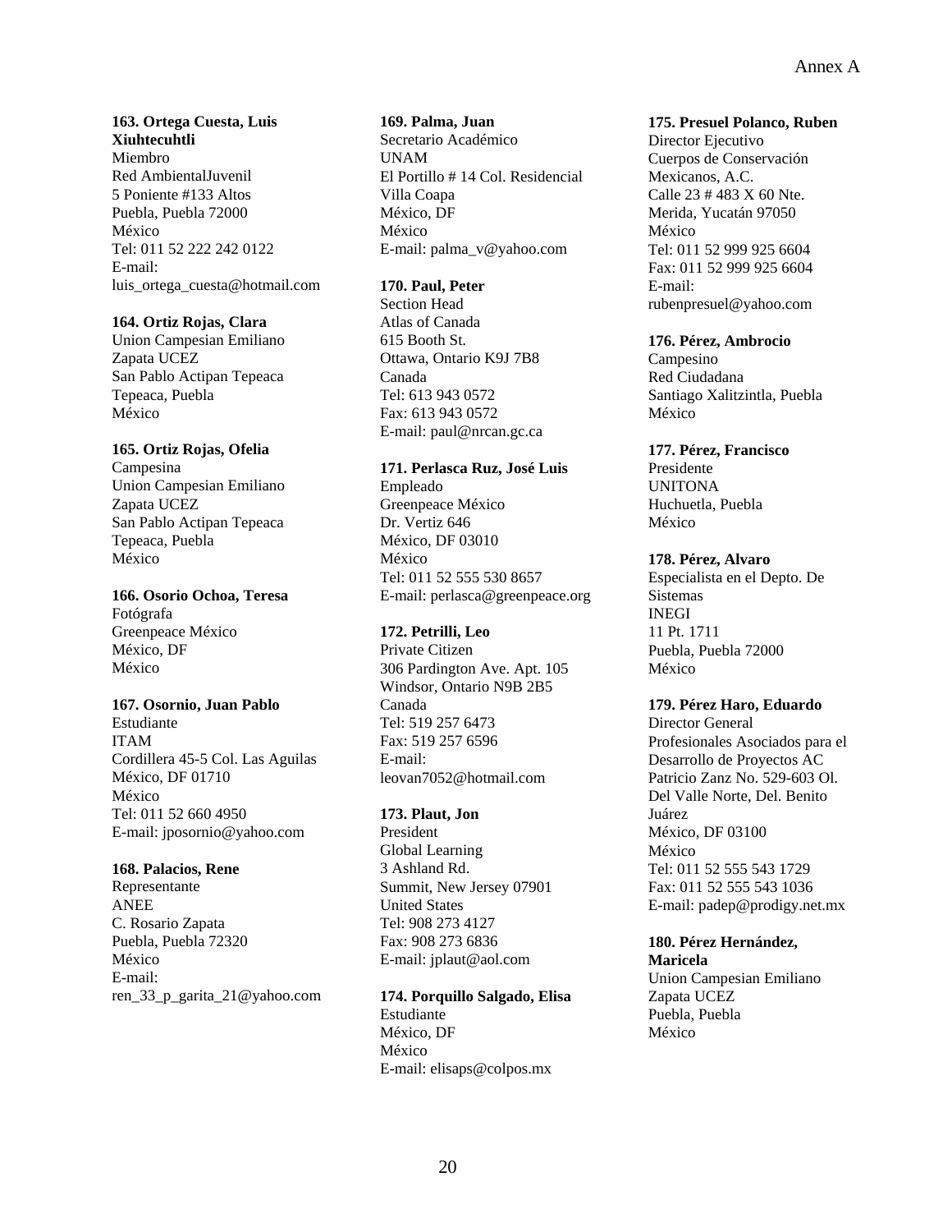**163. Ortega Cuesta, Luis Xiuhtecuhtli**
Miembro
Red AmbientalJuvenil
5 Poniente #133 Altos
Puebla, Puebla 72000
México
Tel: 011 52 222 242 0122
E-mail:
luis_ortega_cuesta@hotmail.com

**164. Ortiz Rojas, Clara**
Union Campesian Emiliano Zapata UCEZ
San Pablo Actipan Tepeaca
Tepeaca, Puebla
México

**165. Ortiz Rojas, Ofelia**
Campesina
Union Campesian Emiliano Zapata UCEZ
San Pablo Actipan Tepeaca
Tepeaca, Puebla
México

**166. Osorio Ochoa, Teresa**
Fotógrafa
Greenpeace México
México, DF
México

**167. Osornio, Juan Pablo**
Estudiante
ITAM
Cordillera 45-5 Col. Las Aguilas
México, DF 01710
México
Tel: 011 52 660 4950
E-mail: jposornio@yahoo.com

**168. Palacios, Rene**
Representante
ANEE
C. Rosario Zapata
Puebla, Puebla 72320
México
E-mail:
ren_33_p_garita_21@yahoo.com

**169. Palma, Juan**
Secretario Académico
UNAM
El Portillo # 14 Col. Residencial Villa Coapa
México, DF
México
E-mail: palma_v@yahoo.com

**170. Paul, Peter**
Section Head
Atlas of Canada
615 Booth St.
Ottawa, Ontario K9J 7B8
Canada
Tel: 613 943 0572
Fax: 613 943 0572
E-mail: paul@nrcan.gc.ca

**171. Perlasca Ruz, José Luis**
Empleado
Greenpeace México
Dr. Vertiz 646
México, DF 03010
México
Tel: 011 52 555 530 8657
E-mail: perlasca@greenpeace.org

**172. Petrilli, Leo**
Private Citizen
306 Pardington Ave. Apt. 105
Windsor, Ontario N9B 2B5
Canada
Tel: 519 257 6473
Fax: 519 257 6596
E-mail:
leovan7052@hotmail.com

**173. Plaut, Jon**
President
Global Learning
3 Ashland Rd.
Summit, New Jersey 07901
United States
Tel: 908 273 4127
Fax: 908 273 6836
E-mail: jplaut@aol.com

**174. Porquillo Salgado, Elisa**
Estudiante
México, DF
México
E-mail: elisaps@colpos.mx

**175. Presuel Polanco, Ruben**
Director Ejecutivo
Cuerpos de Conservación Mexicanos, A.C.
Calle 23 # 483 X 60 Nte.
Merida, Yucatán 97050
México
Tel: 011 52 999 925 6604
Fax: 011 52 999 925 6604
E-mail:
rubenpresuel@yahoo.com

**176. Pérez, Ambrocio**
Campesino
Red Ciudadana
Santiago Xalitzintla, Puebla
México

**177. Pérez, Francisco**
Presidente
UNITONA
Huchuetla, Puebla
México

**178. Pérez, Alvaro**
Especialista en el Depto. De Sistemas
INEGI
11 Pt. 1711
Puebla, Puebla 72000
México

**179. Pérez Haro, Eduardo**
Director General
Profesionales Asociados para el Desarrollo de Proyectos AC
Patricio Zanz No. 529-603 Ol. Del Valle Norte, Del. Benito Juárez
México, DF 03100
México
Tel: 011 52 555 543 1729
Fax: 011 52 555 543 1036
E-mail: padep@prodigy.net.mx

**180. Pérez Hernández, Maricela**
Union Campesian Emiliano Zapata UCEZ
Puebla, Puebla
México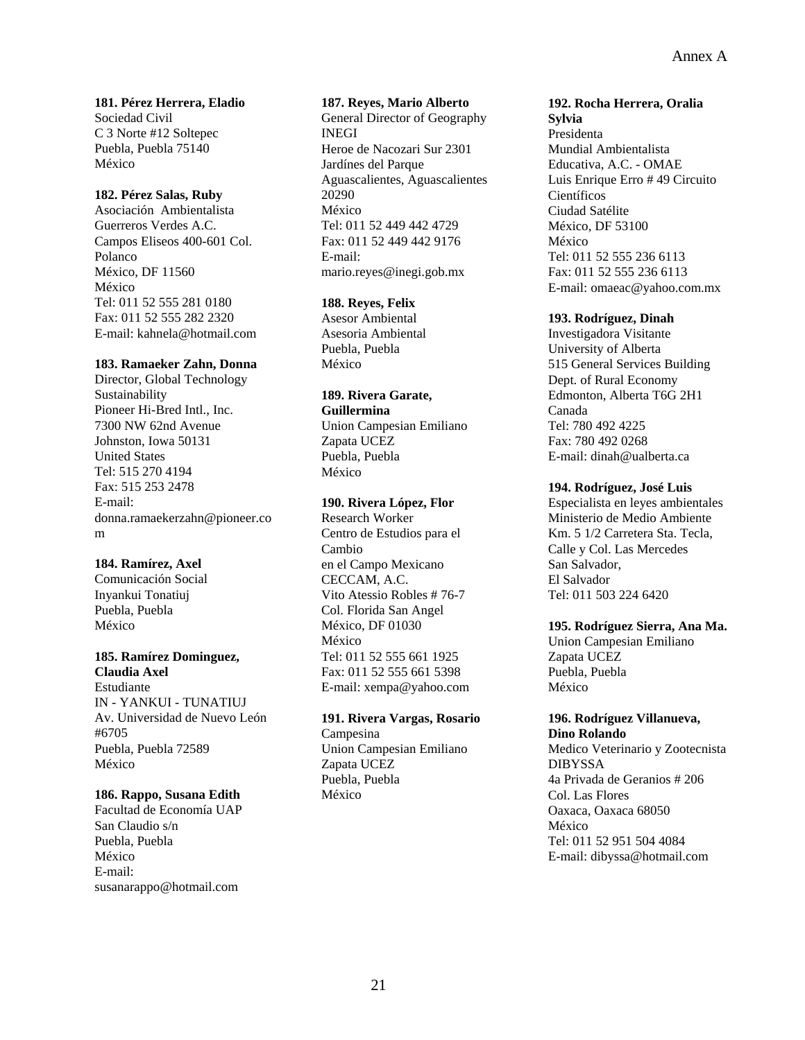**181. Pérez Herrera, Eladio**
Sociedad Civil
C 3 Norte #12 Soltepec
Puebla, Puebla 75140
México

**182. Pérez Salas, Ruby**
Asociación Ambientalista
Guerreros Verdes A.C.
Campos Eliseos 400-601 Col.
Polanco
México, DF 11560
México
Tel: 011 52 555 281 0180
Fax: 011 52 555 282 2320
E-mail: kahnela@hotmail.com

**183. Ramaeker Zahn, Donna**
Director, Global Technology
Sustainability
Pioneer Hi-Bred Intl., Inc.
7300 NW 62nd Avenue
Johnston, Iowa 50131
United States
Tel: 515 270 4194
Fax: 515 253 2478
E-mail:
donna.ramaekerzahn@pioneer.com

**184. Ramírez, Axel**
Comunicación Social
Inyankui Tonatiuj
Puebla, Puebla
México

**185. Ramírez Dominguez, Claudia Axel**
Estudiante
IN - YANKUI - TUNATIUJ
Av. Universidad de Nuevo León
#6705
Puebla, Puebla 72589
México

**186. Rappo, Susana Edith**
Facultad de Economía UAP
San Claudio s/n
Puebla, Puebla
México
E-mail:
susanarappo@hotmail.com

**187. Reyes, Mario Alberto**
General Director of Geography
INEGI
Heroe de Nacozari Sur 2301
Jardínes del Parque
Aguascalientes, Aguascalientes
20290
México
Tel: 011 52 449 442 4729
Fax: 011 52 449 442 9176
E-mail:
mario.reyes@inegi.gob.mx

**188. Reyes, Felix**
Asesor Ambiental
Asesoria Ambiental
Puebla, Puebla
México

**189. Rivera Garate, Guillermina**
Union Campesian Emiliano
Zapata UCEZ
Puebla, Puebla
México

**190. Rivera López, Flor**
Research Worker
Centro de Estudios para el
Cambio
en el Campo Mexicano
CECCAM, A.C.
Vito Atessio Robles # 76-7
Col. Florida San Angel
México, DF 01030
México
Tel: 011 52 555 661 1925
Fax: 011 52 555 661 5398
E-mail: xempa@yahoo.com

**191. Rivera Vargas, Rosario**
Campesina
Union Campesian Emiliano
Zapata UCEZ
Puebla, Puebla
México

**192. Rocha Herrera, Oralia Sylvia**
Presidenta
Mundial Ambientalista
Educativa, A.C. - OMAE
Luis Enrique Erro # 49 Circuito
Científicos
Ciudad Satélite
México, DF 53100
México
Tel: 011 52 555 236 6113
Fax: 011 52 555 236 6113
E-mail: omaeac@yahoo.com.mx

**193. Rodríguez, Dinah**
Investigadora Visitante
University of Alberta
515 General Services Building
Dept. of Rural Economy
Edmonton, Alberta T6G 2H1
Canada
Tel: 780 492 4225
Fax: 780 492 0268
E-mail: dinah@ualberta.ca

**194. Rodríguez, José Luis**
Especialista en leyes ambientales
Ministerio de Medio Ambiente
Km. 5 1/2 Carretera Sta. Tecla,
Calle y Col. Las Mercedes
San Salvador,
El Salvador
Tel: 011 503 224 6420

**195. Rodríguez Sierra, Ana Ma.**
Union Campesian Emiliano
Zapata UCEZ
Puebla, Puebla
México

**196. Rodríguez Villanueva, Dino Rolando**
Medico Veterinario y Zootecnista
DIBYSSA
4a Privada de Geranios # 206
Col. Las Flores
Oaxaca, Oaxaca 68050
México
Tel: 011 52 951 504 4084
E-mail: dibyssa@hotmail.com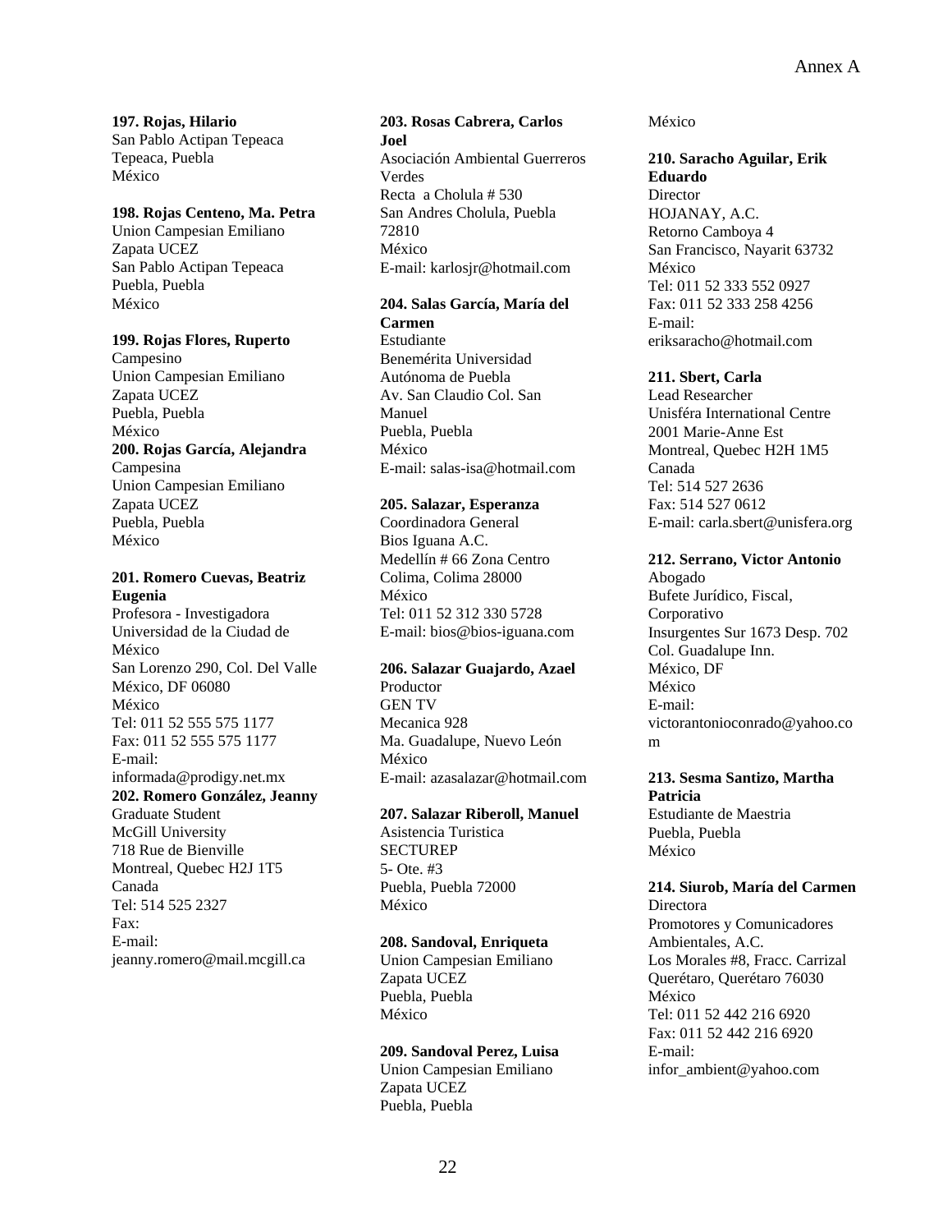**197. Rojas, Hilario**
San Pablo Actipan Tepeaca
Tepeaca, Puebla
México

**198. Rojas Centeno, Ma. Petra**
Union Campesian Emiliano Zapata UCEZ
San Pablo Actipan Tepeaca
Puebla, Puebla
México

**199. Rojas Flores, Ruperto**
Campesino
Union Campesian Emiliano Zapata UCEZ
Puebla, Puebla
México

**200. Rojas García, Alejandra**
Campesina
Union Campesian Emiliano Zapata UCEZ
Puebla, Puebla
México

**201. Romero Cuevas, Beatriz Eugenia**
Profesora - Investigadora
Universidad de la Ciudad de México
San Lorenzo 290, Col. Del Valle
México, DF 06080
México
Tel: 011 52 555 575 1177
Fax: 011 52 555 575 1177
E-mail: informada@prodigy.net.mx

**202. Romero González, Jeanny**
Graduate Student
McGill University
718 Rue de Bienville
Montreal, Quebec H2J 1T5
Canada
Tel: 514 525 2327
Fax:
E-mail: jeanny.romero@mail.mcgill.ca

**203. Rosas Cabrera, Carlos Joel**
Asociación Ambiental Guerreros Verdes
Recta a Cholula # 530
San Andres Cholula, Puebla 72810
México
E-mail: karlosjr@hotmail.com

**204. Salas García, María del Carmen**
Estudiante
Benemérita Universidad Autónoma de Puebla
Av. San Claudio Col. San Manuel
Puebla, Puebla
México
E-mail: salas-isa@hotmail.com

**205. Salazar, Esperanza**
Coordinadora General
Bios Iguana A.C.
Medellín # 66 Zona Centro
Colima, Colima 28000
México
Tel: 011 52 312 330 5728
E-mail: bios@bios-iguana.com

**206. Salazar Guajardo, Azael**
Productor
GEN TV
Mecanica 928
Ma. Guadalupe, Nuevo León
México
E-mail: azasalazar@hotmail.com

**207. Salazar Riberoll, Manuel**
Asistencia Turistica
SECTUREP
5- Ote. #3
Puebla, Puebla 72000
México

**208. Sandoval, Enriqueta**
Union Campesian Emiliano Zapata UCEZ
Puebla, Puebla
México

**209. Sandoval Perez, Luisa**
Union Campesian Emiliano Zapata UCEZ
Puebla, Puebla
México

**210. Saracho Aguilar, Erik Eduardo**
Director
HOJANAY, A.C.
Retorno Camboya 4
San Francisco, Nayarit 63732
México
Tel: 011 52 333 552 0927
Fax: 011 52 333 258 4256
E-mail: eriksaracho@hotmail.com

**211. Sbert, Carla**
Lead Researcher
Unisféra International Centre
2001 Marie-Anne Est
Montreal, Quebec H2H 1M5
Canada
Tel: 514 527 2636
Fax: 514 527 0612
E-mail: carla.sbert@unisfera.org

**212. Serrano, Victor Antonio**
Abogado
Bufete Jurídico, Fiscal, Corporativo
Insurgentes Sur 1673 Desp. 702
Col. Guadalupe Inn.
México, DF
México
E-mail: victorantonioconrado@yahoo.com

**213. Sesma Santizo, Martha Patricia**
Estudiante de Maestria
Puebla, Puebla
México

**214. Siurob, María del Carmen**
Directora
Promotores y Comunicadores Ambientales, A.C.
Los Morales #8, Fracc. Carrizal
Querétaro, Querétaro 76030
México
Tel: 011 52 442 216 6920
Fax: 011 52 442 216 6920
E-mail: infor_ambient@yahoo.com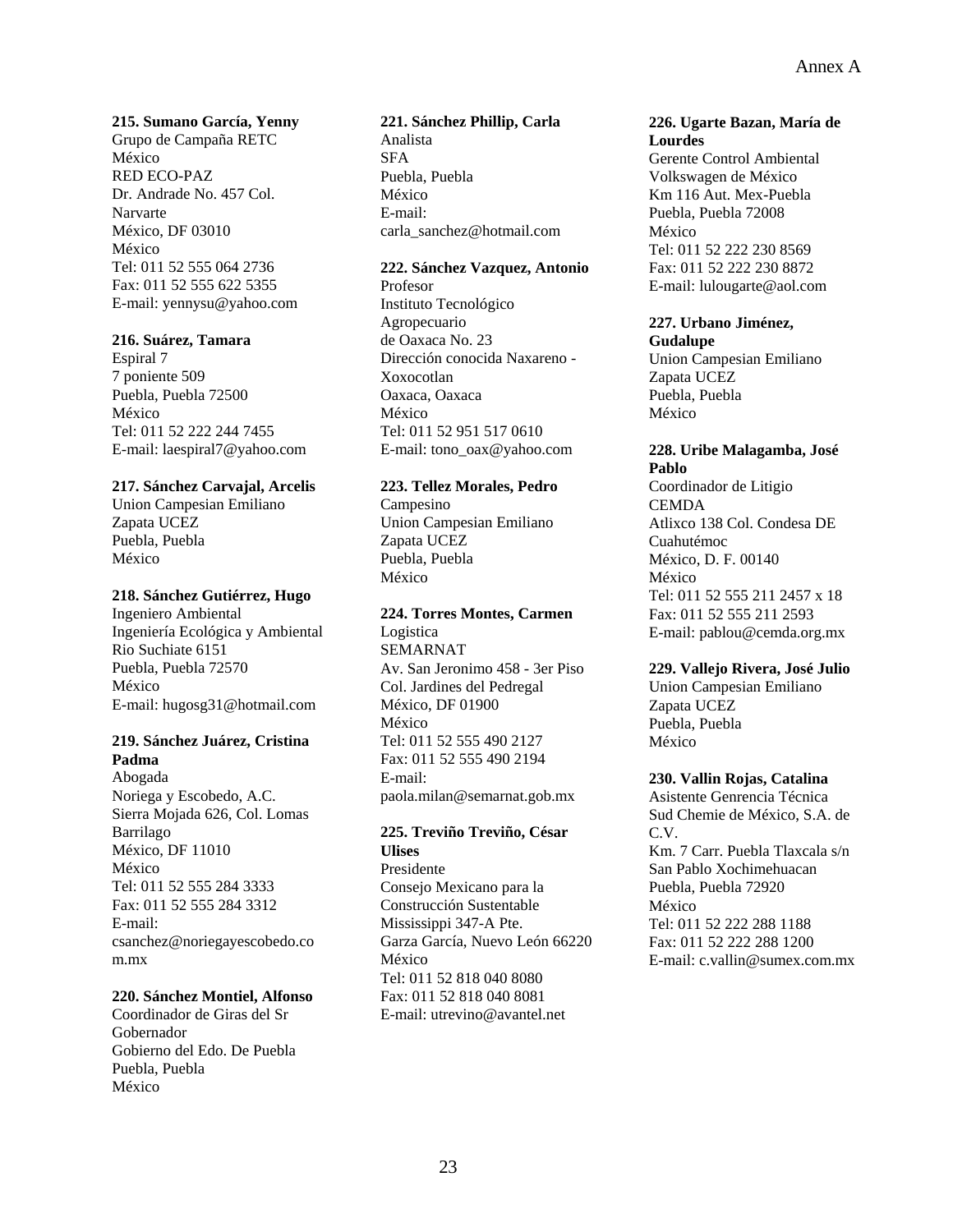**215. Sumano García, Yenny**
Grupo de Campaña RETC
México
RED ECO-PAZ
Dr. Andrade No. 457 Col. Narvarte
México, DF 03010
México
Tel: 011 52 555 064 2736
Fax: 011 52 555 622 5355
E-mail: yennysu@yahoo.com

**216. Suárez, Tamara**
Espiral 7
7 poniente 509
Puebla, Puebla 72500
México
Tel: 011 52 222 244 7455
E-mail: laespiral7@yahoo.com

**217. Sánchez Carvajal, Arcelis**
Union Campesian Emiliano Zapata UCEZ
Puebla, Puebla
México

**218. Sánchez Gutiérrez, Hugo**
Ingeniero Ambiental
Ingeniería Ecológica y Ambiental
Rio Suchiate 6151
Puebla, Puebla 72570
México
E-mail: hugosg31@hotmail.com

**219. Sánchez Juárez, Cristina Padma**
Abogada
Noriega y Escobedo, A.C.
Sierra Mojada 626, Col. Lomas Barrilago
México, DF 11010
México
Tel: 011 52 555 284 3333
Fax: 011 52 555 284 3312
E-mail: csanchez@noriegayescobedo.com.mx

**220. Sánchez Montiel, Alfonso**
Coordinador de Giras del Sr Gobernador
Gobierno del Edo. De Puebla
Puebla, Puebla
México

**221. Sánchez Phillip, Carla**
Analista
SFA
Puebla, Puebla
México
E-mail: carla_sanchez@hotmail.com

**222. Sánchez Vazquez, Antonio**
Profesor
Instituto Tecnológico Agropecuario
de Oaxaca No. 23
Dirección conocida Naxareno - Xoxocotlan
Oaxaca, Oaxaca
México
Tel: 011 52 951 517 0610
E-mail: tono_oax@yahoo.com

**223. Tellez Morales, Pedro**
Campesino
Union Campesian Emiliano Zapata UCEZ
Puebla, Puebla
México

**224. Torres Montes, Carmen**
Logistica
SEMARNAT
Av. San Jeronimo 458 - 3er Piso
Col. Jardines del Pedregal
México, DF 01900
México
Tel: 011 52 555 490 2127
Fax: 011 52 555 490 2194
E-mail: paola.milan@semarnat.gob.mx

**225. Treviño Treviño, César Ulises**
Presidente
Consejo Mexicano para la Construcción Sustentable
Mississippi 347-A Pte.
Garza García, Nuevo León 66220
México
Tel: 011 52 818 040 8080
Fax: 011 52 818 040 8081
E-mail: utrevino@avantel.net

**226. Ugarte Bazan, María de Lourdes**
Gerente Control Ambiental
Volkswagen de México
Km 116 Aut. Mex-Puebla
Puebla, Puebla 72008
México
Tel: 011 52 222 230 8569
Fax: 011 52 222 230 8872
E-mail: lulougarte@aol.com

**227. Urbano Jiménez, Gudalupe**
Union Campesian Emiliano Zapata UCEZ
Puebla, Puebla
México

**228. Uribe Malagamba, José Pablo**
Coordinador de Litigio
CEMDA
Atlixco 138 Col. Condesa DE Cuahutémoc
México, D. F. 00140
México
Tel: 011 52 555 211 2457 x 18
Fax: 011 52 555 211 2593
E-mail: pablou@cemda.org.mx

**229. Vallejo Rivera, José Julio**
Union Campesian Emiliano Zapata UCEZ
Puebla, Puebla
México

**230. Vallin Rojas, Catalina**
Asistente Genrencia Técnica
Sud Chemie de México, S.A. de C.V.
Km. 7 Carr. Puebla Tlaxcala s/n
San Pablo Xochimehuacan
Puebla, Puebla 72920
México
Tel: 011 52 222 288 1188
Fax: 011 52 222 288 1200
E-mail: c.vallin@sumex.com.mx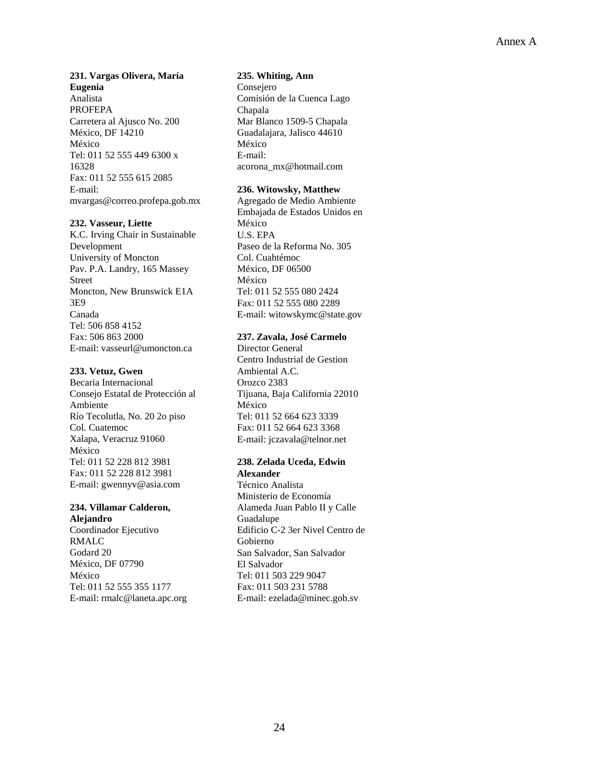**231. Vargas Olivera, María Eugenia**
Analista
PROFEPA
Carretera al Ajusco No. 200
México, DF 14210
México
Tel: 011 52 555 449 6300 x 16328
Fax: 011 52 555 615 2085
E-mail: mvargas@correo.profepa.gob.mx

**232. Vasseur, Liette**
K.C. Irving Chair in Sustainable Development
University of Moncton
Pav. P.A. Landry, 165 Massey Street
Moncton, New Brunswick E1A 3E9
Canada
Tel: 506 858 4152
Fax: 506 863 2000
E-mail: vasseurl@umoncton.ca

**233. Vetuz, Gwen**
Becaria Internacional
Consejo Estatal de Protección al Ambiente
Río Tecolutla, No. 20 2o piso
Col. Cuatemoc
Xalapa, Veracruz 91060
México
Tel: 011 52 228 812 3981
Fax: 011 52 228 812 3981
E-mail: gwennyv@asia.com

**234. Villamar Calderon, Alejandro**
Coordinador Ejecutivo
RMALC
Godard 20
México, DF 07790
México
Tel: 011 52 555 355 1177
E-mail: rmalc@laneta.apc.org

**235. Whiting, Ann**
Consejero
Comisión de la Cuenca Lago Chapala
Mar Blanco 1509-5 Chapala
Guadalajara, Jalisco 44610
México
E-mail: acorona_mx@hotmail.com

**236. Witowsky, Matthew**
Agregado de Medio Ambiente
Embajada de Estados Unidos en México
U.S. EPA
Paseo de la Reforma No. 305
Col. Cuahtémoc
México, DF 06500
México
Tel: 011 52 555 080 2424
Fax: 011 52 555 080 2289
E-mail: witowskymc@state.gov

**237. Zavala, José Carmelo**
Director General
Centro Industrial de Gestion Ambiental A.C.
Orozco 2383
Tijuana, Baja California 22010
México
Tel: 011 52 664 623 3339
Fax: 011 52 664 623 3368
E-mail: jczavala@telnor.net

**238. Zelada Uceda, Edwin Alexander**
Técnico Analista
Ministerio de Economía
Alameda Juan Pablo II y Calle Guadalupe
Edificio C-2 3er Nivel Centro de Gobierno
San Salvador, San Salvador
El Salvador
Tel: 011 503 229 9047
Fax: 011 503 231 5788
E-mail: ezelada@minec.gob.sv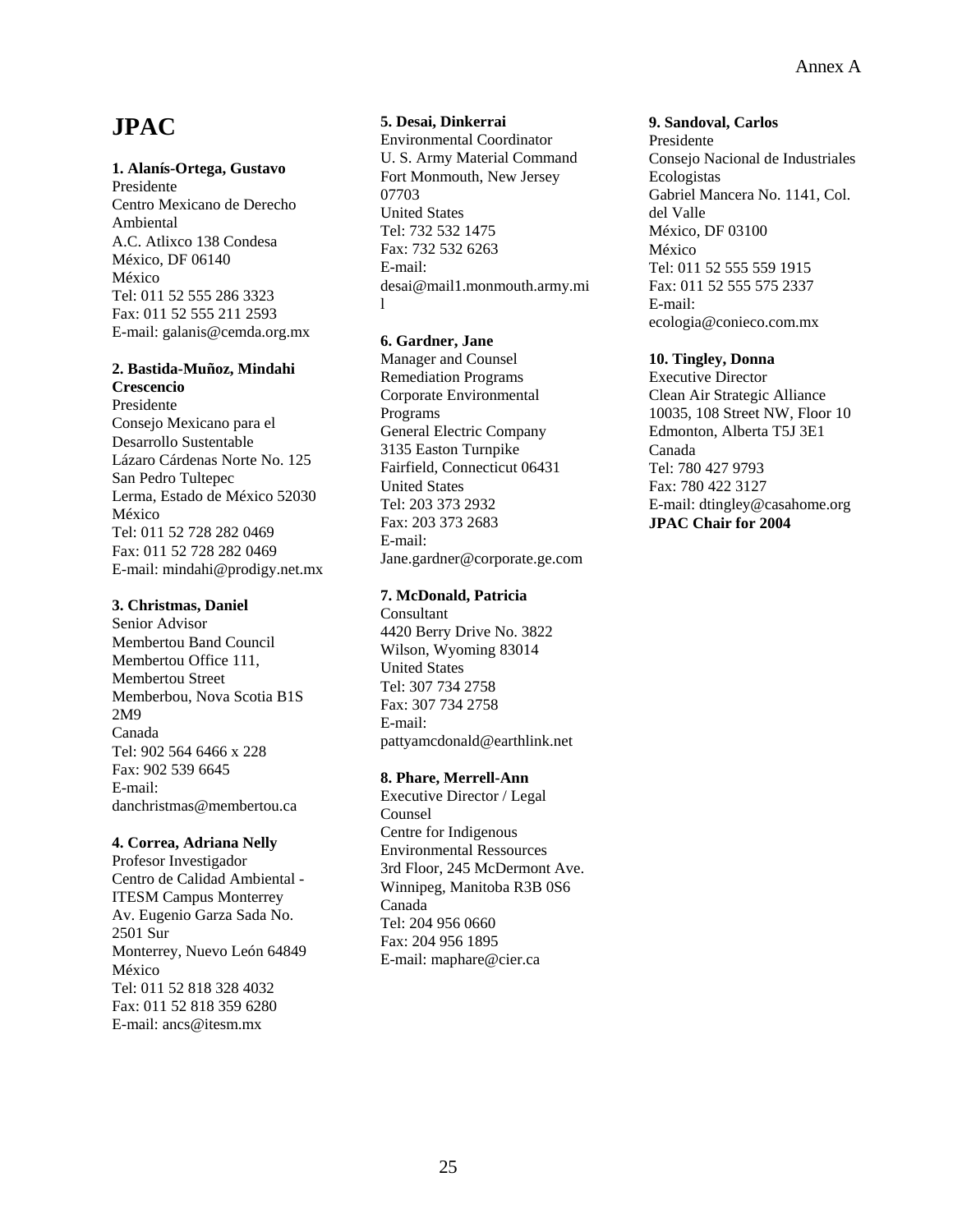# JPAC

**1. Alanís-Ortega, Gustavo**
Presidente
Centro Mexicano de Derecho Ambiental
A.C. Atlixco 138 Condesa
México, DF 06140
México
Tel: 011 52 555 286 3323
Fax: 011 52 555 211 2593
E-mail: galanis@cemda.org.mx

**2. Bastida-Muñoz, Mindahi Crescencio**
Presidente
Consejo Mexicano para el Desarrollo Sustentable
Lázaro Cárdenas Norte No. 125
San Pedro Tultepec
Lerma, Estado de México 52030
México
Tel: 011 52 728 282 0469
Fax: 011 52 728 282 0469
E-mail: mindahi@prodigy.net.mx

**3. Christmas, Daniel**
Senior Advisor
Membertou Band Council
Membertou Office 111, Membertou Street
Memberbou, Nova Scotia B1S 2M9
Canada
Tel: 902 564 6466 x 228
Fax: 902 539 6645
E-mail: danchristmas@membertou.ca

**4. Correa, Adriana Nelly**
Profesor Investigador
Centro de Calidad Ambiental - ITESM Campus Monterrey
Av. Eugenio Garza Sada No. 2501 Sur
Monterrey, Nuevo León 64849
México
Tel: 011 52 818 328 4032
Fax: 011 52 818 359 6280
E-mail: ancs@itesm.mx

**5. Desai, Dinkerrai**
Environmental Coordinator
U. S. Army Material Command
Fort Monmouth, New Jersey 07703
United States
Tel: 732 532 1475
Fax: 732 532 6263
E-mail: desai@mail1.monmouth.army.mil

**6. Gardner, Jane**
Manager and Counsel
Remediation Programs
Corporate Environmental Programs
General Electric Company
3135 Easton Turnpike
Fairfield, Connecticut 06431
United States
Tel: 203 373 2932
Fax: 203 373 2683
E-mail: Jane.gardner@corporate.ge.com

**7. McDonald, Patricia**
Consultant
4420 Berry Drive No. 3822
Wilson, Wyoming 83014
United States
Tel: 307 734 2758
Fax: 307 734 2758
E-mail: pattyamcdonald@earthlink.net

**8. Phare, Merrell-Ann**
Executive Director / Legal Counsel
Centre for Indigenous Environmental Ressources
3rd Floor, 245 McDermont Ave.
Winnipeg, Manitoba R3B 0S6
Canada
Tel: 204 956 0660
Fax: 204 956 1895
E-mail: maphare@cier.ca

**9. Sandoval, Carlos**
Presidente
Consejo Nacional de Industriales Ecologistas
Gabriel Mancera No. 1141, Col. del Valle
México, DF 03100
México
Tel: 011 52 555 559 1915
Fax: 011 52 555 575 2337
E-mail: ecologia@conieco.com.mx

**10. Tingley, Donna**
Executive Director
Clean Air Strategic Alliance
10035, 108 Street NW, Floor 10
Edmonton, Alberta T5J 3E1
Canada
Tel: 780 427 9793
Fax: 780 422 3127
E-mail: dtingley@casahome.org
**JPAC Chair for 2004**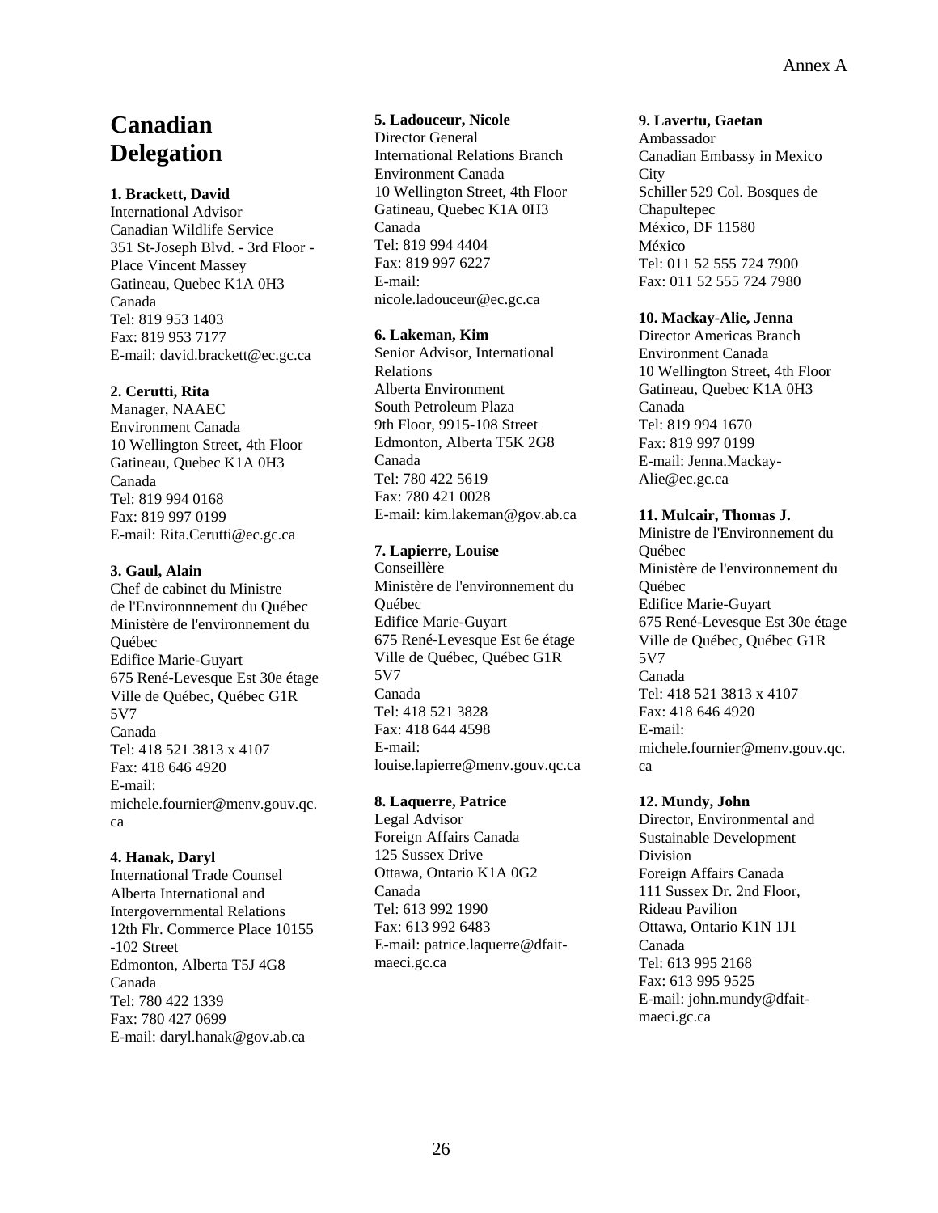# Canadian Delegation

**1. Brackett, David**
International Advisor
Canadian Wildlife Service
351 St-Joseph Blvd. - 3rd Floor - Place Vincent Massey
Gatineau, Quebec K1A 0H3
Canada
Tel: 819 953 1403
Fax: 819 953 7177
E-mail: david.brackett@ec.gc.ca

**2. Cerutti, Rita**
Manager, NAAEC
Environment Canada
10 Wellington Street, 4th Floor
Gatineau, Quebec K1A 0H3
Canada
Tel: 819 994 0168
Fax: 819 997 0199
E-mail: Rita.Cerutti@ec.gc.ca

**3. Gaul, Alain**
Chef de cabinet du Ministre de l'Environnnement du Québec
Ministère de l'environnement du Québec
Edifice Marie-Guyart
675 René-Levesque Est 30e étage
Ville de Québec, Québec G1R 5V7
Canada
Tel: 418 521 3813 x 4107
Fax: 418 646 4920
E-mail: michele.fournier@menv.gouv.qc.ca

**4. Hanak, Daryl**
International Trade Counsel
Alberta International and Intergovernmental Relations
12th Flr. Commerce Place 10155 -102 Street
Edmonton, Alberta T5J 4G8
Canada
Tel: 780 422 1339
Fax: 780 427 0699
E-mail: daryl.hanak@gov.ab.ca

**5. Ladouceur, Nicole**
Director General
International Relations Branch
Environment Canada
10 Wellington Street, 4th Floor
Gatineau, Quebec K1A 0H3
Canada
Tel: 819 994 4404
Fax: 819 997 6227
E-mail: nicole.ladouceur@ec.gc.ca

**6. Lakeman, Kim**
Senior Advisor, International Relations
Alberta Environment
South Petroleum Plaza
9th Floor, 9915-108 Street
Edmonton, Alberta T5K 2G8
Canada
Tel: 780 422 5619
Fax: 780 421 0028
E-mail: kim.lakeman@gov.ab.ca

**7. Lapierre, Louise**
Conseillère
Ministère de l'environnement du Québec
Edifice Marie-Guyart
675 René-Levesque Est 6e étage
Ville de Québec, Québec G1R 5V7
Canada
Tel: 418 521 3828
Fax: 418 644 4598
E-mail: louise.lapierre@menv.gouv.qc.ca

**8. Laquerre, Patrice**
Legal Advisor
Foreign Affairs Canada
125 Sussex Drive
Ottawa, Ontario K1A 0G2
Canada
Tel: 613 992 1990
Fax: 613 992 6483
E-mail: patrice.laquerre@dfait-maeci.gc.ca

**9. Lavertu, Gaetan**
Ambassador
Canadian Embassy in Mexico City
Schiller 529 Col. Bosques de Chapultepec
México, DF 11580
México
Tel: 011 52 555 724 7900
Fax: 011 52 555 724 7980

**10. Mackay-Alie, Jenna**
Director Americas Branch
Environment Canada
10 Wellington Street, 4th Floor
Gatineau, Quebec K1A 0H3
Canada
Tel: 819 994 1670
Fax: 819 997 0199
E-mail: Jenna.Mackay-Alie@ec.gc.ca

**11. Mulcair, Thomas J.**
Ministre de l'Environnement du Québec
Ministère de l'environnement du Québec
Edifice Marie-Guyart
675 René-Levesque Est 30e étage
Ville de Québec, Québec G1R 5V7
Canada
Tel: 418 521 3813 x 4107
Fax: 418 646 4920
E-mail: michele.fournier@menv.gouv.qc.ca

**12. Mundy, John**
Director, Environmental and Sustainable Development Division
Foreign Affairs Canada
111 Sussex Dr. 2nd Floor, Rideau Pavilion
Ottawa, Ontario K1N 1J1
Canada
Tel: 613 995 2168
Fax: 613 995 9525
E-mail: john.mundy@dfait-maeci.gc.ca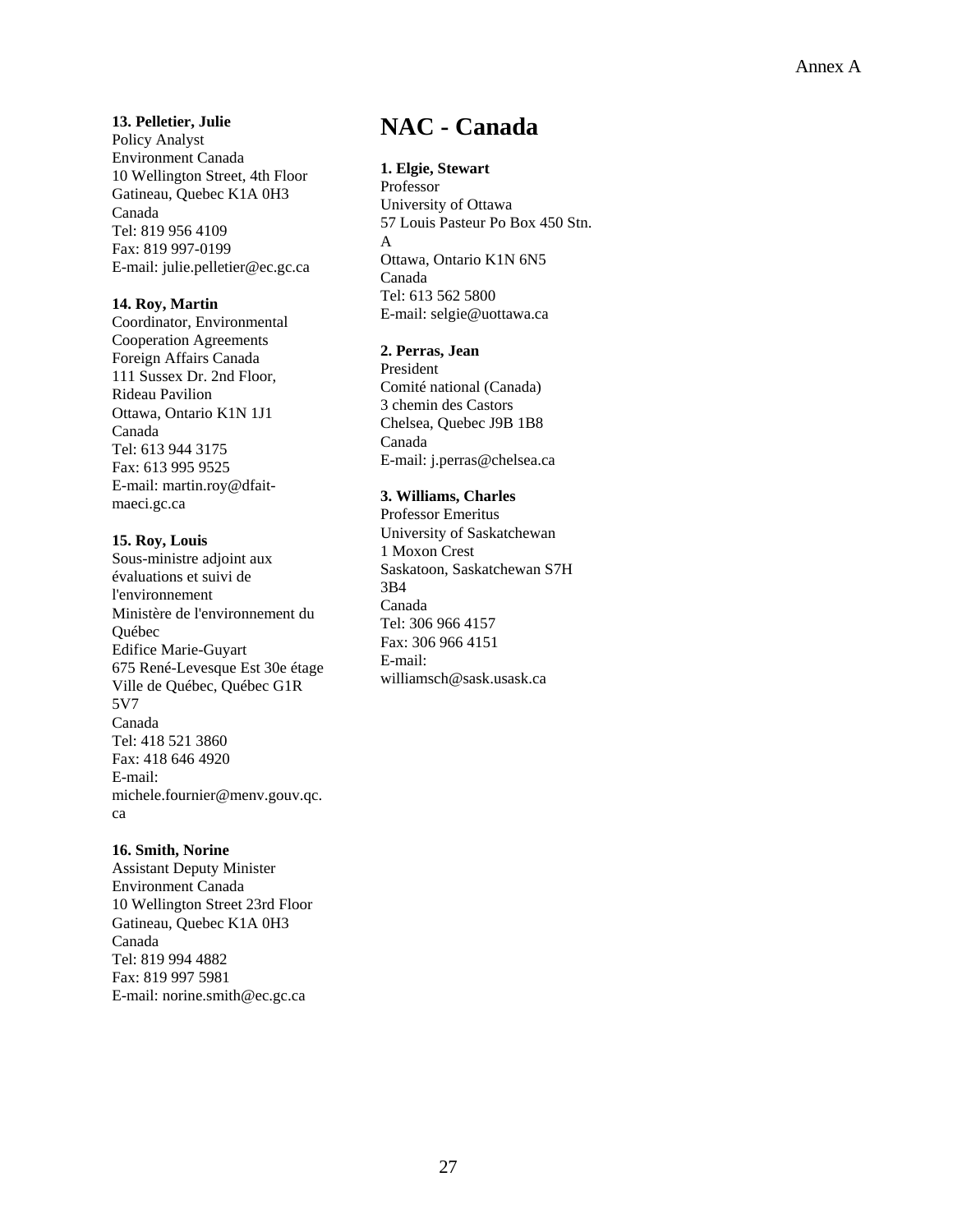**13. Pelletier, Julie**
Policy Analyst
Environment Canada
10 Wellington Street, 4th Floor
Gatineau, Quebec K1A 0H3
Canada
Tel: 819 956 4109
Fax: 819 997-0199
E-mail: julie.pelletier@ec.gc.ca

**14. Roy, Martin**
Coordinator, Environmental Cooperation Agreements
Foreign Affairs Canada
111 Sussex Dr. 2nd Floor, Rideau Pavilion
Ottawa, Ontario K1N 1J1
Canada
Tel: 613 944 3175
Fax: 613 995 9525
E-mail: martin.roy@dfait-maeci.gc.ca

**15. Roy, Louis**
Sous-ministre adjoint aux évaluations et suivi de l'environnement
Ministère de l'environnement du Québec
Edifice Marie-Guyart
675 René-Levesque Est 30e étage
Ville de Québec, Québec G1R 5V7
Canada
Tel: 418 521 3860
Fax: 418 646 4920
E-mail: michele.fournier@menv.gouv.qc.ca

**16. Smith, Norine**
Assistant Deputy Minister
Environment Canada
10 Wellington Street 23rd Floor
Gatineau, Quebec K1A 0H3
Canada
Tel: 819 994 4882
Fax: 819 997 5981
E-mail: norine.smith@ec.gc.ca

# NAC - Canada

**1. Elgie, Stewart**
Professor
University of Ottawa
57 Louis Pasteur Po Box 450 Stn. A
Ottawa, Ontario K1N 6N5
Canada
Tel: 613 562 5800
E-mail: selgie@uottawa.ca

**2. Perras, Jean**
President
Comité national (Canada)
3 chemin des Castors
Chelsea, Quebec J9B 1B8
Canada
E-mail: j.perras@chelsea.ca

**3. Williams, Charles**
Professor Emeritus
University of Saskatchewan
1 Moxon Crest
Saskatoon, Saskatchewan S7H 3B4
Canada
Tel: 306 966 4157
Fax: 306 966 4151
E-mail: williamsch@sask.usask.ca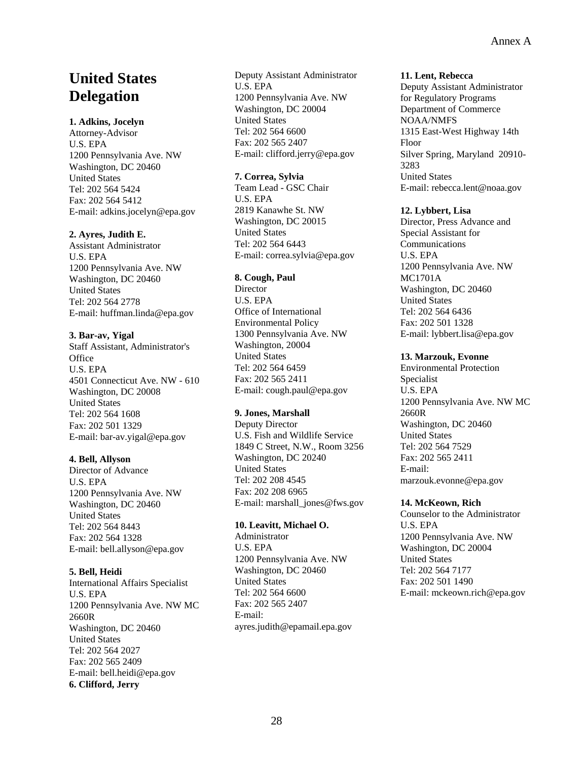# United States Delegation

**1. Adkins, Jocelyn**
Attorney-Advisor
U.S. EPA
1200 Pennsylvania Ave. NW
Washington, DC 20460
United States
Tel: 202 564 5424
Fax: 202 564 5412
E-mail: adkins.jocelyn@epa.gov

**2. Ayres, Judith E.**
Assistant Administrator
U.S. EPA
1200 Pennsylvania Ave. NW
Washington, DC 20460
United States
Tel: 202 564 2778
E-mail: huffman.linda@epa.gov

**3. Bar-av, Yigal**
Staff Assistant, Administrator's Office
U.S. EPA
4501 Connecticut Ave. NW - 610
Washington, DC 20008
United States
Tel: 202 564 1608
Fax: 202 501 1329
E-mail: bar-av.yigal@epa.gov

**4. Bell, Allyson**
Director of Advance
U.S. EPA
1200 Pennsylvania Ave. NW
Washington, DC 20460
United States
Tel: 202 564 8443
Fax: 202 564 1328
E-mail: bell.allyson@epa.gov

**5. Bell, Heidi**
International Affairs Specialist
U.S. EPA
1200 Pennsylvania Ave. NW MC 2660R
Washington, DC 20460
United States
Tel: 202 564 2027
Fax: 202 565 2409
E-mail: bell.heidi@epa.gov

**6. Clifford, Jerry**
Deputy Assistant Administrator
U.S. EPA
1200 Pennsylvania Ave. NW
Washington, DC 20004
United States
Tel: 202 564 6600
Fax: 202 565 2407
E-mail: clifford.jerry@epa.gov

**7. Correa, Sylvia**
Team Lead - GSC Chair
U.S. EPA
2819 Kanawhe St. NW
Washington, DC 20015
United States
Tel: 202 564 6443
E-mail: correa.sylvia@epa.gov

**8. Cough, Paul**
Director
U.S. EPA
Office of International Environmental Policy
1300 Pennsylvania Ave. NW
Washington, 20004
United States
Tel: 202 564 6459
Fax: 202 565 2411
E-mail: cough.paul@epa.gov

**9. Jones, Marshall**
Deputy Director
U.S. Fish and Wildlife Service
1849 C Street, N.W., Room 3256
Washington, DC 20240
United States
Tel: 202 208 4545
Fax: 202 208 6965
E-mail: marshall_jones@fws.gov

**10. Leavitt, Michael O.**
Administrator
U.S. EPA
1200 Pennsylvania Ave. NW
Washington, DC 20460
United States
Tel: 202 564 6600
Fax: 202 565 2407
E-mail: ayres.judith@epamail.epa.gov

**11. Lent, Rebecca**
Deputy Assistant Administrator for Regulatory Programs
Department of Commerce
NOAA/NMFS
1315 East-West Highway 14th Floor
Silver Spring, Maryland 20910-3283
United States
E-mail: rebecca.lent@noaa.gov

**12. Lybbert, Lisa**
Director, Press Advance and Special Assistant for Communications
U.S. EPA
1200 Pennsylvania Ave. NW MC1701A
Washington, DC 20460
United States
Tel: 202 564 6436
Fax: 202 501 1328
E-mail: lybbert.lisa@epa.gov

**13. Marzouk, Evonne**
Environmental Protection Specialist
U.S. EPA
1200 Pennsylvania Ave. NW MC 2660R
Washington, DC 20460
United States
Tel: 202 564 7529
Fax: 202 565 2411
E-mail: marzouk.evonne@epa.gov

**14. McKeown, Rich**
Counselor to the Administrator
U.S. EPA
1200 Pennsylvania Ave. NW
Washington, DC 20004
United States
Tel: 202 564 7177
Fax: 202 501 1490
E-mail: mckeown.rich@epa.gov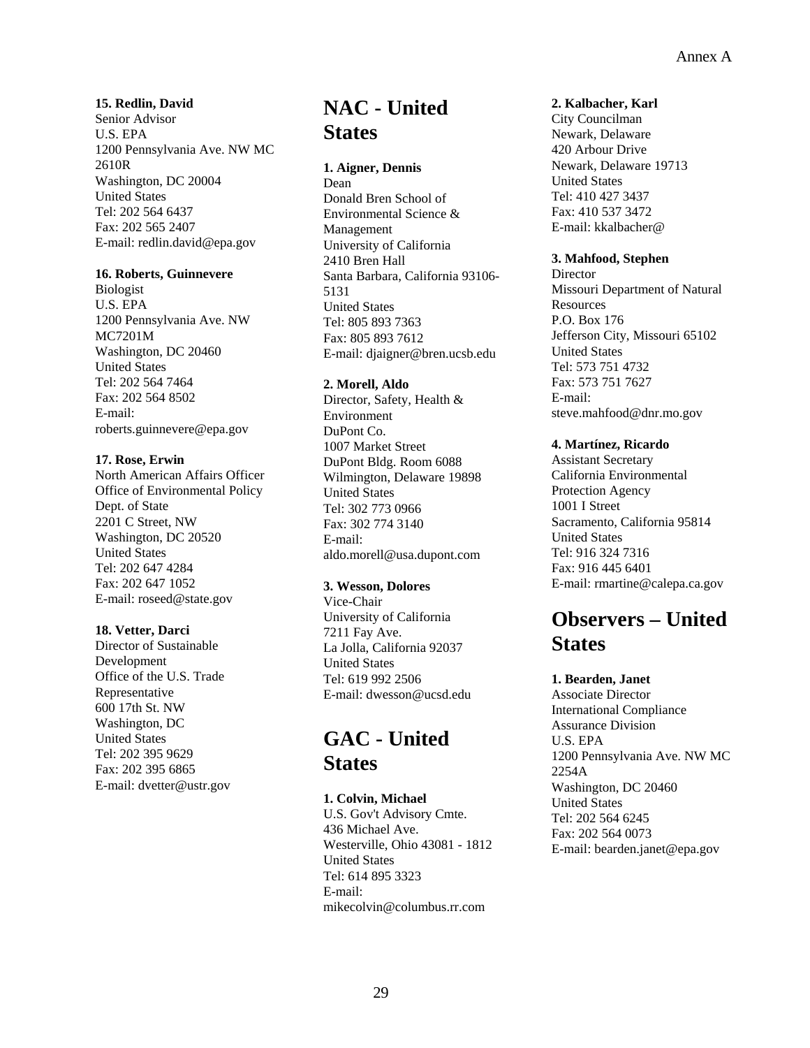**15. Redlin, David**
Senior Advisor
U.S. EPA
1200 Pennsylvania Ave. NW MC 2610R
Washington, DC 20004
United States
Tel: 202 564 6437
Fax: 202 565 2407
E-mail: redlin.david@epa.gov

**16. Roberts, Guinnevere**
Biologist
U.S. EPA
1200 Pennsylvania Ave. NW MC7201M
Washington, DC 20460
United States
Tel: 202 564 7464
Fax: 202 564 8502
E-mail: roberts.guinnevere@epa.gov

**17. Rose, Erwin**
North American Affairs Officer
Office of Environmental Policy
Dept. of State
2201 C Street, NW
Washington, DC 20520
United States
Tel: 202 647 4284
Fax: 202 647 1052
E-mail: roseed@state.gov

**18. Vetter, Darci**
Director of Sustainable Development
Office of the U.S. Trade Representative
600 17th St. NW
Washington, DC
United States
Tel: 202 395 9629
Fax: 202 395 6865
E-mail: dvetter@ustr.gov

## NAC - United States

**1. Aigner, Dennis**
Dean
Donald Bren School of Environmental Science & Management
University of California
2410 Bren Hall
Santa Barbara, California 93106-5131
United States
Tel: 805 893 7363
Fax: 805 893 7612
E-mail: djaigner@bren.ucsb.edu

**2. Morell, Aldo**
Director, Safety, Health & Environment
DuPont Co.
1007 Market Street
DuPont Bldg. Room 6088
Wilmington, Delaware 19898
United States
Tel: 302 773 0966
Fax: 302 774 3140
E-mail: aldo.morell@usa.dupont.com

**3. Wesson, Dolores**
Vice-Chair
University of California
7211 Fay Ave.
La Jolla, California 92037
United States
Tel: 619 992 2506
E-mail: dwesson@ucsd.edu

## GAC - United States

**1. Colvin, Michael**
U.S. Gov't Advisory Cmte.
436 Michael Ave.
Westerville, Ohio 43081 - 1812
United States
Tel: 614 895 3323
E-mail: mikecolvin@columbus.rr.com

**2. Kalbacher, Karl**
City Councilman
Newark, Delaware
420 Arbour Drive
Newark, Delaware 19713
United States
Tel: 410 427 3437
Fax: 410 537 3472
E-mail: kkalbacher@

**3. Mahfood, Stephen**
Director
Missouri Department of Natural Resources
P.O. Box 176
Jefferson City, Missouri 65102
United States
Tel: 573 751 4732
Fax: 573 751 7627
E-mail: steve.mahfood@dnr.mo.gov

**4. Martínez, Ricardo**
Assistant Secretary
California Environmental Protection Agency
1001 I Street
Sacramento, California 95814
United States
Tel: 916 324 7316
Fax: 916 445 6401
E-mail: rmartine@calepa.ca.gov

## Observers – United States

**1. Bearden, Janet**
Associate Director
International Compliance Assurance Division
U.S. EPA
1200 Pennsylvania Ave. NW MC 2254A
Washington, DC 20460
United States
Tel: 202 564 6245
Fax: 202 564 0073
E-mail: bearden.janet@epa.gov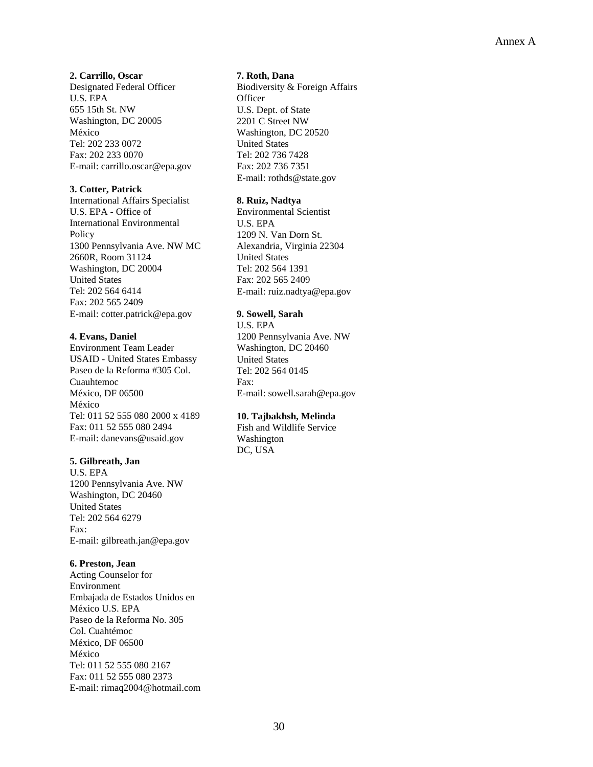**2. Carrillo, Oscar**
Designated Federal Officer
U.S. EPA
655 15th St. NW
Washington, DC 20005
México
Tel: 202 233 0072
Fax: 202 233 0070
E-mail: carrillo.oscar@epa.gov

**3. Cotter, Patrick**
International Affairs Specialist
U.S. EPA - Office of International Environmental Policy
1300 Pennsylvania Ave. NW MC 2660R, Room 31124
Washington, DC 20004
United States
Tel: 202 564 6414
Fax: 202 565 2409
E-mail: cotter.patrick@epa.gov

**4. Evans, Daniel**
Environment Team Leader
USAID - United States Embassy
Paseo de la Reforma #305 Col. Cuauhtemoc
México, DF 06500
México
Tel: 011 52 555 080 2000 x 4189
Fax: 011 52 555 080 2494
E-mail: danevans@usaid.gov

**5. Gilbreath, Jan**
U.S. EPA
1200 Pennsylvania Ave. NW
Washington, DC 20460
United States
Tel: 202 564 6279
Fax:
E-mail: gilbreath.jan@epa.gov

**6. Preston, Jean**
Acting Counselor for Environment
Embajada de Estados Unidos en México U.S. EPA
Paseo de la Reforma No. 305
Col. Cuahtémoc
México, DF 06500
México
Tel: 011 52 555 080 2167
Fax: 011 52 555 080 2373
E-mail: rimaq2004@hotmail.com

**7. Roth, Dana**
Biodiversity & Foreign Affairs Officer
U.S. Dept. of State
2201 C Street NW
Washington, DC 20520
United States
Tel: 202 736 7428
Fax: 202 736 7351
E-mail: rothds@state.gov

**8. Ruiz, Nadtya**
Environmental Scientist
U.S. EPA
1209 N. Van Dorn St.
Alexandria, Virginia 22304
United States
Tel: 202 564 1391
Fax: 202 565 2409
E-mail: ruiz.nadtya@epa.gov

**9. Sowell, Sarah**
U.S. EPA
1200 Pennsylvania Ave. NW
Washington, DC 20460
United States
Tel: 202 564 0145
Fax:
E-mail: sowell.sarah@epa.gov

**10. Tajbakhsh, Melinda**
Fish and Wildlife Service
Washington
DC, USA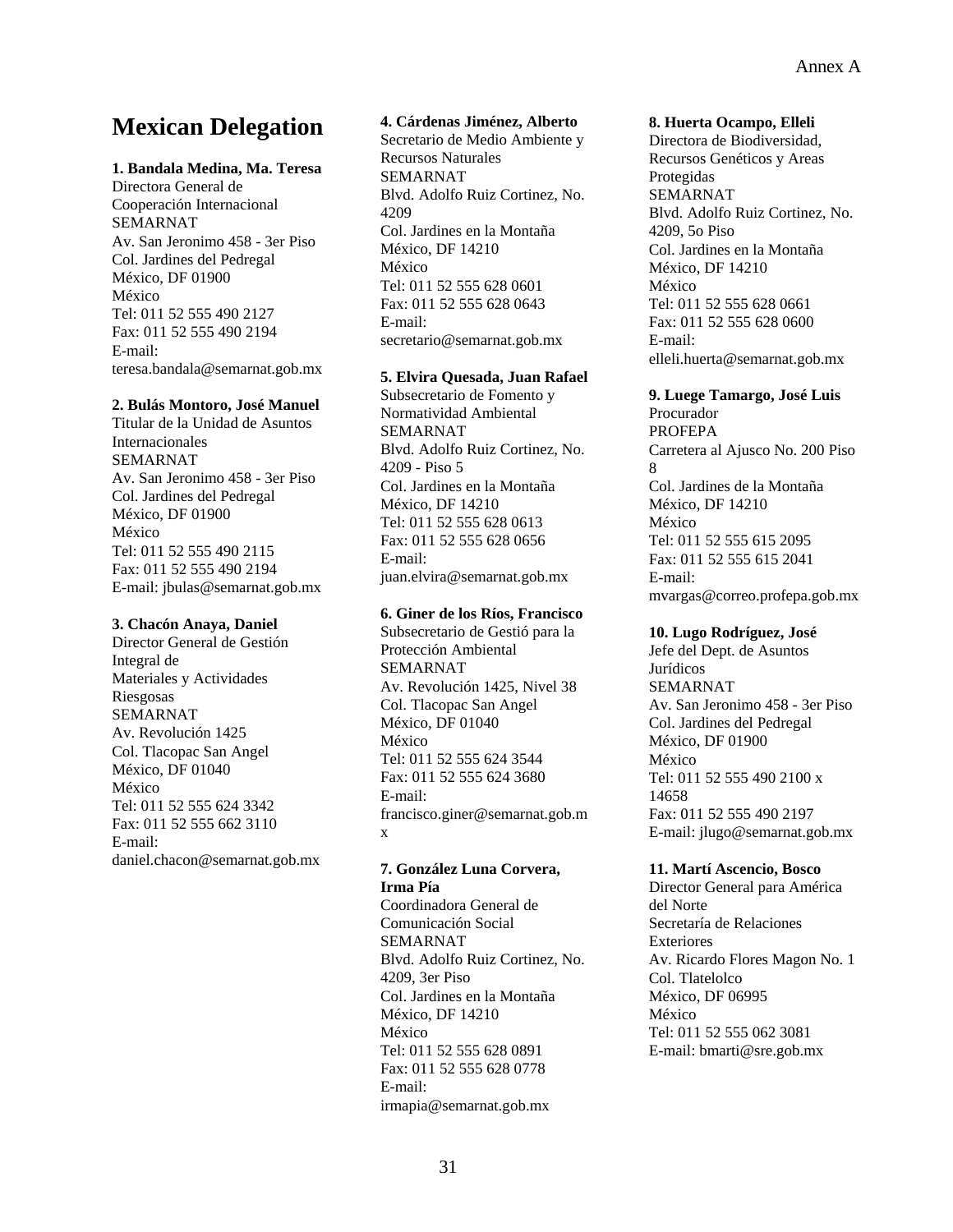# Mexican Delegation

**1. Bandala Medina, Ma. Teresa**
Directora General de Cooperación Internacional
SEMARNAT
Av. San Jeronimo 458 - 3er Piso
Col. Jardines del Pedregal
México, DF 01900
México
Tel: 011 52 555 490 2127
Fax: 011 52 555 490 2194
E-mail: teresa.bandala@semarnat.gob.mx

**2. Bulás Montoro, José Manuel**
Titular de la Unidad de Asuntos Internacionales
SEMARNAT
Av. San Jeronimo 458 - 3er Piso
Col. Jardines del Pedregal
México, DF 01900
México
Tel: 011 52 555 490 2115
Fax: 011 52 555 490 2194
E-mail: jbulas@semarnat.gob.mx

**3. Chacón Anaya, Daniel**
Director General de Gestión Integral de
Materiales y Actividades Riesgosas
SEMARNAT
Av. Revolución 1425
Col. Tlacopac San Angel
México, DF 01040
México
Tel: 011 52 555 624 3342
Fax: 011 52 555 662 3110
E-mail: daniel.chacon@semarnat.gob.mx

**4. Cárdenas Jiménez, Alberto**
Secretario de Medio Ambiente y Recursos Naturales
SEMARNAT
Blvd. Adolfo Ruiz Cortinez, No. 4209
Col. Jardines en la Montaña
México, DF 14210
México
Tel: 011 52 555 628 0601
Fax: 011 52 555 628 0643
E-mail: secretario@semarnat.gob.mx

**5. Elvira Quesada, Juan Rafael**
Subsecretario de Fomento y Normatividad Ambiental
SEMARNAT
Blvd. Adolfo Ruiz Cortinez, No. 4209 - Piso 5
Col. Jardines en la Montaña
México, DF 14210
Tel: 011 52 555 628 0613
Fax: 011 52 555 628 0656
E-mail: juan.elvira@semarnat.gob.mx

**6. Giner de los Ríos, Francisco**
Subsecretario de Gestió para la Protección Ambiental
SEMARNAT
Av. Revolución 1425, Nivel 38
Col. Tlacopac San Angel
México, DF 01040
México
Tel: 011 52 555 624 3544
Fax: 011 52 555 624 3680
E-mail: francisco.giner@semarnat.gob.mx

**7. González Luna Corvera, Irma Pía**
Coordinadora General de Comunicación Social
SEMARNAT
Blvd. Adolfo Ruiz Cortinez, No. 4209, 3er Piso
Col. Jardines en la Montaña
México, DF 14210
México
Tel: 011 52 555 628 0891
Fax: 011 52 555 628 0778
E-mail: irmapia@semarnat.gob.mx

**8. Huerta Ocampo, Elleli**
Directora de Biodiversidad, Recursos Genéticos y Areas Protegidas
SEMARNAT
Blvd. Adolfo Ruiz Cortinez, No. 4209, 5o Piso
Col. Jardines en la Montaña
México, DF 14210
México
Tel: 011 52 555 628 0661
Fax: 011 52 555 628 0600
E-mail: elleli.huerta@semarnat.gob.mx

**9. Luege Tamargo, José Luis**
Procurador
PROFEPA
Carretera al Ajusco No. 200 Piso 8
Col. Jardines de la Montaña
México, DF 14210
México
Tel: 011 52 555 615 2095
Fax: 011 52 555 615 2041
E-mail: mvargas@correo.profepa.gob.mx

**10. Lugo Rodríguez, José**
Jefe del Dept. de Asuntos Jurídicos
SEMARNAT
Av. San Jeronimo 458 - 3er Piso
Col. Jardines del Pedregal
México, DF 01900
México
Tel: 011 52 555 490 2100 x 14658
Fax: 011 52 555 490 2197
E-mail: jlugo@semarnat.gob.mx

**11. Martí Ascencio, Bosco**
Director General para América del Norte
Secretaría de Relaciones Exteriores
Av. Ricardo Flores Magon No. 1
Col. Tlatelolco
México, DF 06995
México
Tel: 011 52 555 062 3081
E-mail: bmarti@sre.gob.mx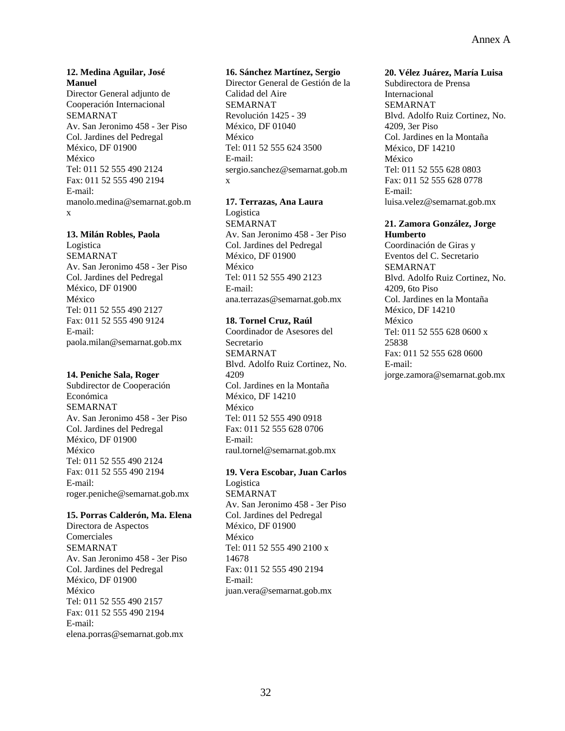**12. Medina Aguilar, José Manuel**
Director General adjunto de Cooperación Internacional
SEMARNAT
Av. San Jeronimo 458 - 3er Piso
Col. Jardines del Pedregal
México, DF 01900
México
Tel: 011 52 555 490 2124
Fax: 011 52 555 490 2194
E-mail:
manolo.medina@semarnat.gob.mx

**13. Milán Robles, Paola**
Logistica
SEMARNAT
Av. San Jeronimo 458 - 3er Piso
Col. Jardines del Pedregal
México, DF 01900
México
Tel: 011 52 555 490 2127
Fax: 011 52 555 490 9124
E-mail:
paola.milan@semarnat.gob.mx

**14. Peniche Sala, Roger**
Subdirector de Cooperación Económica
SEMARNAT
Av. San Jeronimo 458 - 3er Piso
Col. Jardines del Pedregal
México, DF 01900
México
Tel: 011 52 555 490 2124
Fax: 011 52 555 490 2194
E-mail:
roger.peniche@semarnat.gob.mx

**15. Porras Calderón, Ma. Elena**
Directora de Aspectos Comerciales
SEMARNAT
Av. San Jeronimo 458 - 3er Piso
Col. Jardines del Pedregal
México, DF 01900
México
Tel: 011 52 555 490 2157
Fax: 011 52 555 490 2194
E-mail:
elena.porras@semarnat.gob.mx

**16. Sánchez Martínez, Sergio**
Director General de Gestión de la Calidad del Aire
SEMARNAT
Revolución 1425 - 39
México, DF 01040
México
Tel: 011 52 555 624 3500
E-mail:
sergio.sanchez@semarnat.gob.mx

**17. Terrazas, Ana Laura**
Logistica
SEMARNAT
Av. San Jeronimo 458 - 3er Piso
Col. Jardines del Pedregal
México, DF 01900
México
Tel: 011 52 555 490 2123
E-mail:
ana.terrazas@semarnat.gob.mx

**18. Tornel Cruz, Raúl**
Coordinador de Asesores del Secretario
SEMARNAT
Blvd. Adolfo Ruiz Cortinez, No. 4209
Col. Jardines en la Montaña
México, DF 14210
México
Tel: 011 52 555 490 0918
Fax: 011 52 555 628 0706
E-mail:
raul.tornel@semarnat.gob.mx

**19. Vera Escobar, Juan Carlos**
Logistica
SEMARNAT
Av. San Jeronimo 458 - 3er Piso
Col. Jardines del Pedregal
México, DF 01900
México
Tel: 011 52 555 490 2100 x 14678
Fax: 011 52 555 490 2194
E-mail:
juan.vera@semarnat.gob.mx

**20. Vélez Juárez, María Luisa**
Subdirectora de Prensa Internacional
SEMARNAT
Blvd. Adolfo Ruiz Cortinez, No. 4209, 3er Piso
Col. Jardines en la Montaña
México, DF 14210
México
Tel: 011 52 555 628 0803
Fax: 011 52 555 628 0778
E-mail:
luisa.velez@semarnat.gob.mx

**21. Zamora González, Jorge Humberto**
Coordinación de Giras y Eventos del C. Secretario
SEMARNAT
Blvd. Adolfo Ruiz Cortinez, No. 4209, 6to Piso
Col. Jardines en la Montaña
México, DF 14210
México
Tel: 011 52 555 628 0600 x 25838
Fax: 011 52 555 628 0600
E-mail:
jorge.zamora@semarnat.gob.mx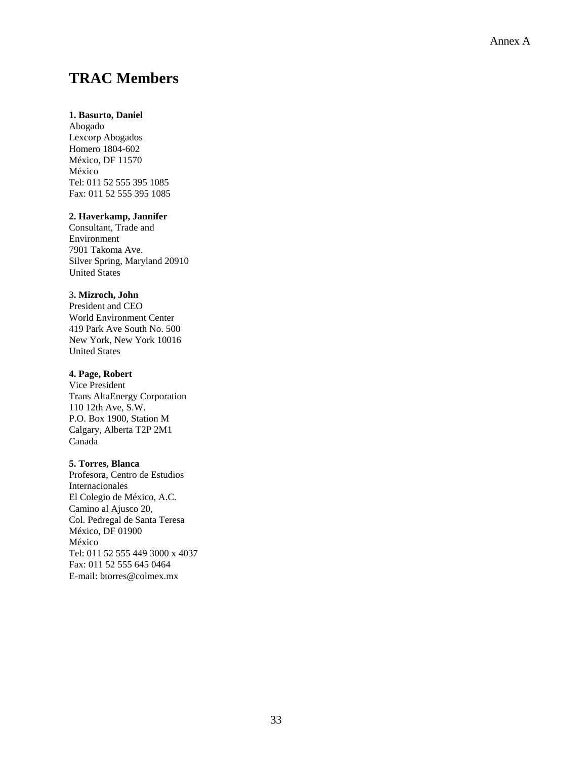# TRAC Members

**1. Basurto, Daniel**
Abogado
Lexcorp Abogados
Homero 1804-602
México, DF 11570
México
Tel: 011 52 555 395 1085
Fax: 011 52 555 395 1085

**2. Haverkamp, Jannifer**
Consultant, Trade and
Environment
7901 Takoma Ave.
Silver Spring, Maryland 20910
United States

3**. Mizroch, John**
President and CEO
World Environment Center
419 Park Ave South No. 500
New York, New York 10016
United States

**4. Page, Robert**
Vice President
Trans AltaEnergy Corporation
110 12th Ave, S.W.
P.O. Box 1900, Station M
Calgary, Alberta T2P 2M1
Canada

**5. Torres, Blanca**
Profesora, Centro de Estudios
Internacionales
El Colegio de México, A.C.
Camino al Ajusco 20,
Col. Pedregal de Santa Teresa
México, DF 01900
México
Tel: 011 52 555 449 3000 x 4037
Fax: 011 52 555 645 0464
E-mail: btorres@colmex.mx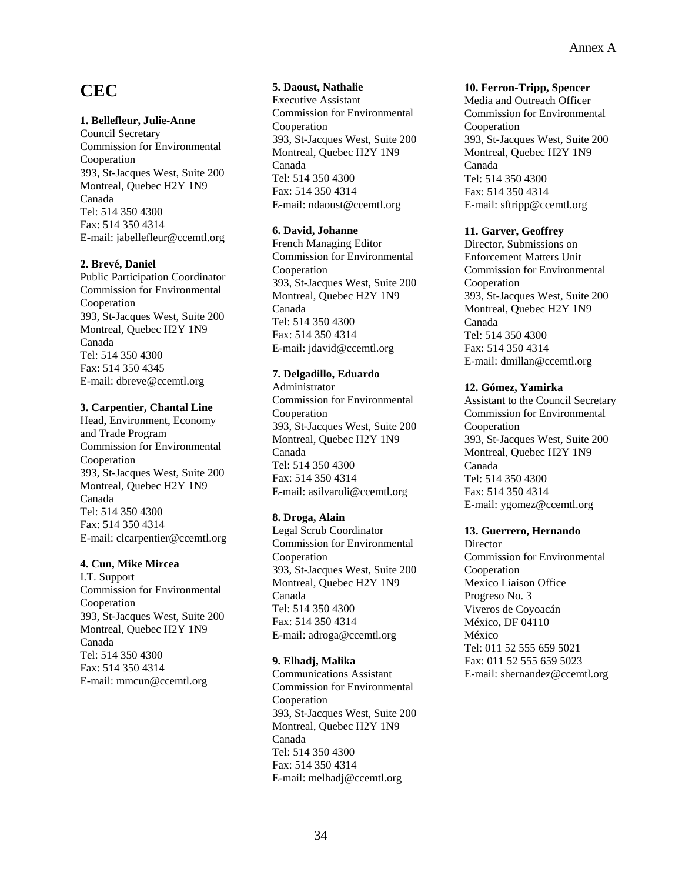# CEC

**1. Bellefleur, Julie-Anne**
Council Secretary
Commission for Environmental Cooperation
393, St-Jacques West, Suite 200
Montreal, Quebec H2Y 1N9
Canada
Tel: 514 350 4300
Fax: 514 350 4314
E-mail: jabellefleur@ccemtl.org

**2. Brevé, Daniel**
Public Participation Coordinator
Commission for Environmental Cooperation
393, St-Jacques West, Suite 200
Montreal, Quebec H2Y 1N9
Canada
Tel: 514 350 4300
Fax: 514 350 4345
E-mail: dbreve@ccemtl.org

**3. Carpentier, Chantal Line**
Head, Environment, Economy and Trade Program
Commission for Environmental Cooperation
393, St-Jacques West, Suite 200
Montreal, Quebec H2Y 1N9
Canada
Tel: 514 350 4300
Fax: 514 350 4314
E-mail: clcarpentier@ccemtl.org

**4. Cun, Mike Mircea**
I.T. Support
Commission for Environmental Cooperation
393, St-Jacques West, Suite 200
Montreal, Quebec H2Y 1N9
Canada
Tel: 514 350 4300
Fax: 514 350 4314
E-mail: mmcun@ccemtl.org

**5. Daoust, Nathalie**
Executive Assistant
Commission for Environmental Cooperation
393, St-Jacques West, Suite 200
Montreal, Quebec H2Y 1N9
Canada
Tel: 514 350 4300
Fax: 514 350 4314
E-mail: ndaoust@ccemtl.org

**6. David, Johanne**
French Managing Editor
Commission for Environmental Cooperation
393, St-Jacques West, Suite 200
Montreal, Quebec H2Y 1N9
Canada
Tel: 514 350 4300
Fax: 514 350 4314
E-mail: jdavid@ccemtl.org

**7. Delgadillo, Eduardo**
Administrator
Commission for Environmental Cooperation
393, St-Jacques West, Suite 200
Montreal, Quebec H2Y 1N9
Canada
Tel: 514 350 4300
Fax: 514 350 4314
E-mail: asilvaroli@ccemtl.org

**8. Droga, Alain**
Legal Scrub Coordinator
Commission for Environmental Cooperation
393, St-Jacques West, Suite 200
Montreal, Quebec H2Y 1N9
Canada
Tel: 514 350 4300
Fax: 514 350 4314
E-mail: adroga@ccemtl.org

**9. Elhadj, Malika**
Communications Assistant
Commission for Environmental Cooperation
393, St-Jacques West, Suite 200
Montreal, Quebec H2Y 1N9
Canada
Tel: 514 350 4300
Fax: 514 350 4314
E-mail: melhadj@ccemtl.org

**10. Ferron-Tripp, Spencer**
Media and Outreach Officer
Commission for Environmental Cooperation
393, St-Jacques West, Suite 200
Montreal, Quebec H2Y 1N9
Canada
Tel: 514 350 4300
Fax: 514 350 4314
E-mail: sftripp@ccemtl.org

**11. Garver, Geoffrey**
Director, Submissions on Enforcement Matters Unit
Commission for Environmental Cooperation
393, St-Jacques West, Suite 200
Montreal, Quebec H2Y 1N9
Canada
Tel: 514 350 4300
Fax: 514 350 4314
E-mail: dmillan@ccemtl.org

**12. Gómez, Yamirka**
Assistant to the Council Secretary
Commission for Environmental Cooperation
393, St-Jacques West, Suite 200
Montreal, Quebec H2Y 1N9
Canada
Tel: 514 350 4300
Fax: 514 350 4314
E-mail: ygomez@ccemtl.org

**13. Guerrero, Hernando**
Director
Commission for Environmental Cooperation
Mexico Liaison Office
Progreso No. 3
Viveros de Coyoacán
México, DF 04110
México
Tel: 011 52 555 659 5021
Fax: 011 52 555 659 5023
E-mail: shernandez@ccemtl.org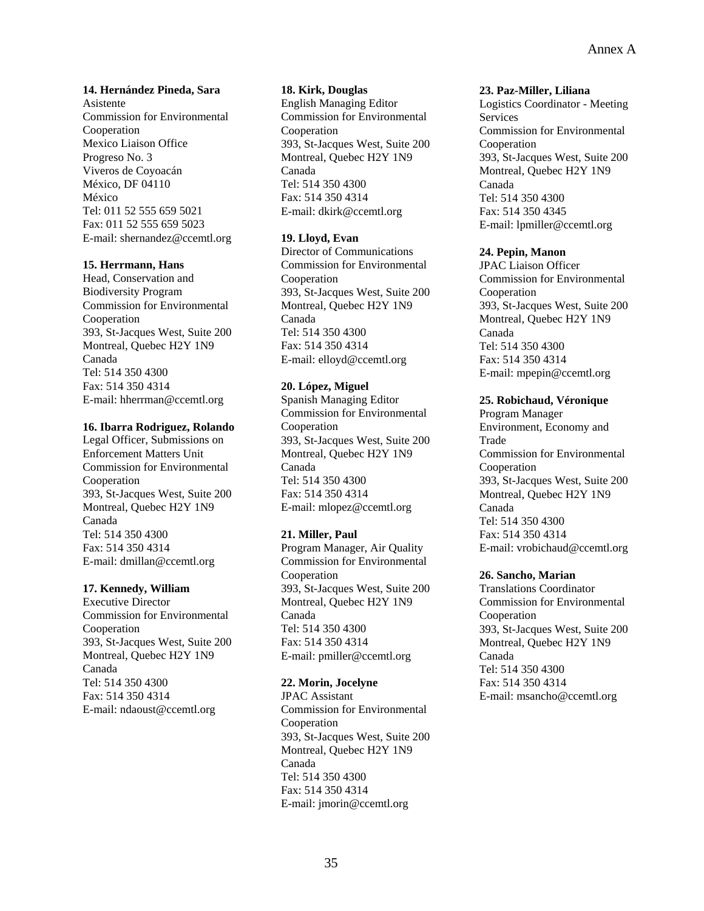**14. Hernández Pineda, Sara**
Asistente
Commission for Environmental Cooperation
Mexico Liaison Office
Progreso No. 3
Viveros de Coyoacán
México, DF 04110
México
Tel: 011 52 555 659 5021
Fax: 011 52 555 659 5023
E-mail: shernandez@ccemtl.org

**15. Herrmann, Hans**
Head, Conservation and Biodiversity Program
Commission for Environmental Cooperation
393, St-Jacques West, Suite 200
Montreal, Quebec H2Y 1N9
Canada
Tel: 514 350 4300
Fax: 514 350 4314
E-mail: hherrman@ccemtl.org

**16. Ibarra Rodriguez, Rolando**
Legal Officer, Submissions on Enforcement Matters Unit
Commission for Environmental Cooperation
393, St-Jacques West, Suite 200
Montreal, Quebec H2Y 1N9
Canada
Tel: 514 350 4300
Fax: 514 350 4314
E-mail: dmillan@ccemtl.org

**17. Kennedy, William**
Executive Director
Commission for Environmental Cooperation
393, St-Jacques West, Suite 200
Montreal, Quebec H2Y 1N9
Canada
Tel: 514 350 4300
Fax: 514 350 4314
E-mail: ndaoust@ccemtl.org

**18. Kirk, Douglas**
English Managing Editor
Commission for Environmental Cooperation
393, St-Jacques West, Suite 200
Montreal, Quebec H2Y 1N9
Canada
Tel: 514 350 4300
Fax: 514 350 4314
E-mail: dkirk@ccemtl.org

**19. Lloyd, Evan**
Director of Communications
Commission for Environmental Cooperation
393, St-Jacques West, Suite 200
Montreal, Quebec H2Y 1N9
Canada
Tel: 514 350 4300
Fax: 514 350 4314
E-mail: elloyd@ccemtl.org

**20. López, Miguel**
Spanish Managing Editor
Commission for Environmental Cooperation
393, St-Jacques West, Suite 200
Montreal, Quebec H2Y 1N9
Canada
Tel: 514 350 4300
Fax: 514 350 4314
E-mail: mlopez@ccemtl.org

**21. Miller, Paul**
Program Manager, Air Quality
Commission for Environmental Cooperation
393, St-Jacques West, Suite 200
Montreal, Quebec H2Y 1N9
Canada
Tel: 514 350 4300
Fax: 514 350 4314
E-mail: pmiller@ccemtl.org

**22. Morin, Jocelyne**
JPAC Assistant
Commission for Environmental Cooperation
393, St-Jacques West, Suite 200
Montreal, Quebec H2Y 1N9
Canada
Tel: 514 350 4300
Fax: 514 350 4314
E-mail: jmorin@ccemtl.org

**23. Paz-Miller, Liliana**
Logistics Coordinator - Meeting Services
Commission for Environmental Cooperation
393, St-Jacques West, Suite 200
Montreal, Quebec H2Y 1N9
Canada
Tel: 514 350 4300
Fax: 514 350 4345
E-mail: lpmiller@ccemtl.org

**24. Pepin, Manon**
JPAC Liaison Officer
Commission for Environmental Cooperation
393, St-Jacques West, Suite 200
Montreal, Quebec H2Y 1N9
Canada
Tel: 514 350 4300
Fax: 514 350 4314
E-mail: mpepin@ccemtl.org

**25. Robichaud, Véronique**
Program Manager
Environment, Economy and Trade
Commission for Environmental Cooperation
393, St-Jacques West, Suite 200
Montreal, Quebec H2Y 1N9
Canada
Tel: 514 350 4300
Fax: 514 350 4314
E-mail: vrobichaud@ccemtl.org

**26. Sancho, Marian**
Translations Coordinator
Commission for Environmental Cooperation
393, St-Jacques West, Suite 200
Montreal, Quebec H2Y 1N9
Canada
Tel: 514 350 4300
Fax: 514 350 4314
E-mail: msancho@ccemtl.org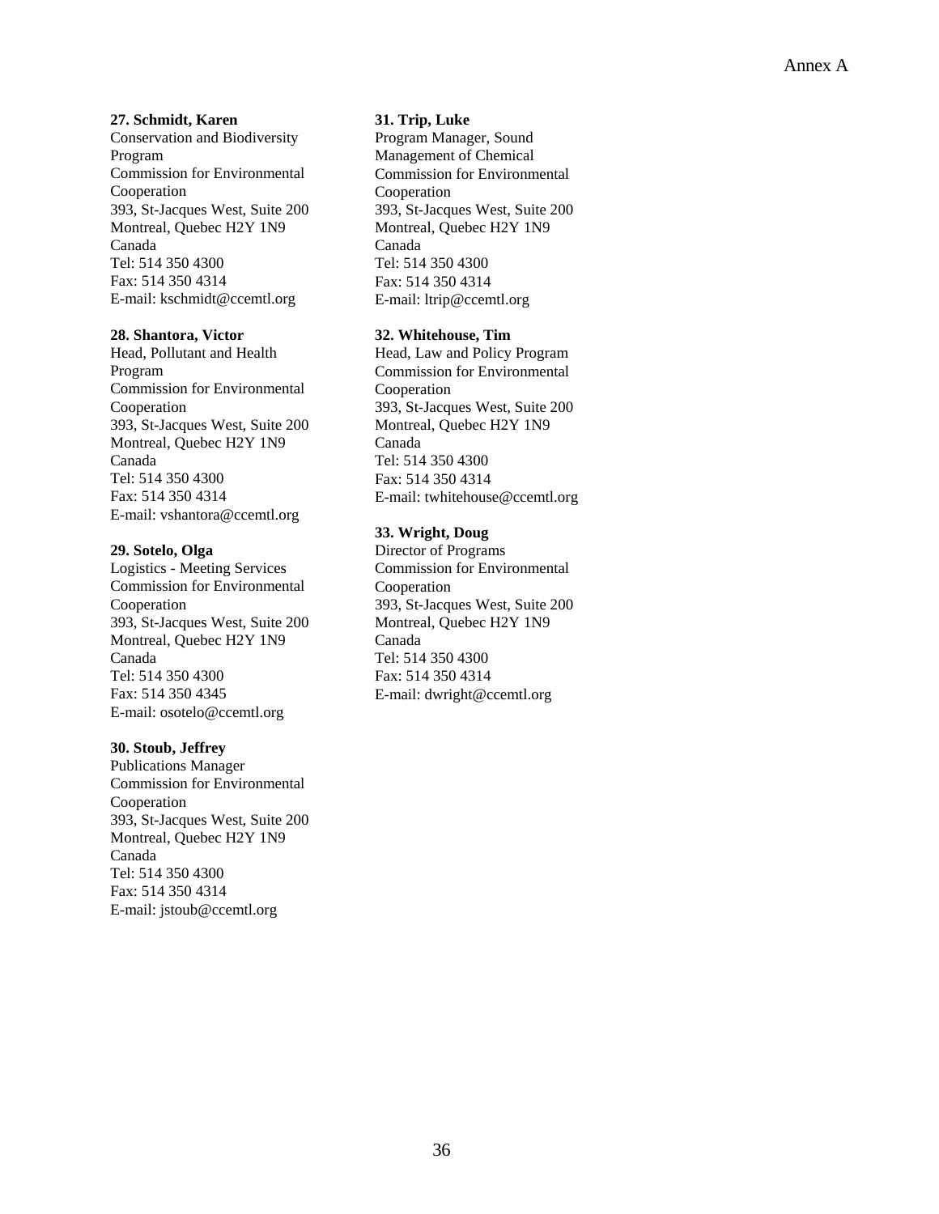**27. Schmidt, Karen**
Conservation and Biodiversity Program
Commission for Environmental Cooperation
393, St-Jacques West, Suite 200
Montreal, Quebec H2Y 1N9
Canada
Tel: 514 350 4300
Fax: 514 350 4314
E-mail: kschmidt@ccemtl.org

**28. Shantora, Victor**
Head, Pollutant and Health Program
Commission for Environmental Cooperation
393, St-Jacques West, Suite 200
Montreal, Quebec H2Y 1N9
Canada
Tel: 514 350 4300
Fax: 514 350 4314
E-mail: vshantora@ccemtl.org

**29. Sotelo, Olga**
Logistics - Meeting Services
Commission for Environmental Cooperation
393, St-Jacques West, Suite 200
Montreal, Quebec H2Y 1N9
Canada
Tel: 514 350 4300
Fax: 514 350 4345
E-mail: osotelo@ccemtl.org

**30. Stoub, Jeffrey**
Publications Manager
Commission for Environmental Cooperation
393, St-Jacques West, Suite 200
Montreal, Quebec H2Y 1N9
Canada
Tel: 514 350 4300
Fax: 514 350 4314
E-mail: jstoub@ccemtl.org

**31. Trip, Luke**
Program Manager, Sound Management of Chemical
Commission for Environmental Cooperation
393, St-Jacques West, Suite 200
Montreal, Quebec H2Y 1N9
Canada
Tel: 514 350 4300
Fax: 514 350 4314
E-mail: ltrip@ccemtl.org

**32. Whitehouse, Tim**
Head, Law and Policy Program
Commission for Environmental Cooperation
393, St-Jacques West, Suite 200
Montreal, Quebec H2Y 1N9
Canada
Tel: 514 350 4300
Fax: 514 350 4314
E-mail: twhitehouse@ccemtl.org

**33. Wright, Doug**
Director of Programs
Commission for Environmental Cooperation
393, St-Jacques West, Suite 200
Montreal, Quebec H2Y 1N9
Canada
Tel: 514 350 4300
Fax: 514 350 4314
E-mail: dwright@ccemtl.org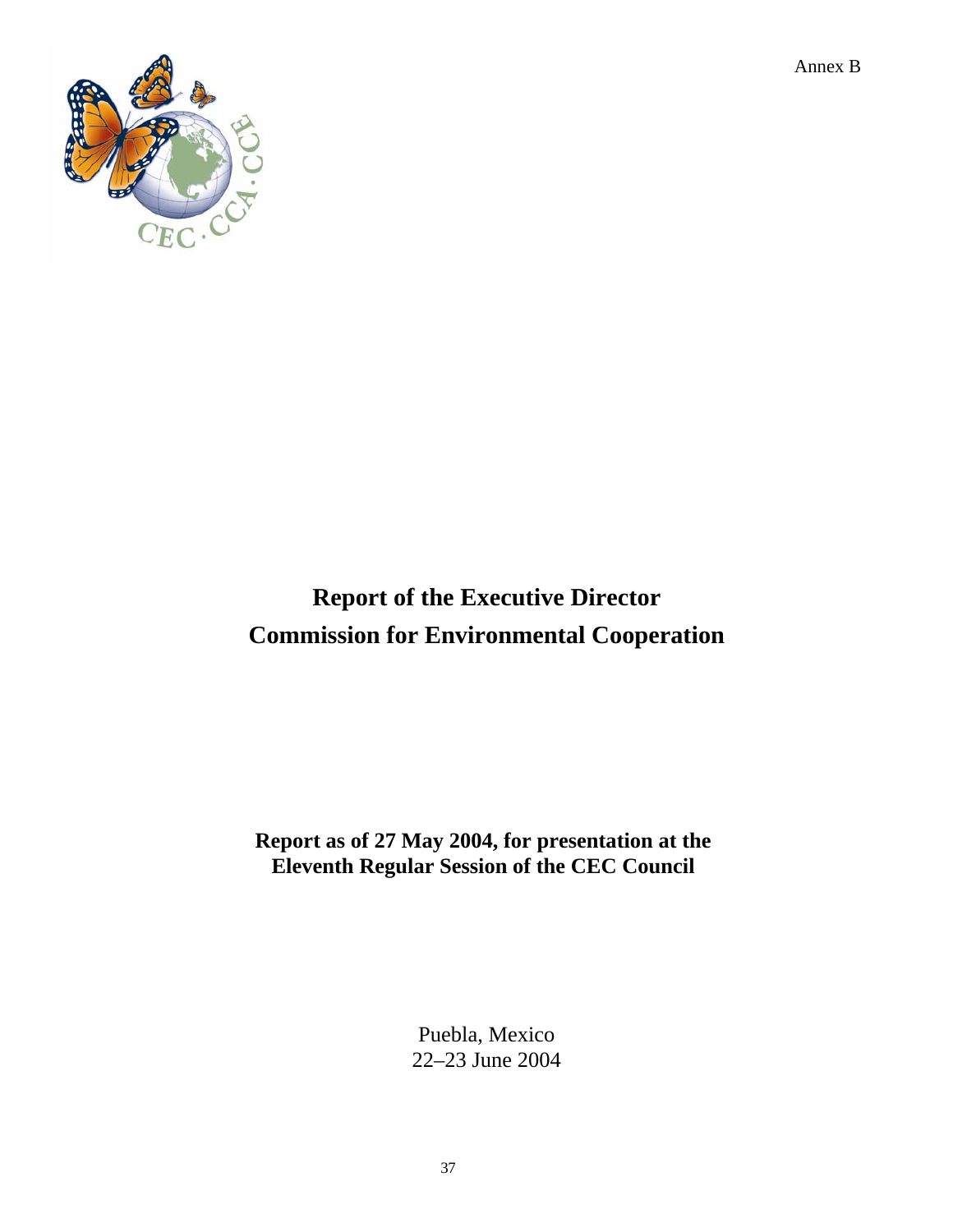Annex B

# Report of the Executive Director
# Commission for Environmental Cooperation

**Report as of 27 May 2004, for presentation at the Eleventh Regular Session of the CEC Council**

Puebla, Mexico
22–23 June 2004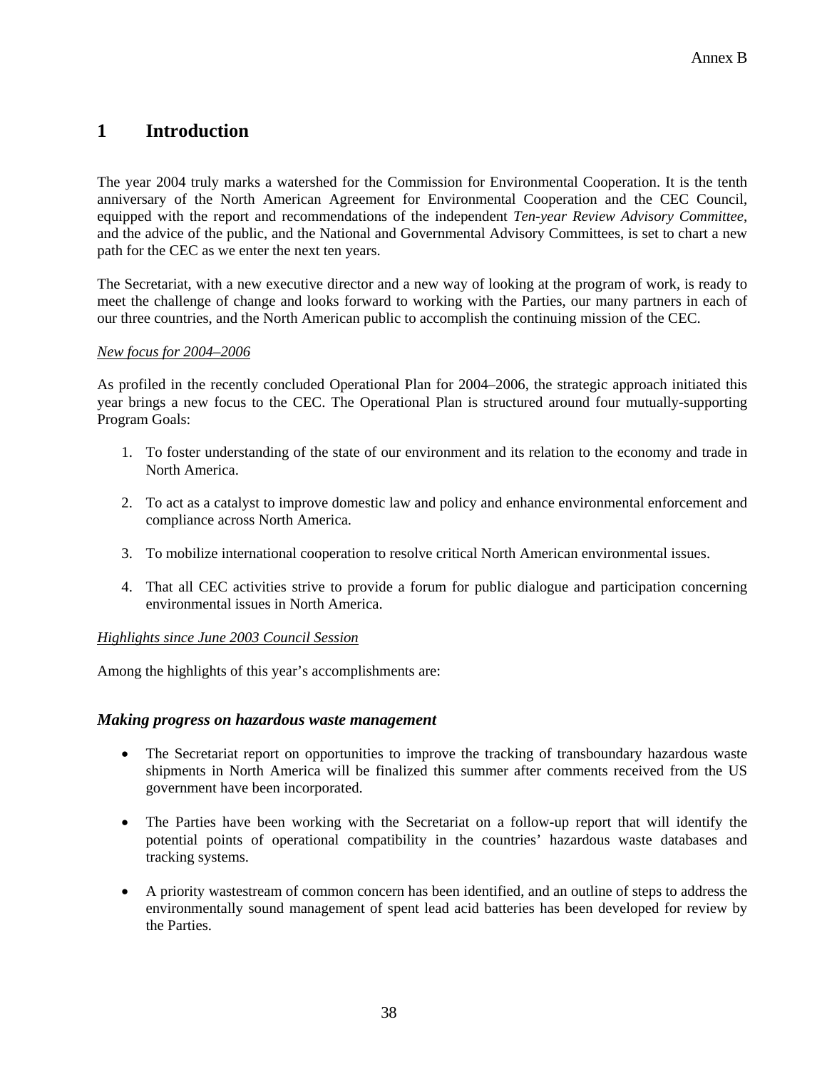# 1 Introduction

The year 2004 truly marks a watershed for the Commission for Environmental Cooperation. It is the tenth anniversary of the North American Agreement for Environmental Cooperation and the CEC Council, equipped with the report and recommendations of the independent *Ten-year Review Advisory Committee*, and the advice of the public, and the National and Governmental Advisory Committees, is set to chart a new path for the CEC as we enter the next ten years.

The Secretariat, with a new executive director and a new way of looking at the program of work, is ready to meet the challenge of change and looks forward to working with the Parties, our many partners in each of our three countries, and the North American public to accomplish the continuing mission of the CEC.

*New focus for 2004–2006*

As profiled in the recently concluded Operational Plan for 2004–2006, the strategic approach initiated this year brings a new focus to the CEC. The Operational Plan is structured around four mutually-supporting Program Goals:

1. To foster understanding of the state of our environment and its relation to the economy and trade in North America.
2. To act as a catalyst to improve domestic law and policy and enhance environmental enforcement and compliance across North America.
3. To mobilize international cooperation to resolve critical North American environmental issues.
4. That all CEC activities strive to provide a forum for public dialogue and participation concerning environmental issues in North America.

*Highlights since June 2003 Council Session*

Among the highlights of this year's accomplishments are:

### *Making progress on hazardous waste management*

- The Secretariat report on opportunities to improve the tracking of transboundary hazardous waste shipments in North America will be finalized this summer after comments received from the US government have been incorporated.
- The Parties have been working with the Secretariat on a follow-up report that will identify the potential points of operational compatibility in the countries' hazardous waste databases and tracking systems.
- A priority wastestream of common concern has been identified, and an outline of steps to address the environmentally sound management of spent lead acid batteries has been developed for review by the Parties.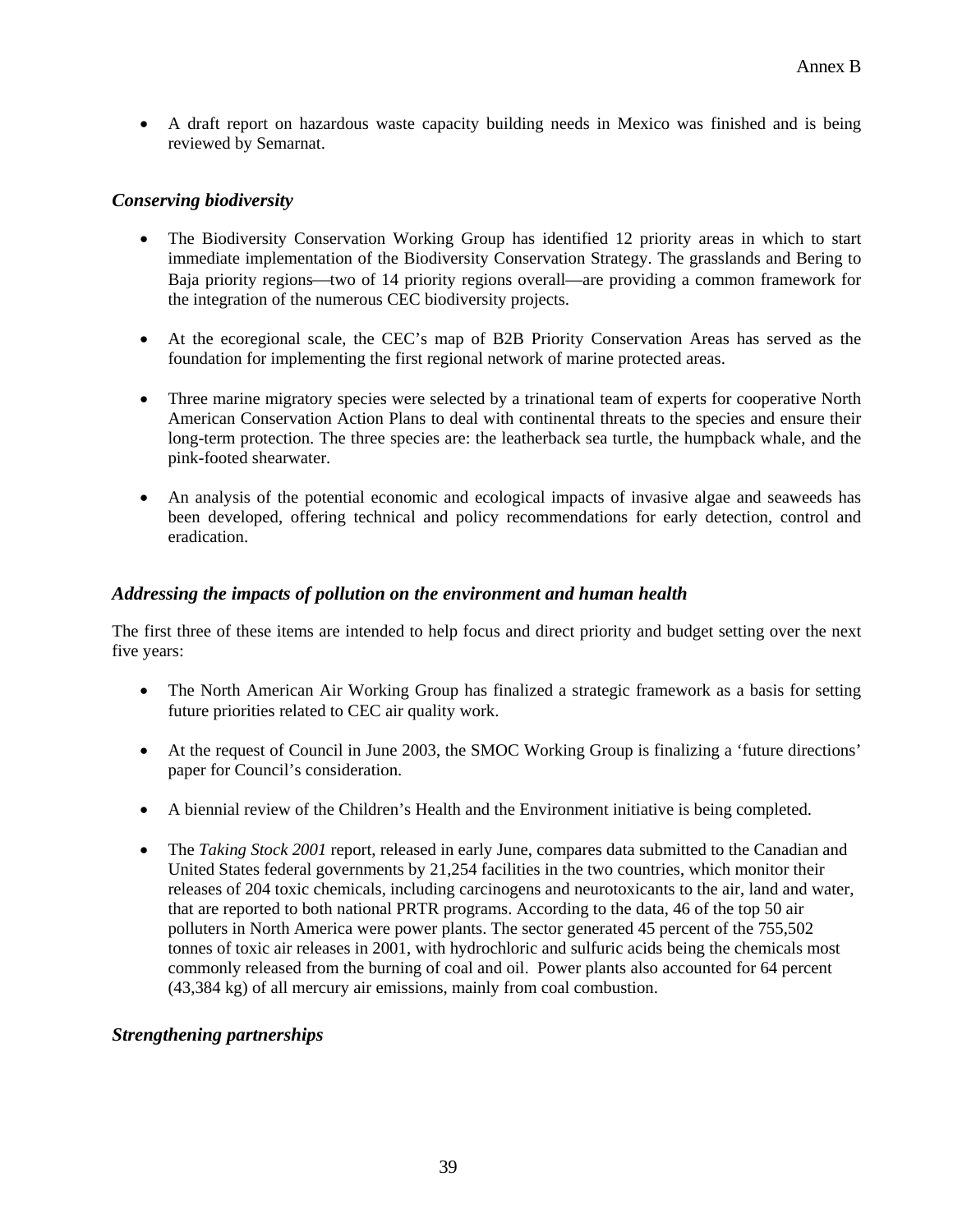- A draft report on hazardous waste capacity building needs in Mexico was finished and is being reviewed by Semarnat.

### *Conserving biodiversity*

- The Biodiversity Conservation Working Group has identified 12 priority areas in which to start immediate implementation of the Biodiversity Conservation Strategy. The grasslands and Bering to Baja priority regions—two of 14 priority regions overall—are providing a common framework for the integration of the numerous CEC biodiversity projects.

- At the ecoregional scale, the CEC's map of B2B Priority Conservation Areas has served as the foundation for implementing the first regional network of marine protected areas.

- Three marine migratory species were selected by a trinational team of experts for cooperative North American Conservation Action Plans to deal with continental threats to the species and ensure their long-term protection. The three species are: the leatherback sea turtle, the humpback whale, and the pink-footed shearwater.

- An analysis of the potential economic and ecological impacts of invasive algae and seaweeds has been developed, offering technical and policy recommendations for early detection, control and eradication.

### *Addressing the impacts of pollution on the environment and human health*

The first three of these items are intended to help focus and direct priority and budget setting over the next five years:

- The North American Air Working Group has finalized a strategic framework as a basis for setting future priorities related to CEC air quality work.

- At the request of Council in June 2003, the SMOC Working Group is finalizing a 'future directions' paper for Council's consideration.

- A biennial review of the Children's Health and the Environment initiative is being completed.

- The *Taking Stock 2001* report, released in early June, compares data submitted to the Canadian and United States federal governments by 21,254 facilities in the two countries, which monitor their releases of 204 toxic chemicals, including carcinogens and neurotoxicants to the air, land and water, that are reported to both national PRTR programs. According to the data, 46 of the top 50 air polluters in North America were power plants. The sector generated 45 percent of the 755,502 tonnes of toxic air releases in 2001, with hydrochloric and sulfuric acids being the chemicals most commonly released from the burning of coal and oil. Power plants also accounted for 64 percent (43,384 kg) of all mercury air emissions, mainly from coal combustion.

### *Strengthening partnerships*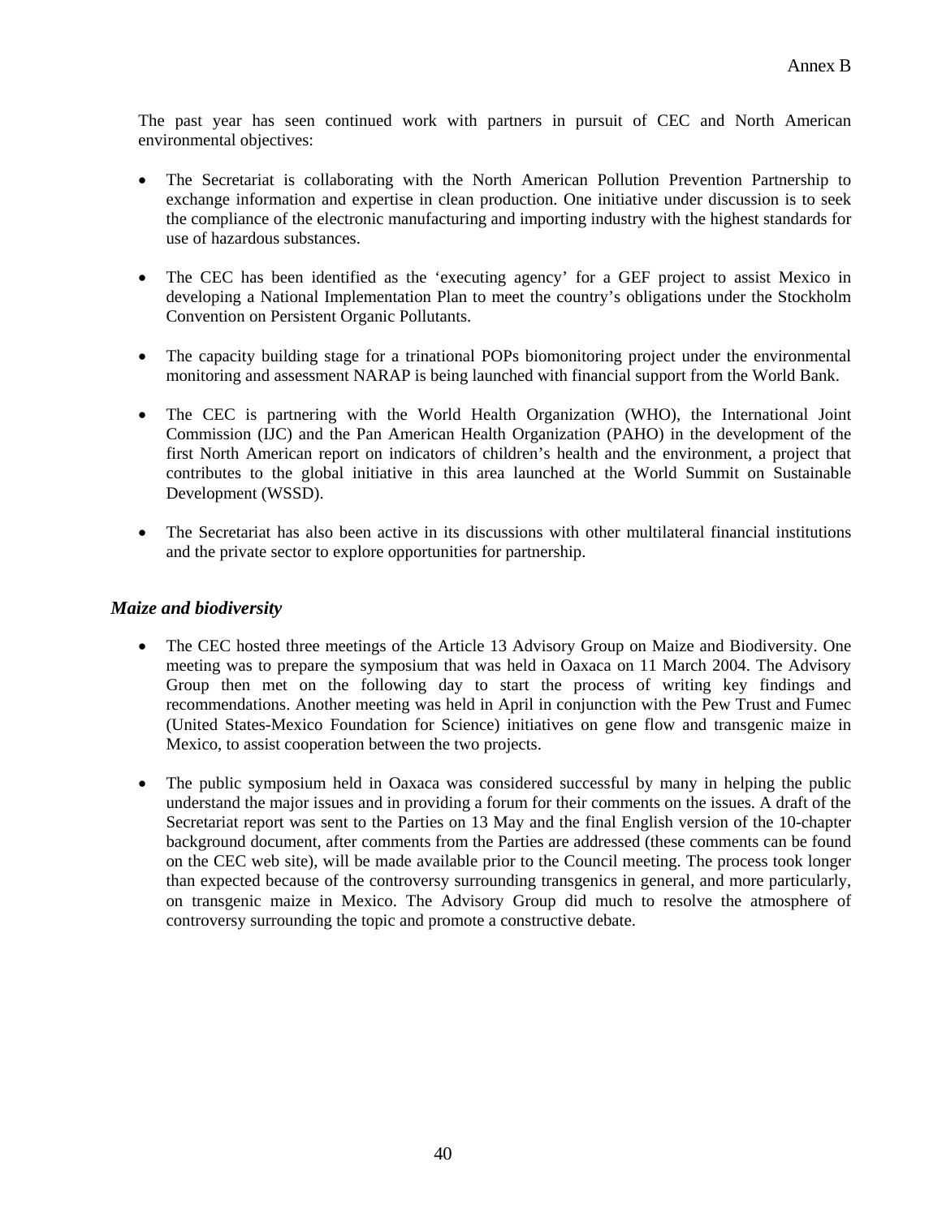The past year has seen continued work with partners in pursuit of CEC and North American environmental objectives:

- The Secretariat is collaborating with the North American Pollution Prevention Partnership to exchange information and expertise in clean production. One initiative under discussion is to seek the compliance of the electronic manufacturing and importing industry with the highest standards for use of hazardous substances.

- The CEC has been identified as the 'executing agency' for a GEF project to assist Mexico in developing a National Implementation Plan to meet the country's obligations under the Stockholm Convention on Persistent Organic Pollutants.

- The capacity building stage for a trinational POPs biomonitoring project under the environmental monitoring and assessment NARAP is being launched with financial support from the World Bank.

- The CEC is partnering with the World Health Organization (WHO), the International Joint Commission (IJC) and the Pan American Health Organization (PAHO) in the development of the first North American report on indicators of children's health and the environment, a project that contributes to the global initiative in this area launched at the World Summit on Sustainable Development (WSSD).

- The Secretariat has also been active in its discussions with other multilateral financial institutions and the private sector to explore opportunities for partnership.

### *Maize and biodiversity*

- The CEC hosted three meetings of the Article 13 Advisory Group on Maize and Biodiversity. One meeting was to prepare the symposium that was held in Oaxaca on 11 March 2004. The Advisory Group then met on the following day to start the process of writing key findings and recommendations. Another meeting was held in April in conjunction with the Pew Trust and Fumec (United States-Mexico Foundation for Science) initiatives on gene flow and transgenic maize in Mexico, to assist cooperation between the two projects.

- The public symposium held in Oaxaca was considered successful by many in helping the public understand the major issues and in providing a forum for their comments on the issues. A draft of the Secretariat report was sent to the Parties on 13 May and the final English version of the 10-chapter background document, after comments from the Parties are addressed (these comments can be found on the CEC web site), will be made available prior to the Council meeting. The process took longer than expected because of the controversy surrounding transgenics in general, and more particularly, on transgenic maize in Mexico. The Advisory Group did much to resolve the atmosphere of controversy surrounding the topic and promote a constructive debate.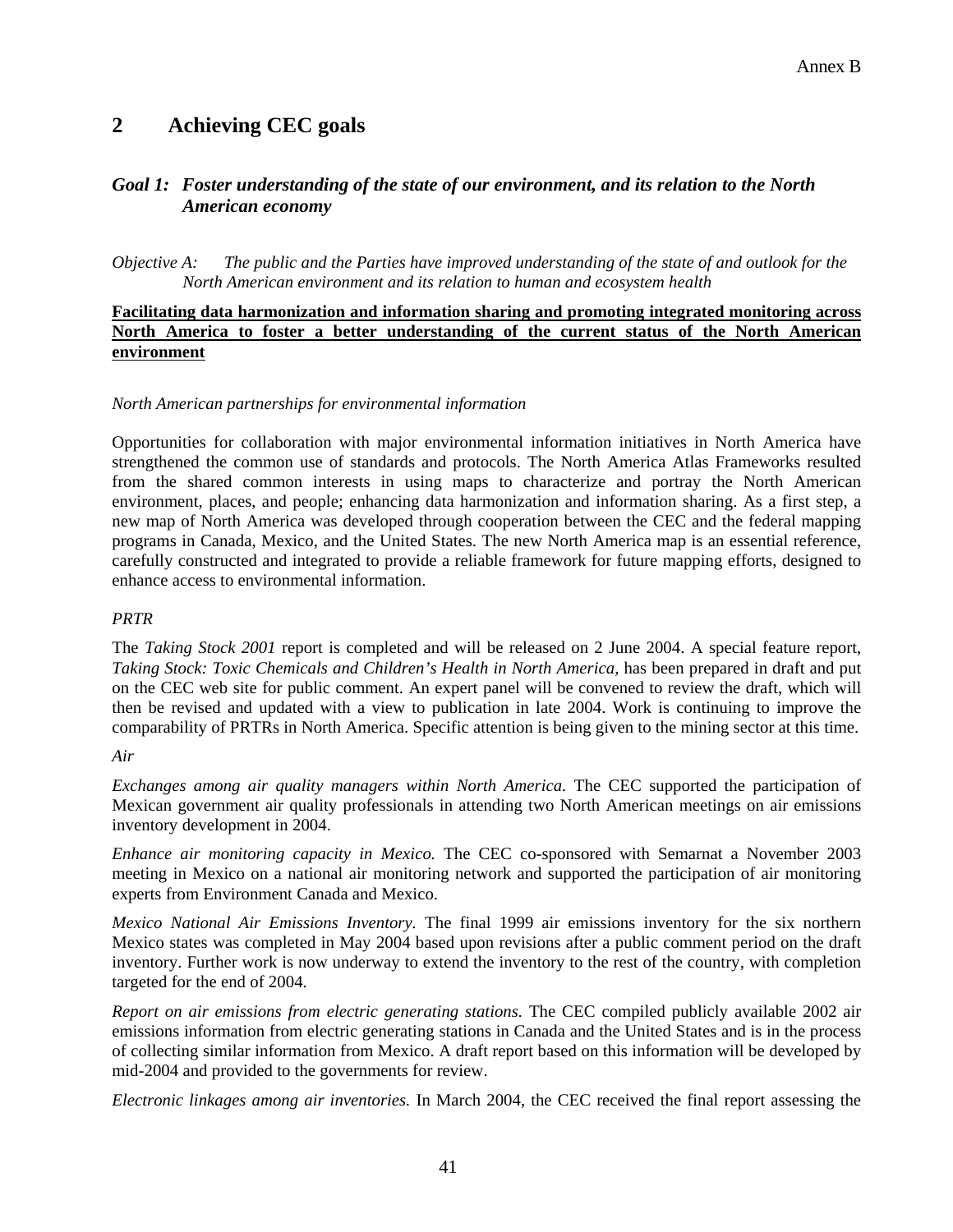## 2 Achieving CEC goals

### *Goal 1: Foster understanding of the state of our environment, and its relation to the North American economy*

*Objective A: The public and the Parties have improved understanding of the state of and outlook for the North American environment and its relation to human and ecosystem health*

**Facilitating data harmonization and information sharing and promoting integrated monitoring across North America to foster a better understanding of the current status of the North American environment**

*North American partnerships for environmental information*

Opportunities for collaboration with major environmental information initiatives in North America have strengthened the common use of standards and protocols. The North America Atlas Frameworks resulted from the shared common interests in using maps to characterize and portray the North American environment, places, and people; enhancing data harmonization and information sharing. As a first step, a new map of North America was developed through cooperation between the CEC and the federal mapping programs in Canada, Mexico, and the United States. The new North America map is an essential reference, carefully constructed and integrated to provide a reliable framework for future mapping efforts, designed to enhance access to environmental information.

*PRTR*

The *Taking Stock 2001* report is completed and will be released on 2 June 2004. A special feature report, *Taking Stock: Toxic Chemicals and Children's Health in North America,* has been prepared in draft and put on the CEC web site for public comment. An expert panel will be convened to review the draft, which will then be revised and updated with a view to publication in late 2004. Work is continuing to improve the comparability of PRTRs in North America. Specific attention is being given to the mining sector at this time.

*Air*

*Exchanges among air quality managers within North America.* The CEC supported the participation of Mexican government air quality professionals in attending two North American meetings on air emissions inventory development in 2004.

*Enhance air monitoring capacity in Mexico.* The CEC co-sponsored with Semarnat a November 2003 meeting in Mexico on a national air monitoring network and supported the participation of air monitoring experts from Environment Canada and Mexico.

*Mexico National Air Emissions Inventory.* The final 1999 air emissions inventory for the six northern Mexico states was completed in May 2004 based upon revisions after a public comment period on the draft inventory. Further work is now underway to extend the inventory to the rest of the country, with completion targeted for the end of 2004.

*Report on air emissions from electric generating stations.* The CEC compiled publicly available 2002 air emissions information from electric generating stations in Canada and the United States and is in the process of collecting similar information from Mexico. A draft report based on this information will be developed by mid-2004 and provided to the governments for review.

*Electronic linkages among air inventories.* In March 2004, the CEC received the final report assessing the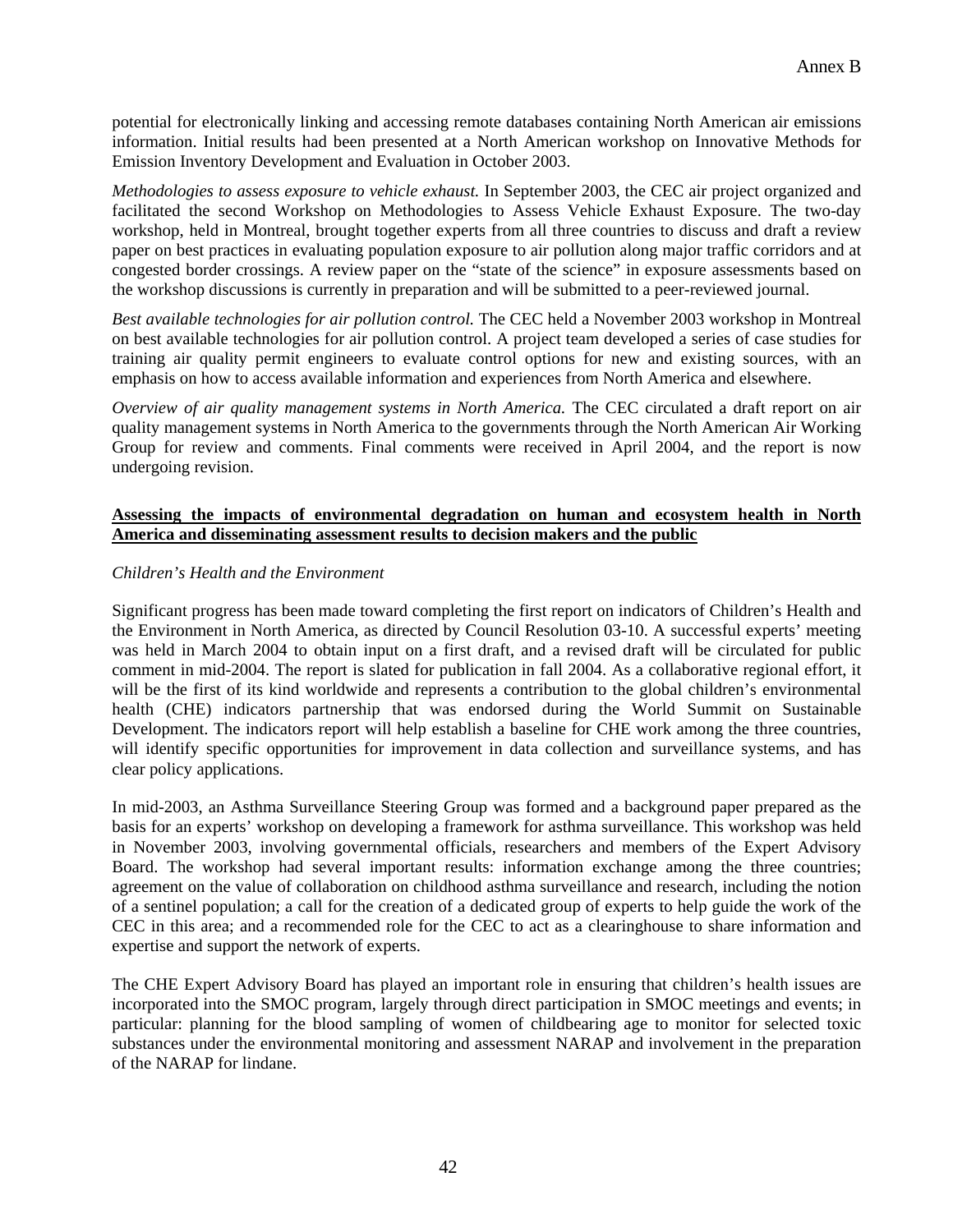potential for electronically linking and accessing remote databases containing North American air emissions information. Initial results had been presented at a North American workshop on Innovative Methods for Emission Inventory Development and Evaluation in October 2003.

*Methodologies to assess exposure to vehicle exhaust.* In September 2003, the CEC air project organized and facilitated the second Workshop on Methodologies to Assess Vehicle Exhaust Exposure. The two-day workshop, held in Montreal, brought together experts from all three countries to discuss and draft a review paper on best practices in evaluating population exposure to air pollution along major traffic corridors and at congested border crossings. A review paper on the "state of the science" in exposure assessments based on the workshop discussions is currently in preparation and will be submitted to a peer-reviewed journal.

*Best available technologies for air pollution control.* The CEC held a November 2003 workshop in Montreal on best available technologies for air pollution control. A project team developed a series of case studies for training air quality permit engineers to evaluate control options for new and existing sources, with an emphasis on how to access available information and experiences from North America and elsewhere.

*Overview of air quality management systems in North America.* The CEC circulated a draft report on air quality management systems in North America to the governments through the North American Air Working Group for review and comments. Final comments were received in April 2004, and the report is now undergoing revision.

**Assessing the impacts of environmental degradation on human and ecosystem health in North America and disseminating assessment results to decision makers and the public**

*Children's Health and the Environment*

Significant progress has been made toward completing the first report on indicators of Children's Health and the Environment in North America, as directed by Council Resolution 03-10. A successful experts' meeting was held in March 2004 to obtain input on a first draft, and a revised draft will be circulated for public comment in mid-2004. The report is slated for publication in fall 2004. As a collaborative regional effort, it will be the first of its kind worldwide and represents a contribution to the global children's environmental health (CHE) indicators partnership that was endorsed during the World Summit on Sustainable Development. The indicators report will help establish a baseline for CHE work among the three countries, will identify specific opportunities for improvement in data collection and surveillance systems, and has clear policy applications.

In mid-2003, an Asthma Surveillance Steering Group was formed and a background paper prepared as the basis for an experts' workshop on developing a framework for asthma surveillance. This workshop was held in November 2003, involving governmental officials, researchers and members of the Expert Advisory Board. The workshop had several important results: information exchange among the three countries; agreement on the value of collaboration on childhood asthma surveillance and research, including the notion of a sentinel population; a call for the creation of a dedicated group of experts to help guide the work of the CEC in this area; and a recommended role for the CEC to act as a clearinghouse to share information and expertise and support the network of experts.

The CHE Expert Advisory Board has played an important role in ensuring that children's health issues are incorporated into the SMOC program, largely through direct participation in SMOC meetings and events; in particular: planning for the blood sampling of women of childbearing age to monitor for selected toxic substances under the environmental monitoring and assessment NARAP and involvement in the preparation of the NARAP for lindane.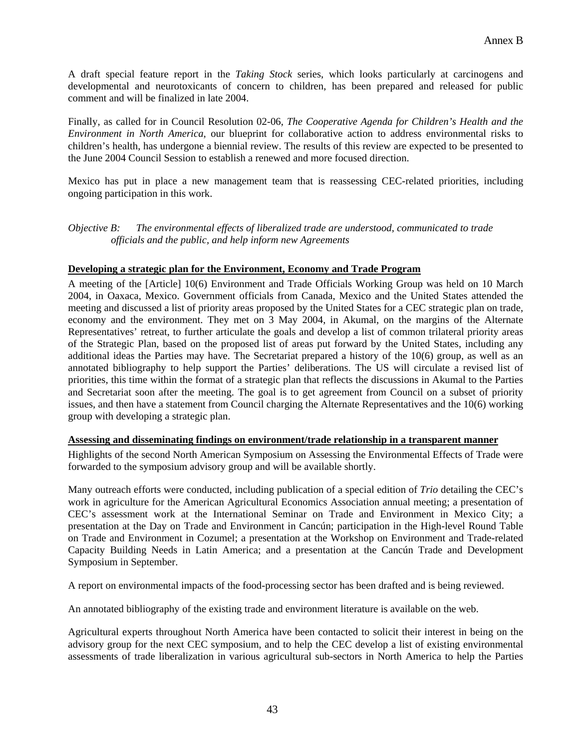A draft special feature report in the *Taking Stock* series, which looks particularly at carcinogens and developmental and neurotoxicants of concern to children, has been prepared and released for public comment and will be finalized in late 2004.

Finally, as called for in Council Resolution 02-06, *The Cooperative Agenda for Children's Health and the Environment in North America,* our blueprint for collaborative action to address environmental risks to children's health, has undergone a biennial review. The results of this review are expected to be presented to the June 2004 Council Session to establish a renewed and more focused direction.

Mexico has put in place a new management team that is reassessing CEC-related priorities, including ongoing participation in this work.

*Objective B: The environmental effects of liberalized trade are understood, communicated to trade officials and the public, and help inform new Agreements*

**Developing a strategic plan for the Environment, Economy and Trade Program**

A meeting of the [Article] 10(6) Environment and Trade Officials Working Group was held on 10 March 2004, in Oaxaca, Mexico. Government officials from Canada, Mexico and the United States attended the meeting and discussed a list of priority areas proposed by the United States for a CEC strategic plan on trade, economy and the environment. They met on 3 May 2004, in Akumal, on the margins of the Alternate Representatives' retreat, to further articulate the goals and develop a list of common trilateral priority areas of the Strategic Plan, based on the proposed list of areas put forward by the United States, including any additional ideas the Parties may have. The Secretariat prepared a history of the 10(6) group, as well as an annotated bibliography to help support the Parties' deliberations. The US will circulate a revised list of priorities, this time within the format of a strategic plan that reflects the discussions in Akumal to the Parties and Secretariat soon after the meeting. The goal is to get agreement from Council on a subset of priority issues, and then have a statement from Council charging the Alternate Representatives and the 10(6) working group with developing a strategic plan.

**Assessing and disseminating findings on environment/trade relationship in a transparent manner**

Highlights of the second North American Symposium on Assessing the Environmental Effects of Trade were forwarded to the symposium advisory group and will be available shortly.

Many outreach efforts were conducted, including publication of a special edition of *Trio* detailing the CEC's work in agriculture for the American Agricultural Economics Association annual meeting; a presentation of CEC's assessment work at the International Seminar on Trade and Environment in Mexico City; a presentation at the Day on Trade and Environment in Cancún; participation in the High-level Round Table on Trade and Environment in Cozumel; a presentation at the Workshop on Environment and Trade-related Capacity Building Needs in Latin America; and a presentation at the Cancún Trade and Development Symposium in September.

A report on environmental impacts of the food-processing sector has been drafted and is being reviewed.

An annotated bibliography of the existing trade and environment literature is available on the web.

Agricultural experts throughout North America have been contacted to solicit their interest in being on the advisory group for the next CEC symposium, and to help the CEC develop a list of existing environmental assessments of trade liberalization in various agricultural sub-sectors in North America to help the Parties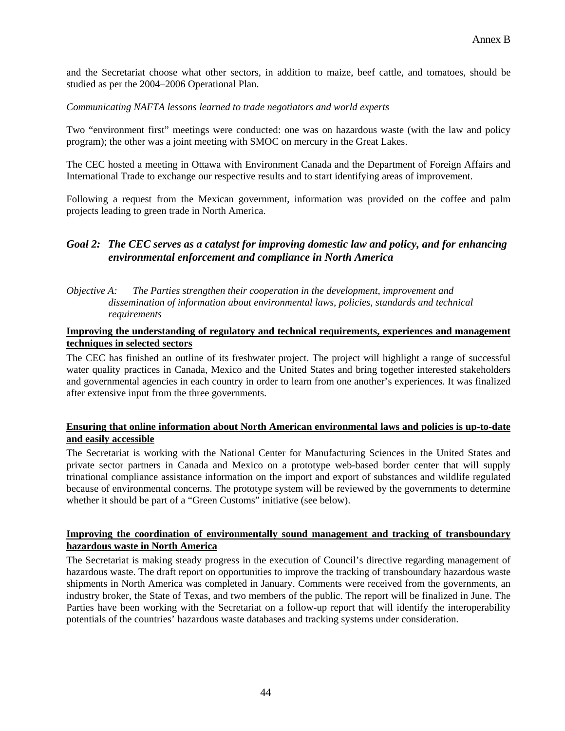and the Secretariat choose what other sectors, in addition to maize, beef cattle, and tomatoes, should be studied as per the 2004–2006 Operational Plan.

*Communicating NAFTA lessons learned to trade negotiators and world experts*

Two "environment first" meetings were conducted: one was on hazardous waste (with the law and policy program); the other was a joint meeting with SMOC on mercury in the Great Lakes.

The CEC hosted a meeting in Ottawa with Environment Canada and the Department of Foreign Affairs and International Trade to exchange our respective results and to start identifying areas of improvement.

Following a request from the Mexican government, information was provided on the coffee and palm projects leading to green trade in North America.

## *Goal 2: The CEC serves as a catalyst for improving domestic law and policy, and for enhancing environmental enforcement and compliance in North America*

*Objective A: The Parties strengthen their cooperation in the development, improvement and dissemination of information about environmental laws, policies, standards and technical requirements*

**Improving the understanding of regulatory and technical requirements, experiences and management techniques in selected sectors**

The CEC has finished an outline of its freshwater project. The project will highlight a range of successful water quality practices in Canada, Mexico and the United States and bring together interested stakeholders and governmental agencies in each country in order to learn from one another's experiences. It was finalized after extensive input from the three governments.

**Ensuring that online information about North American environmental laws and policies is up-to-date and easily accessible**

The Secretariat is working with the National Center for Manufacturing Sciences in the United States and private sector partners in Canada and Mexico on a prototype web-based border center that will supply trinational compliance assistance information on the import and export of substances and wildlife regulated because of environmental concerns. The prototype system will be reviewed by the governments to determine whether it should be part of a "Green Customs" initiative (see below).

**Improving the coordination of environmentally sound management and tracking of transboundary hazardous waste in North America**

The Secretariat is making steady progress in the execution of Council's directive regarding management of hazardous waste. The draft report on opportunities to improve the tracking of transboundary hazardous waste shipments in North America was completed in January. Comments were received from the governments, an industry broker, the State of Texas, and two members of the public. The report will be finalized in June. The Parties have been working with the Secretariat on a follow-up report that will identify the interoperability potentials of the countries' hazardous waste databases and tracking systems under consideration.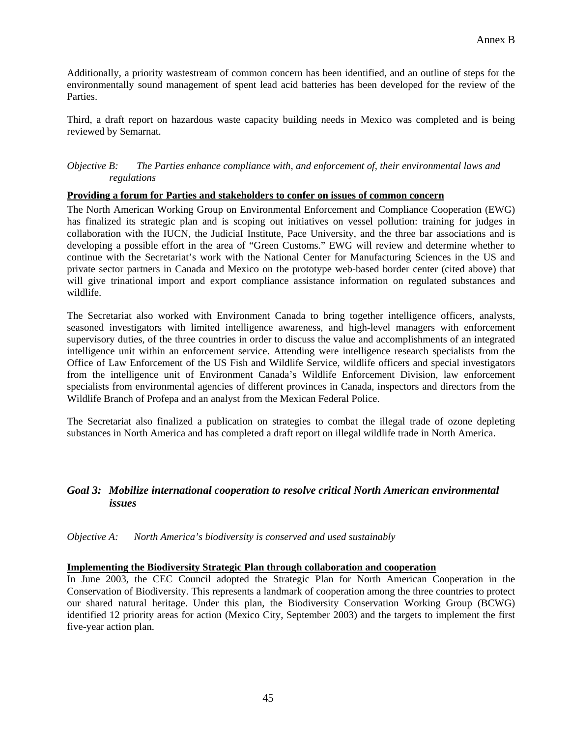Additionally, a priority wastestream of common concern has been identified, and an outline of steps for the environmentally sound management of spent lead acid batteries has been developed for the review of the Parties.

Third, a draft report on hazardous waste capacity building needs in Mexico was completed and is being reviewed by Semarnat.

*Objective B: The Parties enhance compliance with, and enforcement of, their environmental laws and regulations*

**Providing a forum for Parties and stakeholders to confer on issues of common concern**

The North American Working Group on Environmental Enforcement and Compliance Cooperation (EWG) has finalized its strategic plan and is scoping out initiatives on vessel pollution: training for judges in collaboration with the IUCN, the JudiciaI Institute, Pace University, and the three bar associations and is developing a possible effort in the area of "Green Customs." EWG will review and determine whether to continue with the Secretariat's work with the National Center for Manufacturing Sciences in the US and private sector partners in Canada and Mexico on the prototype web-based border center (cited above) that will give trinational import and export compliance assistance information on regulated substances and wildlife.

The Secretariat also worked with Environment Canada to bring together intelligence officers, analysts, seasoned investigators with limited intelligence awareness, and high-level managers with enforcement supervisory duties, of the three countries in order to discuss the value and accomplishments of an integrated intelligence unit within an enforcement service. Attending were intelligence research specialists from the Office of Law Enforcement of the US Fish and Wildlife Service, wildlife officers and special investigators from the intelligence unit of Environment Canada's Wildlife Enforcement Division, law enforcement specialists from environmental agencies of different provinces in Canada, inspectors and directors from the Wildlife Branch of Profepa and an analyst from the Mexican Federal Police.

The Secretariat also finalized a publication on strategies to combat the illegal trade of ozone depleting substances in North America and has completed a draft report on illegal wildlife trade in North America.

## *Goal 3: Mobilize international cooperation to resolve critical North American environmental issues*

*Objective A: North America's biodiversity is conserved and used sustainably*

**Implementing the Biodiversity Strategic Plan through collaboration and cooperation**

In June 2003, the CEC Council adopted the Strategic Plan for North American Cooperation in the Conservation of Biodiversity. This represents a landmark of cooperation among the three countries to protect our shared natural heritage. Under this plan, the Biodiversity Conservation Working Group (BCWG) identified 12 priority areas for action (Mexico City, September 2003) and the targets to implement the first five-year action plan.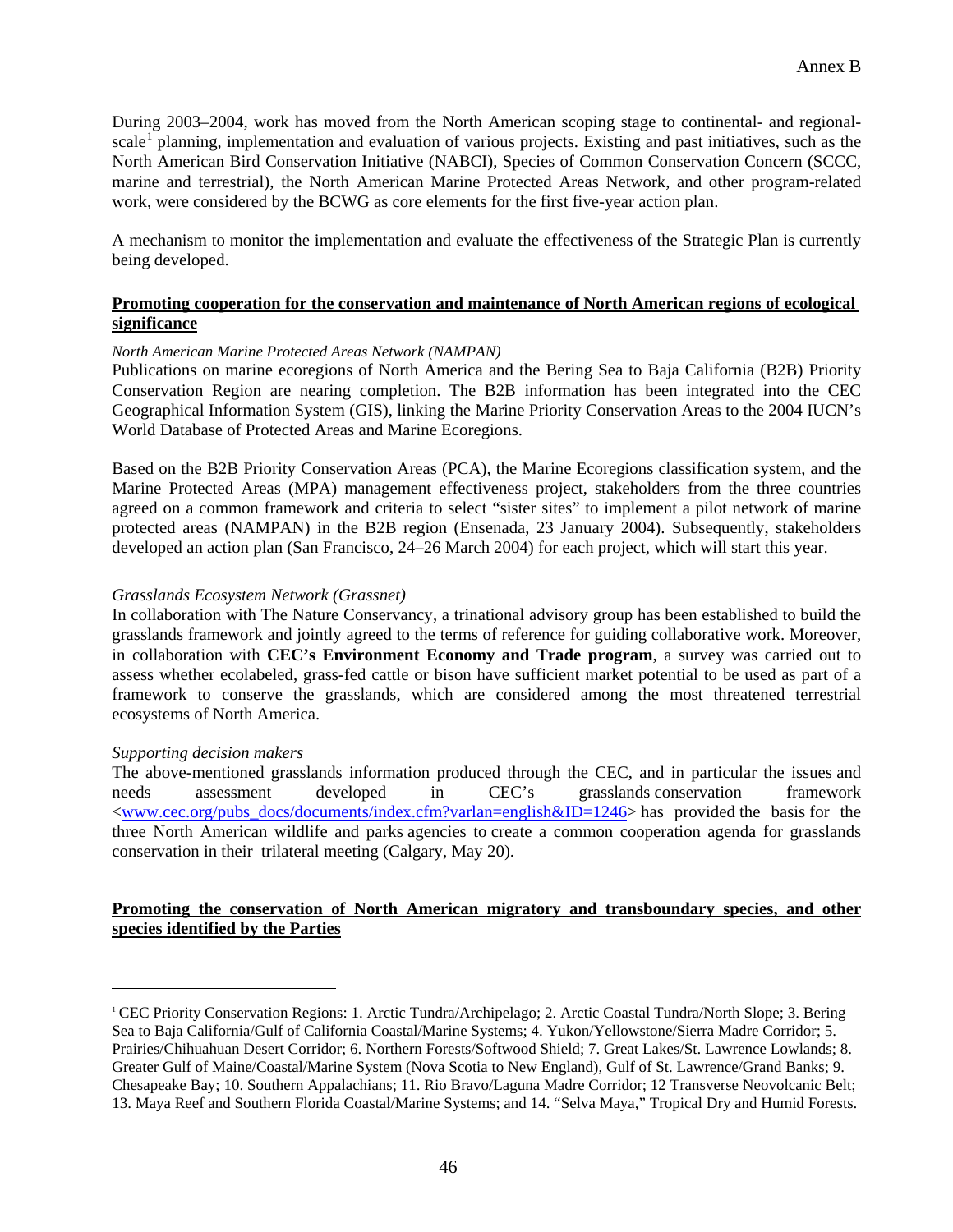During 2003–2004, work has moved from the North American scoping stage to continental- and regional-scale[1] planning, implementation and evaluation of various projects. Existing and past initiatives, such as the North American Bird Conservation Initiative (NABCI), Species of Common Conservation Concern (SCCC, marine and terrestrial), the North American Marine Protected Areas Network, and other program-related work, were considered by the BCWG as core elements for the first five-year action plan.

A mechanism to monitor the implementation and evaluate the effectiveness of the Strategic Plan is currently being developed.

**Promoting cooperation for the conservation and maintenance of North American regions of ecological significance**

*North American Marine Protected Areas Network (NAMPAN)*

Publications on marine ecoregions of North America and the Bering Sea to Baja California (B2B) Priority Conservation Region are nearing completion. The B2B information has been integrated into the CEC Geographical Information System (GIS), linking the Marine Priority Conservation Areas to the 2004 IUCN's World Database of Protected Areas and Marine Ecoregions.

Based on the B2B Priority Conservation Areas (PCA), the Marine Ecoregions classification system, and the Marine Protected Areas (MPA) management effectiveness project, stakeholders from the three countries agreed on a common framework and criteria to select "sister sites" to implement a pilot network of marine protected areas (NAMPAN) in the B2B region (Ensenada, 23 January 2004). Subsequently, stakeholders developed an action plan (San Francisco, 24–26 March 2004) for each project, which will start this year.

*Grasslands Ecosystem Network (Grassnet)*

In collaboration with The Nature Conservancy, a trinational advisory group has been established to build the grasslands framework and jointly agreed to the terms of reference for guiding collaborative work. Moreover, in collaboration with **CEC's Environment Economy and Trade program**, a survey was carried out to assess whether ecolabeled, grass-fed cattle or bison have sufficient market potential to be used as part of a framework to conserve the grasslands, which are considered among the most threatened terrestrial ecosystems of North America.

*Supporting decision makers*

The above-mentioned grasslands information produced through the CEC, and in particular the issues and needs assessment developed in CEC's grasslands conservation framework <www.cec.org/pubs_docs/documents/index.cfm?varlan=english&ID=1246> has provided the basis for the three North American wildlife and parks agencies to create a common cooperation agenda for grasslands conservation in their trilateral meeting (Calgary, May 20).

**Promoting the conservation of North American migratory and transboundary species, and other species identified by the Parties**

---

[1] CEC Priority Conservation Regions: 1. Arctic Tundra/Archipelago; 2. Arctic Coastal Tundra/North Slope; 3. Bering Sea to Baja California/Gulf of California Coastal/Marine Systems; 4. Yukon/Yellowstone/Sierra Madre Corridor; 5. Prairies/Chihuahuan Desert Corridor; 6. Northern Forests/Softwood Shield; 7. Great Lakes/St. Lawrence Lowlands; 8. Greater Gulf of Maine/Coastal/Marine System (Nova Scotia to New England), Gulf of St. Lawrence/Grand Banks; 9. Chesapeake Bay; 10. Southern Appalachians; 11. Rio Bravo/Laguna Madre Corridor; 12 Transverse Neovolcanic Belt; 13. Maya Reef and Southern Florida Coastal/Marine Systems; and 14. "Selva Maya," Tropical Dry and Humid Forests.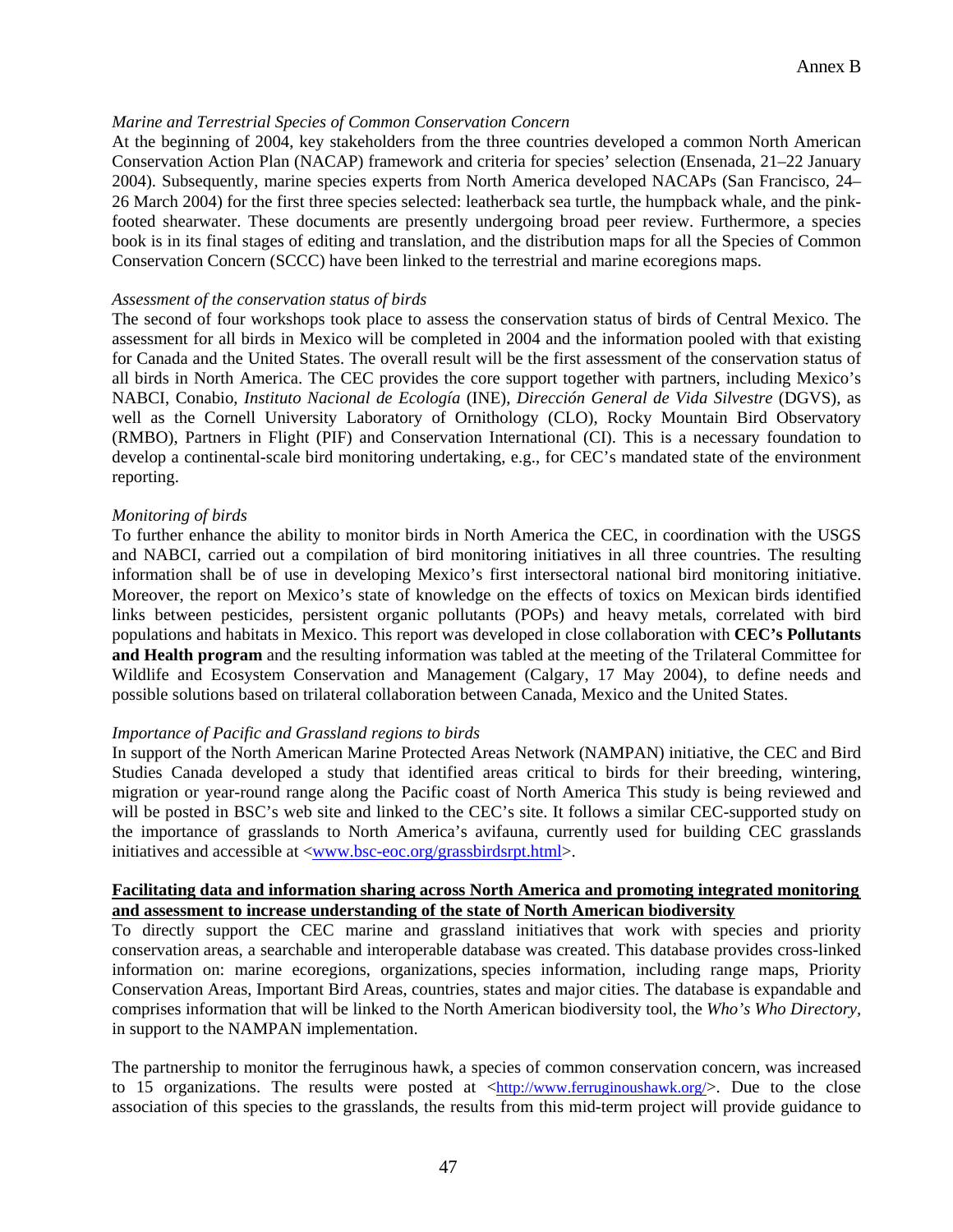*Marine and Terrestrial Species of Common Conservation Concern*
At the beginning of 2004, key stakeholders from the three countries developed a common North American Conservation Action Plan (NACAP) framework and criteria for species' selection (Ensenada, 21–22 January 2004). Subsequently, marine species experts from North America developed NACAPs (San Francisco, 24–26 March 2004) for the first three species selected: leatherback sea turtle, the humpback whale, and the pink-footed shearwater. These documents are presently undergoing broad peer review. Furthermore, a species book is in its final stages of editing and translation, and the distribution maps for all the Species of Common Conservation Concern (SCCC) have been linked to the terrestrial and marine ecoregions maps.

*Assessment of the conservation status of birds*
The second of four workshops took place to assess the conservation status of birds of Central Mexico. The assessment for all birds in Mexico will be completed in 2004 and the information pooled with that existing for Canada and the United States. The overall result will be the first assessment of the conservation status of all birds in North America. The CEC provides the core support together with partners, including Mexico's NABCI, Conabio, *Instituto Nacional de Ecología* (INE), *Dirección General de Vida Silvestre* (DGVS), as well as the Cornell University Laboratory of Ornithology (CLO), Rocky Mountain Bird Observatory (RMBO), Partners in Flight (PIF) and Conservation International (CI). This is a necessary foundation to develop a continental-scale bird monitoring undertaking, e.g., for CEC's mandated state of the environment reporting.

*Monitoring of birds*
To further enhance the ability to monitor birds in North America the CEC, in coordination with the USGS and NABCI, carried out a compilation of bird monitoring initiatives in all three countries. The resulting information shall be of use in developing Mexico's first intersectoral national bird monitoring initiative. Moreover, the report on Mexico's state of knowledge on the effects of toxics on Mexican birds identified links between pesticides, persistent organic pollutants (POPs) and heavy metals, correlated with bird populations and habitats in Mexico. This report was developed in close collaboration with **CEC's Pollutants and Health program** and the resulting information was tabled at the meeting of the Trilateral Committee for Wildlife and Ecosystem Conservation and Management (Calgary, 17 May 2004), to define needs and possible solutions based on trilateral collaboration between Canada, Mexico and the United States.

*Importance of Pacific and Grassland regions to birds*
In support of the North American Marine Protected Areas Network (NAMPAN) initiative, the CEC and Bird Studies Canada developed a study that identified areas critical to birds for their breeding, wintering, migration or year-round range along the Pacific coast of North America This study is being reviewed and will be posted in BSC's web site and linked to the CEC's site. It follows a similar CEC-supported study on the importance of grasslands to North America's avifauna, currently used for building CEC grasslands initiatives and accessible at <www.bsc-eoc.org/grassbirdsrpt.html>.

**Facilitating data and information sharing across North America and promoting integrated monitoring and assessment to increase understanding of the state of North American biodiversity**

To directly support the CEC marine and grassland initiatives that work with species and priority conservation areas, a searchable and interoperable database was created. This database provides cross-linked information on: marine ecoregions, organizations, species information, including range maps, Priority Conservation Areas, Important Bird Areas, countries, states and major cities. The database is expandable and comprises information that will be linked to the North American biodiversity tool, the *Who's Who Directory*, in support to the NAMPAN implementation.

The partnership to monitor the ferruginous hawk, a species of common conservation concern, was increased to 15 organizations. The results were posted at <http://www.ferruginoushawk.org/>. Due to the close association of this species to the grasslands, the results from this mid-term project will provide guidance to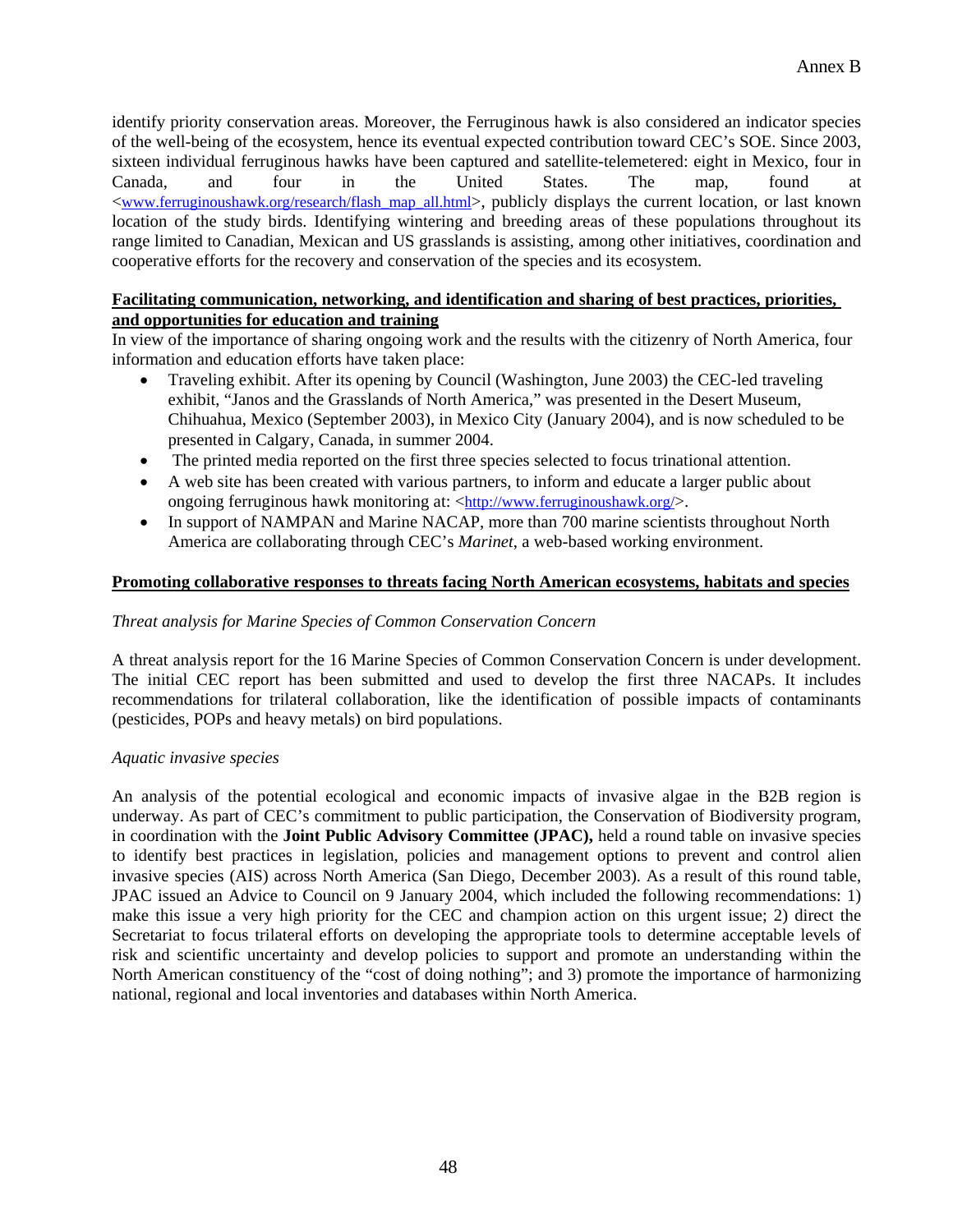identify priority conservation areas. Moreover, the Ferruginous hawk is also considered an indicator species of the well-being of the ecosystem, hence its eventual expected contribution toward CEC's SOE. Since 2003, sixteen individual ferruginous hawks have been captured and satellite-telemetered: eight in Mexico, four in Canada, and four in the United States. The map, found at <www.ferruginoushawk.org/research/flash_map_all.html>, publicly displays the current location, or last known location of the study birds. Identifying wintering and breeding areas of these populations throughout its range limited to Canadian, Mexican and US grasslands is assisting, among other initiatives, coordination and cooperative efforts for the recovery and conservation of the species and its ecosystem.

**Facilitating communication, networking, and identification and sharing of best practices, priorities, and opportunities for education and training**

In view of the importance of sharing ongoing work and the results with the citizenry of North America, four information and education efforts have taken place:

- Traveling exhibit. After its opening by Council (Washington, June 2003) the CEC-led traveling exhibit, "Janos and the Grasslands of North America," was presented in the Desert Museum, Chihuahua, Mexico (September 2003), in Mexico City (January 2004), and is now scheduled to be presented in Calgary, Canada, in summer 2004.
- The printed media reported on the first three species selected to focus trinational attention.
- A web site has been created with various partners, to inform and educate a larger public about ongoing ferruginous hawk monitoring at: <http://www.ferruginoushawk.org/>.
- In support of NAMPAN and Marine NACAP, more than 700 marine scientists throughout North America are collaborating through CEC's *Marinet*, a web-based working environment.

**Promoting collaborative responses to threats facing North American ecosystems, habitats and species**

*Threat analysis for Marine Species of Common Conservation Concern*

A threat analysis report for the 16 Marine Species of Common Conservation Concern is under development. The initial CEC report has been submitted and used to develop the first three NACAPs. It includes recommendations for trilateral collaboration, like the identification of possible impacts of contaminants (pesticides, POPs and heavy metals) on bird populations.

*Aquatic invasive species*

An analysis of the potential ecological and economic impacts of invasive algae in the B2B region is underway. As part of CEC's commitment to public participation, the Conservation of Biodiversity program, in coordination with the **Joint Public Advisory Committee (JPAC),** held a round table on invasive species to identify best practices in legislation, policies and management options to prevent and control alien invasive species (AIS) across North America (San Diego, December 2003). As a result of this round table, JPAC issued an Advice to Council on 9 January 2004, which included the following recommendations: 1) make this issue a very high priority for the CEC and champion action on this urgent issue; 2) direct the Secretariat to focus trilateral efforts on developing the appropriate tools to determine acceptable levels of risk and scientific uncertainty and develop policies to support and promote an understanding within the North American constituency of the "cost of doing nothing"; and 3) promote the importance of harmonizing national, regional and local inventories and databases within North America.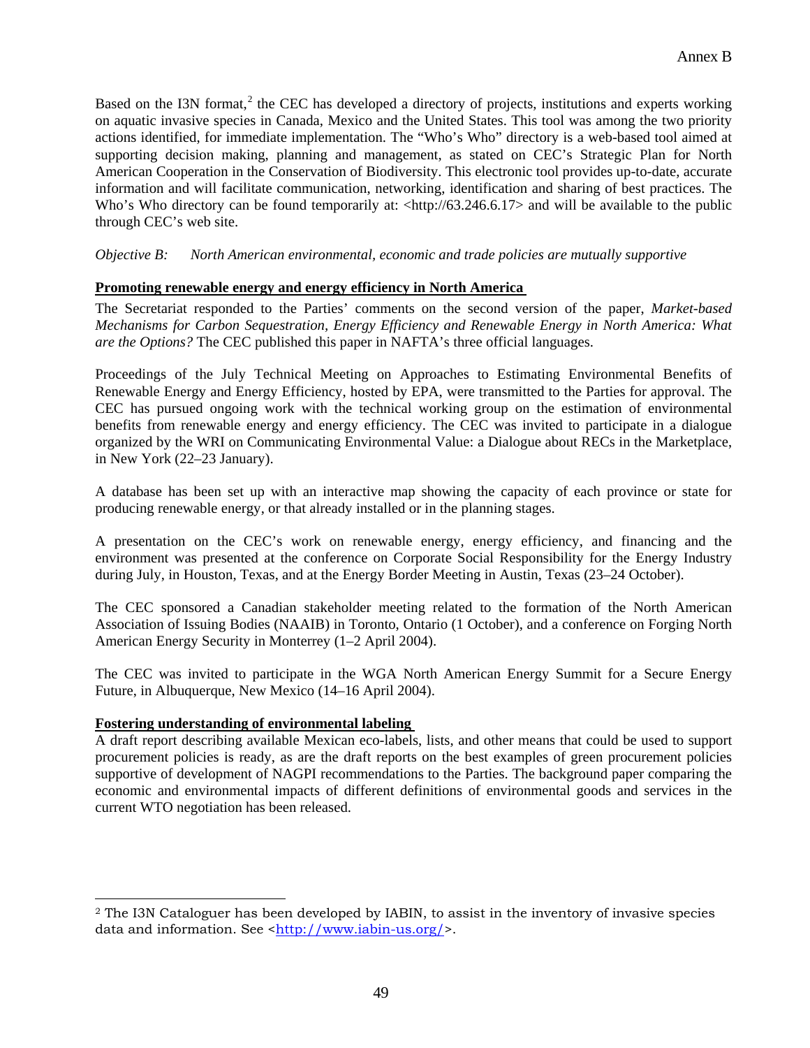Based on the I3N format,[2] the CEC has developed a directory of projects, institutions and experts working on aquatic invasive species in Canada, Mexico and the United States. This tool was among the two priority actions identified, for immediate implementation. The "Who's Who" directory is a web-based tool aimed at supporting decision making, planning and management, as stated on CEC's Strategic Plan for North American Cooperation in the Conservation of Biodiversity. This electronic tool provides up-to-date, accurate information and will facilitate communication, networking, identification and sharing of best practices. The Who's Who directory can be found temporarily at: <http://63.246.6.17> and will be available to the public through CEC's web site.

*Objective B: North American environmental, economic and trade policies are mutually supportive*

**Promoting renewable energy and energy efficiency in North America**

The Secretariat responded to the Parties' comments on the second version of the paper, *Market-based Mechanisms for Carbon Sequestration, Energy Efficiency and Renewable Energy in North America: What are the Options?* The CEC published this paper in NAFTA's three official languages.

Proceedings of the July Technical Meeting on Approaches to Estimating Environmental Benefits of Renewable Energy and Energy Efficiency, hosted by EPA, were transmitted to the Parties for approval. The CEC has pursued ongoing work with the technical working group on the estimation of environmental benefits from renewable energy and energy efficiency. The CEC was invited to participate in a dialogue organized by the WRI on Communicating Environmental Value: a Dialogue about RECs in the Marketplace, in New York (22–23 January).

A database has been set up with an interactive map showing the capacity of each province or state for producing renewable energy, or that already installed or in the planning stages.

A presentation on the CEC's work on renewable energy, energy efficiency, and financing and the environment was presented at the conference on Corporate Social Responsibility for the Energy Industry during July, in Houston, Texas, and at the Energy Border Meeting in Austin, Texas (23–24 October).

The CEC sponsored a Canadian stakeholder meeting related to the formation of the North American Association of Issuing Bodies (NAAIB) in Toronto, Ontario (1 October), and a conference on Forging North American Energy Security in Monterrey (1–2 April 2004).

The CEC was invited to participate in the WGA North American Energy Summit for a Secure Energy Future, in Albuquerque, New Mexico (14–16 April 2004).

**Fostering understanding of environmental labeling**

A draft report describing available Mexican eco-labels, lists, and other means that could be used to support procurement policies is ready, as are the draft reports on the best examples of green procurement policies supportive of development of NAGPI recommendations to the Parties. The background paper comparing the economic and environmental impacts of different definitions of environmental goods and services in the current WTO negotiation has been released.

---

[2] The I3N Cataloguer has been developed by IABIN, to assist in the inventory of invasive species data and information. See <http://www.iabin-us.org/>.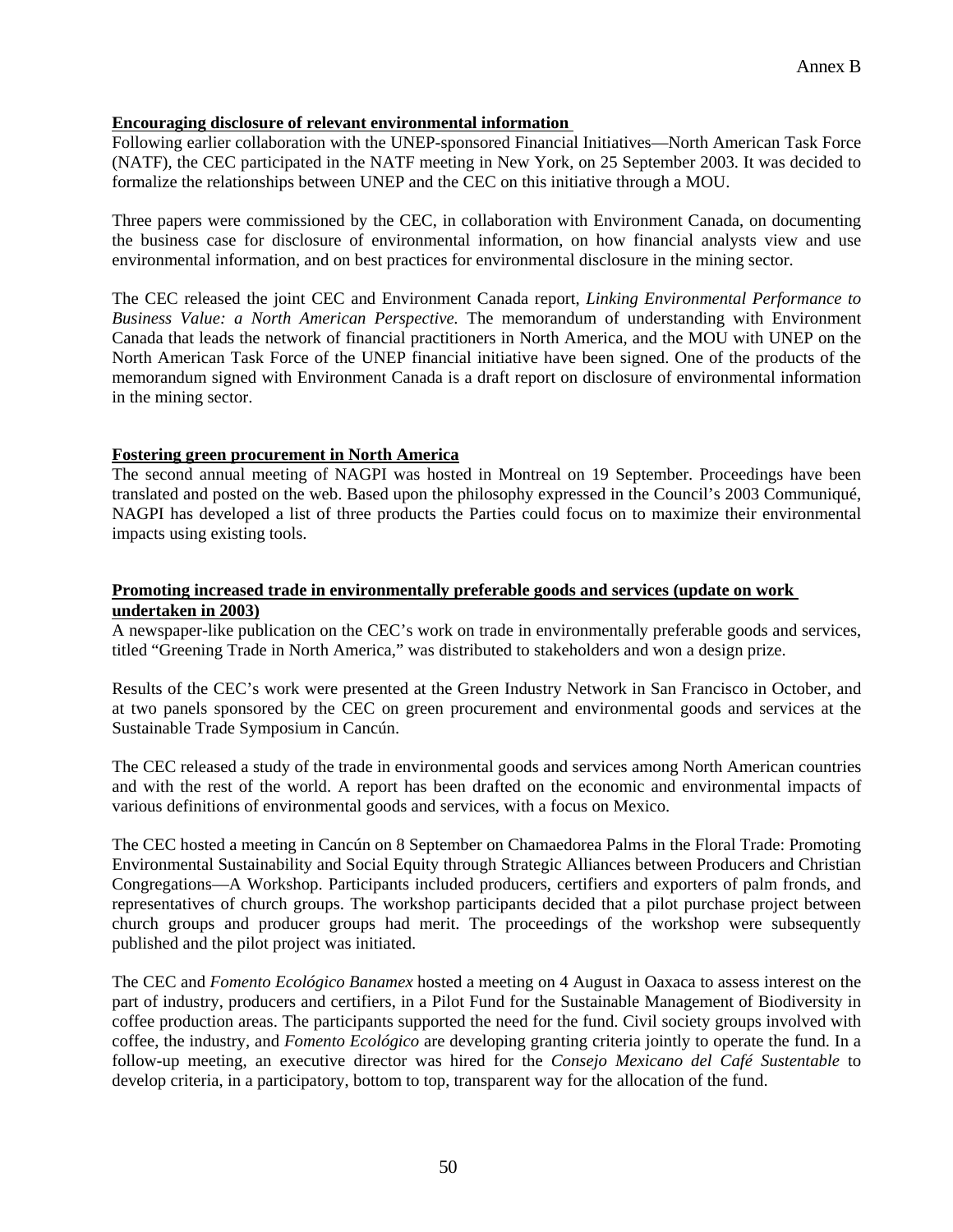**Encouraging disclosure of relevant environmental information**

Following earlier collaboration with the UNEP-sponsored Financial Initiatives—North American Task Force (NATF), the CEC participated in the NATF meeting in New York, on 25 September 2003. It was decided to formalize the relationships between UNEP and the CEC on this initiative through a MOU.

Three papers were commissioned by the CEC, in collaboration with Environment Canada, on documenting the business case for disclosure of environmental information, on how financial analysts view and use environmental information, and on best practices for environmental disclosure in the mining sector.

The CEC released the joint CEC and Environment Canada report, *Linking Environmental Performance to Business Value: a North American Perspective.* The memorandum of understanding with Environment Canada that leads the network of financial practitioners in North America, and the MOU with UNEP on the North American Task Force of the UNEP financial initiative have been signed. One of the products of the memorandum signed with Environment Canada is a draft report on disclosure of environmental information in the mining sector.

**Fostering green procurement in North America**

The second annual meeting of NAGPI was hosted in Montreal on 19 September. Proceedings have been translated and posted on the web. Based upon the philosophy expressed in the Council's 2003 Communiqué, NAGPI has developed a list of three products the Parties could focus on to maximize their environmental impacts using existing tools.

**Promoting increased trade in environmentally preferable goods and services (update on work undertaken in 2003)**

A newspaper-like publication on the CEC's work on trade in environmentally preferable goods and services, titled "Greening Trade in North America," was distributed to stakeholders and won a design prize.

Results of the CEC's work were presented at the Green Industry Network in San Francisco in October, and at two panels sponsored by the CEC on green procurement and environmental goods and services at the Sustainable Trade Symposium in Cancún.

The CEC released a study of the trade in environmental goods and services among North American countries and with the rest of the world. A report has been drafted on the economic and environmental impacts of various definitions of environmental goods and services, with a focus on Mexico.

The CEC hosted a meeting in Cancún on 8 September on Chamaedorea Palms in the Floral Trade: Promoting Environmental Sustainability and Social Equity through Strategic Alliances between Producers and Christian Congregations—A Workshop. Participants included producers, certifiers and exporters of palm fronds, and representatives of church groups. The workshop participants decided that a pilot purchase project between church groups and producer groups had merit. The proceedings of the workshop were subsequently published and the pilot project was initiated.

The CEC and *Fomento Ecológico Banamex* hosted a meeting on 4 August in Oaxaca to assess interest on the part of industry, producers and certifiers, in a Pilot Fund for the Sustainable Management of Biodiversity in coffee production areas. The participants supported the need for the fund. Civil society groups involved with coffee, the industry, and *Fomento Ecológico* are developing granting criteria jointly to operate the fund. In a follow-up meeting, an executive director was hired for the *Consejo Mexicano del Café Sustentable* to develop criteria, in a participatory, bottom to top, transparent way for the allocation of the fund.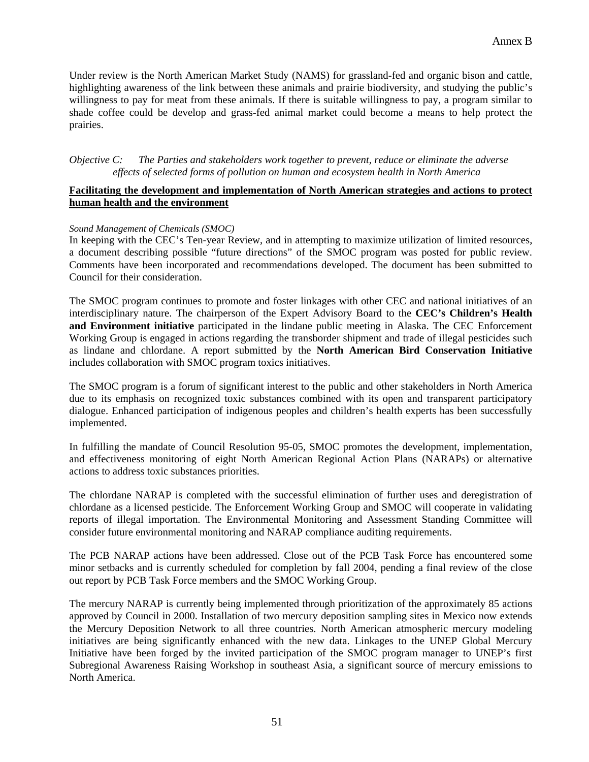Under review is the North American Market Study (NAMS) for grassland-fed and organic bison and cattle, highlighting awareness of the link between these animals and prairie biodiversity, and studying the public's willingness to pay for meat from these animals. If there is suitable willingness to pay, a program similar to shade coffee could be develop and grass-fed animal market could become a means to help protect the prairies.

*Objective C: The Parties and stakeholders work together to prevent, reduce or eliminate the adverse effects of selected forms of pollution on human and ecosystem health in North America*

**Facilitating the development and implementation of North American strategies and actions to protect human health and the environment**

*Sound Management of Chemicals (SMOC)*

In keeping with the CEC's Ten-year Review, and in attempting to maximize utilization of limited resources, a document describing possible "future directions" of the SMOC program was posted for public review. Comments have been incorporated and recommendations developed. The document has been submitted to Council for their consideration.

The SMOC program continues to promote and foster linkages with other CEC and national initiatives of an interdisciplinary nature. The chairperson of the Expert Advisory Board to the **CEC's Children's Health and Environment initiative** participated in the lindane public meeting in Alaska. The CEC Enforcement Working Group is engaged in actions regarding the transborder shipment and trade of illegal pesticides such as lindane and chlordane. A report submitted by the **North American Bird Conservation Initiative** includes collaboration with SMOC program toxics initiatives.

The SMOC program is a forum of significant interest to the public and other stakeholders in North America due to its emphasis on recognized toxic substances combined with its open and transparent participatory dialogue. Enhanced participation of indigenous peoples and children's health experts has been successfully implemented.

In fulfilling the mandate of Council Resolution 95-05, SMOC promotes the development, implementation, and effectiveness monitoring of eight North American Regional Action Plans (NARAPs) or alternative actions to address toxic substances priorities.

The chlordane NARAP is completed with the successful elimination of further uses and deregistration of chlordane as a licensed pesticide. The Enforcement Working Group and SMOC will cooperate in validating reports of illegal importation. The Environmental Monitoring and Assessment Standing Committee will consider future environmental monitoring and NARAP compliance auditing requirements.

The PCB NARAP actions have been addressed. Close out of the PCB Task Force has encountered some minor setbacks and is currently scheduled for completion by fall 2004, pending a final review of the close out report by PCB Task Force members and the SMOC Working Group.

The mercury NARAP is currently being implemented through prioritization of the approximately 85 actions approved by Council in 2000. Installation of two mercury deposition sampling sites in Mexico now extends the Mercury Deposition Network to all three countries. North American atmospheric mercury modeling initiatives are being significantly enhanced with the new data. Linkages to the UNEP Global Mercury Initiative have been forged by the invited participation of the SMOC program manager to UNEP's first Subregional Awareness Raising Workshop in southeast Asia, a significant source of mercury emissions to North America.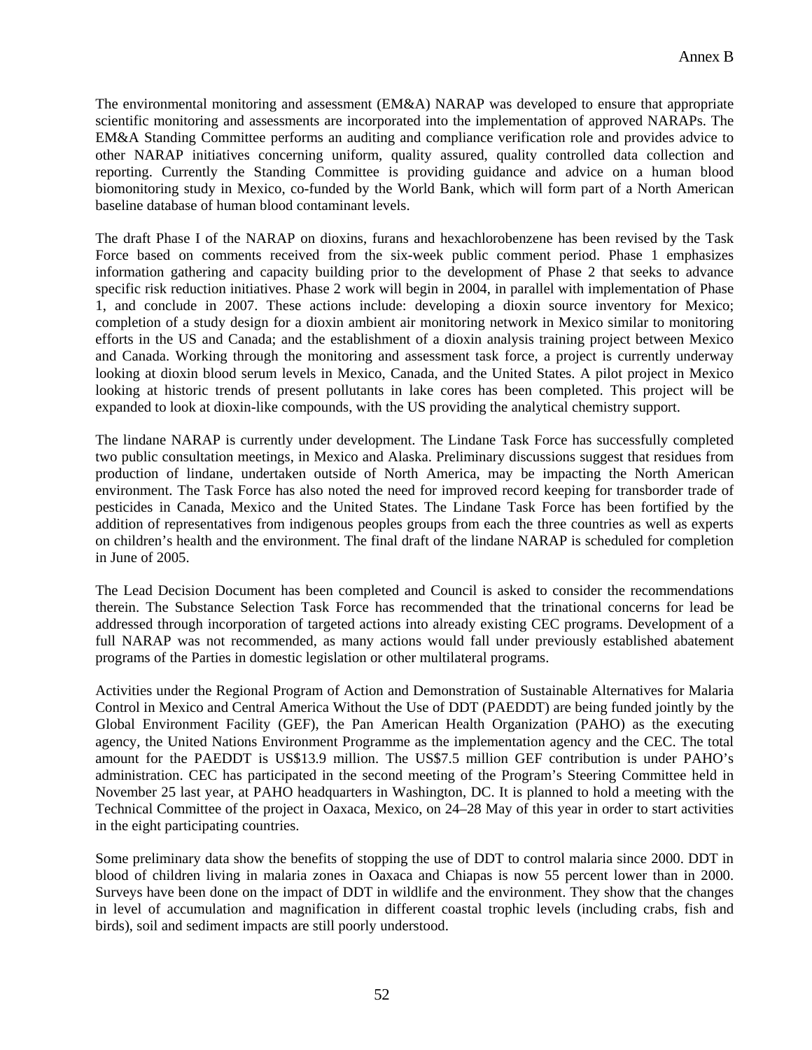The environmental monitoring and assessment (EM&A) NARAP was developed to ensure that appropriate scientific monitoring and assessments are incorporated into the implementation of approved NARAPs. The EM&A Standing Committee performs an auditing and compliance verification role and provides advice to other NARAP initiatives concerning uniform, quality assured, quality controlled data collection and reporting. Currently the Standing Committee is providing guidance and advice on a human blood biomonitoring study in Mexico, co-funded by the World Bank, which will form part of a North American baseline database of human blood contaminant levels.

The draft Phase I of the NARAP on dioxins, furans and hexachlorobenzene has been revised by the Task Force based on comments received from the six-week public comment period. Phase 1 emphasizes information gathering and capacity building prior to the development of Phase 2 that seeks to advance specific risk reduction initiatives. Phase 2 work will begin in 2004, in parallel with implementation of Phase 1, and conclude in 2007. These actions include: developing a dioxin source inventory for Mexico; completion of a study design for a dioxin ambient air monitoring network in Mexico similar to monitoring efforts in the US and Canada; and the establishment of a dioxin analysis training project between Mexico and Canada. Working through the monitoring and assessment task force, a project is currently underway looking at dioxin blood serum levels in Mexico, Canada, and the United States. A pilot project in Mexico looking at historic trends of present pollutants in lake cores has been completed. This project will be expanded to look at dioxin-like compounds, with the US providing the analytical chemistry support.

The lindane NARAP is currently under development. The Lindane Task Force has successfully completed two public consultation meetings, in Mexico and Alaska. Preliminary discussions suggest that residues from production of lindane, undertaken outside of North America, may be impacting the North American environment. The Task Force has also noted the need for improved record keeping for transborder trade of pesticides in Canada, Mexico and the United States. The Lindane Task Force has been fortified by the addition of representatives from indigenous peoples groups from each the three countries as well as experts on children's health and the environment. The final draft of the lindane NARAP is scheduled for completion in June of 2005.

The Lead Decision Document has been completed and Council is asked to consider the recommendations therein. The Substance Selection Task Force has recommended that the trinational concerns for lead be addressed through incorporation of targeted actions into already existing CEC programs. Development of a full NARAP was not recommended, as many actions would fall under previously established abatement programs of the Parties in domestic legislation or other multilateral programs.

Activities under the Regional Program of Action and Demonstration of Sustainable Alternatives for Malaria Control in Mexico and Central America Without the Use of DDT (PAEDDT) are being funded jointly by the Global Environment Facility (GEF), the Pan American Health Organization (PAHO) as the executing agency, the United Nations Environment Programme as the implementation agency and the CEC. The total amount for the PAEDDT is US$13.9 million. The US$7.5 million GEF contribution is under PAHO's administration. CEC has participated in the second meeting of the Program's Steering Committee held in November 25 last year, at PAHO headquarters in Washington, DC. It is planned to hold a meeting with the Technical Committee of the project in Oaxaca, Mexico, on 24–28 May of this year in order to start activities in the eight participating countries.

Some preliminary data show the benefits of stopping the use of DDT to control malaria since 2000. DDT in blood of children living in malaria zones in Oaxaca and Chiapas is now 55 percent lower than in 2000. Surveys have been done on the impact of DDT in wildlife and the environment. They show that the changes in level of accumulation and magnification in different coastal trophic levels (including crabs, fish and birds), soil and sediment impacts are still poorly understood.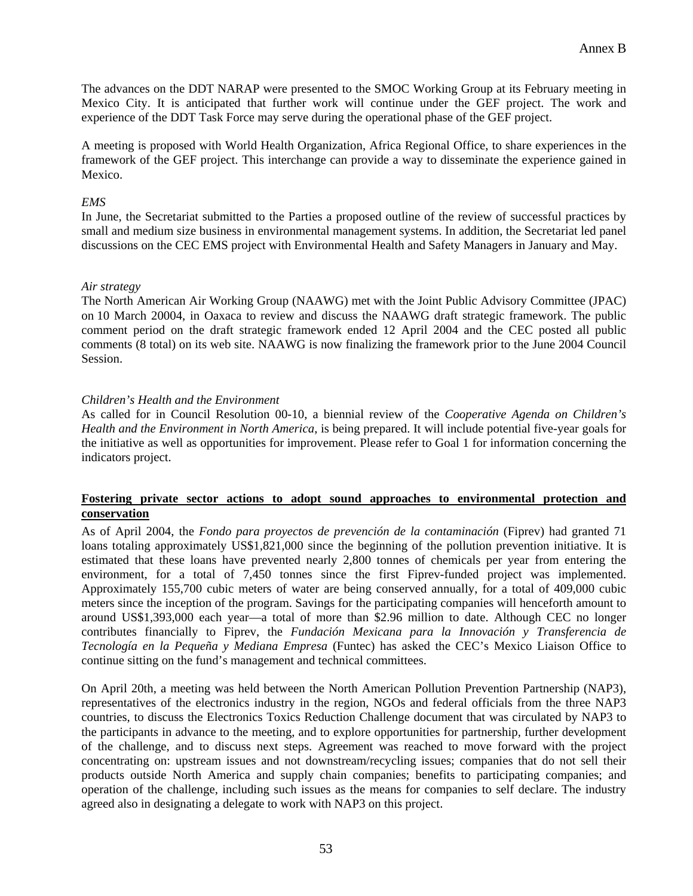The advances on the DDT NARAP were presented to the SMOC Working Group at its February meeting in Mexico City. It is anticipated that further work will continue under the GEF project. The work and experience of the DDT Task Force may serve during the operational phase of the GEF project.

A meeting is proposed with World Health Organization, Africa Regional Office, to share experiences in the framework of the GEF project. This interchange can provide a way to disseminate the experience gained in Mexico.

*EMS*

In June, the Secretariat submitted to the Parties a proposed outline of the review of successful practices by small and medium size business in environmental management systems. In addition, the Secretariat led panel discussions on the CEC EMS project with Environmental Health and Safety Managers in January and May.

*Air strategy*

The North American Air Working Group (NAAWG) met with the Joint Public Advisory Committee (JPAC) on 10 March 20004, in Oaxaca to review and discuss the NAAWG draft strategic framework. The public comment period on the draft strategic framework ended 12 April 2004 and the CEC posted all public comments (8 total) on its web site. NAAWG is now finalizing the framework prior to the June 2004 Council Session.

*Children's Health and the Environment*

As called for in Council Resolution 00-10, a biennial review of the *Cooperative Agenda on Children's Health and the Environment in North America*, is being prepared. It will include potential five-year goals for the initiative as well as opportunities for improvement. Please refer to Goal 1 for information concerning the indicators project.

**Fostering private sector actions to adopt sound approaches to environmental protection and conservation**

As of April 2004, the *Fondo para proyectos de prevención de la contaminación* (Fiprev) had granted 71 loans totaling approximately US$1,821,000 since the beginning of the pollution prevention initiative. It is estimated that these loans have prevented nearly 2,800 tonnes of chemicals per year from entering the environment, for a total of 7,450 tonnes since the first Fiprev-funded project was implemented. Approximately 155,700 cubic meters of water are being conserved annually, for a total of 409,000 cubic meters since the inception of the program. Savings for the participating companies will henceforth amount to around US$1,393,000 each year—a total of more than $2.96 million to date. Although CEC no longer contributes financially to Fiprev, the *Fundación Mexicana para la Innovación y Transferencia de Tecnología en la Pequeña y Mediana Empresa* (Funtec) has asked the CEC's Mexico Liaison Office to continue sitting on the fund's management and technical committees.

On April 20th, a meeting was held between the North American Pollution Prevention Partnership (NAP3), representatives of the electronics industry in the region, NGOs and federal officials from the three NAP3 countries, to discuss the Electronics Toxics Reduction Challenge document that was circulated by NAP3 to the participants in advance to the meeting, and to explore opportunities for partnership, further development of the challenge, and to discuss next steps. Agreement was reached to move forward with the project concentrating on: upstream issues and not downstream/recycling issues; companies that do not sell their products outside North America and supply chain companies; benefits to participating companies; and operation of the challenge, including such issues as the means for companies to self declare. The industry agreed also in designating a delegate to work with NAP3 on this project.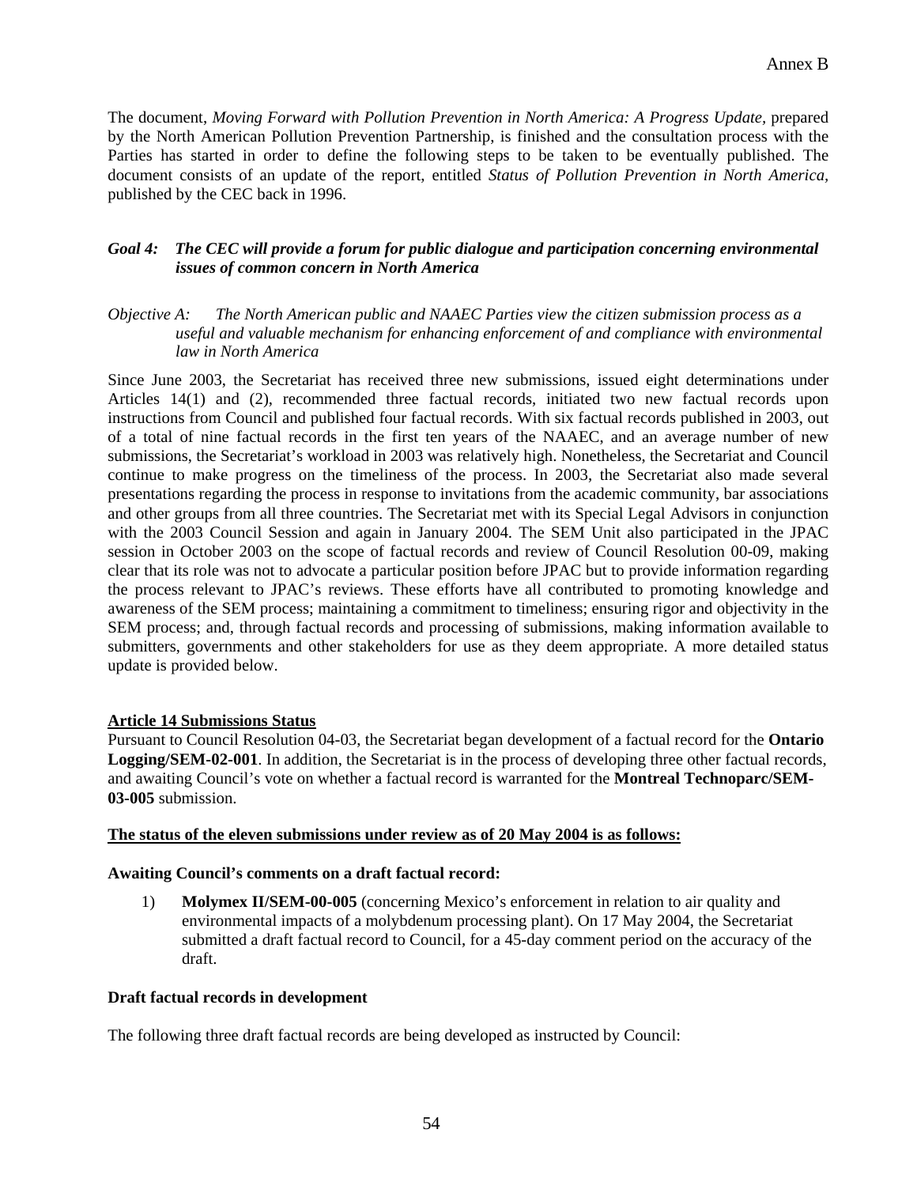The document, *Moving Forward with Pollution Prevention in North America: A Progress Update*, prepared by the North American Pollution Prevention Partnership, is finished and the consultation process with the Parties has started in order to define the following steps to be taken to be eventually published. The document consists of an update of the report, entitled *Status of Pollution Prevention in North America*, published by the CEC back in 1996.

### *Goal 4: The CEC will provide a forum for public dialogue and participation concerning environmental issues of common concern in North America*

*Objective A: The North American public and NAAEC Parties view the citizen submission process as a useful and valuable mechanism for enhancing enforcement of and compliance with environmental law in North America*

Since June 2003, the Secretariat has received three new submissions, issued eight determinations under Articles 14(1) and (2), recommended three factual records, initiated two new factual records upon instructions from Council and published four factual records. With six factual records published in 2003, out of a total of nine factual records in the first ten years of the NAAEC, and an average number of new submissions, the Secretariat's workload in 2003 was relatively high. Nonetheless, the Secretariat and Council continue to make progress on the timeliness of the process. In 2003, the Secretariat also made several presentations regarding the process in response to invitations from the academic community, bar associations and other groups from all three countries. The Secretariat met with its Special Legal Advisors in conjunction with the 2003 Council Session and again in January 2004. The SEM Unit also participated in the JPAC session in October 2003 on the scope of factual records and review of Council Resolution 00-09, making clear that its role was not to advocate a particular position before JPAC but to provide information regarding the process relevant to JPAC's reviews. These efforts have all contributed to promoting knowledge and awareness of the SEM process; maintaining a commitment to timeliness; ensuring rigor and objectivity in the SEM process; and, through factual records and processing of submissions, making information available to submitters, governments and other stakeholders for use as they deem appropriate. A more detailed status update is provided below.

**Article 14 Submissions Status**

Pursuant to Council Resolution 04-03, the Secretariat began development of a factual record for the **Ontario Logging/SEM-02-001**. In addition, the Secretariat is in the process of developing three other factual records, and awaiting Council's vote on whether a factual record is warranted for the **Montreal Technoparc/SEM-03-005** submission.

**The status of the eleven submissions under review as of 20 May 2004 is as follows:**

**Awaiting Council's comments on a draft factual record:**

1) **Molymex II/SEM-00-005** (concerning Mexico's enforcement in relation to air quality and environmental impacts of a molybdenum processing plant). On 17 May 2004, the Secretariat submitted a draft factual record to Council, for a 45-day comment period on the accuracy of the draft.

**Draft factual records in development**

The following three draft factual records are being developed as instructed by Council: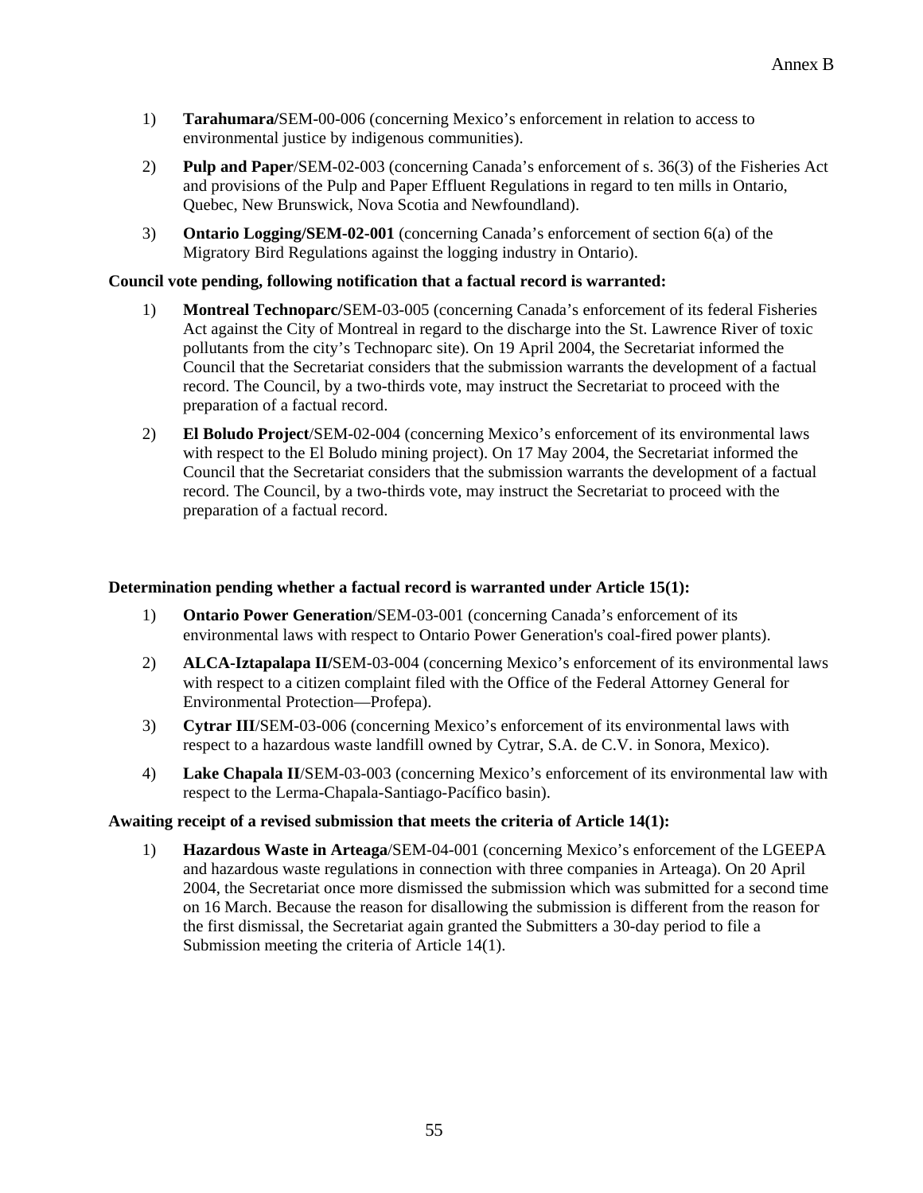1) **Tarahumara/**SEM-00-006 (concerning Mexico's enforcement in relation to access to environmental justice by indigenous communities).

2) **Pulp and Paper**/SEM-02-003 (concerning Canada's enforcement of s. 36(3) of the Fisheries Act and provisions of the Pulp and Paper Effluent Regulations in regard to ten mills in Ontario, Quebec, New Brunswick, Nova Scotia and Newfoundland).

3) **Ontario Logging/SEM-02-001** (concerning Canada's enforcement of section 6(a) of the Migratory Bird Regulations against the logging industry in Ontario).

**Council vote pending, following notification that a factual record is warranted:**

1) **Montreal Technoparc/**SEM-03-005 (concerning Canada's enforcement of its federal Fisheries Act against the City of Montreal in regard to the discharge into the St. Lawrence River of toxic pollutants from the city's Technoparc site). On 19 April 2004, the Secretariat informed the Council that the Secretariat considers that the submission warrants the development of a factual record. The Council, by a two-thirds vote, may instruct the Secretariat to proceed with the preparation of a factual record.

2) **El Boludo Project**/SEM-02-004 (concerning Mexico's enforcement of its environmental laws with respect to the El Boludo mining project). On 17 May 2004, the Secretariat informed the Council that the Secretariat considers that the submission warrants the development of a factual record. The Council, by a two-thirds vote, may instruct the Secretariat to proceed with the preparation of a factual record.

**Determination pending whether a factual record is warranted under Article 15(1):**

1) **Ontario Power Generation**/SEM-03-001 (concerning Canada's enforcement of its environmental laws with respect to Ontario Power Generation's coal-fired power plants).

2) **ALCA-Iztapalapa II/**SEM-03-004 (concerning Mexico's enforcement of its environmental laws with respect to a citizen complaint filed with the Office of the Federal Attorney General for Environmental Protection—Profepa).

3) **Cytrar III**/SEM-03-006 (concerning Mexico's enforcement of its environmental laws with respect to a hazardous waste landfill owned by Cytrar, S.A. de C.V. in Sonora, Mexico).

4) **Lake Chapala II**/SEM-03-003 (concerning Mexico's enforcement of its environmental law with respect to the Lerma-Chapala-Santiago-Pacífico basin).

**Awaiting receipt of a revised submission that meets the criteria of Article 14(1):**

1) **Hazardous Waste in Arteaga**/SEM-04-001 (concerning Mexico's enforcement of the LGEEPA and hazardous waste regulations in connection with three companies in Arteaga). On 20 April 2004, the Secretariat once more dismissed the submission which was submitted for a second time on 16 March. Because the reason for disallowing the submission is different from the reason for the first dismissal, the Secretariat again granted the Submitters a 30-day period to file a Submission meeting the criteria of Article 14(1).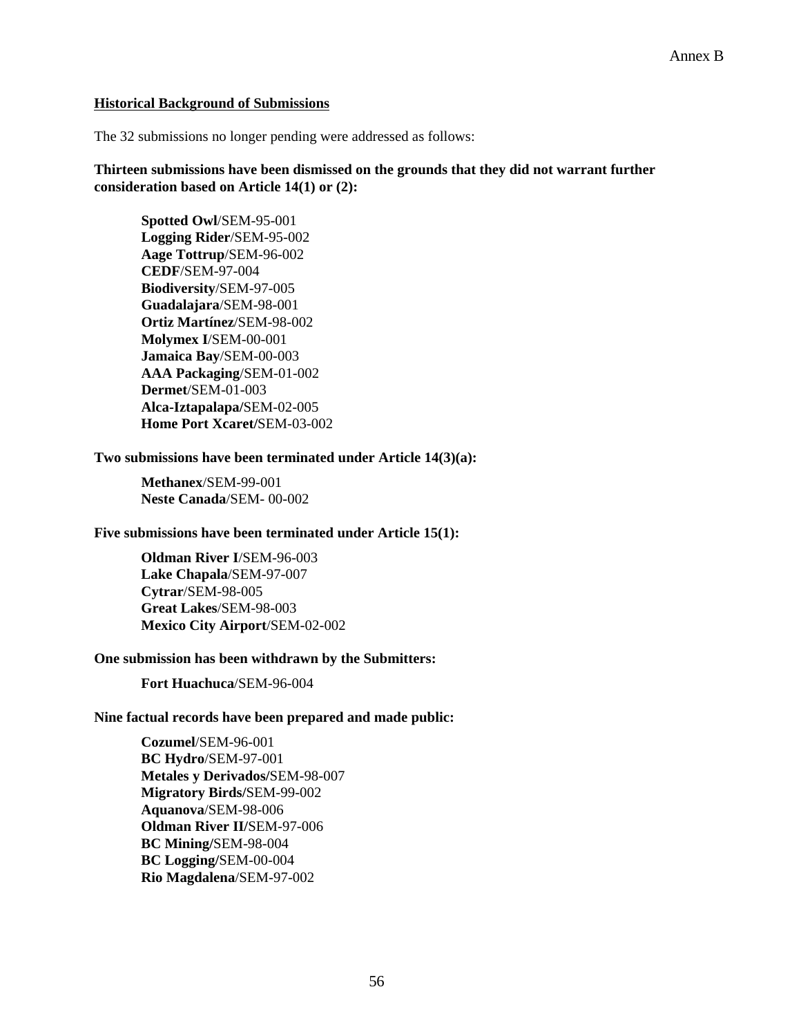Annex B

**Historical Background of Submissions**

The 32 submissions no longer pending were addressed as follows:

**Thirteen submissions have been dismissed on the grounds that they did not warrant further consideration based on Article 14(1) or (2):**

**Spotted Owl**/SEM-95-001
**Logging Rider**/SEM-95-002
**Aage Tottrup**/SEM-96-002
**CEDF**/SEM-97-004
**Biodiversity**/SEM-97-005
**Guadalajara**/SEM-98-001
**Ortiz Martínez**/SEM-98-002
**Molymex I**/SEM-00-001
**Jamaica Bay**/SEM-00-003
**AAA Packaging**/SEM-01-002
**Dermet**/SEM-01-003
**Alca-Iztapalapa/**SEM-02-005
**Home Port Xcaret/**SEM-03-002

**Two submissions have been terminated under Article 14(3)(a):**

**Methanex**/SEM-99-001
**Neste Canada**/SEM- 00-002

**Five submissions have been terminated under Article 15(1):**

**Oldman River I**/SEM-96-003
**Lake Chapala**/SEM-97-007
**Cytrar**/SEM-98-005
**Great Lakes**/SEM-98-003
**Mexico City Airport**/SEM-02-002

**One submission has been withdrawn by the Submitters:**

**Fort Huachuca**/SEM-96-004

**Nine factual records have been prepared and made public:**

**Cozumel**/SEM-96-001
**BC Hydro**/SEM-97-001
**Metales y Derivados/**SEM-98-007
**Migratory Birds/**SEM-99-002
**Aquanova**/SEM-98-006
**Oldman River II/**SEM-97-006
**BC Mining/**SEM-98-004
**BC Logging/**SEM-00-004
**Rio Magdalena**/SEM-97-002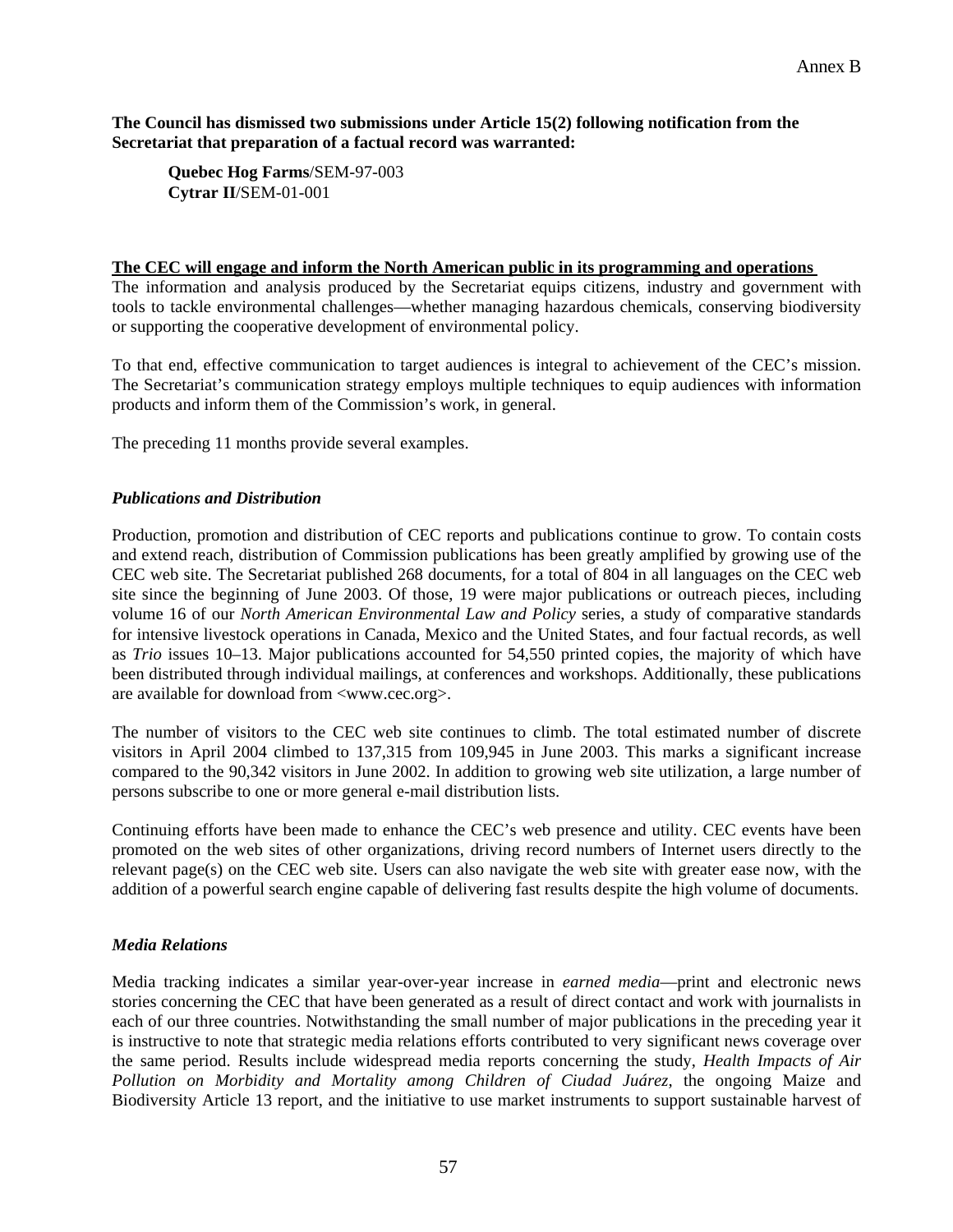**The Council has dismissed two submissions under Article 15(2) following notification from the Secretariat that preparation of a factual record was warranted:**

> **Quebec Hog Farms**/SEM-97-003
> **Cytrar II**/SEM-01-001

**The CEC will engage and inform the North American public in its programming and operations**

The information and analysis produced by the Secretariat equips citizens, industry and government with tools to tackle environmental challenges—whether managing hazardous chemicals, conserving biodiversity or supporting the cooperative development of environmental policy.

To that end, effective communication to target audiences is integral to achievement of the CEC's mission. The Secretariat's communication strategy employs multiple techniques to equip audiences with information products and inform them of the Commission's work, in general.

The preceding 11 months provide several examples.

### *Publications and Distribution*

Production, promotion and distribution of CEC reports and publications continue to grow. To contain costs and extend reach, distribution of Commission publications has been greatly amplified by growing use of the CEC web site. The Secretariat published 268 documents, for a total of 804 in all languages on the CEC web site since the beginning of June 2003. Of those, 19 were major publications or outreach pieces, including volume 16 of our *North American Environmental Law and Policy* series, a study of comparative standards for intensive livestock operations in Canada, Mexico and the United States, and four factual records, as well as *Trio* issues 10–13. Major publications accounted for 54,550 printed copies, the majority of which have been distributed through individual mailings, at conferences and workshops. Additionally, these publications are available for download from <www.cec.org>.

The number of visitors to the CEC web site continues to climb. The total estimated number of discrete visitors in April 2004 climbed to 137,315 from 109,945 in June 2003. This marks a significant increase compared to the 90,342 visitors in June 2002. In addition to growing web site utilization, a large number of persons subscribe to one or more general e-mail distribution lists.

Continuing efforts have been made to enhance the CEC's web presence and utility. CEC events have been promoted on the web sites of other organizations, driving record numbers of Internet users directly to the relevant page(s) on the CEC web site. Users can also navigate the web site with greater ease now, with the addition of a powerful search engine capable of delivering fast results despite the high volume of documents.

### *Media Relations*

Media tracking indicates a similar year-over-year increase in *earned media*—print and electronic news stories concerning the CEC that have been generated as a result of direct contact and work with journalists in each of our three countries. Notwithstanding the small number of major publications in the preceding year it is instructive to note that strategic media relations efforts contributed to very significant news coverage over the same period. Results include widespread media reports concerning the study, *Health Impacts of Air Pollution on Morbidity and Mortality among Children of Ciudad Juárez,* the ongoing Maize and Biodiversity Article 13 report, and the initiative to use market instruments to support sustainable harvest of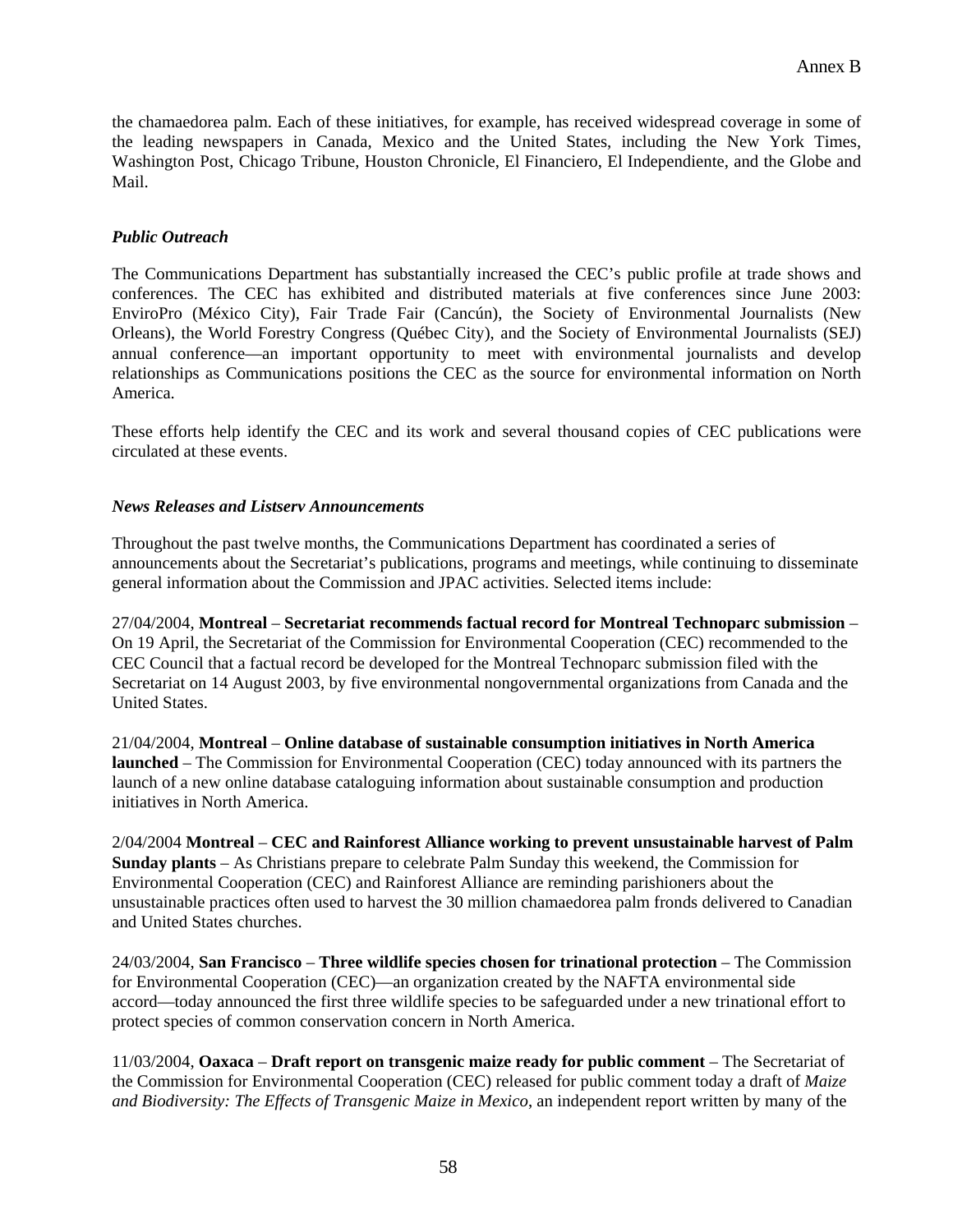the chamaedorea palm. Each of these initiatives, for example, has received widespread coverage in some of the leading newspapers in Canada, Mexico and the United States, including the New York Times, Washington Post, Chicago Tribune, Houston Chronicle, El Financiero, El Independiente, and the Globe and Mail.

### *Public Outreach*

The Communications Department has substantially increased the CEC's public profile at trade shows and conferences. The CEC has exhibited and distributed materials at five conferences since June 2003: EnviroPro (México City), Fair Trade Fair (Cancún), the Society of Environmental Journalists (New Orleans), the World Forestry Congress (Québec City), and the Society of Environmental Journalists (SEJ) annual conference—an important opportunity to meet with environmental journalists and develop relationships as Communications positions the CEC as the source for environmental information on North America.

These efforts help identify the CEC and its work and several thousand copies of CEC publications were circulated at these events.

### *News Releases and Listserv Announcements*

Throughout the past twelve months, the Communications Department has coordinated a series of announcements about the Secretariat's publications, programs and meetings, while continuing to disseminate general information about the Commission and JPAC activities. Selected items include:

27/04/2004, **Montreal** – **Secretariat recommends factual record for Montreal Technoparc submission** – On 19 April, the Secretariat of the Commission for Environmental Cooperation (CEC) recommended to the CEC Council that a factual record be developed for the Montreal Technoparc submission filed with the Secretariat on 14 August 2003, by five environmental nongovernmental organizations from Canada and the United States.

21/04/2004, **Montreal** – **Online database of sustainable consumption initiatives in North America launched** – The Commission for Environmental Cooperation (CEC) today announced with its partners the launch of a new online database cataloguing information about sustainable consumption and production initiatives in North America.

2/04/2004 **Montreal** – **CEC and Rainforest Alliance working to prevent unsustainable harvest of Palm Sunday plants** – As Christians prepare to celebrate Palm Sunday this weekend, the Commission for Environmental Cooperation (CEC) and Rainforest Alliance are reminding parishioners about the unsustainable practices often used to harvest the 30 million chamaedorea palm fronds delivered to Canadian and United States churches.

24/03/2004, **San Francisco** – **Three wildlife species chosen for trinational protection** – The Commission for Environmental Cooperation (CEC)—an organization created by the NAFTA environmental side accord—today announced the first three wildlife species to be safeguarded under a new trinational effort to protect species of common conservation concern in North America.

11/03/2004, **Oaxaca** – **Draft report on transgenic maize ready for public comment** – The Secretariat of the Commission for Environmental Cooperation (CEC) released for public comment today a draft of *Maize and Biodiversity: The Effects of Transgenic Maize in Mexico*, an independent report written by many of the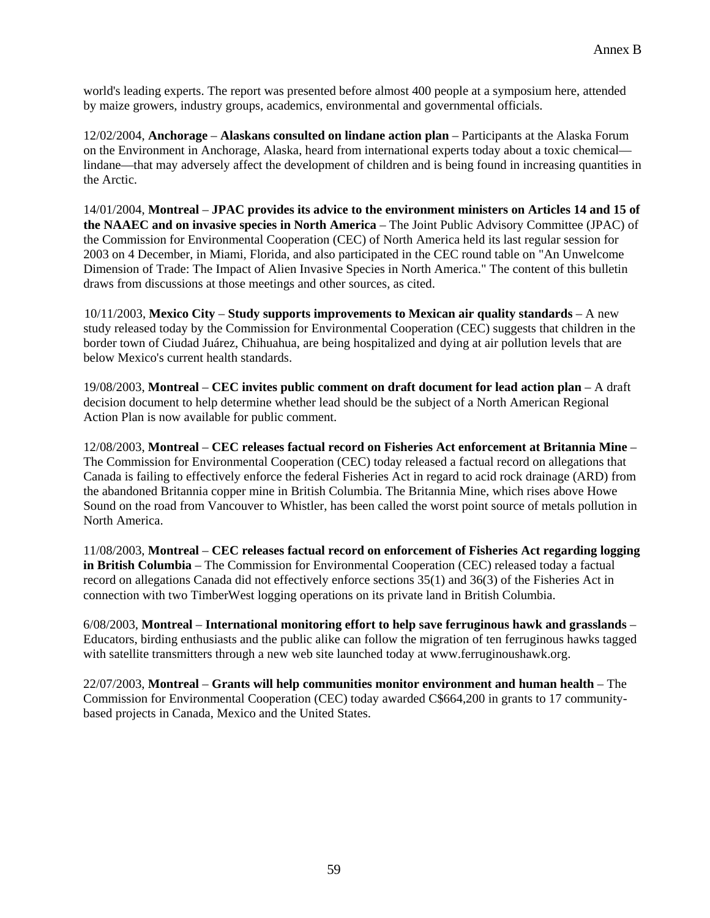world's leading experts. The report was presented before almost 400 people at a symposium here, attended by maize growers, industry groups, academics, environmental and governmental officials.

12/02/2004, **Anchorage** – **Alaskans consulted on lindane action plan** – Participants at the Alaska Forum on the Environment in Anchorage, Alaska, heard from international experts today about a toxic chemical—lindane—that may adversely affect the development of children and is being found in increasing quantities in the Arctic.

14/01/2004, **Montreal** – **JPAC provides its advice to the environment ministers on Articles 14 and 15 of the NAAEC and on invasive species in North America** – The Joint Public Advisory Committee (JPAC) of the Commission for Environmental Cooperation (CEC) of North America held its last regular session for 2003 on 4 December, in Miami, Florida, and also participated in the CEC round table on "An Unwelcome Dimension of Trade: The Impact of Alien Invasive Species in North America." The content of this bulletin draws from discussions at those meetings and other sources, as cited.

10/11/2003, **Mexico City** – **Study supports improvements to Mexican air quality standards** – A new study released today by the Commission for Environmental Cooperation (CEC) suggests that children in the border town of Ciudad Juárez, Chihuahua, are being hospitalized and dying at air pollution levels that are below Mexico's current health standards.

19/08/2003, **Montreal** – **CEC invites public comment on draft document for lead action plan** – A draft decision document to help determine whether lead should be the subject of a North American Regional Action Plan is now available for public comment.

12/08/2003, **Montreal** – **CEC releases factual record on Fisheries Act enforcement at Britannia Mine** – The Commission for Environmental Cooperation (CEC) today released a factual record on allegations that Canada is failing to effectively enforce the federal Fisheries Act in regard to acid rock drainage (ARD) from the abandoned Britannia copper mine in British Columbia. The Britannia Mine, which rises above Howe Sound on the road from Vancouver to Whistler, has been called the worst point source of metals pollution in North America.

11/08/2003, **Montreal** – **CEC releases factual record on enforcement of Fisheries Act regarding logging in British Columbia** – The Commission for Environmental Cooperation (CEC) released today a factual record on allegations Canada did not effectively enforce sections 35(1) and 36(3) of the Fisheries Act in connection with two TimberWest logging operations on its private land in British Columbia.

6/08/2003, **Montreal** – **International monitoring effort to help save ferruginous hawk and grasslands** – Educators, birding enthusiasts and the public alike can follow the migration of ten ferruginous hawks tagged with satellite transmitters through a new web site launched today at www.ferruginoushawk.org.

22/07/2003, **Montreal – Grants will help communities monitor environment and human health** – The Commission for Environmental Cooperation (CEC) today awarded C$664,200 in grants to 17 community-based projects in Canada, Mexico and the United States.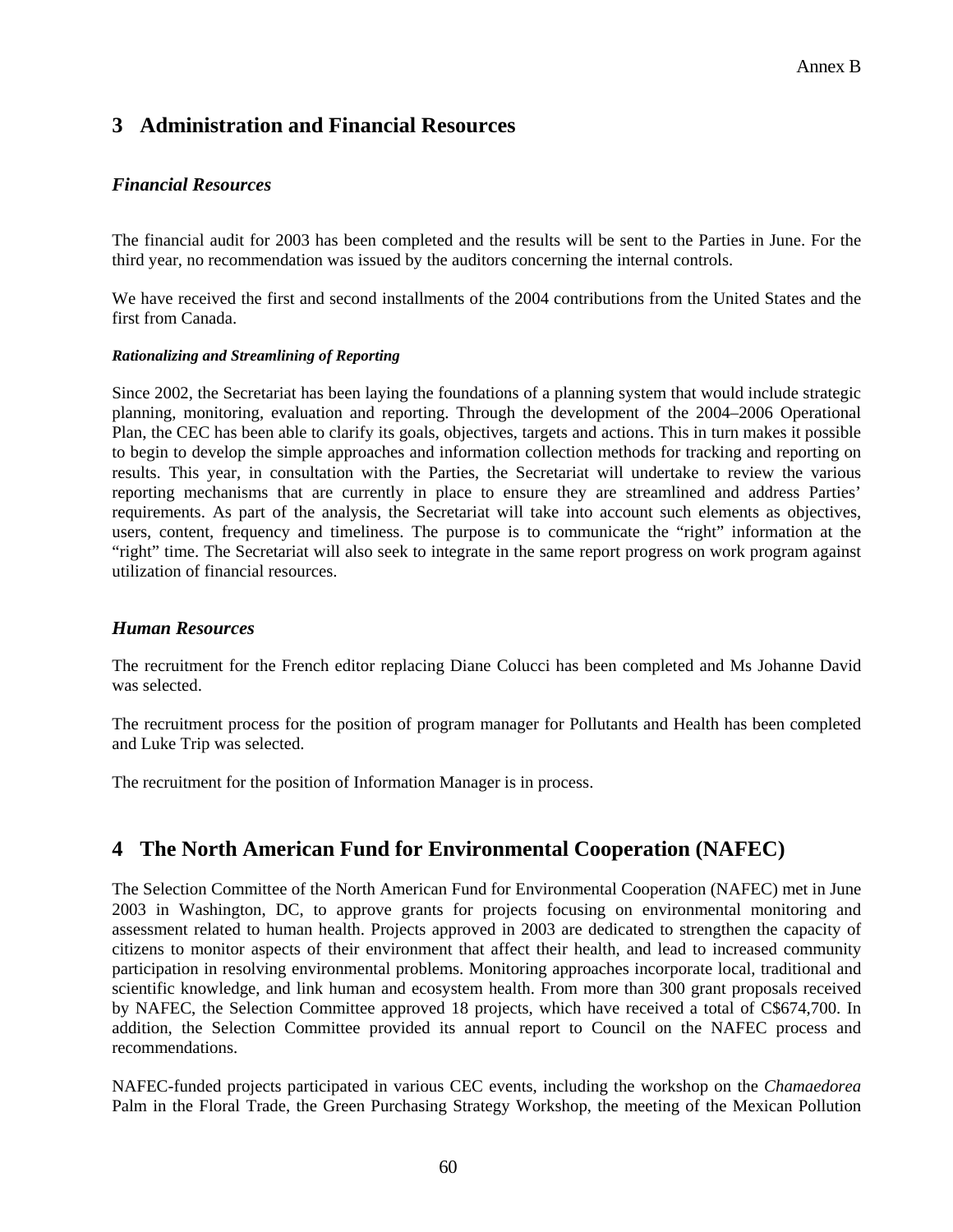# 3 Administration and Financial Resources

## *Financial Resources*

The financial audit for 2003 has been completed and the results will be sent to the Parties in June. For the third year, no recommendation was issued by the auditors concerning the internal controls.

We have received the first and second installments of the 2004 contributions from the United States and the first from Canada.

#### *Rationalizing and Streamlining of Reporting*

Since 2002, the Secretariat has been laying the foundations of a planning system that would include strategic planning, monitoring, evaluation and reporting. Through the development of the 2004–2006 Operational Plan, the CEC has been able to clarify its goals, objectives, targets and actions. This in turn makes it possible to begin to develop the simple approaches and information collection methods for tracking and reporting on results. This year, in consultation with the Parties, the Secretariat will undertake to review the various reporting mechanisms that are currently in place to ensure they are streamlined and address Parties' requirements. As part of the analysis, the Secretariat will take into account such elements as objectives, users, content, frequency and timeliness. The purpose is to communicate the "right" information at the "right" time. The Secretariat will also seek to integrate in the same report progress on work program against utilization of financial resources.

## *Human Resources*

The recruitment for the French editor replacing Diane Colucci has been completed and Ms Johanne David was selected.

The recruitment process for the position of program manager for Pollutants and Health has been completed and Luke Trip was selected.

The recruitment for the position of Information Manager is in process.

# 4 The North American Fund for Environmental Cooperation (NAFEC)

The Selection Committee of the North American Fund for Environmental Cooperation (NAFEC) met in June 2003 in Washington, DC, to approve grants for projects focusing on environmental monitoring and assessment related to human health. Projects approved in 2003 are dedicated to strengthen the capacity of citizens to monitor aspects of their environment that affect their health, and lead to increased community participation in resolving environmental problems. Monitoring approaches incorporate local, traditional and scientific knowledge, and link human and ecosystem health. From more than 300 grant proposals received by NAFEC, the Selection Committee approved 18 projects, which have received a total of C$674,700. In addition, the Selection Committee provided its annual report to Council on the NAFEC process and recommendations.

NAFEC-funded projects participated in various CEC events, including the workshop on the *Chamaedorea* Palm in the Floral Trade, the Green Purchasing Strategy Workshop, the meeting of the Mexican Pollution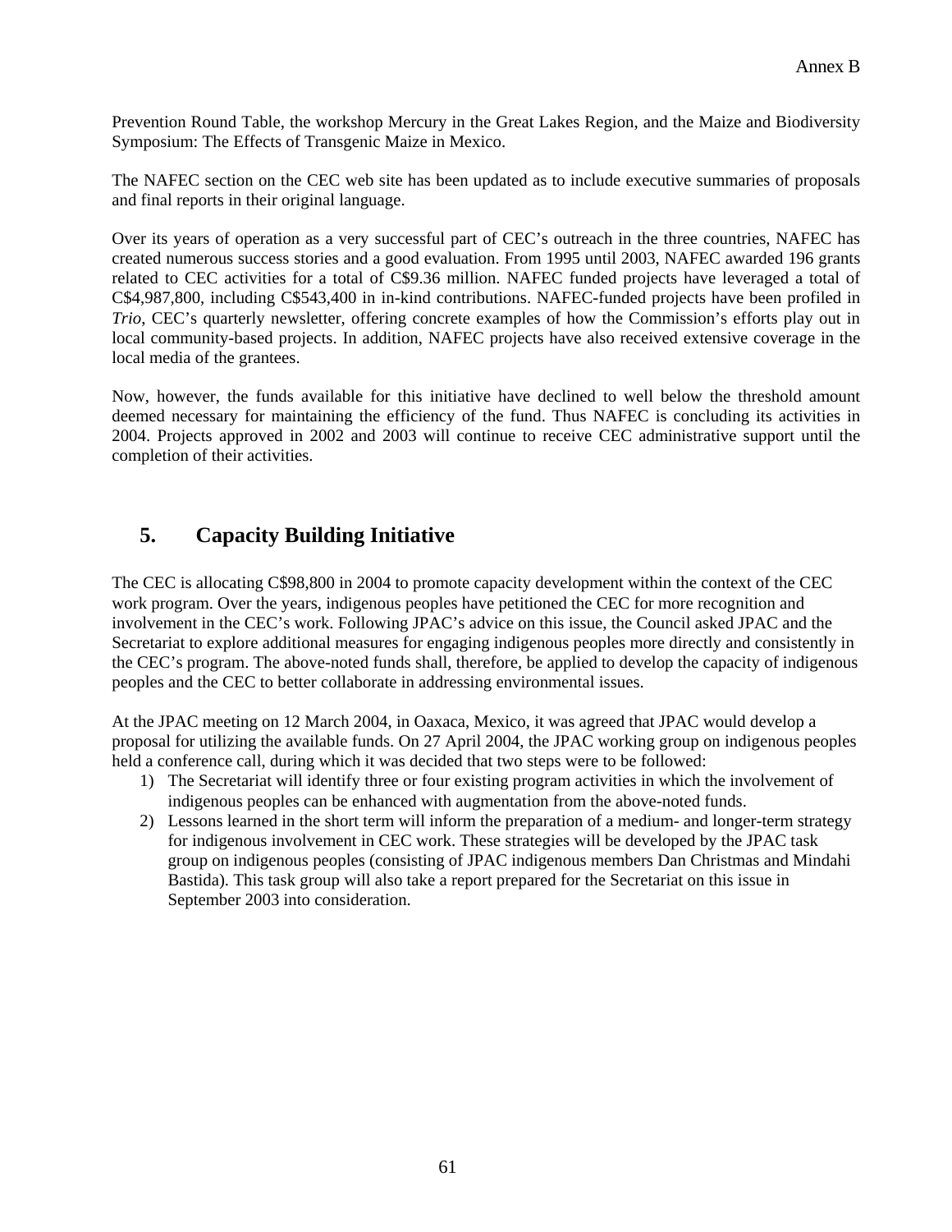Prevention Round Table, the workshop Mercury in the Great Lakes Region, and the Maize and Biodiversity Symposium: The Effects of Transgenic Maize in Mexico.

The NAFEC section on the CEC web site has been updated as to include executive summaries of proposals and final reports in their original language.

Over its years of operation as a very successful part of CEC's outreach in the three countries, NAFEC has created numerous success stories and a good evaluation. From 1995 until 2003, NAFEC awarded 196 grants related to CEC activities for a total of C$9.36 million. NAFEC funded projects have leveraged a total of C$4,987,800, including C$543,400 in in-kind contributions. NAFEC-funded projects have been profiled in *Trio*, CEC's quarterly newsletter, offering concrete examples of how the Commission's efforts play out in local community-based projects. In addition, NAFEC projects have also received extensive coverage in the local media of the grantees.

Now, however, the funds available for this initiative have declined to well below the threshold amount deemed necessary for maintaining the efficiency of the fund. Thus NAFEC is concluding its activities in 2004. Projects approved in 2002 and 2003 will continue to receive CEC administrative support until the completion of their activities.

## 5. Capacity Building Initiative

The CEC is allocating C$98,800 in 2004 to promote capacity development within the context of the CEC work program. Over the years, indigenous peoples have petitioned the CEC for more recognition and involvement in the CEC's work. Following JPAC's advice on this issue, the Council asked JPAC and the Secretariat to explore additional measures for engaging indigenous peoples more directly and consistently in the CEC's program. The above-noted funds shall, therefore, be applied to develop the capacity of indigenous peoples and the CEC to better collaborate in addressing environmental issues.

At the JPAC meeting on 12 March 2004, in Oaxaca, Mexico, it was agreed that JPAC would develop a proposal for utilizing the available funds. On 27 April 2004, the JPAC working group on indigenous peoples held a conference call, during which it was decided that two steps were to be followed:

1) The Secretariat will identify three or four existing program activities in which the involvement of indigenous peoples can be enhanced with augmentation from the above-noted funds.
2) Lessons learned in the short term will inform the preparation of a medium- and longer-term strategy for indigenous involvement in CEC work. These strategies will be developed by the JPAC task group on indigenous peoples (consisting of JPAC indigenous members Dan Christmas and Mindahi Bastida). This task group will also take a report prepared for the Secretariat on this issue in September 2003 into consideration.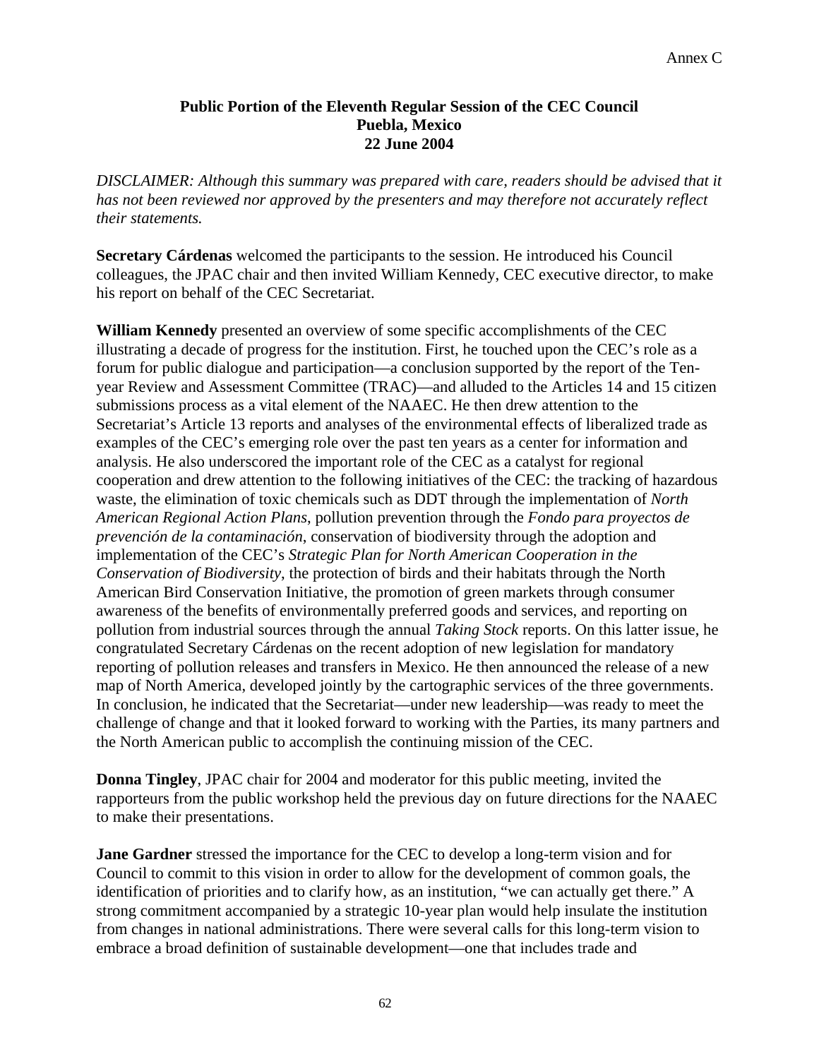Annex C

**Public Portion of the Eleventh Regular Session of the CEC Council**
**Puebla, Mexico**
**22 June 2004**

*DISCLAIMER: Although this summary was prepared with care, readers should be advised that it has not been reviewed nor approved by the presenters and may therefore not accurately reflect their statements.*

**Secretary Cárdenas** welcomed the participants to the session. He introduced his Council colleagues, the JPAC chair and then invited William Kennedy, CEC executive director, to make his report on behalf of the CEC Secretariat.

**William Kennedy** presented an overview of some specific accomplishments of the CEC illustrating a decade of progress for the institution. First, he touched upon the CEC's role as a forum for public dialogue and participation—a conclusion supported by the report of the Ten-year Review and Assessment Committee (TRAC)—and alluded to the Articles 14 and 15 citizen submissions process as a vital element of the NAAEC. He then drew attention to the Secretariat's Article 13 reports and analyses of the environmental effects of liberalized trade as examples of the CEC's emerging role over the past ten years as a center for information and analysis. He also underscored the important role of the CEC as a catalyst for regional cooperation and drew attention to the following initiatives of the CEC: the tracking of hazardous waste, the elimination of toxic chemicals such as DDT through the implementation of *North American Regional Action Plans*, pollution prevention through the *Fondo para proyectos de prevención de la contaminación*, conservation of biodiversity through the adoption and implementation of the CEC's *Strategic Plan for North American Cooperation in the Conservation of Biodiversity*, the protection of birds and their habitats through the North American Bird Conservation Initiative, the promotion of green markets through consumer awareness of the benefits of environmentally preferred goods and services, and reporting on pollution from industrial sources through the annual *Taking Stock* reports. On this latter issue, he congratulated Secretary Cárdenas on the recent adoption of new legislation for mandatory reporting of pollution releases and transfers in Mexico. He then announced the release of a new map of North America, developed jointly by the cartographic services of the three governments. In conclusion, he indicated that the Secretariat—under new leadership—was ready to meet the challenge of change and that it looked forward to working with the Parties, its many partners and the North American public to accomplish the continuing mission of the CEC.

**Donna Tingley**, JPAC chair for 2004 and moderator for this public meeting, invited the rapporteurs from the public workshop held the previous day on future directions for the NAAEC to make their presentations.

**Jane Gardner** stressed the importance for the CEC to develop a long-term vision and for Council to commit to this vision in order to allow for the development of common goals, the identification of priorities and to clarify how, as an institution, "we can actually get there." A strong commitment accompanied by a strategic 10-year plan would help insulate the institution from changes in national administrations. There were several calls for this long-term vision to embrace a broad definition of sustainable development—one that includes trade and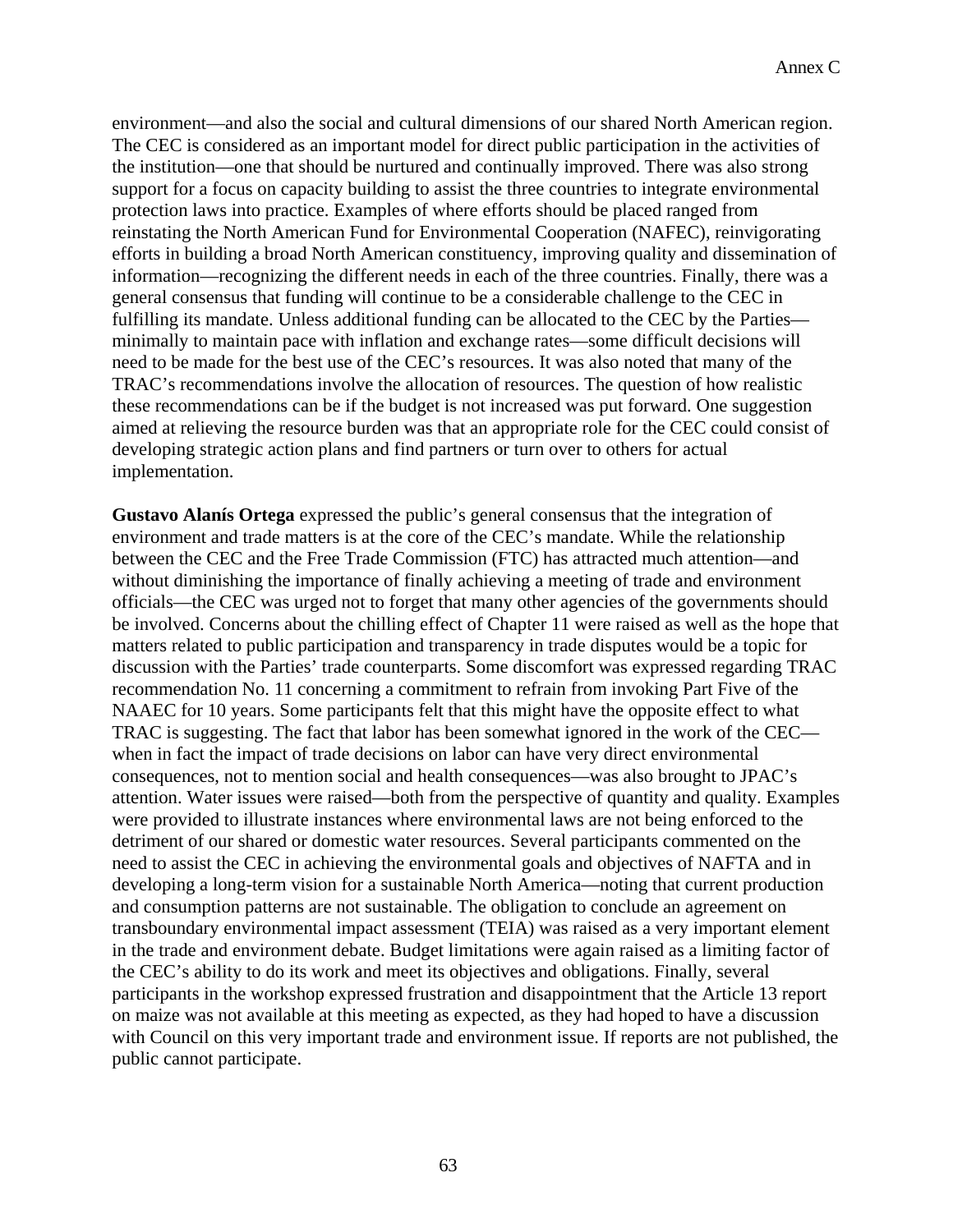environment—and also the social and cultural dimensions of our shared North American region. The CEC is considered as an important model for direct public participation in the activities of the institution—one that should be nurtured and continually improved. There was also strong support for a focus on capacity building to assist the three countries to integrate environmental protection laws into practice. Examples of where efforts should be placed ranged from reinstating the North American Fund for Environmental Cooperation (NAFEC), reinvigorating efforts in building a broad North American constituency, improving quality and dissemination of information—recognizing the different needs in each of the three countries. Finally, there was a general consensus that funding will continue to be a considerable challenge to the CEC in fulfilling its mandate. Unless additional funding can be allocated to the CEC by the Parties—minimally to maintain pace with inflation and exchange rates—some difficult decisions will need to be made for the best use of the CEC's resources. It was also noted that many of the TRAC's recommendations involve the allocation of resources. The question of how realistic these recommendations can be if the budget is not increased was put forward. One suggestion aimed at relieving the resource burden was that an appropriate role for the CEC could consist of developing strategic action plans and find partners or turn over to others for actual implementation.

**Gustavo Alanís Ortega** expressed the public's general consensus that the integration of environment and trade matters is at the core of the CEC's mandate. While the relationship between the CEC and the Free Trade Commission (FTC) has attracted much attention—and without diminishing the importance of finally achieving a meeting of trade and environment officials—the CEC was urged not to forget that many other agencies of the governments should be involved. Concerns about the chilling effect of Chapter 11 were raised as well as the hope that matters related to public participation and transparency in trade disputes would be a topic for discussion with the Parties' trade counterparts. Some discomfort was expressed regarding TRAC recommendation No. 11 concerning a commitment to refrain from invoking Part Five of the NAAEC for 10 years. Some participants felt that this might have the opposite effect to what TRAC is suggesting. The fact that labor has been somewhat ignored in the work of the CEC—when in fact the impact of trade decisions on labor can have very direct environmental consequences, not to mention social and health consequences—was also brought to JPAC's attention. Water issues were raised—both from the perspective of quantity and quality. Examples were provided to illustrate instances where environmental laws are not being enforced to the detriment of our shared or domestic water resources. Several participants commented on the need to assist the CEC in achieving the environmental goals and objectives of NAFTA and in developing a long-term vision for a sustainable North America—noting that current production and consumption patterns are not sustainable. The obligation to conclude an agreement on transboundary environmental impact assessment (TEIA) was raised as a very important element in the trade and environment debate. Budget limitations were again raised as a limiting factor of the CEC's ability to do its work and meet its objectives and obligations. Finally, several participants in the workshop expressed frustration and disappointment that the Article 13 report on maize was not available at this meeting as expected, as they had hoped to have a discussion with Council on this very important trade and environment issue. If reports are not published, the public cannot participate.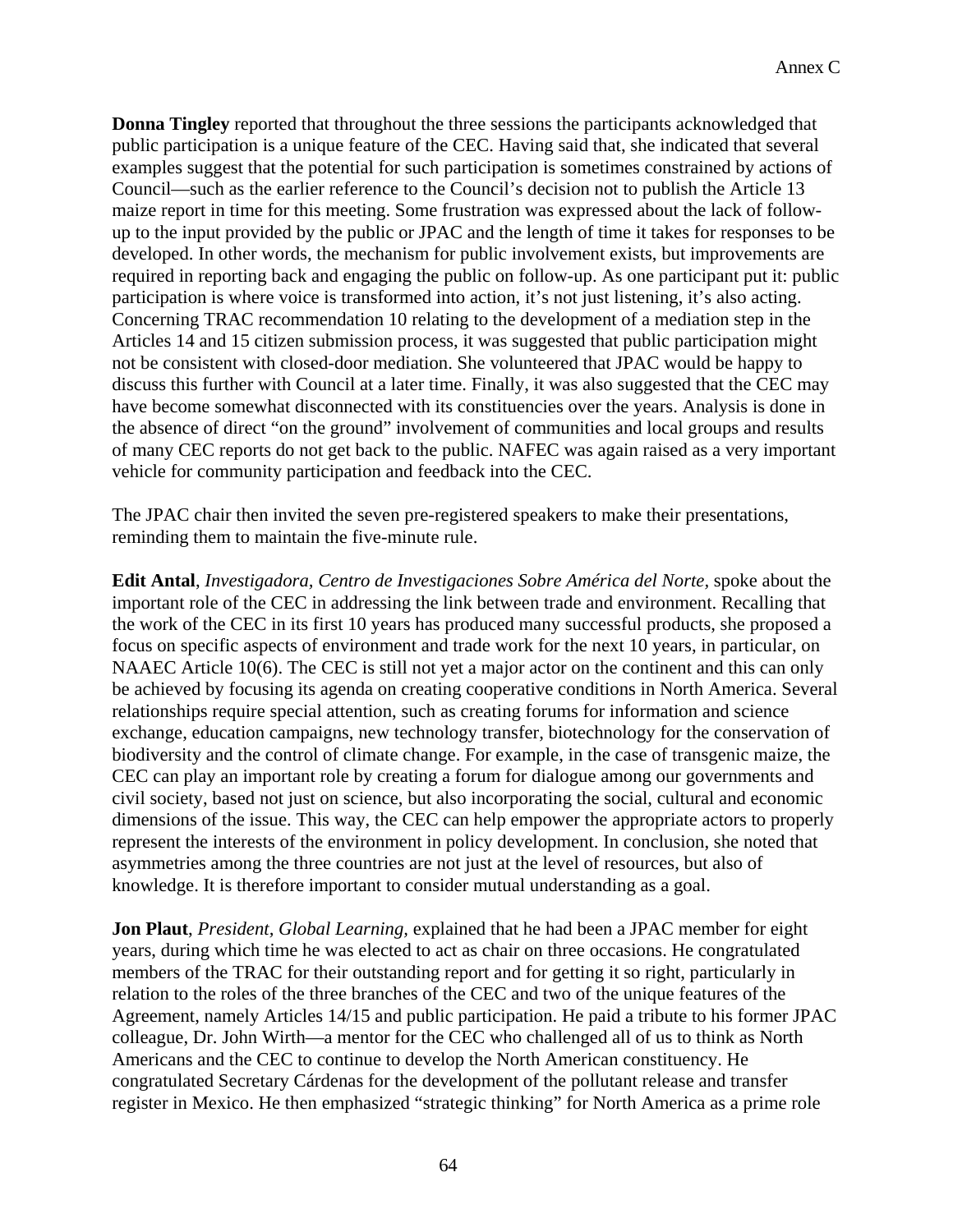**Donna Tingley** reported that throughout the three sessions the participants acknowledged that public participation is a unique feature of the CEC. Having said that, she indicated that several examples suggest that the potential for such participation is sometimes constrained by actions of Council—such as the earlier reference to the Council's decision not to publish the Article 13 maize report in time for this meeting. Some frustration was expressed about the lack of follow-up to the input provided by the public or JPAC and the length of time it takes for responses to be developed. In other words, the mechanism for public involvement exists, but improvements are required in reporting back and engaging the public on follow-up. As one participant put it: public participation is where voice is transformed into action, it's not just listening, it's also acting. Concerning TRAC recommendation 10 relating to the development of a mediation step in the Articles 14 and 15 citizen submission process, it was suggested that public participation might not be consistent with closed-door mediation. She volunteered that JPAC would be happy to discuss this further with Council at a later time. Finally, it was also suggested that the CEC may have become somewhat disconnected with its constituencies over the years. Analysis is done in the absence of direct "on the ground" involvement of communities and local groups and results of many CEC reports do not get back to the public. NAFEC was again raised as a very important vehicle for community participation and feedback into the CEC.

The JPAC chair then invited the seven pre-registered speakers to make their presentations, reminding them to maintain the five-minute rule.

**Edit Antal**, *Investigadora, Centro de Investigaciones Sobre América del Norte,* spoke about the important role of the CEC in addressing the link between trade and environment. Recalling that the work of the CEC in its first 10 years has produced many successful products, she proposed a focus on specific aspects of environment and trade work for the next 10 years, in particular, on NAAEC Article 10(6). The CEC is still not yet a major actor on the continent and this can only be achieved by focusing its agenda on creating cooperative conditions in North America. Several relationships require special attention, such as creating forums for information and science exchange, education campaigns, new technology transfer, biotechnology for the conservation of biodiversity and the control of climate change. For example, in the case of transgenic maize, the CEC can play an important role by creating a forum for dialogue among our governments and civil society, based not just on science, but also incorporating the social, cultural and economic dimensions of the issue. This way, the CEC can help empower the appropriate actors to properly represent the interests of the environment in policy development. In conclusion, she noted that asymmetries among the three countries are not just at the level of resources, but also of knowledge. It is therefore important to consider mutual understanding as a goal.

**Jon Plaut**, *President, Global Learning,* explained that he had been a JPAC member for eight years, during which time he was elected to act as chair on three occasions. He congratulated members of the TRAC for their outstanding report and for getting it so right, particularly in relation to the roles of the three branches of the CEC and two of the unique features of the Agreement, namely Articles 14/15 and public participation. He paid a tribute to his former JPAC colleague, Dr. John Wirth—a mentor for the CEC who challenged all of us to think as North Americans and the CEC to continue to develop the North American constituency. He congratulated Secretary Cárdenas for the development of the pollutant release and transfer register in Mexico. He then emphasized "strategic thinking" for North America as a prime role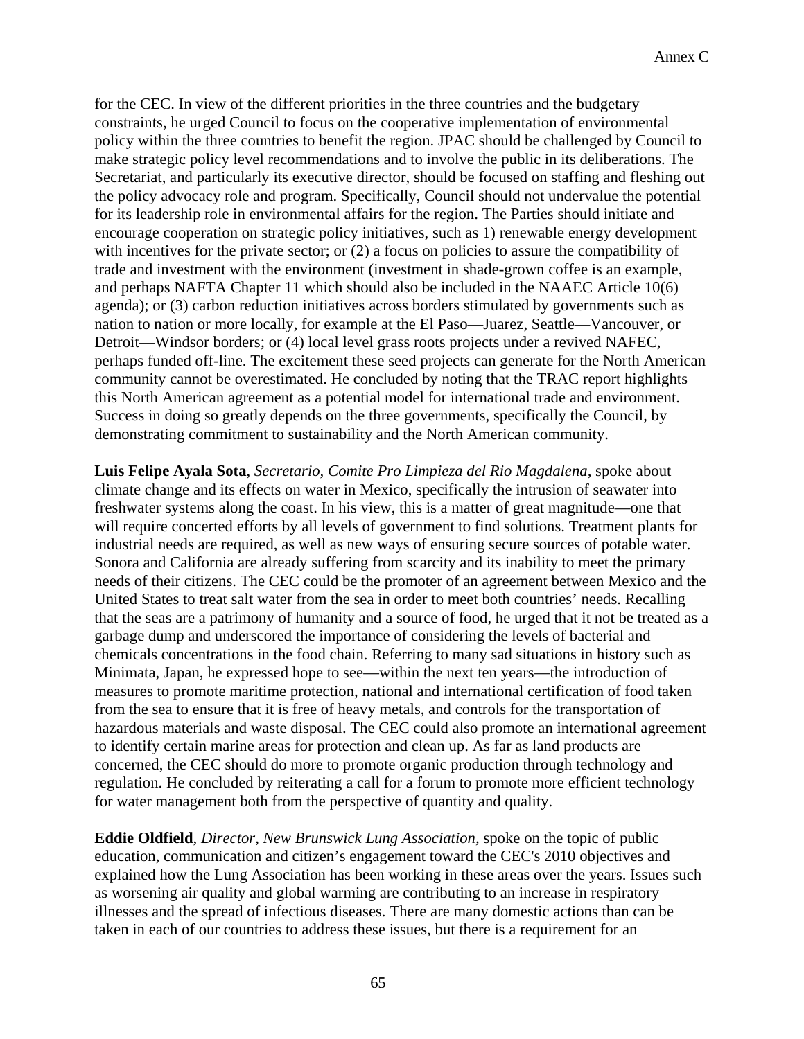for the CEC. In view of the different priorities in the three countries and the budgetary constraints, he urged Council to focus on the cooperative implementation of environmental policy within the three countries to benefit the region. JPAC should be challenged by Council to make strategic policy level recommendations and to involve the public in its deliberations. The Secretariat, and particularly its executive director, should be focused on staffing and fleshing out the policy advocacy role and program. Specifically, Council should not undervalue the potential for its leadership role in environmental affairs for the region. The Parties should initiate and encourage cooperation on strategic policy initiatives, such as 1) renewable energy development with incentives for the private sector; or (2) a focus on policies to assure the compatibility of trade and investment with the environment (investment in shade-grown coffee is an example, and perhaps NAFTA Chapter 11 which should also be included in the NAAEC Article 10(6) agenda); or (3) carbon reduction initiatives across borders stimulated by governments such as nation to nation or more locally, for example at the El Paso—Juarez, Seattle—Vancouver, or Detroit—Windsor borders; or (4) local level grass roots projects under a revived NAFEC, perhaps funded off-line. The excitement these seed projects can generate for the North American community cannot be overestimated. He concluded by noting that the TRAC report highlights this North American agreement as a potential model for international trade and environment. Success in doing so greatly depends on the three governments, specifically the Council, by demonstrating commitment to sustainability and the North American community.

**Luis Felipe Ayala Sota**, *Secretario, Comite Pro Limpieza del Rio Magdalena*, spoke about climate change and its effects on water in Mexico, specifically the intrusion of seawater into freshwater systems along the coast. In his view, this is a matter of great magnitude—one that will require concerted efforts by all levels of government to find solutions. Treatment plants for industrial needs are required, as well as new ways of ensuring secure sources of potable water. Sonora and California are already suffering from scarcity and its inability to meet the primary needs of their citizens. The CEC could be the promoter of an agreement between Mexico and the United States to treat salt water from the sea in order to meet both countries' needs. Recalling that the seas are a patrimony of humanity and a source of food, he urged that it not be treated as a garbage dump and underscored the importance of considering the levels of bacterial and chemicals concentrations in the food chain. Referring to many sad situations in history such as Minimata, Japan, he expressed hope to see—within the next ten years—the introduction of measures to promote maritime protection, national and international certification of food taken from the sea to ensure that it is free of heavy metals, and controls for the transportation of hazardous materials and waste disposal. The CEC could also promote an international agreement to identify certain marine areas for protection and clean up. As far as land products are concerned, the CEC should do more to promote organic production through technology and regulation. He concluded by reiterating a call for a forum to promote more efficient technology for water management both from the perspective of quantity and quality.

**Eddie Oldfield**, *Director, New Brunswick Lung Association*, spoke on the topic of public education, communication and citizen's engagement toward the CEC's 2010 objectives and explained how the Lung Association has been working in these areas over the years. Issues such as worsening air quality and global warming are contributing to an increase in respiratory illnesses and the spread of infectious diseases. There are many domestic actions than can be taken in each of our countries to address these issues, but there is a requirement for an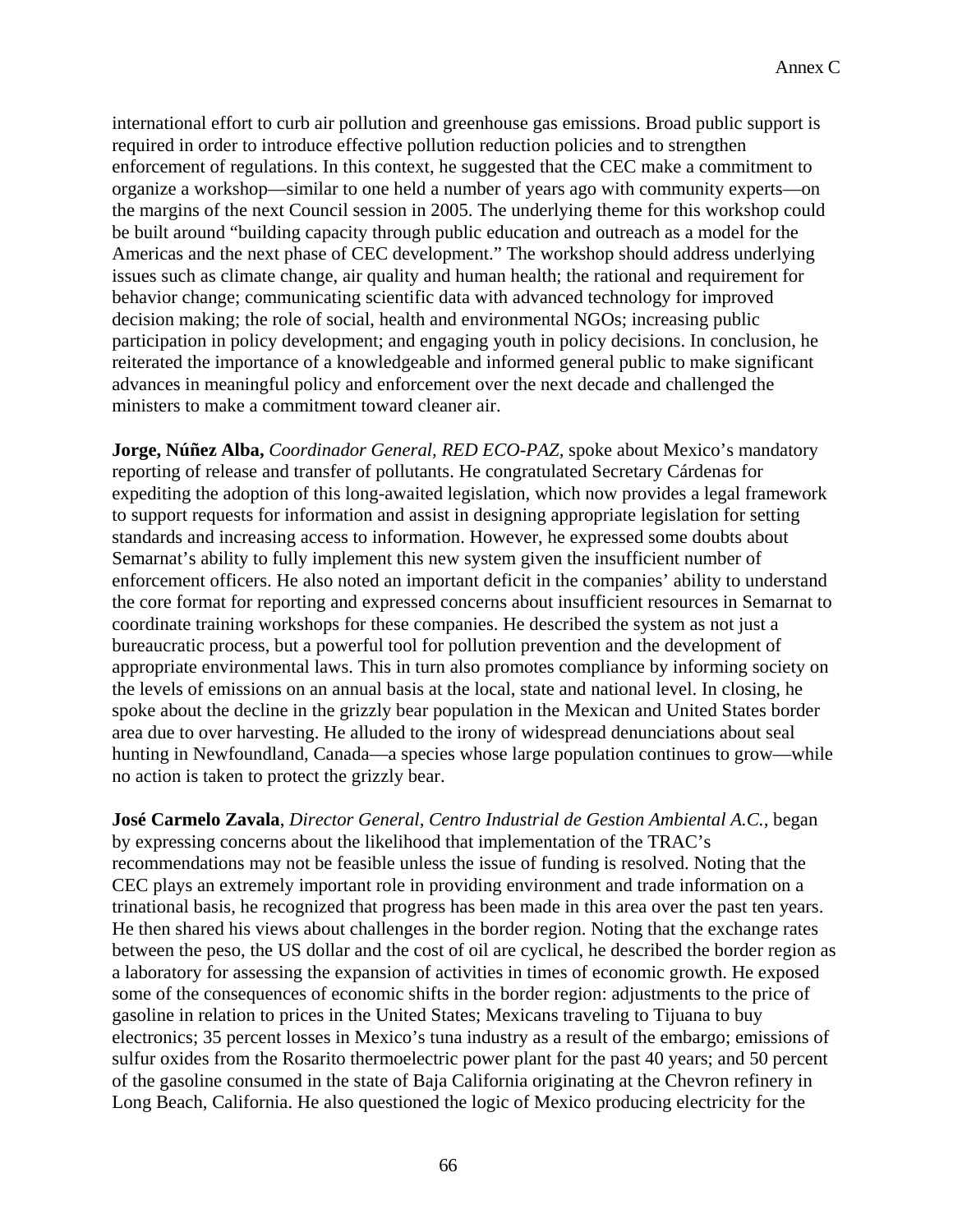international effort to curb air pollution and greenhouse gas emissions. Broad public support is required in order to introduce effective pollution reduction policies and to strengthen enforcement of regulations. In this context, he suggested that the CEC make a commitment to organize a workshop—similar to one held a number of years ago with community experts—on the margins of the next Council session in 2005. The underlying theme for this workshop could be built around "building capacity through public education and outreach as a model for the Americas and the next phase of CEC development." The workshop should address underlying issues such as climate change, air quality and human health; the rational and requirement for behavior change; communicating scientific data with advanced technology for improved decision making; the role of social, health and environmental NGOs; increasing public participation in policy development; and engaging youth in policy decisions. In conclusion, he reiterated the importance of a knowledgeable and informed general public to make significant advances in meaningful policy and enforcement over the next decade and challenged the ministers to make a commitment toward cleaner air.

**Jorge, Núñez Alba,** *Coordinador General, RED ECO-PAZ,* spoke about Mexico's mandatory reporting of release and transfer of pollutants. He congratulated Secretary Cárdenas for expediting the adoption of this long-awaited legislation, which now provides a legal framework to support requests for information and assist in designing appropriate legislation for setting standards and increasing access to information. However, he expressed some doubts about Semarnat's ability to fully implement this new system given the insufficient number of enforcement officers. He also noted an important deficit in the companies' ability to understand the core format for reporting and expressed concerns about insufficient resources in Semarnat to coordinate training workshops for these companies. He described the system as not just a bureaucratic process, but a powerful tool for pollution prevention and the development of appropriate environmental laws. This in turn also promotes compliance by informing society on the levels of emissions on an annual basis at the local, state and national level. In closing, he spoke about the decline in the grizzly bear population in the Mexican and United States border area due to over harvesting. He alluded to the irony of widespread denunciations about seal hunting in Newfoundland, Canada—a species whose large population continues to grow—while no action is taken to protect the grizzly bear.

**José Carmelo Zavala**, *Director General, Centro Industrial de Gestion Ambiental A.C.*, began by expressing concerns about the likelihood that implementation of the TRAC's recommendations may not be feasible unless the issue of funding is resolved. Noting that the CEC plays an extremely important role in providing environment and trade information on a trinational basis, he recognized that progress has been made in this area over the past ten years. He then shared his views about challenges in the border region. Noting that the exchange rates between the peso, the US dollar and the cost of oil are cyclical, he described the border region as a laboratory for assessing the expansion of activities in times of economic growth. He exposed some of the consequences of economic shifts in the border region: adjustments to the price of gasoline in relation to prices in the United States; Mexicans traveling to Tijuana to buy electronics; 35 percent losses in Mexico's tuna industry as a result of the embargo; emissions of sulfur oxides from the Rosarito thermoelectric power plant for the past 40 years; and 50 percent of the gasoline consumed in the state of Baja California originating at the Chevron refinery in Long Beach, California. He also questioned the logic of Mexico producing electricity for the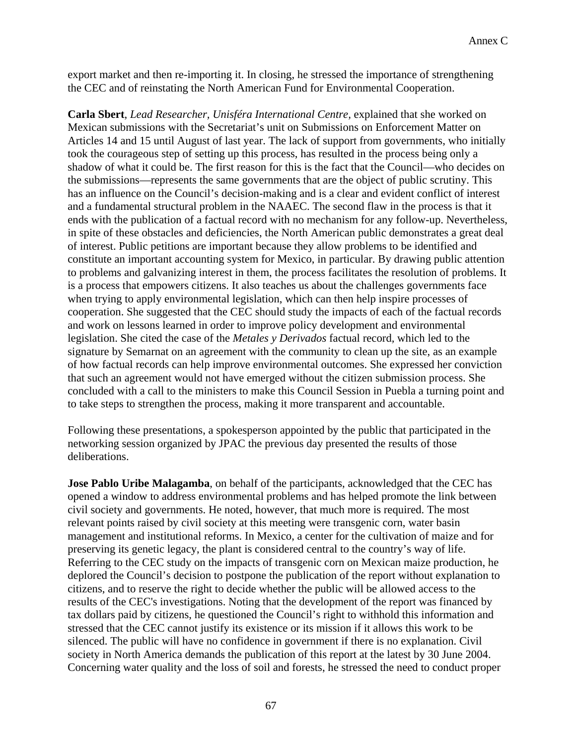export market and then re-importing it. In closing, he stressed the importance of strengthening the CEC and of reinstating the North American Fund for Environmental Cooperation.

**Carla Sbert**, *Lead Researcher, Unisféra International Centre,* explained that she worked on Mexican submissions with the Secretariat's unit on Submissions on Enforcement Matter on Articles 14 and 15 until August of last year. The lack of support from governments, who initially took the courageous step of setting up this process, has resulted in the process being only a shadow of what it could be. The first reason for this is the fact that the Council—who decides on the submissions—represents the same governments that are the object of public scrutiny. This has an influence on the Council's decision-making and is a clear and evident conflict of interest and a fundamental structural problem in the NAAEC. The second flaw in the process is that it ends with the publication of a factual record with no mechanism for any follow-up. Nevertheless, in spite of these obstacles and deficiencies, the North American public demonstrates a great deal of interest. Public petitions are important because they allow problems to be identified and constitute an important accounting system for Mexico, in particular. By drawing public attention to problems and galvanizing interest in them, the process facilitates the resolution of problems. It is a process that empowers citizens. It also teaches us about the challenges governments face when trying to apply environmental legislation, which can then help inspire processes of cooperation. She suggested that the CEC should study the impacts of each of the factual records and work on lessons learned in order to improve policy development and environmental legislation. She cited the case of the *Metales y Derivados* factual record, which led to the signature by Semarnat on an agreement with the community to clean up the site, as an example of how factual records can help improve environmental outcomes. She expressed her conviction that such an agreement would not have emerged without the citizen submission process. She concluded with a call to the ministers to make this Council Session in Puebla a turning point and to take steps to strengthen the process, making it more transparent and accountable.

Following these presentations, a spokesperson appointed by the public that participated in the networking session organized by JPAC the previous day presented the results of those deliberations.

**Jose Pablo Uribe Malagamba**, on behalf of the participants, acknowledged that the CEC has opened a window to address environmental problems and has helped promote the link between civil society and governments. He noted, however, that much more is required. The most relevant points raised by civil society at this meeting were transgenic corn, water basin management and institutional reforms. In Mexico, a center for the cultivation of maize and for preserving its genetic legacy, the plant is considered central to the country's way of life. Referring to the CEC study on the impacts of transgenic corn on Mexican maize production, he deplored the Council's decision to postpone the publication of the report without explanation to citizens, and to reserve the right to decide whether the public will be allowed access to the results of the CEC's investigations. Noting that the development of the report was financed by tax dollars paid by citizens, he questioned the Council's right to withhold this information and stressed that the CEC cannot justify its existence or its mission if it allows this work to be silenced. The public will have no confidence in government if there is no explanation. Civil society in North America demands the publication of this report at the latest by 30 June 2004. Concerning water quality and the loss of soil and forests, he stressed the need to conduct proper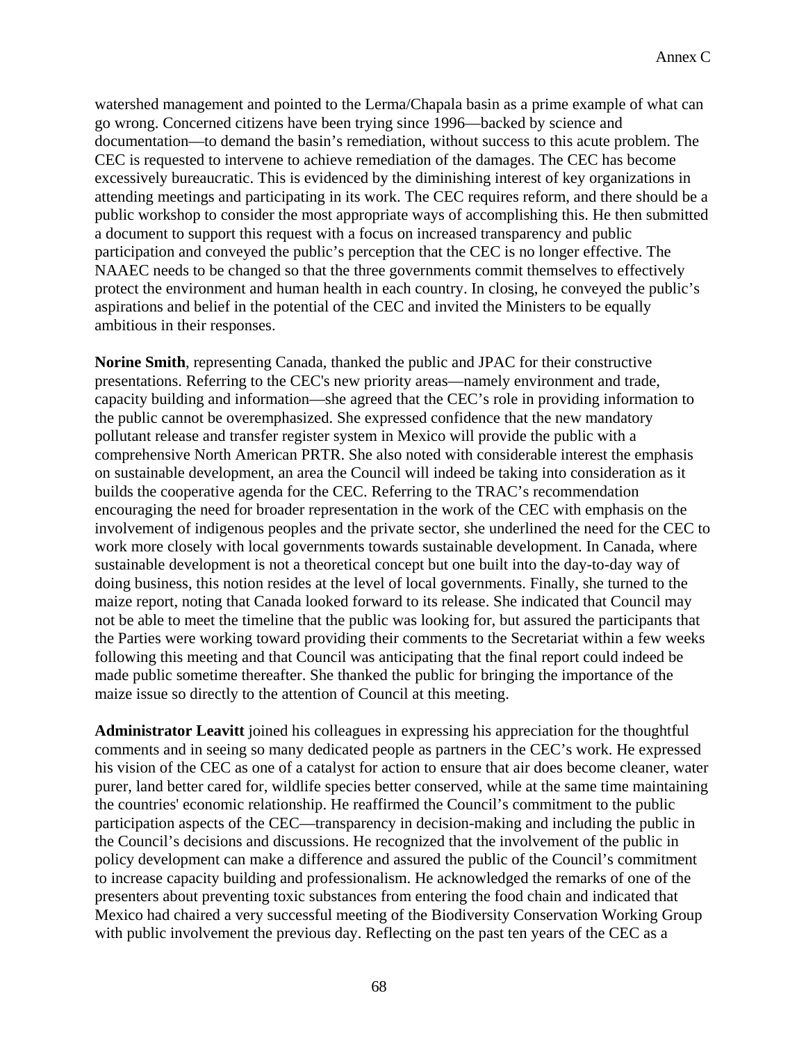watershed management and pointed to the Lerma/Chapala basin as a prime example of what can go wrong. Concerned citizens have been trying since 1996—backed by science and documentation—to demand the basin's remediation, without success to this acute problem. The CEC is requested to intervene to achieve remediation of the damages. The CEC has become excessively bureaucratic. This is evidenced by the diminishing interest of key organizations in attending meetings and participating in its work. The CEC requires reform, and there should be a public workshop to consider the most appropriate ways of accomplishing this. He then submitted a document to support this request with a focus on increased transparency and public participation and conveyed the public's perception that the CEC is no longer effective. The NAAEC needs to be changed so that the three governments commit themselves to effectively protect the environment and human health in each country. In closing, he conveyed the public's aspirations and belief in the potential of the CEC and invited the Ministers to be equally ambitious in their responses.

**Norine Smith**, representing Canada, thanked the public and JPAC for their constructive presentations. Referring to the CEC's new priority areas—namely environment and trade, capacity building and information—she agreed that the CEC's role in providing information to the public cannot be overemphasized. She expressed confidence that the new mandatory pollutant release and transfer register system in Mexico will provide the public with a comprehensive North American PRTR. She also noted with considerable interest the emphasis on sustainable development, an area the Council will indeed be taking into consideration as it builds the cooperative agenda for the CEC. Referring to the TRAC's recommendation encouraging the need for broader representation in the work of the CEC with emphasis on the involvement of indigenous peoples and the private sector, she underlined the need for the CEC to work more closely with local governments towards sustainable development. In Canada, where sustainable development is not a theoretical concept but one built into the day-to-day way of doing business, this notion resides at the level of local governments. Finally, she turned to the maize report, noting that Canada looked forward to its release. She indicated that Council may not be able to meet the timeline that the public was looking for, but assured the participants that the Parties were working toward providing their comments to the Secretariat within a few weeks following this meeting and that Council was anticipating that the final report could indeed be made public sometime thereafter. She thanked the public for bringing the importance of the maize issue so directly to the attention of Council at this meeting.

**Administrator Leavitt** joined his colleagues in expressing his appreciation for the thoughtful comments and in seeing so many dedicated people as partners in the CEC's work. He expressed his vision of the CEC as one of a catalyst for action to ensure that air does become cleaner, water purer, land better cared for, wildlife species better conserved, while at the same time maintaining the countries' economic relationship. He reaffirmed the Council's commitment to the public participation aspects of the CEC—transparency in decision-making and including the public in the Council's decisions and discussions. He recognized that the involvement of the public in policy development can make a difference and assured the public of the Council's commitment to increase capacity building and professionalism. He acknowledged the remarks of one of the presenters about preventing toxic substances from entering the food chain and indicated that Mexico had chaired a very successful meeting of the Biodiversity Conservation Working Group with public involvement the previous day. Reflecting on the past ten years of the CEC as a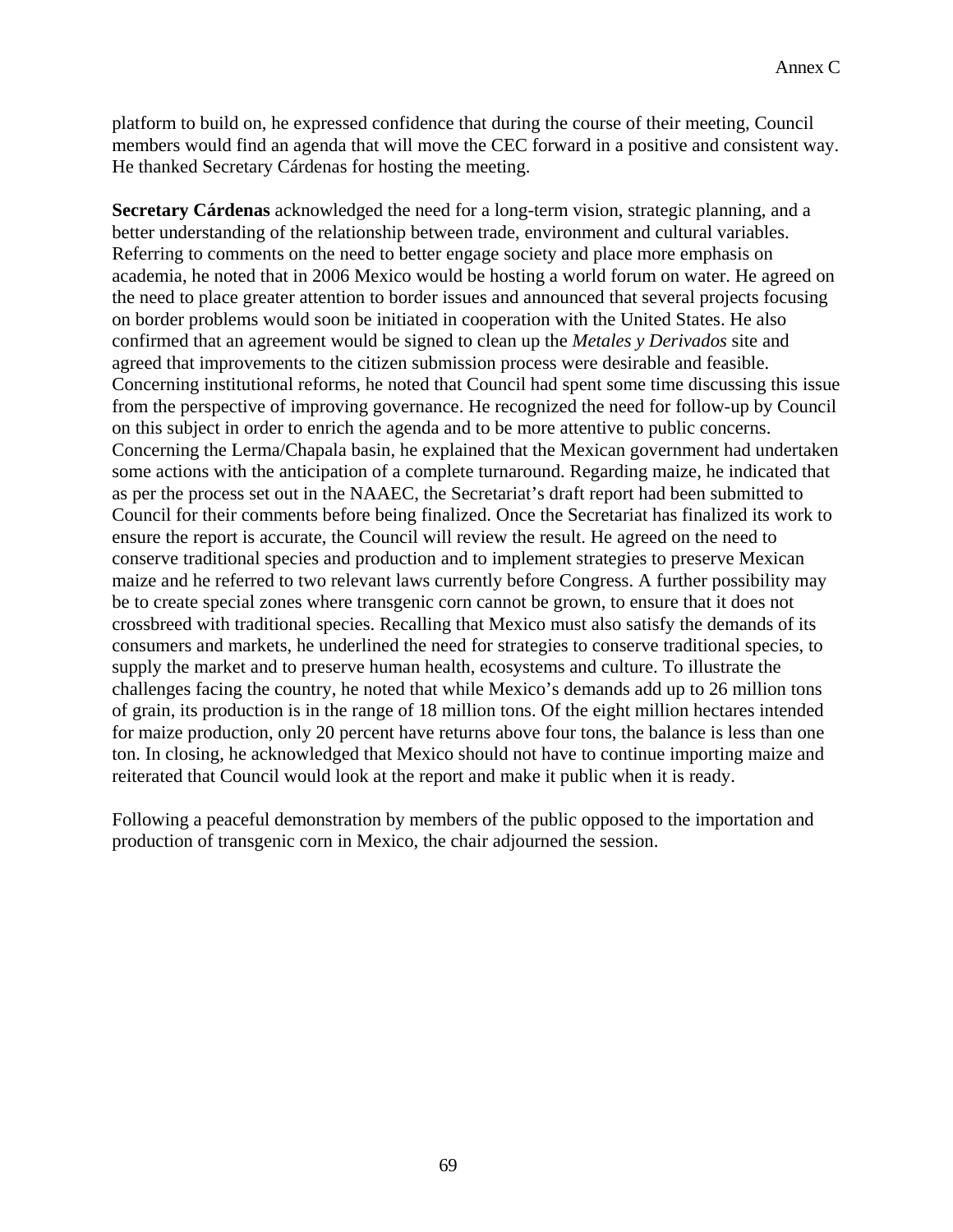platform to build on, he expressed confidence that during the course of their meeting, Council members would find an agenda that will move the CEC forward in a positive and consistent way. He thanked Secretary Cárdenas for hosting the meeting.

**Secretary Cárdenas** acknowledged the need for a long-term vision, strategic planning, and a better understanding of the relationship between trade, environment and cultural variables. Referring to comments on the need to better engage society and place more emphasis on academia, he noted that in 2006 Mexico would be hosting a world forum on water. He agreed on the need to place greater attention to border issues and announced that several projects focusing on border problems would soon be initiated in cooperation with the United States. He also confirmed that an agreement would be signed to clean up the *Metales y Derivados* site and agreed that improvements to the citizen submission process were desirable and feasible. Concerning institutional reforms, he noted that Council had spent some time discussing this issue from the perspective of improving governance. He recognized the need for follow-up by Council on this subject in order to enrich the agenda and to be more attentive to public concerns. Concerning the Lerma/Chapala basin, he explained that the Mexican government had undertaken some actions with the anticipation of a complete turnaround. Regarding maize, he indicated that as per the process set out in the NAAEC, the Secretariat's draft report had been submitted to Council for their comments before being finalized. Once the Secretariat has finalized its work to ensure the report is accurate, the Council will review the result. He agreed on the need to conserve traditional species and production and to implement strategies to preserve Mexican maize and he referred to two relevant laws currently before Congress. A further possibility may be to create special zones where transgenic corn cannot be grown, to ensure that it does not crossbreed with traditional species. Recalling that Mexico must also satisfy the demands of its consumers and markets, he underlined the need for strategies to conserve traditional species, to supply the market and to preserve human health, ecosystems and culture. To illustrate the challenges facing the country, he noted that while Mexico's demands add up to 26 million tons of grain, its production is in the range of 18 million tons. Of the eight million hectares intended for maize production, only 20 percent have returns above four tons, the balance is less than one ton. In closing, he acknowledged that Mexico should not have to continue importing maize and reiterated that Council would look at the report and make it public when it is ready.

Following a peaceful demonstration by members of the public opposed to the importation and production of transgenic corn in Mexico, the chair adjourned the session.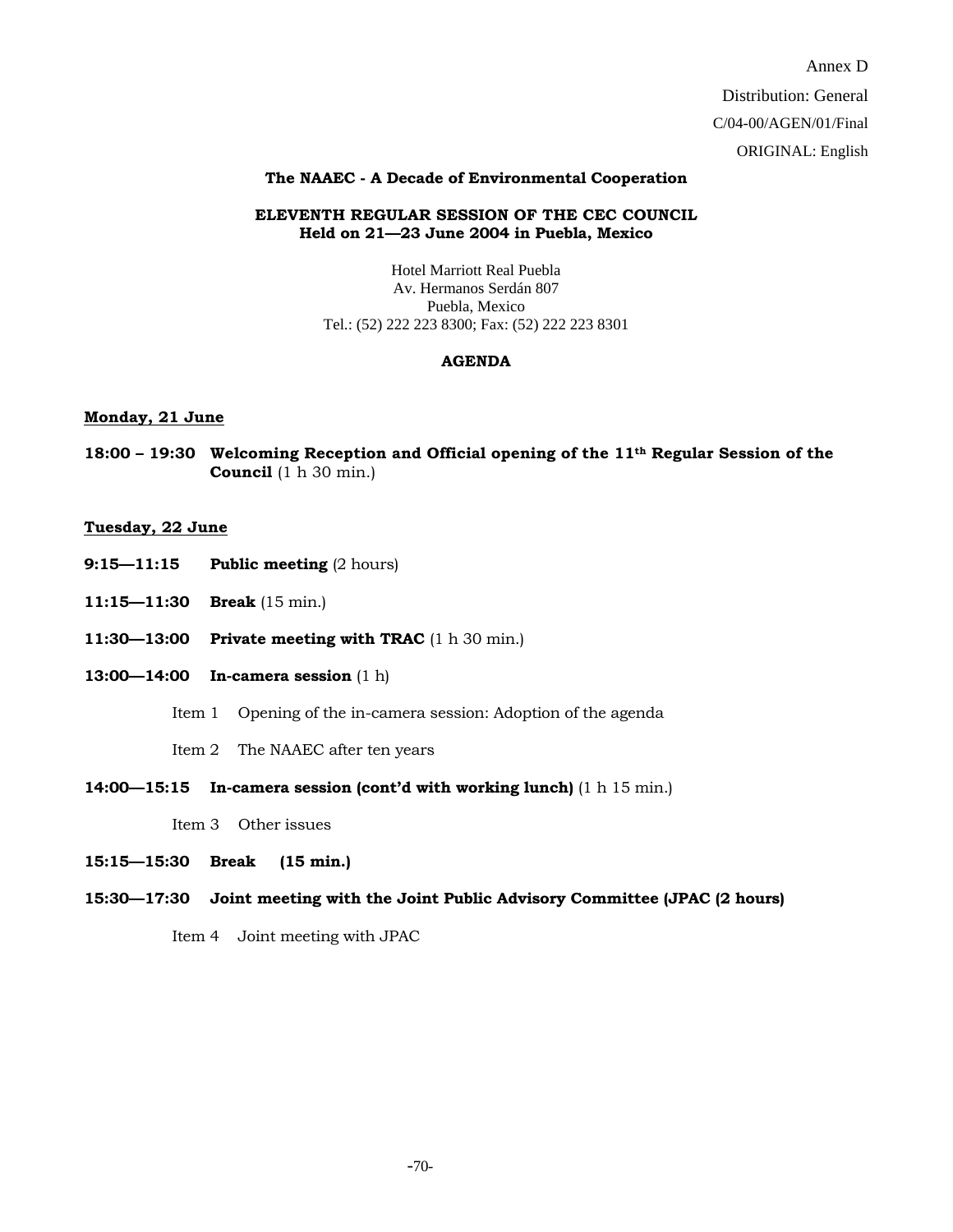Annex D

Distribution: General

C/04-00/AGEN/01/Final

ORIGINAL: English

**The NAAEC - A Decade of Environmental Cooperation**

**ELEVENTH REGULAR SESSION OF THE CEC COUNCIL**
**Held on 21—23 June 2004 in Puebla, Mexico**

Hotel Marriott Real Puebla
Av. Hermanos Serdán 807
Puebla, Mexico
Tel.: (52) 222 223 8300; Fax: (52) 222 223 8301

**AGENDA**

**Monday, 21 June**

**18:00 – 19:30** **Welcoming Reception and Official opening of the 11th Regular Session of the Council** (1 h 30 min.)

**Tuesday, 22 June**

**9:15—11:15** **Public meeting** (2 hours)

**11:15—11:30** **Break** (15 min.)

**11:30—13:00** **Private meeting with TRAC** (1 h 30 min.)

**13:00—14:00** **In-camera session** (1 h)

Item 1 Opening of the in-camera session: Adoption of the agenda

Item 2 The NAAEC after ten years

**14:00—15:15** **In-camera session (cont'd with working lunch)** (1 h 15 min.)

Item 3 Other issues

**15:15—15:30** **Break (15 min.)**

**15:30—17:30** **Joint meeting with the Joint Public Advisory Committee (JPAC (2 hours)**

Item 4 Joint meeting with JPAC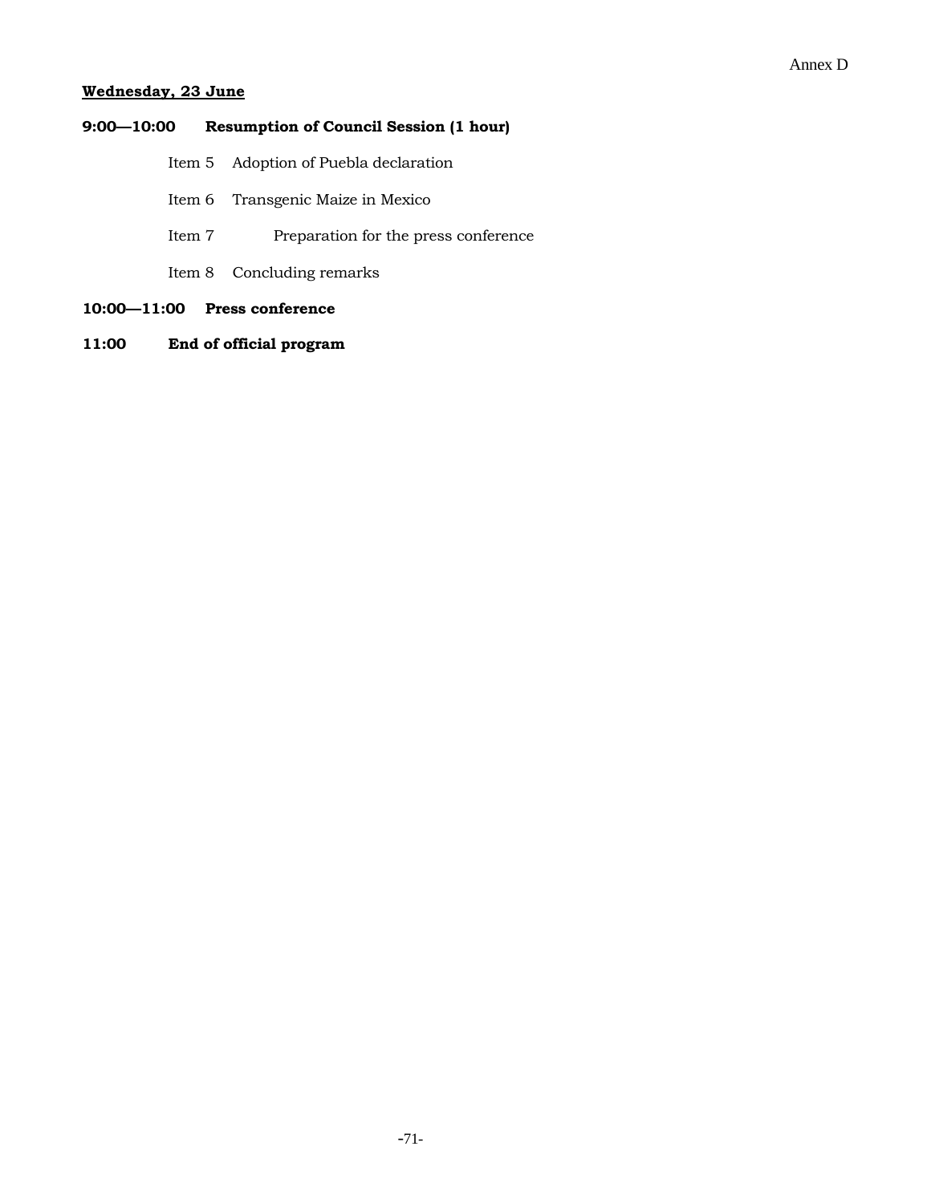Annex D

**<u>Wednesday, 23 June</u>**

**9:00—10:00 Resumption of Council Session (1 hour)**

- Item 5 Adoption of Puebla declaration
- Item 6 Transgenic Maize in Mexico
- Item 7 Preparation for the press conference
- Item 8 Concluding remarks

**10:00—11:00 Press conference**

**11:00 End of official program**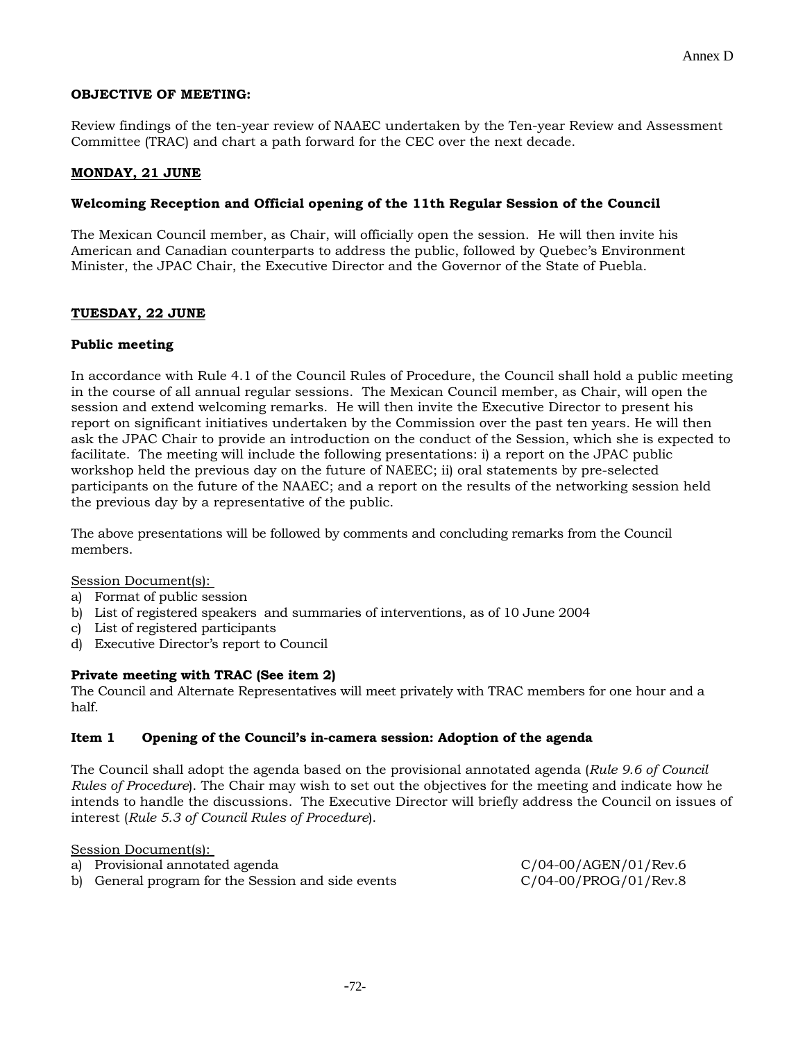Annex D

**OBJECTIVE OF MEETING:**

Review findings of the ten-year review of NAAEC undertaken by the Ten-year Review and Assessment Committee (TRAC) and chart a path forward for the CEC over the next decade.

**MONDAY, 21 JUNE**

**Welcoming Reception and Official opening of the 11th Regular Session of the Council**

The Mexican Council member, as Chair, will officially open the session. He will then invite his American and Canadian counterparts to address the public, followed by Quebec's Environment Minister, the JPAC Chair, the Executive Director and the Governor of the State of Puebla.

**TUESDAY, 22 JUNE**

**Public meeting**

In accordance with Rule 4.1 of the Council Rules of Procedure, the Council shall hold a public meeting in the course of all annual regular sessions. The Mexican Council member, as Chair, will open the session and extend welcoming remarks. He will then invite the Executive Director to present his report on significant initiatives undertaken by the Commission over the past ten years. He will then ask the JPAC Chair to provide an introduction on the conduct of the Session, which she is expected to facilitate. The meeting will include the following presentations: i) a report on the JPAC public workshop held the previous day on the future of NAEEC; ii) oral statements by pre-selected participants on the future of the NAAEC; and a report on the results of the networking session held the previous day by a representative of the public.

The above presentations will be followed by comments and concluding remarks from the Council members.

Session Document(s):

a) Format of public session
b) List of registered speakers and summaries of interventions, as of 10 June 2004
c) List of registered participants
d) Executive Director's report to Council

**Private meeting with TRAC (See item 2)**

The Council and Alternate Representatives will meet privately with TRAC members for one hour and a half.

**Item 1 Opening of the Council's in-camera session: Adoption of the agenda**

The Council shall adopt the agenda based on the provisional annotated agenda (*Rule 9.6 of Council Rules of Procedure*). The Chair may wish to set out the objectives for the meeting and indicate how he intends to handle the discussions. The Executive Director will briefly address the Council on issues of interest (*Rule 5.3 of Council Rules of Procedure*).

Session Document(s):

a) Provisional annotated agenda C/04-00/AGEN/01/Rev.6
b) General program for the Session and side events C/04-00/PROG/01/Rev.8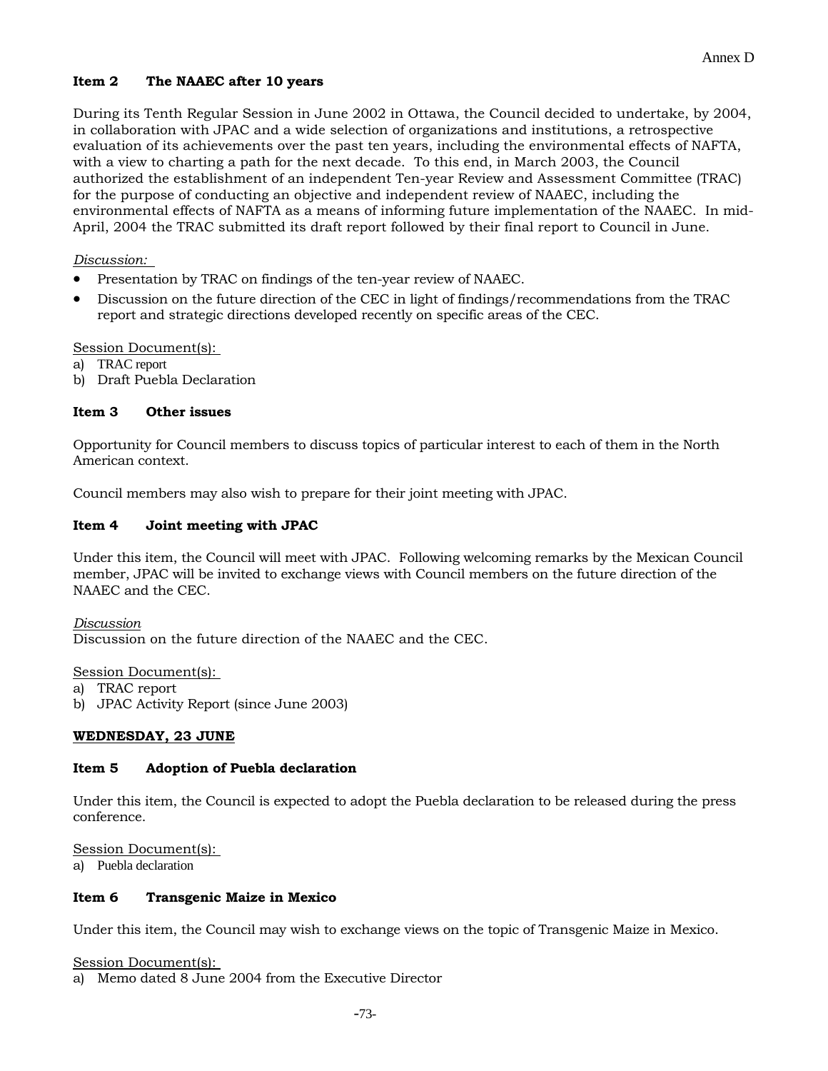**Item 2 The NAAEC after 10 years**

During its Tenth Regular Session in June 2002 in Ottawa, the Council decided to undertake, by 2004, in collaboration with JPAC and a wide selection of organizations and institutions, a retrospective evaluation of its achievements over the past ten years, including the environmental effects of NAFTA, with a view to charting a path for the next decade. To this end, in March 2003, the Council authorized the establishment of an independent Ten-year Review and Assessment Committee (TRAC) for the purpose of conducting an objective and independent review of NAAEC, including the environmental effects of NAFTA as a means of informing future implementation of the NAAEC. In mid-April, 2004 the TRAC submitted its draft report followed by their final report to Council in June.

*Discussion:*

- Presentation by TRAC on findings of the ten-year review of NAAEC.
- Discussion on the future direction of the CEC in light of findings/recommendations from the TRAC report and strategic directions developed recently on specific areas of the CEC.

Session Document(s):

a) TRAC report
b) Draft Puebla Declaration

**Item 3 Other issues**

Opportunity for Council members to discuss topics of particular interest to each of them in the North American context.

Council members may also wish to prepare for their joint meeting with JPAC.

**Item 4 Joint meeting with JPAC**

Under this item, the Council will meet with JPAC. Following welcoming remarks by the Mexican Council member, JPAC will be invited to exchange views with Council members on the future direction of the NAAEC and the CEC.

*Discussion*
Discussion on the future direction of the NAAEC and the CEC.

Session Document(s):

a) TRAC report
b) JPAC Activity Report (since June 2003)

**WEDNESDAY, 23 JUNE**

**Item 5 Adoption of Puebla declaration**

Under this item, the Council is expected to adopt the Puebla declaration to be released during the press conference.

Session Document(s):

a) Puebla declaration

**Item 6 Transgenic Maize in Mexico**

Under this item, the Council may wish to exchange views on the topic of Transgenic Maize in Mexico.

Session Document(s):

a) Memo dated 8 June 2004 from the Executive Director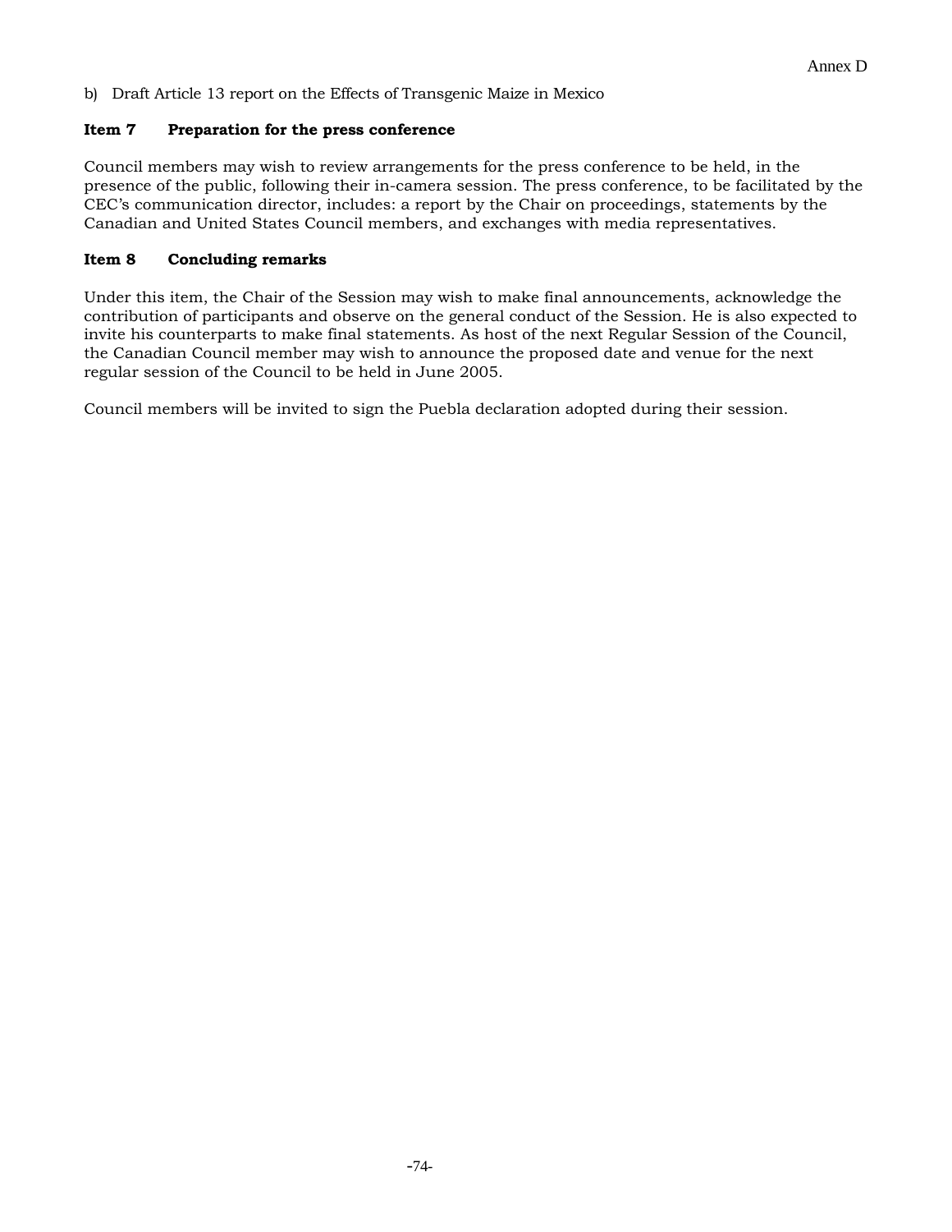b) Draft Article 13 report on the Effects of Transgenic Maize in Mexico

**Item 7 Preparation for the press conference**

Council members may wish to review arrangements for the press conference to be held, in the presence of the public, following their in-camera session. The press conference, to be facilitated by the CEC's communication director, includes: a report by the Chair on proceedings, statements by the Canadian and United States Council members, and exchanges with media representatives.

**Item 8 Concluding remarks**

Under this item, the Chair of the Session may wish to make final announcements, acknowledge the contribution of participants and observe on the general conduct of the Session. He is also expected to invite his counterparts to make final statements. As host of the next Regular Session of the Council, the Canadian Council member may wish to announce the proposed date and venue for the next regular session of the Council to be held in June 2005.

Council members will be invited to sign the Puebla declaration adopted during their session.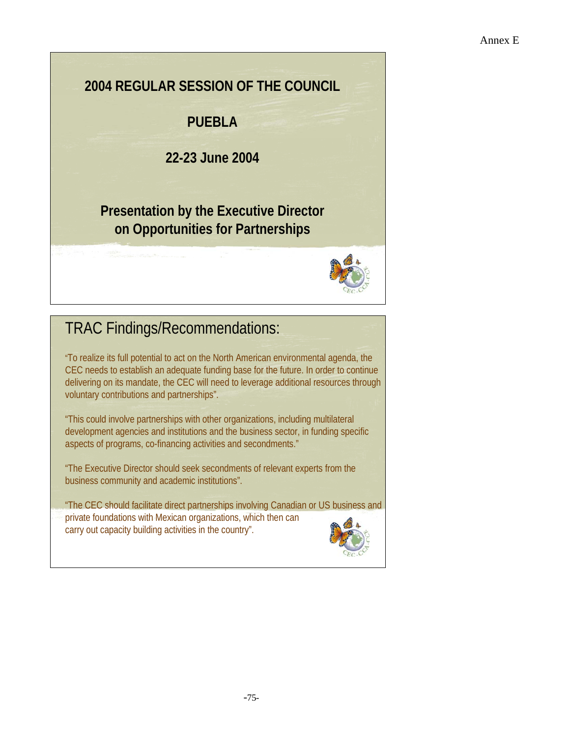Annex E

# 2004 REGULAR SESSION OF THE COUNCIL

## PUEBLA

## 22-23 June 2004

## Presentation by the Executive Director on Opportunities for Partnerships

## TRAC Findings/Recommendations:

"To realize its full potential to act on the North American environmental agenda, the CEC needs to establish an adequate funding base for the future. In order to continue delivering on its mandate, the CEC will need to leverage additional resources through voluntary contributions and partnerships".

"This could involve partnerships with other organizations, including multilateral development agencies and institutions and the business sector, in funding specific aspects of programs, co-financing activities and secondments."

"The Executive Director should seek secondments of relevant experts from the business community and academic institutions".

"The CEC should facilitate direct partnerships involving Canadian or US business and private foundations with Mexican organizations, which then can carry out capacity building activities in the country".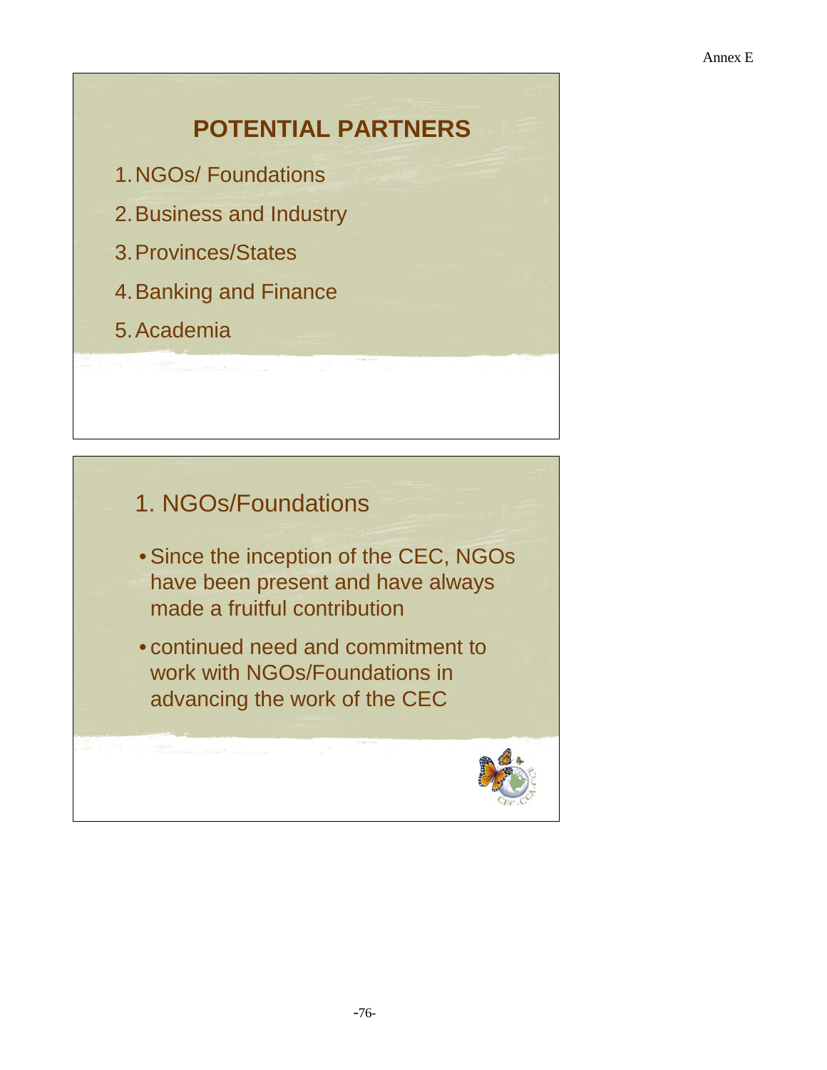## POTENTIAL PARTNERS

1. NGOs/ Foundations
2. Business and Industry
3. Provinces/States
4. Banking and Finance
5. Academia

## 1. NGOs/Foundations

- Since the inception of the CEC, NGOs have been present and have always made a fruitful contribution
- continued need and commitment to work with NGOs/Foundations in advancing the work of the CEC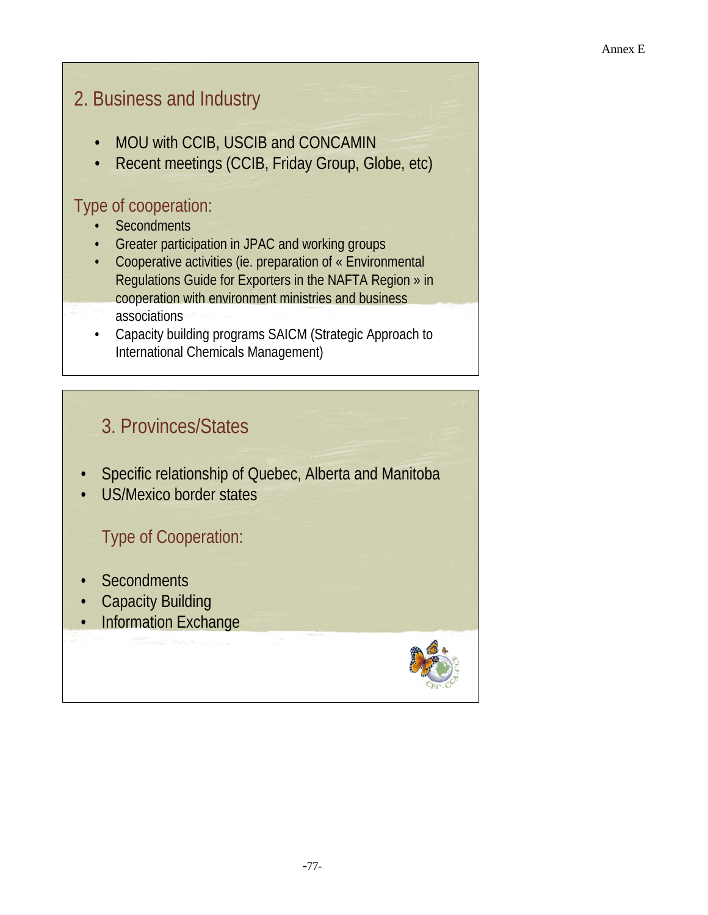## 2. Business and Industry

- MOU with CCIB, USCIB and CONCAMIN
- Recent meetings (CCIB, Friday Group, Globe, etc)

### Type of cooperation:

- Secondments
- Greater participation in JPAC and working groups
- Cooperative activities (ie. preparation of « Environmental Regulations Guide for Exporters in the NAFTA Region » in cooperation with environment ministries and business associations
- Capacity building programs SAICM (Strategic Approach to International Chemicals Management)

## 3. Provinces/States

- Specific relationship of Quebec, Alberta and Manitoba
- US/Mexico border states

### Type of Cooperation:

- Secondments
- Capacity Building
- Information Exchange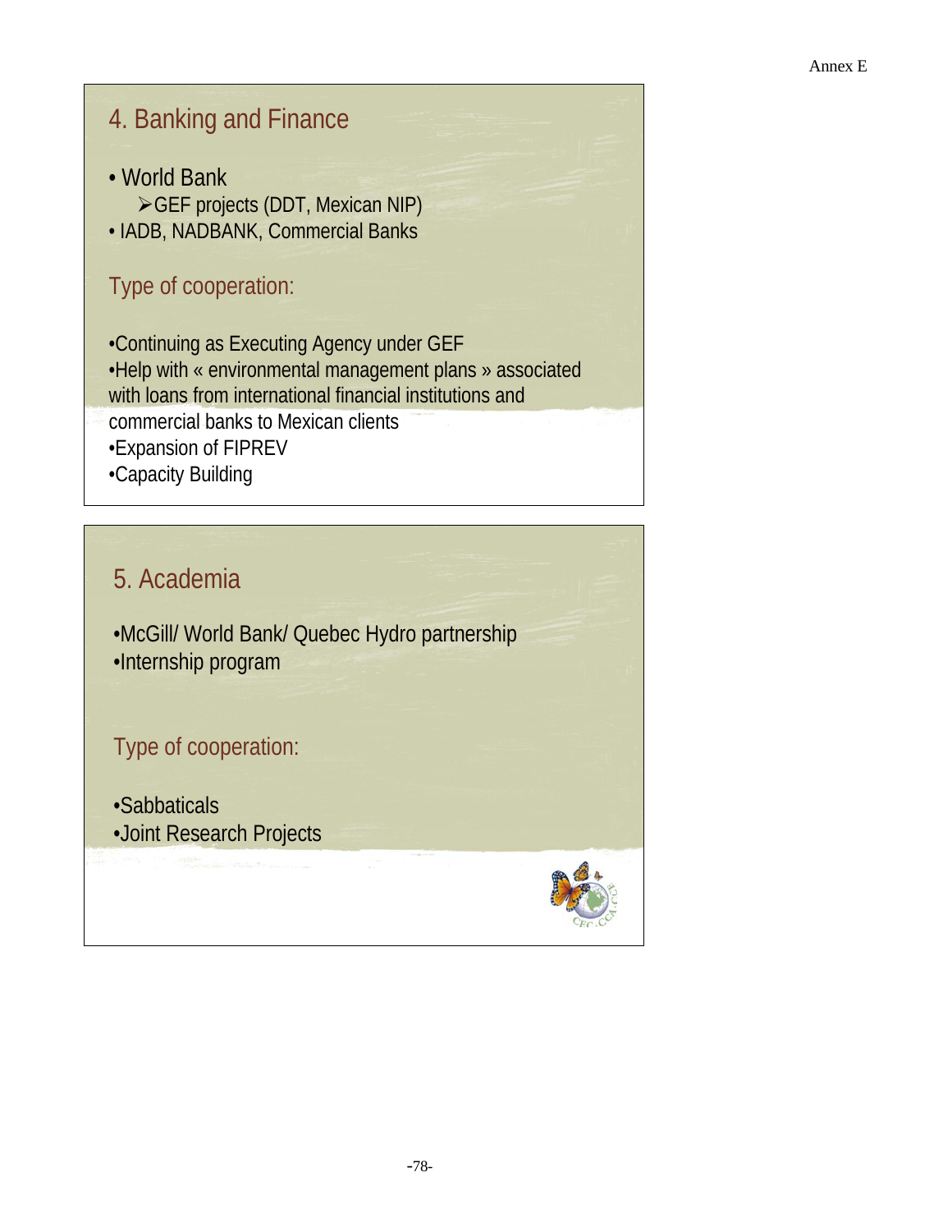## 4. Banking and Finance

- World Bank
  - GEF projects (DDT, Mexican NIP)
- IADB, NADBANK, Commercial Banks

### Type of cooperation:

- Continuing as Executing Agency under GEF
- Help with « environmental management plans » associated with loans from international financial institutions and commercial banks to Mexican clients
- Expansion of FIPREV
- Capacity Building

## 5. Academia

- McGill/ World Bank/ Quebec Hydro partnership
- Internship program

### Type of cooperation:

- Sabbaticals
- Joint Research Projects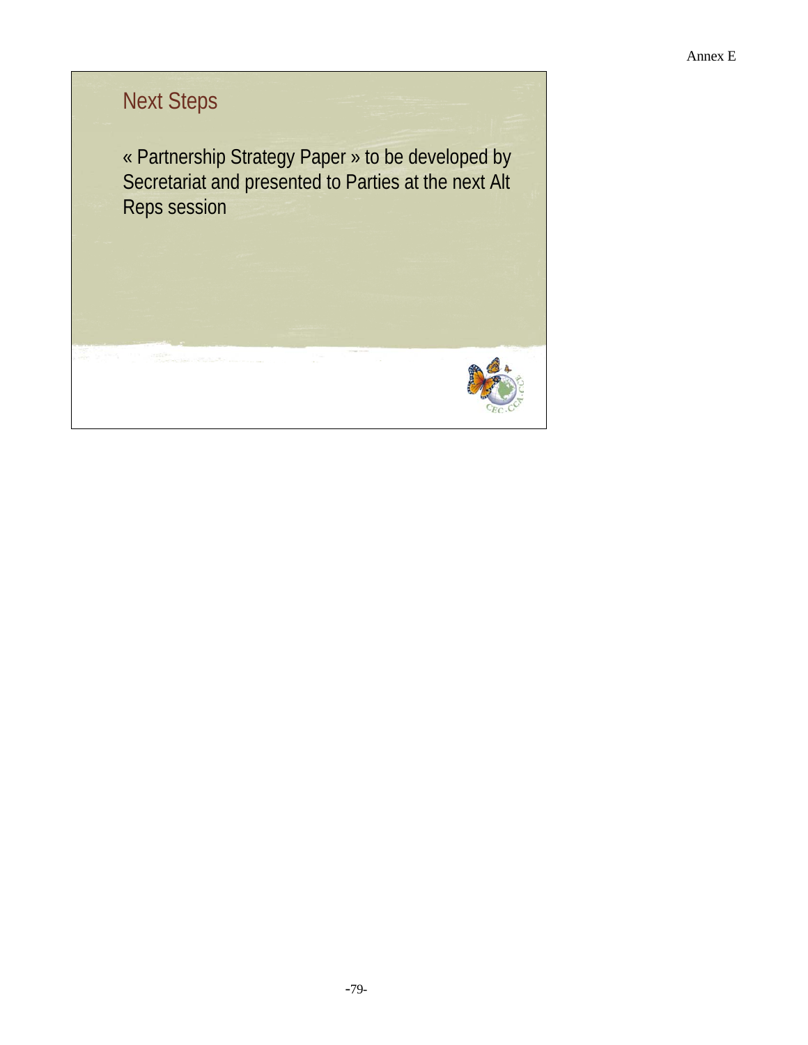## Next Steps

« Partnership Strategy Paper » to be developed by Secretariat and presented to Parties at the next Alt Reps session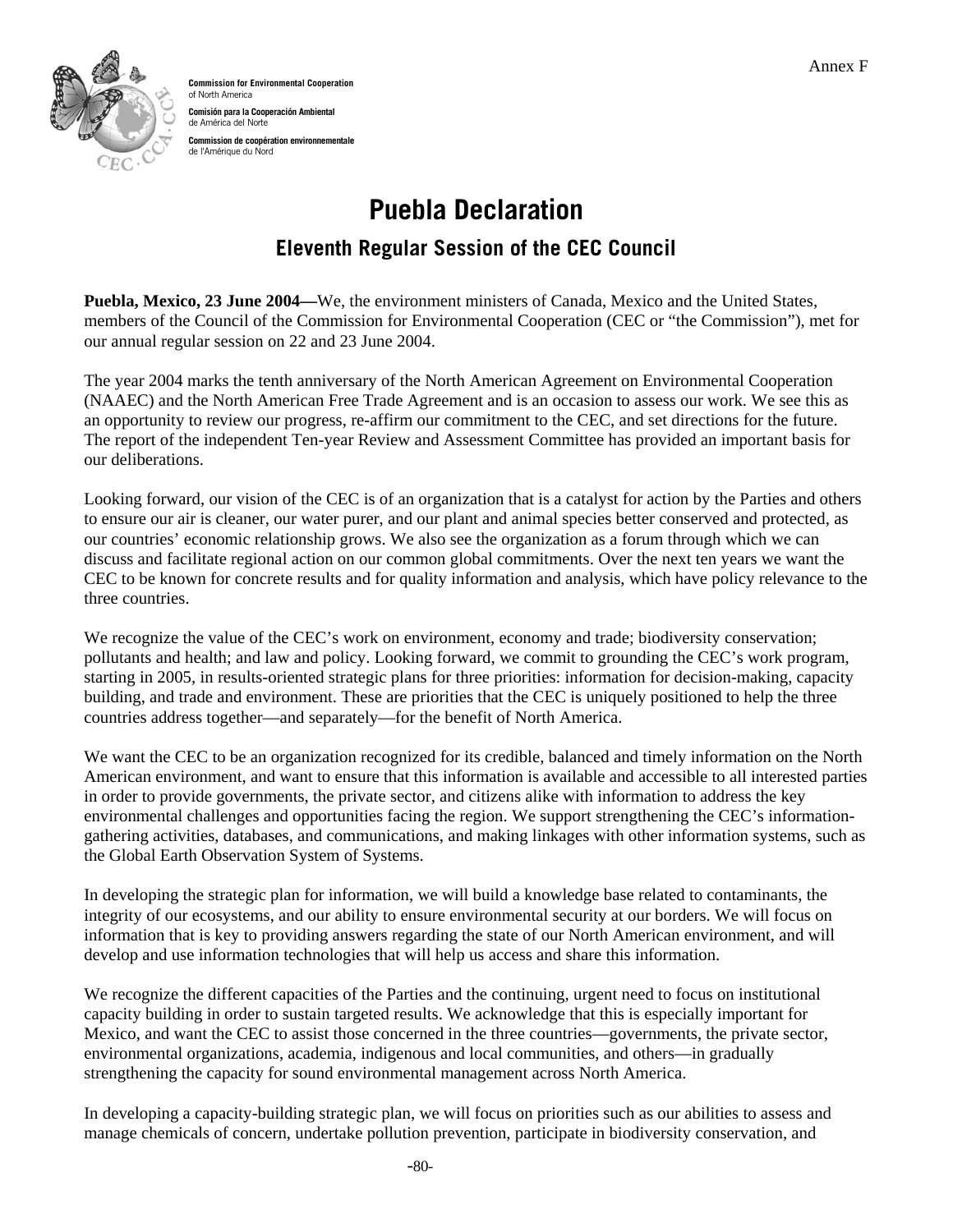Annex F

**Commission for Environmental Cooperation** of North America

**Comisión para la Cooperación Ambiental** de América del Norte

**Commission de coopération environnementale** de l'Amérique du Nord

# Puebla Declaration

## Eleventh Regular Session of the CEC Council

**Puebla, Mexico, 23 June 2004—**We, the environment ministers of Canada, Mexico and the United States, members of the Council of the Commission for Environmental Cooperation (CEC or "the Commission"), met for our annual regular session on 22 and 23 June 2004.

The year 2004 marks the tenth anniversary of the North American Agreement on Environmental Cooperation (NAAEC) and the North American Free Trade Agreement and is an occasion to assess our work. We see this as an opportunity to review our progress, re-affirm our commitment to the CEC, and set directions for the future. The report of the independent Ten-year Review and Assessment Committee has provided an important basis for our deliberations.

Looking forward, our vision of the CEC is of an organization that is a catalyst for action by the Parties and others to ensure our air is cleaner, our water purer, and our plant and animal species better conserved and protected, as our countries' economic relationship grows. We also see the organization as a forum through which we can discuss and facilitate regional action on our common global commitments. Over the next ten years we want the CEC to be known for concrete results and for quality information and analysis, which have policy relevance to the three countries.

We recognize the value of the CEC's work on environment, economy and trade; biodiversity conservation; pollutants and health; and law and policy. Looking forward, we commit to grounding the CEC's work program, starting in 2005, in results-oriented strategic plans for three priorities: information for decision-making, capacity building, and trade and environment. These are priorities that the CEC is uniquely positioned to help the three countries address together—and separately—for the benefit of North America.

We want the CEC to be an organization recognized for its credible, balanced and timely information on the North American environment, and want to ensure that this information is available and accessible to all interested parties in order to provide governments, the private sector, and citizens alike with information to address the key environmental challenges and opportunities facing the region. We support strengthening the CEC's information-gathering activities, databases, and communications, and making linkages with other information systems, such as the Global Earth Observation System of Systems.

In developing the strategic plan for information, we will build a knowledge base related to contaminants, the integrity of our ecosystems, and our ability to ensure environmental security at our borders. We will focus on information that is key to providing answers regarding the state of our North American environment, and will develop and use information technologies that will help us access and share this information.

We recognize the different capacities of the Parties and the continuing, urgent need to focus on institutional capacity building in order to sustain targeted results. We acknowledge that this is especially important for Mexico, and want the CEC to assist those concerned in the three countries—governments, the private sector, environmental organizations, academia, indigenous and local communities, and others—in gradually strengthening the capacity for sound environmental management across North America.

In developing a capacity-building strategic plan, we will focus on priorities such as our abilities to assess and manage chemicals of concern, undertake pollution prevention, participate in biodiversity conservation, and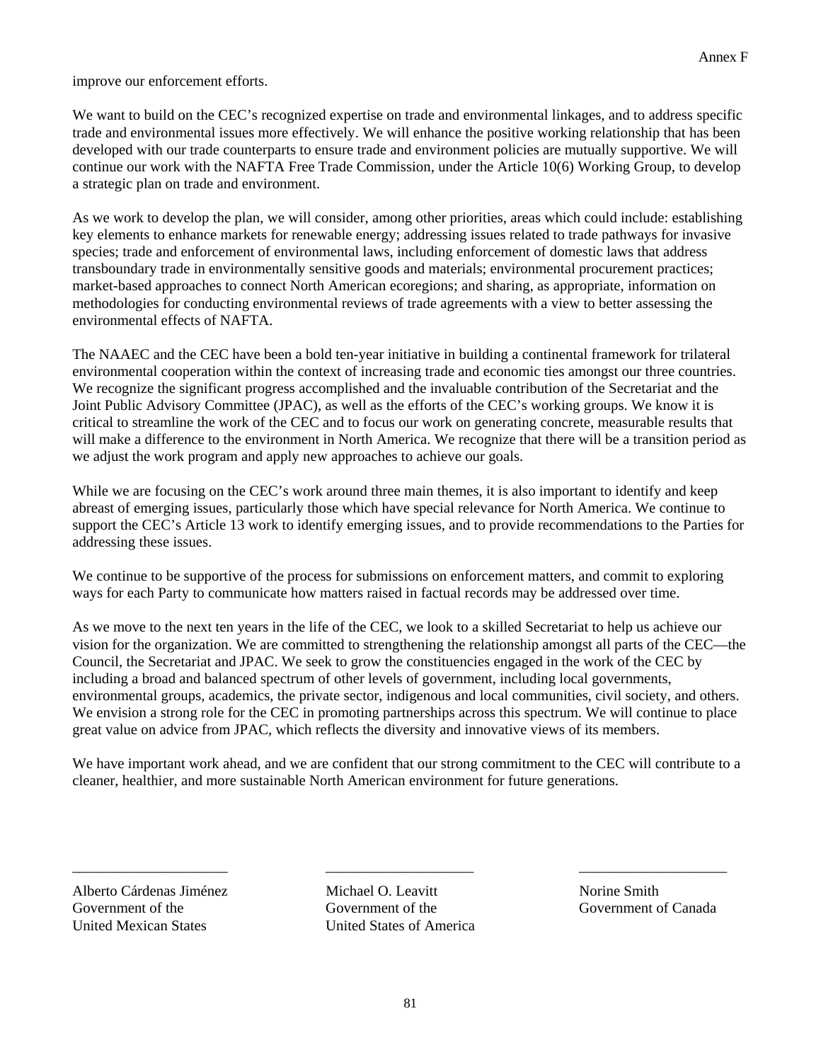improve our enforcement efforts.

We want to build on the CEC's recognized expertise on trade and environmental linkages, and to address specific trade and environmental issues more effectively. We will enhance the positive working relationship that has been developed with our trade counterparts to ensure trade and environment policies are mutually supportive. We will continue our work with the NAFTA Free Trade Commission, under the Article 10(6) Working Group, to develop a strategic plan on trade and environment.

As we work to develop the plan, we will consider, among other priorities, areas which could include: establishing key elements to enhance markets for renewable energy; addressing issues related to trade pathways for invasive species; trade and enforcement of environmental laws, including enforcement of domestic laws that address transboundary trade in environmentally sensitive goods and materials; environmental procurement practices; market-based approaches to connect North American ecoregions; and sharing, as appropriate, information on methodologies for conducting environmental reviews of trade agreements with a view to better assessing the environmental effects of NAFTA.

The NAAEC and the CEC have been a bold ten-year initiative in building a continental framework for trilateral environmental cooperation within the context of increasing trade and economic ties amongst our three countries. We recognize the significant progress accomplished and the invaluable contribution of the Secretariat and the Joint Public Advisory Committee (JPAC), as well as the efforts of the CEC's working groups. We know it is critical to streamline the work of the CEC and to focus our work on generating concrete, measurable results that will make a difference to the environment in North America. We recognize that there will be a transition period as we adjust the work program and apply new approaches to achieve our goals.

While we are focusing on the CEC's work around three main themes, it is also important to identify and keep abreast of emerging issues, particularly those which have special relevance for North America. We continue to support the CEC's Article 13 work to identify emerging issues, and to provide recommendations to the Parties for addressing these issues.

We continue to be supportive of the process for submissions on enforcement matters, and commit to exploring ways for each Party to communicate how matters raised in factual records may be addressed over time.

As we move to the next ten years in the life of the CEC, we look to a skilled Secretariat to help us achieve our vision for the organization. We are committed to strengthening the relationship amongst all parts of the CEC—the Council, the Secretariat and JPAC. We seek to grow the constituencies engaged in the work of the CEC by including a broad and balanced spectrum of other levels of government, including local governments, environmental groups, academics, the private sector, indigenous and local communities, civil society, and others. We envision a strong role for the CEC in promoting partnerships across this spectrum. We will continue to place great value on advice from JPAC, which reflects the diversity and innovative views of its members.

We have important work ahead, and we are confident that our strong commitment to the CEC will contribute to a cleaner, healthier, and more sustainable North American environment for future generations.

| | | |
|---|---|---|
| \_\_\_\_\_\_\_\_\_\_\_\_\_\_\_\_\_\_\_\_ | \_\_\_\_\_\_\_\_\_\_\_\_\_\_\_\_\_\_\_\_ | \_\_\_\_\_\_\_\_\_\_\_\_\_\_\_\_\_\_\_\_ |
| Alberto Cárdenas Jiménez<br>Government of the<br>United Mexican States | Michael O. Leavitt<br>Government of the<br>United States of America | Norine Smith<br>Government of Canada |